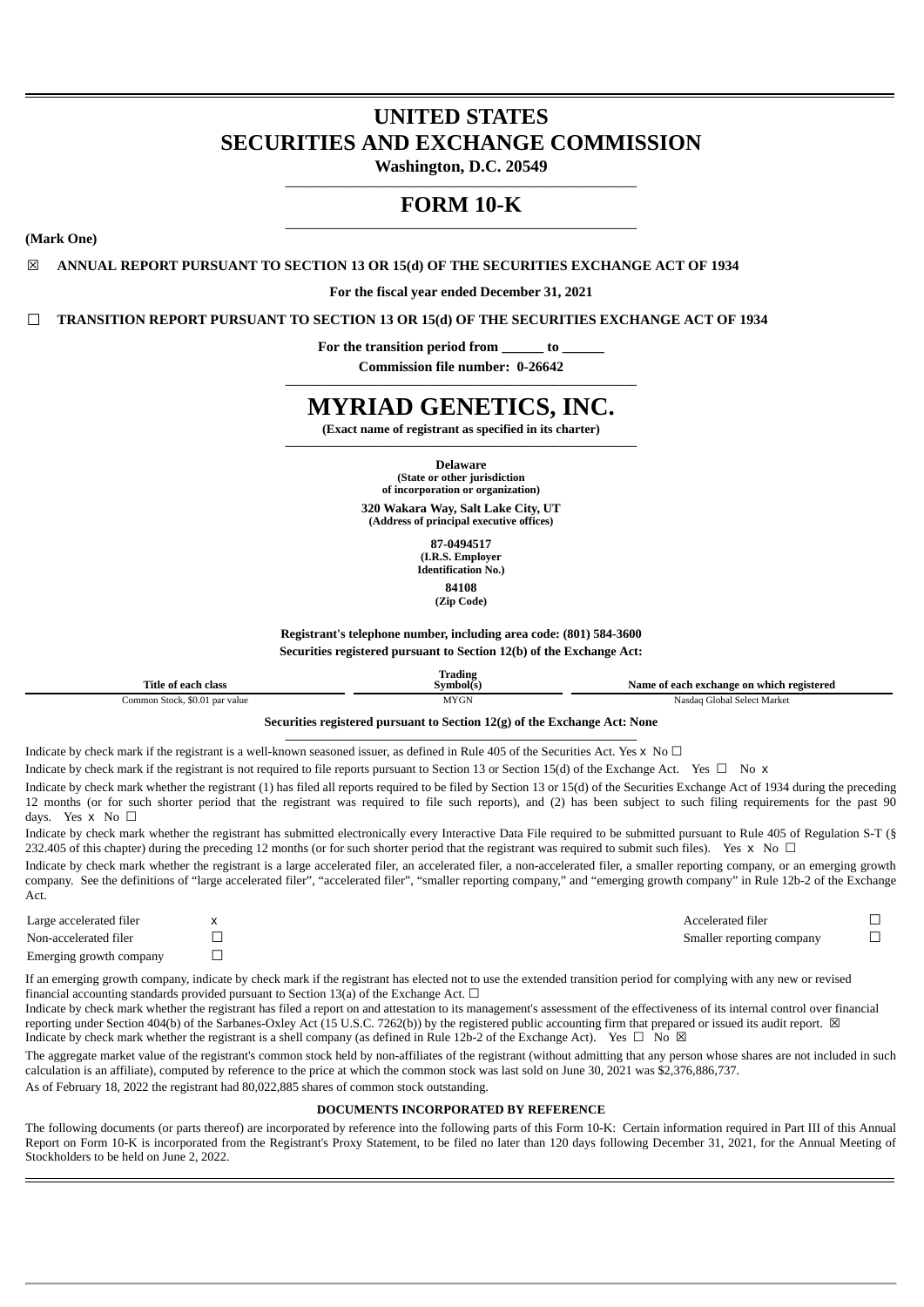# UNITED STATES
# SECURITIES AND EXCHANGE COMMISSION

**Washington, D.C. 20549**

## FORM 10-K

**(Mark One)**

☒ **ANNUAL REPORT PURSUANT TO SECTION 13 OR 15(d) OF THE SECURITIES EXCHANGE ACT OF 1934**

**For the fiscal year ended December 31, 2021**

☐ **TRANSITION REPORT PURSUANT TO SECTION 13 OR 15(d) OF THE SECURITIES EXCHANGE ACT OF 1934**

**For the transition period from ______ to ______**

**Commission file number: 0-26642**

# MYRIAD GENETICS, INC.

**(Exact name of registrant as specified in its charter)**

**Delaware**
**(State or other jurisdiction of incorporation or organization)**

**320 Wakara Way, Salt Lake City, UT**
**(Address of principal executive offices)**

**87-0494517**
**(I.R.S. Employer Identification No.)**

**84108**
**(Zip Code)**

**Registrant's telephone number, including area code: (801) 584-3600**

**Securities registered pursuant to Section 12(b) of the Exchange Act:**

| Title of each class | Trading Symbol(s) | Name of each exchange on which registered |
| --- | --- | --- |
| Common Stock, $0.01 par value | MYGN | Nasdaq Global Select Market |

**Securities registered pursuant to Section 12(g) of the Exchange Act: None**

Indicate by check mark if the registrant is a well-known seasoned issuer, as defined in Rule 405 of the Securities Act. Yes x No ☐

Indicate by check mark if the registrant is not required to file reports pursuant to Section 13 or Section 15(d) of the Exchange Act. Yes ☐ No x

Indicate by check mark whether the registrant (1) has filed all reports required to be filed by Section 13 or 15(d) of the Securities Exchange Act of 1934 during the preceding 12 months (or for such shorter period that the registrant was required to file such reports), and (2) has been subject to such filing requirements for the past 90 days. Yes x No ☐

Indicate by check mark whether the registrant has submitted electronically every Interactive Data File required to be submitted pursuant to Rule 405 of Regulation S-T (§ 232.405 of this chapter) during the preceding 12 months (or for such shorter period that the registrant was required to submit such files). Yes x No ☐

Indicate by check mark whether the registrant is a large accelerated filer, an accelerated filer, a non-accelerated filer, a smaller reporting company, or an emerging growth company. See the definitions of "large accelerated filer", "accelerated filer", "smaller reporting company," and "emerging growth company" in Rule 12b-2 of the Exchange Act.

| | | | |
| --- | --- | --- | --- |
| Large accelerated filer | x | Accelerated filer | ☐ |
| Non-accelerated filer | ☐ | Smaller reporting company | ☐ |
| Emerging growth company | ☐ | | |

If an emerging growth company, indicate by check mark if the registrant has elected not to use the extended transition period for complying with any new or revised financial accounting standards provided pursuant to Section 13(a) of the Exchange Act. ☐

Indicate by check mark whether the registrant has filed a report on and attestation to its management's assessment of the effectiveness of its internal control over financial reporting under Section 404(b) of the Sarbanes-Oxley Act (15 U.S.C. 7262(b)) by the registered public accounting firm that prepared or issued its audit report. ☒

Indicate by check mark whether the registrant is a shell company (as defined in Rule 12b-2 of the Exchange Act). Yes ☐ No ☒

The aggregate market value of the registrant's common stock held by non-affiliates of the registrant (without admitting that any person whose shares are not included in such calculation is an affiliate), computed by reference to the price at which the common stock was last sold on June 30, 2021 was $2,376,886,737.

As of February 18, 2022 the registrant had 80,022,885 shares of common stock outstanding.

**DOCUMENTS INCORPORATED BY REFERENCE**

The following documents (or parts thereof) are incorporated by reference into the following parts of this Form 10-K: Certain information required in Part III of this Annual Report on Form 10-K is incorporated from the Registrant's Proxy Statement, to be filed no later than 120 days following December 31, 2021, for the Annual Meeting of Stockholders to be held on June 2, 2022.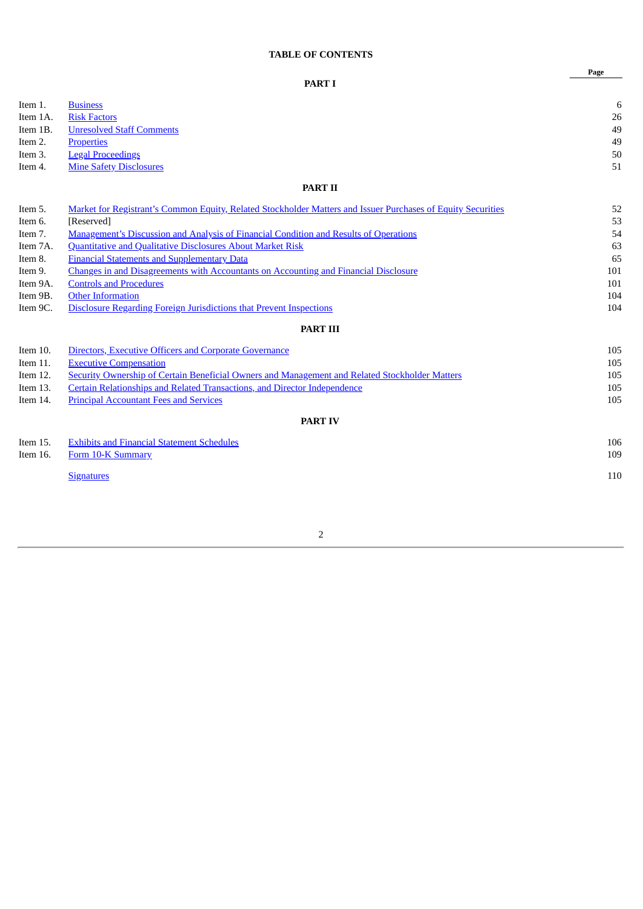# TABLE OF CONTENTS

| | | Page |
|---|---|---|
| | **PART I** | |
| Item 1. | Business | 6 |
| Item 1A. | Risk Factors | 26 |
| Item 1B. | Unresolved Staff Comments | 49 |
| Item 2. | Properties | 49 |
| Item 3. | Legal Proceedings | 50 |
| Item 4. | Mine Safety Disclosures | 51 |
| | **PART II** | |
| Item 5. | Market for Registrant's Common Equity, Related Stockholder Matters and Issuer Purchases of Equity Securities | 52 |
| Item 6. | [Reserved] | 53 |
| Item 7. | Management's Discussion and Analysis of Financial Condition and Results of Operations | 54 |
| Item 7A. | Quantitative and Qualitative Disclosures About Market Risk | 63 |
| Item 8. | Financial Statements and Supplementary Data | 65 |
| Item 9. | Changes in and Disagreements with Accountants on Accounting and Financial Disclosure | 101 |
| Item 9A. | Controls and Procedures | 101 |
| Item 9B. | Other Information | 104 |
| Item 9C. | Disclosure Regarding Foreign Jurisdictions that Prevent Inspections | 104 |
| | **PART III** | |
| Item 10. | Directors, Executive Officers and Corporate Governance | 105 |
| Item 11. | Executive Compensation | 105 |
| Item 12. | Security Ownership of Certain Beneficial Owners and Management and Related Stockholder Matters | 105 |
| Item 13. | Certain Relationships and Related Transactions, and Director Independence | 105 |
| Item 14. | Principal Accountant Fees and Services | 105 |
| | **PART IV** | |
| Item 15. | Exhibits and Financial Statement Schedules | 106 |
| Item 16. | Form 10-K Summary | 109 |
| | Signatures | 110 |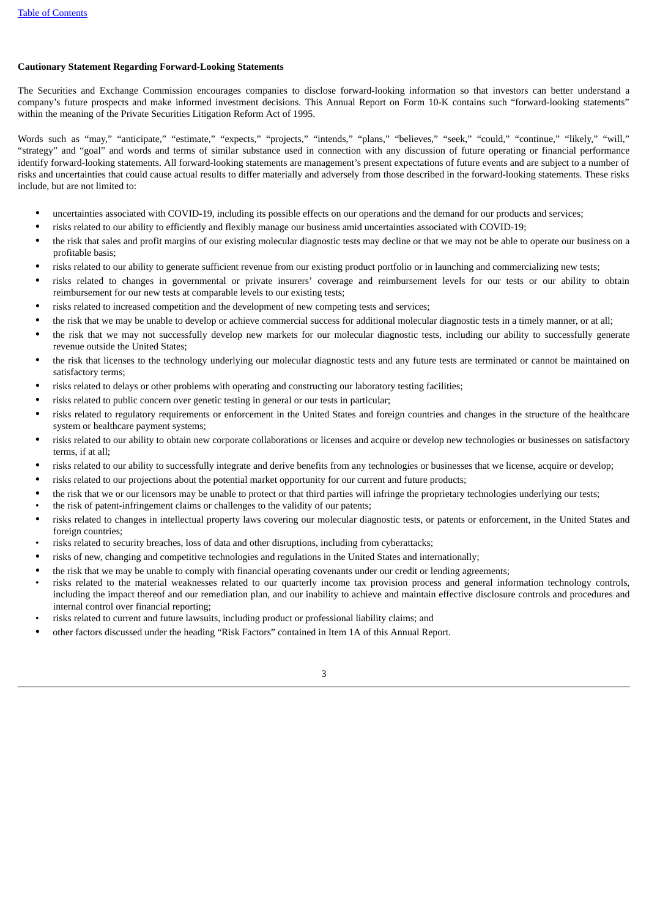**Cautionary Statement Regarding Forward-Looking Statements**

The Securities and Exchange Commission encourages companies to disclose forward-looking information so that investors can better understand a company's future prospects and make informed investment decisions. This Annual Report on Form 10-K contains such "forward-looking statements" within the meaning of the Private Securities Litigation Reform Act of 1995.

Words such as "may," "anticipate," "estimate," "expects," "projects," "intends," "plans," "believes," "seek," "could," "continue," "likely," "will," "strategy" and "goal" and words and terms of similar substance used in connection with any discussion of future operating or financial performance identify forward-looking statements. All forward-looking statements are management's present expectations of future events and are subject to a number of risks and uncertainties that could cause actual results to differ materially and adversely from those described in the forward-looking statements. These risks include, but are not limited to:

- uncertainties associated with COVID-19, including its possible effects on our operations and the demand for our products and services;
- risks related to our ability to efficiently and flexibly manage our business amid uncertainties associated with COVID-19;
- the risk that sales and profit margins of our existing molecular diagnostic tests may decline or that we may not be able to operate our business on a profitable basis;
- risks related to our ability to generate sufficient revenue from our existing product portfolio or in launching and commercializing new tests;
- risks related to changes in governmental or private insurers' coverage and reimbursement levels for our tests or our ability to obtain reimbursement for our new tests at comparable levels to our existing tests;
- risks related to increased competition and the development of new competing tests and services;
- the risk that we may be unable to develop or achieve commercial success for additional molecular diagnostic tests in a timely manner, or at all;
- the risk that we may not successfully develop new markets for our molecular diagnostic tests, including our ability to successfully generate revenue outside the United States;
- the risk that licenses to the technology underlying our molecular diagnostic tests and any future tests are terminated or cannot be maintained on satisfactory terms;
- risks related to delays or other problems with operating and constructing our laboratory testing facilities;
- risks related to public concern over genetic testing in general or our tests in particular;
- risks related to regulatory requirements or enforcement in the United States and foreign countries and changes in the structure of the healthcare system or healthcare payment systems;
- risks related to our ability to obtain new corporate collaborations or licenses and acquire or develop new technologies or businesses on satisfactory terms, if at all;
- risks related to our ability to successfully integrate and derive benefits from any technologies or businesses that we license, acquire or develop;
- risks related to our projections about the potential market opportunity for our current and future products;
- the risk that we or our licensors may be unable to protect or that third parties will infringe the proprietary technologies underlying our tests;
- the risk of patent-infringement claims or challenges to the validity of our patents;
- risks related to changes in intellectual property laws covering our molecular diagnostic tests, or patents or enforcement, in the United States and foreign countries;
- risks related to security breaches, loss of data and other disruptions, including from cyberattacks;
- risks of new, changing and competitive technologies and regulations in the United States and internationally;
- the risk that we may be unable to comply with financial operating covenants under our credit or lending agreements;
- risks related to the material weaknesses related to our quarterly income tax provision process and general information technology controls, including the impact thereof and our remediation plan, and our inability to achieve and maintain effective disclosure controls and procedures and internal control over financial reporting;
- risks related to current and future lawsuits, including product or professional liability claims; and
- other factors discussed under the heading "Risk Factors" contained in Item 1A of this Annual Report.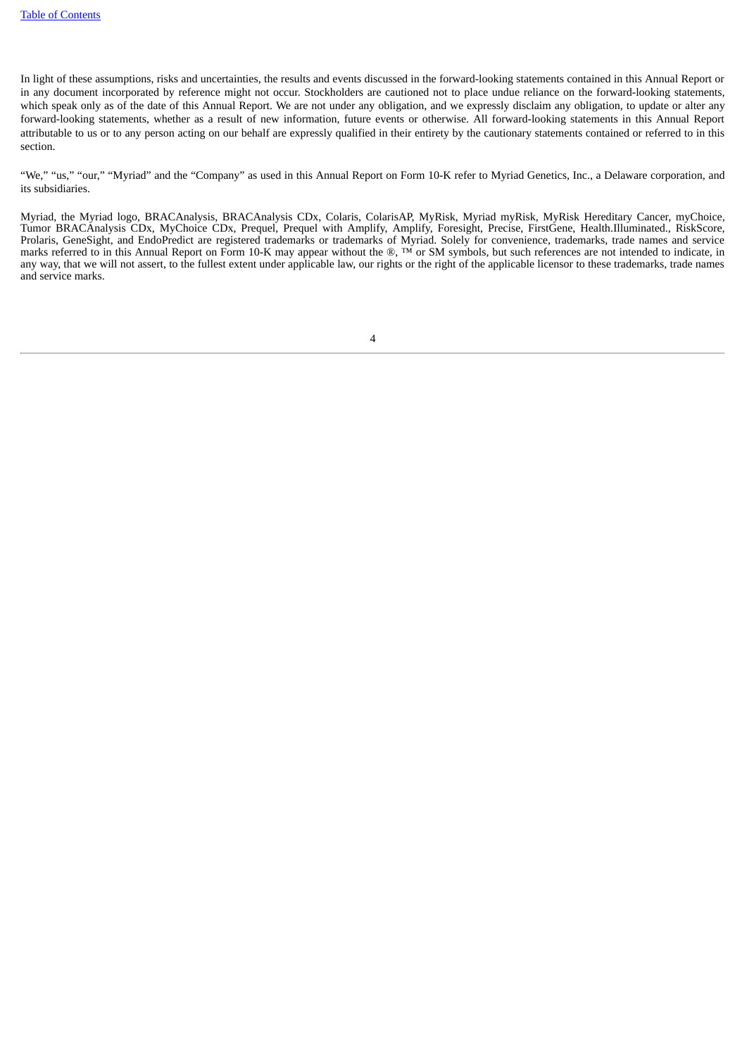In light of these assumptions, risks and uncertainties, the results and events discussed in the forward-looking statements contained in this Annual Report or in any document incorporated by reference might not occur. Stockholders are cautioned not to place undue reliance on the forward-looking statements, which speak only as of the date of this Annual Report. We are not under any obligation, and we expressly disclaim any obligation, to update or alter any forward-looking statements, whether as a result of new information, future events or otherwise. All forward-looking statements in this Annual Report attributable to us or to any person acting on our behalf are expressly qualified in their entirety by the cautionary statements contained or referred to in this section.

"We," "us," "our," "Myriad" and the "Company" as used in this Annual Report on Form 10-K refer to Myriad Genetics, Inc., a Delaware corporation, and its subsidiaries.

Myriad, the Myriad logo, BRACAnalysis, BRACAnalysis CDx, Colaris, ColarisAP, MyRisk, Myriad myRisk, MyRisk Hereditary Cancer, myChoice, Tumor BRACAnalysis CDx, MyChoice CDx, Prequel, Prequel with Amplify, Amplify, Foresight, Precise, FirstGene, Health.Illuminated., RiskScore, Prolaris, GeneSight, and EndoPredict are registered trademarks or trademarks of Myriad. Solely for convenience, trademarks, trade names and service marks referred to in this Annual Report on Form 10-K may appear without the ®, ™ or SM symbols, but such references are not intended to indicate, in any way, that we will not assert, to the fullest extent under applicable law, our rights or the right of the applicable licensor to these trademarks, trade names and service marks.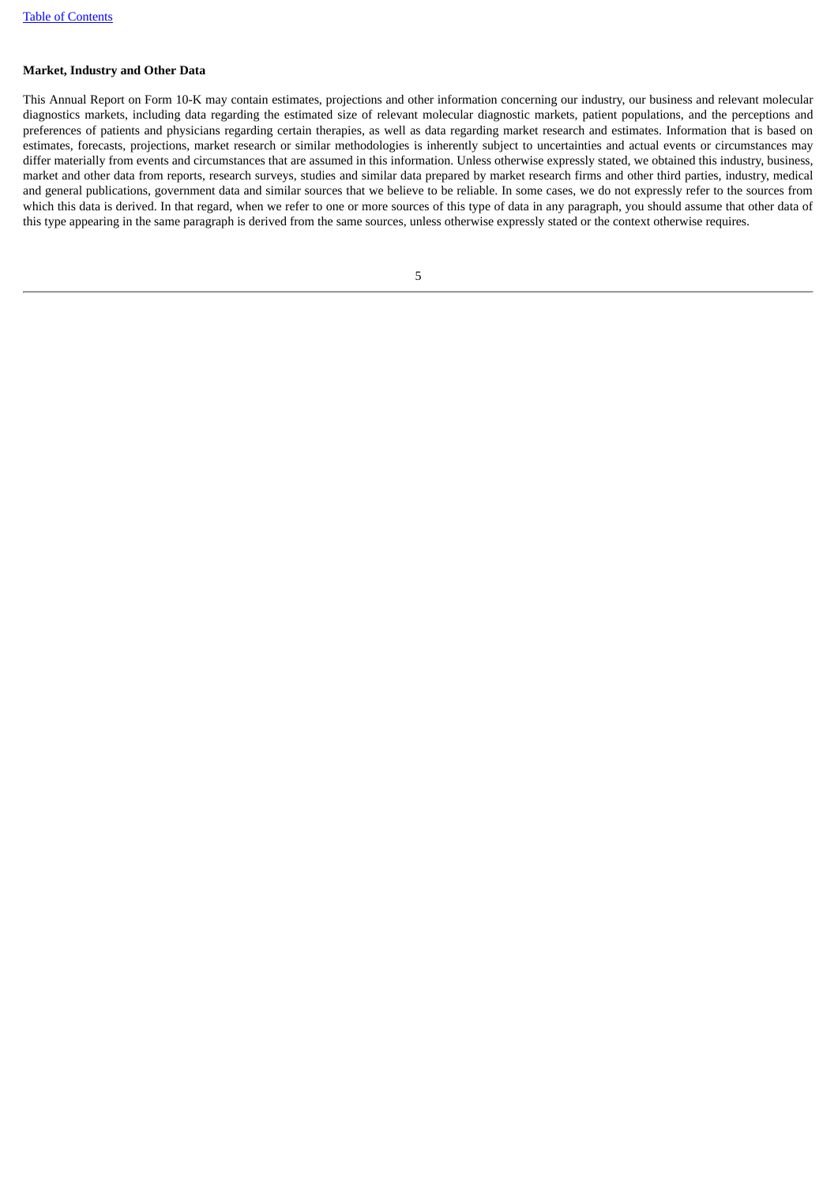**Market, Industry and Other Data**

This Annual Report on Form 10-K may contain estimates, projections and other information concerning our industry, our business and relevant molecular diagnostics markets, including data regarding the estimated size of relevant molecular diagnostic markets, patient populations, and the perceptions and preferences of patients and physicians regarding certain therapies, as well as data regarding market research and estimates. Information that is based on estimates, forecasts, projections, market research or similar methodologies is inherently subject to uncertainties and actual events or circumstances may differ materially from events and circumstances that are assumed in this information. Unless otherwise expressly stated, we obtained this industry, business, market and other data from reports, research surveys, studies and similar data prepared by market research firms and other third parties, industry, medical and general publications, government data and similar sources that we believe to be reliable. In some cases, we do not expressly refer to the sources from which this data is derived. In that regard, when we refer to one or more sources of this type of data in any paragraph, you should assume that other data of this type appearing in the same paragraph is derived from the same sources, unless otherwise expressly stated or the context otherwise requires.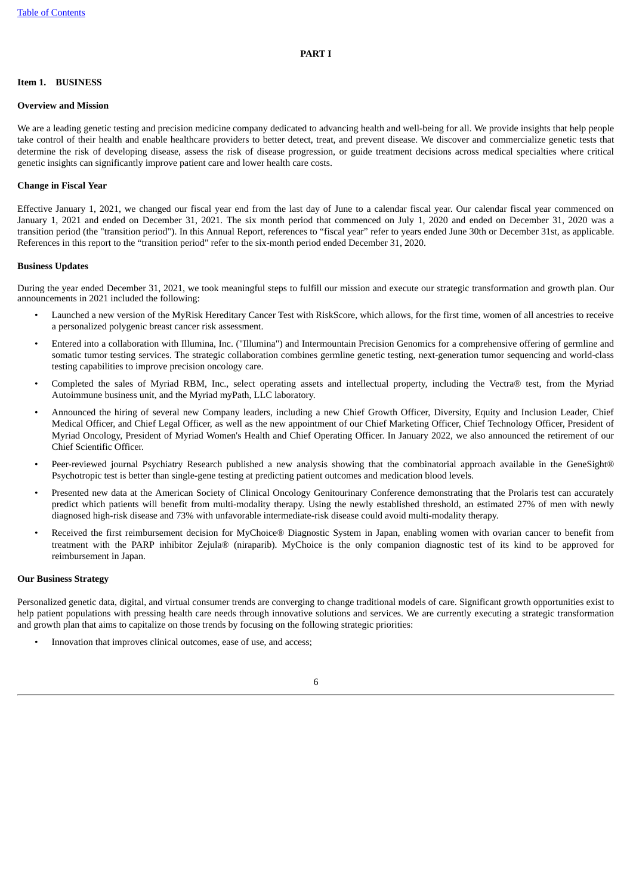# PART I

## Item 1. BUSINESS

### Overview and Mission

We are a leading genetic testing and precision medicine company dedicated to advancing health and well-being for all. We provide insights that help people take control of their health and enable healthcare providers to better detect, treat, and prevent disease. We discover and commercialize genetic tests that determine the risk of developing disease, assess the risk of disease progression, or guide treatment decisions across medical specialties where critical genetic insights can significantly improve patient care and lower health care costs.

### Change in Fiscal Year

Effective January 1, 2021, we changed our fiscal year end from the last day of June to a calendar fiscal year. Our calendar fiscal year commenced on January 1, 2021 and ended on December 31, 2021. The six month period that commenced on July 1, 2020 and ended on December 31, 2020 was a transition period (the "transition period"). In this Annual Report, references to "fiscal year" refer to years ended June 30th or December 31st, as applicable. References in this report to the "transition period" refer to the six-month period ended December 31, 2020.

### Business Updates

During the year ended December 31, 2021, we took meaningful steps to fulfill our mission and execute our strategic transformation and growth plan. Our announcements in 2021 included the following:

- Launched a new version of the MyRisk Hereditary Cancer Test with RiskScore, which allows, for the first time, women of all ancestries to receive a personalized polygenic breast cancer risk assessment.
- Entered into a collaboration with Illumina, Inc. ("Illumina") and Intermountain Precision Genomics for a comprehensive offering of germline and somatic tumor testing services. The strategic collaboration combines germline genetic testing, next-generation tumor sequencing and world-class testing capabilities to improve precision oncology care.
- Completed the sales of Myriad RBM, Inc., select operating assets and intellectual property, including the Vectra® test, from the Myriad Autoimmune business unit, and the Myriad myPath, LLC laboratory.
- Announced the hiring of several new Company leaders, including a new Chief Growth Officer, Diversity, Equity and Inclusion Leader, Chief Medical Officer, and Chief Legal Officer, as well as the new appointment of our Chief Marketing Officer, Chief Technology Officer, President of Myriad Oncology, President of Myriad Women's Health and Chief Operating Officer. In January 2022, we also announced the retirement of our Chief Scientific Officer.
- Peer-reviewed journal Psychiatry Research published a new analysis showing that the combinatorial approach available in the GeneSight® Psychotropic test is better than single-gene testing at predicting patient outcomes and medication blood levels.
- Presented new data at the American Society of Clinical Oncology Genitourinary Conference demonstrating that the Prolaris test can accurately predict which patients will benefit from multi-modality therapy. Using the newly established threshold, an estimated 27% of men with newly diagnosed high-risk disease and 73% with unfavorable intermediate-risk disease could avoid multi-modality therapy.
- Received the first reimbursement decision for MyChoice® Diagnostic System in Japan, enabling women with ovarian cancer to benefit from treatment with the PARP inhibitor Zejula® (niraparib). MyChoice is the only companion diagnostic test of its kind to be approved for reimbursement in Japan.

### Our Business Strategy

Personalized genetic data, digital, and virtual consumer trends are converging to change traditional models of care. Significant growth opportunities exist to help patient populations with pressing health care needs through innovative solutions and services. We are currently executing a strategic transformation and growth plan that aims to capitalize on those trends by focusing on the following strategic priorities:

- Innovation that improves clinical outcomes, ease of use, and access;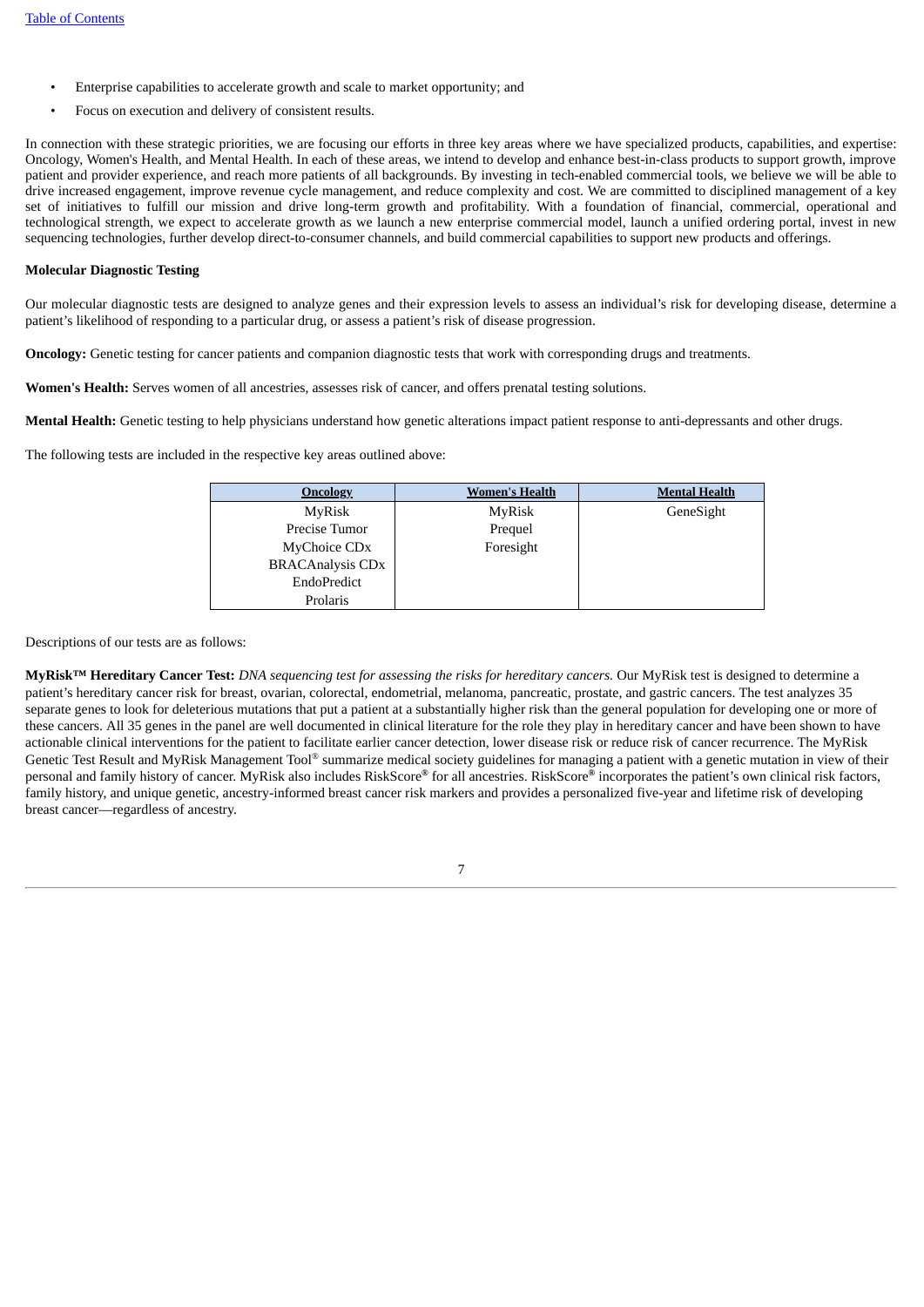- Enterprise capabilities to accelerate growth and scale to market opportunity; and
- Focus on execution and delivery of consistent results.

In connection with these strategic priorities, we are focusing our efforts in three key areas where we have specialized products, capabilities, and expertise: Oncology, Women's Health, and Mental Health. In each of these areas, we intend to develop and enhance best-in-class products to support growth, improve patient and provider experience, and reach more patients of all backgrounds. By investing in tech-enabled commercial tools, we believe we will be able to drive increased engagement, improve revenue cycle management, and reduce complexity and cost. We are committed to disciplined management of a key set of initiatives to fulfill our mission and drive long-term growth and profitability. With a foundation of financial, commercial, operational and technological strength, we expect to accelerate growth as we launch a new enterprise commercial model, launch a unified ordering portal, invest in new sequencing technologies, further develop direct-to-consumer channels, and build commercial capabilities to support new products and offerings.

**Molecular Diagnostic Testing**

Our molecular diagnostic tests are designed to analyze genes and their expression levels to assess an individual's risk for developing disease, determine a patient's likelihood of responding to a particular drug, or assess a patient's risk of disease progression.

**Oncology:** Genetic testing for cancer patients and companion diagnostic tests that work with corresponding drugs and treatments.

**Women's Health:** Serves women of all ancestries, assesses risk of cancer, and offers prenatal testing solutions.

**Mental Health:** Genetic testing to help physicians understand how genetic alterations impact patient response to anti-depressants and other drugs.

The following tests are included in the respective key areas outlined above:

| Oncology | Women's Health | Mental Health |
|---|---|---|
| MyRisk | MyRisk | GeneSight |
| Precise Tumor | Prequel | |
| MyChoice CDx | Foresight | |
| BRACAnalysis CDx | | |
| EndoPredict | | |
| Prolaris | | |

Descriptions of our tests are as follows:

**MyRisk™ Hereditary Cancer Test:** *DNA sequencing test for assessing the risks for hereditary cancers.* Our MyRisk test is designed to determine a patient's hereditary cancer risk for breast, ovarian, colorectal, endometrial, melanoma, pancreatic, prostate, and gastric cancers. The test analyzes 35 separate genes to look for deleterious mutations that put a patient at a substantially higher risk than the general population for developing one or more of these cancers. All 35 genes in the panel are well documented in clinical literature for the role they play in hereditary cancer and have been shown to have actionable clinical interventions for the patient to facilitate earlier cancer detection, lower disease risk or reduce risk of cancer recurrence. The MyRisk Genetic Test Result and MyRisk Management Tool® summarize medical society guidelines for managing a patient with a genetic mutation in view of their personal and family history of cancer. MyRisk also includes RiskScore® for all ancestries. RiskScore® incorporates the patient's own clinical risk factors, family history, and unique genetic, ancestry-informed breast cancer risk markers and provides a personalized five-year and lifetime risk of developing breast cancer—regardless of ancestry.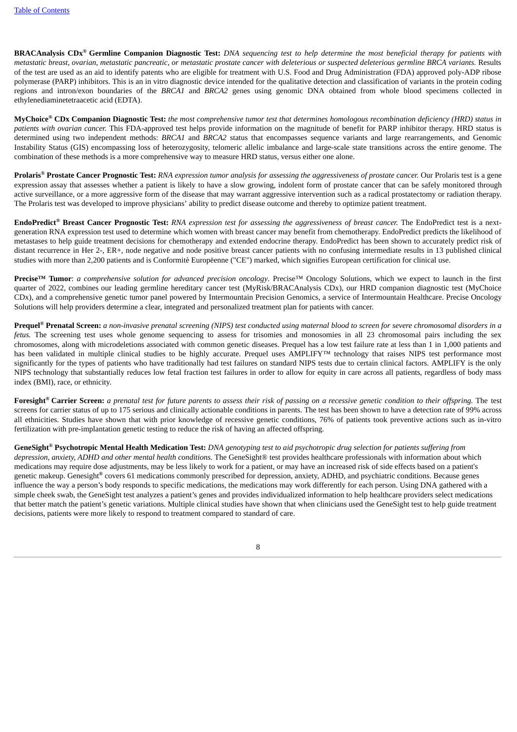**BRACAnalysis CDx® Germline Companion Diagnostic Test:** *DNA sequencing test to help determine the most beneficial therapy for patients with metastatic breast, ovarian, metastatic pancreatic, or metastatic prostate cancer with deleterious or suspected deleterious germline BRCA variants.* Results of the test are used as an aid to identify patients who are eligible for treatment with U.S. Food and Drug Administration (FDA) approved poly-ADP ribose polymerase (PARP) inhibitors. This is an in vitro diagnostic device intended for the qualitative detection and classification of variants in the protein coding regions and intron/exon boundaries of the *BRCA1* and *BRCA2* genes using genomic DNA obtained from whole blood specimens collected in ethylenediaminetetraacetic acid (EDTA).

**MyChoice® CDx Companion Diagnostic Test:** *the most comprehensive tumor test that determines homologous recombination deficiency (HRD) status in patients with ovarian cancer.* This FDA-approved test helps provide information on the magnitude of benefit for PARP inhibitor therapy. HRD status is determined using two independent methods: *BRCA1* and *BRCA2* status that encompasses sequence variants and large rearrangements, and Genomic Instability Status (GIS) encompassing loss of heterozygosity, telomeric allelic imbalance and large-scale state transitions across the entire genome. The combination of these methods is a more comprehensive way to measure HRD status, versus either one alone.

**Prolaris® Prostate Cancer Prognostic Test:** *RNA expression tumor analysis for assessing the aggressiveness of prostate cancer.* Our Prolaris test is a gene expression assay that assesses whether a patient is likely to have a slow growing, indolent form of prostate cancer that can be safely monitored through active surveillance, or a more aggressive form of the disease that may warrant aggressive intervention such as a radical prostatectomy or radiation therapy. The Prolaris test was developed to improve physicians' ability to predict disease outcome and thereby to optimize patient treatment.

**EndoPredict® Breast Cancer Prognostic Test:** *RNA expression test for assessing the aggressiveness of breast cancer.* The EndoPredict test is a next-generation RNA expression test used to determine which women with breast cancer may benefit from chemotherapy. EndoPredict predicts the likelihood of metastases to help guide treatment decisions for chemotherapy and extended endocrine therapy. EndoPredict has been shown to accurately predict risk of distant recurrence in Her 2-, ER+, node negative and node positive breast cancer patients with no confusing intermediate results in 13 published clinical studies with more than 2,200 patients and is Conformitè Europëenne ("CE") marked, which signifies European certification for clinical use.

**Precise™ Tumor**: *a comprehensive solution for advanced precision oncology*. Precise™ Oncology Solutions, which we expect to launch in the first quarter of 2022, combines our leading germline hereditary cancer test (MyRisk/BRACAnalysis CDx), our HRD companion diagnostic test (MyChoice CDx), and a comprehensive genetic tumor panel powered by Intermountain Precision Genomics, a service of Intermountain Healthcare. Precise Oncology Solutions will help providers determine a clear, integrated and personalized treatment plan for patients with cancer.

**Prequel® Prenatal Screen:** *a non-invasive prenatal screening (NIPS) test conducted using maternal blood to screen for severe chromosomal disorders in a fetus.* The screening test uses whole genome sequencing to assess for trisomies and monosomies in all 23 chromosomal pairs including the sex chromosomes, along with microdeletions associated with common genetic diseases. Prequel has a low test failure rate at less than 1 in 1,000 patients and has been validated in multiple clinical studies to be highly accurate. Prequel uses AMPLIFY™ technology that raises NIPS test performance most significantly for the types of patients who have traditionally had test failures on standard NIPS tests due to certain clinical factors. AMPLIFY is the only NIPS technology that substantially reduces low fetal fraction test failures in order to allow for equity in care across all patients, regardless of body mass index (BMI), race, or ethnicity.

**Foresight® Carrier Screen:** *a prenatal test for future parents to assess their risk of passing on a recessive genetic condition to their offspring.* The test screens for carrier status of up to 175 serious and clinically actionable conditions in parents. The test has been shown to have a detection rate of 99% across all ethnicities. Studies have shown that with prior knowledge of recessive genetic conditions, 76% of patients took preventive actions such as in-vitro fertilization with pre-implantation genetic testing to reduce the risk of having an affected offspring.

**GeneSight® Psychotropic Mental Health Medication Test:** *DNA genotyping test to aid psychotropic drug selection for patients suffering from depression, anxiety, ADHD and other mental health conditions.* The GeneSight® test provides healthcare professionals with information about which medications may require dose adjustments, may be less likely to work for a patient, or may have an increased risk of side effects based on a patient's genetic makeup. Genesight® covers 61 medications commonly prescribed for depression, anxiety, ADHD, and psychiatric conditions. Because genes influence the way a person's body responds to specific medications, the medications may work differently for each person. Using DNA gathered with a simple cheek swab, the GeneSight test analyzes a patient's genes and provides individualized information to help healthcare providers select medications that better match the patient's genetic variations. Multiple clinical studies have shown that when clinicians used the GeneSight test to help guide treatment decisions, patients were more likely to respond to treatment compared to standard of care.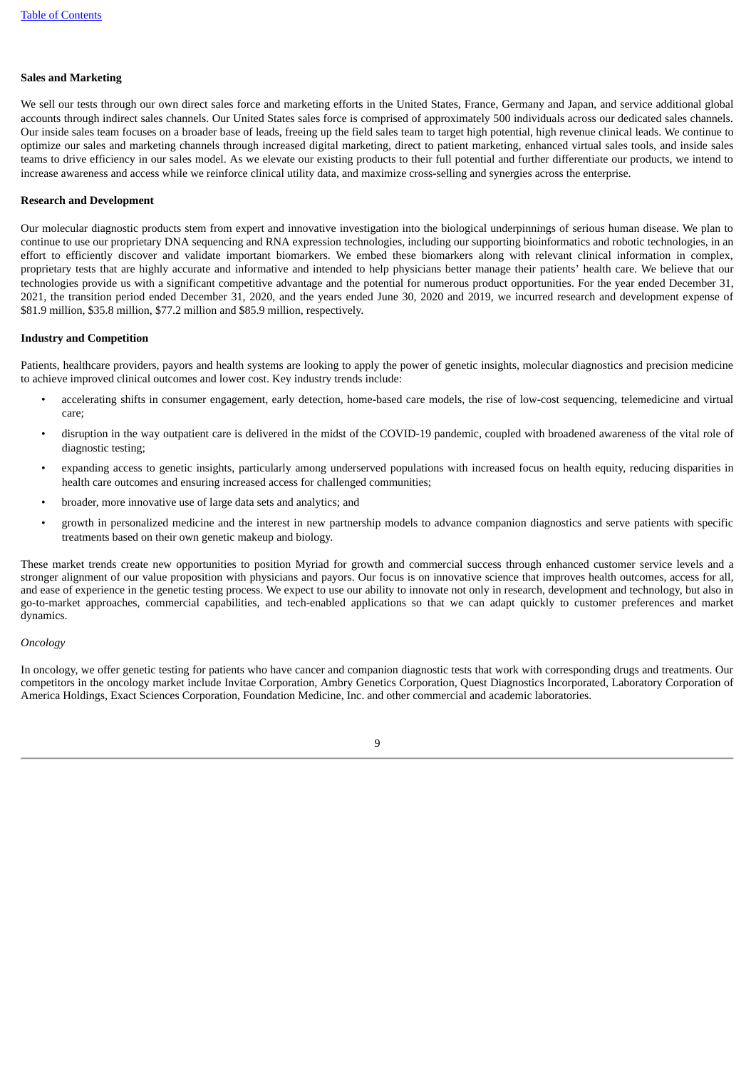**Sales and Marketing**

We sell our tests through our own direct sales force and marketing efforts in the United States, France, Germany and Japan, and service additional global accounts through indirect sales channels. Our United States sales force is comprised of approximately 500 individuals across our dedicated sales channels. Our inside sales team focuses on a broader base of leads, freeing up the field sales team to target high potential, high revenue clinical leads. We continue to optimize our sales and marketing channels through increased digital marketing, direct to patient marketing, enhanced virtual sales tools, and inside sales teams to drive efficiency in our sales model. As we elevate our existing products to their full potential and further differentiate our products, we intend to increase awareness and access while we reinforce clinical utility data, and maximize cross-selling and synergies across the enterprise.

**Research and Development**

Our molecular diagnostic products stem from expert and innovative investigation into the biological underpinnings of serious human disease. We plan to continue to use our proprietary DNA sequencing and RNA expression technologies, including our supporting bioinformatics and robotic technologies, in an effort to efficiently discover and validate important biomarkers. We embed these biomarkers along with relevant clinical information in complex, proprietary tests that are highly accurate and informative and intended to help physicians better manage their patients' health care. We believe that our technologies provide us with a significant competitive advantage and the potential for numerous product opportunities. For the year ended December 31, 2021, the transition period ended December 31, 2020, and the years ended June 30, 2020 and 2019, we incurred research and development expense of $81.9 million, $35.8 million, $77.2 million and $85.9 million, respectively.

**Industry and Competition**

Patients, healthcare providers, payors and health systems are looking to apply the power of genetic insights, molecular diagnostics and precision medicine to achieve improved clinical outcomes and lower cost. Key industry trends include:

- accelerating shifts in consumer engagement, early detection, home-based care models, the rise of low-cost sequencing, telemedicine and virtual care;
- disruption in the way outpatient care is delivered in the midst of the COVID-19 pandemic, coupled with broadened awareness of the vital role of diagnostic testing;
- expanding access to genetic insights, particularly among underserved populations with increased focus on health equity, reducing disparities in health care outcomes and ensuring increased access for challenged communities;
- broader, more innovative use of large data sets and analytics; and
- growth in personalized medicine and the interest in new partnership models to advance companion diagnostics and serve patients with specific treatments based on their own genetic makeup and biology.

These market trends create new opportunities to position Myriad for growth and commercial success through enhanced customer service levels and a stronger alignment of our value proposition with physicians and payors. Our focus is on innovative science that improves health outcomes, access for all, and ease of experience in the genetic testing process. We expect to use our ability to innovate not only in research, development and technology, but also in go-to-market approaches, commercial capabilities, and tech-enabled applications so that we can adapt quickly to customer preferences and market dynamics.

*Oncology*

In oncology, we offer genetic testing for patients who have cancer and companion diagnostic tests that work with corresponding drugs and treatments. Our competitors in the oncology market include Invitae Corporation, Ambry Genetics Corporation, Quest Diagnostics Incorporated, Laboratory Corporation of America Holdings, Exact Sciences Corporation, Foundation Medicine, Inc. and other commercial and academic laboratories.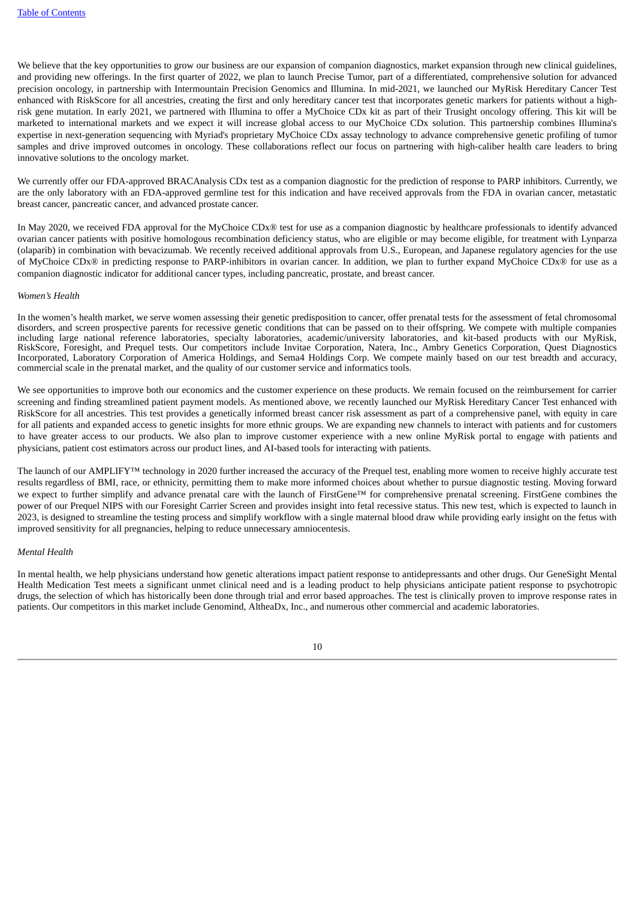We believe that the key opportunities to grow our business are our expansion of companion diagnostics, market expansion through new clinical guidelines, and providing new offerings. In the first quarter of 2022, we plan to launch Precise Tumor, part of a differentiated, comprehensive solution for advanced precision oncology, in partnership with Intermountain Precision Genomics and Illumina. In mid-2021, we launched our MyRisk Hereditary Cancer Test enhanced with RiskScore for all ancestries, creating the first and only hereditary cancer test that incorporates genetic markers for patients without a high-risk gene mutation. In early 2021, we partnered with Illumina to offer a MyChoice CDx kit as part of their Trusight oncology offering. This kit will be marketed to international markets and we expect it will increase global access to our MyChoice CDx solution. This partnership combines Illumina's expertise in next-generation sequencing with Myriad's proprietary MyChoice CDx assay technology to advance comprehensive genetic profiling of tumor samples and drive improved outcomes in oncology. These collaborations reflect our focus on partnering with high-caliber health care leaders to bring innovative solutions to the oncology market.

We currently offer our FDA-approved BRACAnalysis CDx test as a companion diagnostic for the prediction of response to PARP inhibitors. Currently, we are the only laboratory with an FDA-approved germline test for this indication and have received approvals from the FDA in ovarian cancer, metastatic breast cancer, pancreatic cancer, and advanced prostate cancer.

In May 2020, we received FDA approval for the MyChoice CDx® test for use as a companion diagnostic by healthcare professionals to identify advanced ovarian cancer patients with positive homologous recombination deficiency status, who are eligible or may become eligible, for treatment with Lynparza (olaparib) in combination with bevacizumab. We recently received additional approvals from U.S., European, and Japanese regulatory agencies for the use of MyChoice CDx® in predicting response to PARP-inhibitors in ovarian cancer. In addition, we plan to further expand MyChoice CDx® for use as a companion diagnostic indicator for additional cancer types, including pancreatic, prostate, and breast cancer.

*Women's Health*

In the women's health market, we serve women assessing their genetic predisposition to cancer, offer prenatal tests for the assessment of fetal chromosomal disorders, and screen prospective parents for recessive genetic conditions that can be passed on to their offspring. We compete with multiple companies including large national reference laboratories, specialty laboratories, academic/university laboratories, and kit-based products with our MyRisk, RiskScore, Foresight, and Prequel tests. Our competitors include Invitae Corporation, Natera, Inc., Ambry Genetics Corporation, Quest Diagnostics Incorporated, Laboratory Corporation of America Holdings, and Sema4 Holdings Corp. We compete mainly based on our test breadth and accuracy, commercial scale in the prenatal market, and the quality of our customer service and informatics tools.

We see opportunities to improve both our economics and the customer experience on these products. We remain focused on the reimbursement for carrier screening and finding streamlined patient payment models. As mentioned above, we recently launched our MyRisk Hereditary Cancer Test enhanced with RiskScore for all ancestries. This test provides a genetically informed breast cancer risk assessment as part of a comprehensive panel, with equity in care for all patients and expanded access to genetic insights for more ethnic groups. We are expanding new channels to interact with patients and for customers to have greater access to our products. We also plan to improve customer experience with a new online MyRisk portal to engage with patients and physicians, patient cost estimators across our product lines, and AI-based tools for interacting with patients.

The launch of our AMPLIFY™ technology in 2020 further increased the accuracy of the Prequel test, enabling more women to receive highly accurate test results regardless of BMI, race, or ethnicity, permitting them to make more informed choices about whether to pursue diagnostic testing. Moving forward we expect to further simplify and advance prenatal care with the launch of FirstGene™ for comprehensive prenatal screening. FirstGene combines the power of our Prequel NIPS with our Foresight Carrier Screen and provides insight into fetal recessive status. This new test, which is expected to launch in 2023, is designed to streamline the testing process and simplify workflow with a single maternal blood draw while providing early insight on the fetus with improved sensitivity for all pregnancies, helping to reduce unnecessary amniocentesis.

*Mental Health*

In mental health, we help physicians understand how genetic alterations impact patient response to antidepressants and other drugs. Our GeneSight Mental Health Medication Test meets a significant unmet clinical need and is a leading product to help physicians anticipate patient response to psychotropic drugs, the selection of which has historically been done through trial and error based approaches. The test is clinically proven to improve response rates in patients. Our competitors in this market include Genomind, AltheaDx, Inc., and numerous other commercial and academic laboratories.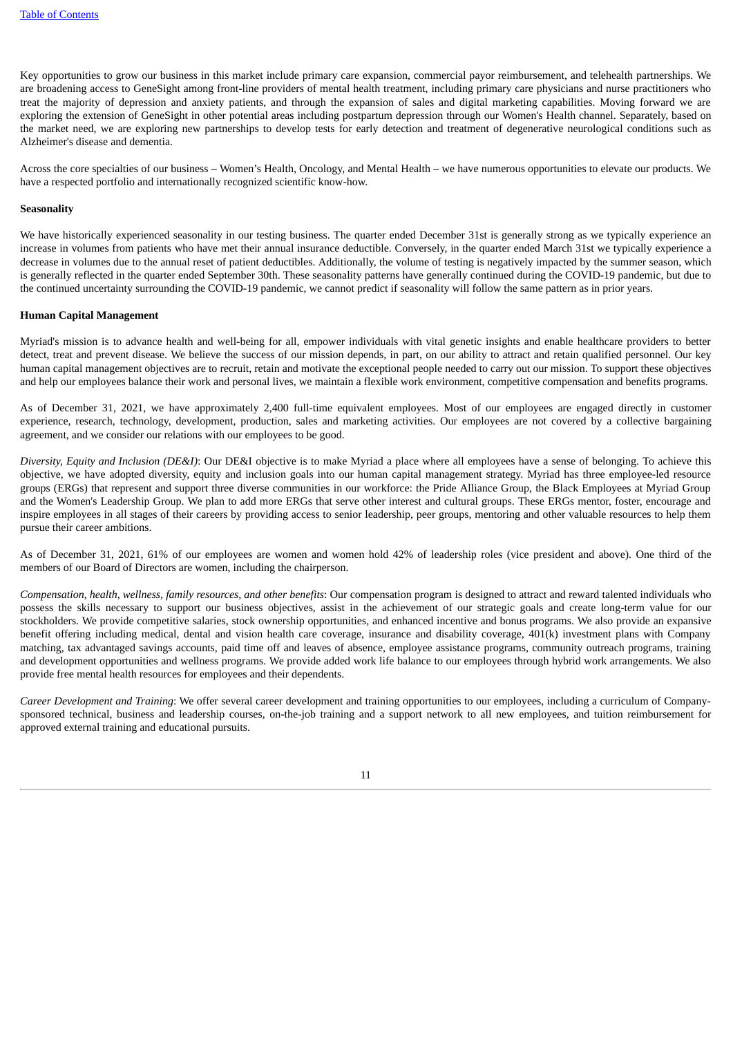Key opportunities to grow our business in this market include primary care expansion, commercial payor reimbursement, and telehealth partnerships. We are broadening access to GeneSight among front-line providers of mental health treatment, including primary care physicians and nurse practitioners who treat the majority of depression and anxiety patients, and through the expansion of sales and digital marketing capabilities. Moving forward we are exploring the extension of GeneSight in other potential areas including postpartum depression through our Women's Health channel. Separately, based on the market need, we are exploring new partnerships to develop tests for early detection and treatment of degenerative neurological conditions such as Alzheimer's disease and dementia.

Across the core specialties of our business – Women's Health, Oncology, and Mental Health – we have numerous opportunities to elevate our products. We have a respected portfolio and internationally recognized scientific know-how.

**Seasonality**

We have historically experienced seasonality in our testing business. The quarter ended December 31st is generally strong as we typically experience an increase in volumes from patients who have met their annual insurance deductible. Conversely, in the quarter ended March 31st we typically experience a decrease in volumes due to the annual reset of patient deductibles. Additionally, the volume of testing is negatively impacted by the summer season, which is generally reflected in the quarter ended September 30th. These seasonality patterns have generally continued during the COVID-19 pandemic, but due to the continued uncertainty surrounding the COVID-19 pandemic, we cannot predict if seasonality will follow the same pattern as in prior years.

**Human Capital Management**

Myriad's mission is to advance health and well-being for all, empower individuals with vital genetic insights and enable healthcare providers to better detect, treat and prevent disease. We believe the success of our mission depends, in part, on our ability to attract and retain qualified personnel. Our key human capital management objectives are to recruit, retain and motivate the exceptional people needed to carry out our mission. To support these objectives and help our employees balance their work and personal lives, we maintain a flexible work environment, competitive compensation and benefits programs.

As of December 31, 2021, we have approximately 2,400 full-time equivalent employees. Most of our employees are engaged directly in customer experience, research, technology, development, production, sales and marketing activities. Our employees are not covered by a collective bargaining agreement, and we consider our relations with our employees to be good.

*Diversity, Equity and Inclusion (DE&I)*: Our DE&I objective is to make Myriad a place where all employees have a sense of belonging. To achieve this objective, we have adopted diversity, equity and inclusion goals into our human capital management strategy. Myriad has three employee-led resource groups (ERGs) that represent and support three diverse communities in our workforce: the Pride Alliance Group, the Black Employees at Myriad Group and the Women's Leadership Group. We plan to add more ERGs that serve other interest and cultural groups. These ERGs mentor, foster, encourage and inspire employees in all stages of their careers by providing access to senior leadership, peer groups, mentoring and other valuable resources to help them pursue their career ambitions.

As of December 31, 2021, 61% of our employees are women and women hold 42% of leadership roles (vice president and above). One third of the members of our Board of Directors are women, including the chairperson.

*Compensation, health, wellness, family resources, and other benefits*: Our compensation program is designed to attract and reward talented individuals who possess the skills necessary to support our business objectives, assist in the achievement of our strategic goals and create long-term value for our stockholders. We provide competitive salaries, stock ownership opportunities, and enhanced incentive and bonus programs. We also provide an expansive benefit offering including medical, dental and vision health care coverage, insurance and disability coverage, 401(k) investment plans with Company matching, tax advantaged savings accounts, paid time off and leaves of absence, employee assistance programs, community outreach programs, training and development opportunities and wellness programs. We provide added work life balance to our employees through hybrid work arrangements. We also provide free mental health resources for employees and their dependents.

*Career Development and Training*: We offer several career development and training opportunities to our employees, including a curriculum of Company-sponsored technical, business and leadership courses, on-the-job training and a support network to all new employees, and tuition reimbursement for approved external training and educational pursuits.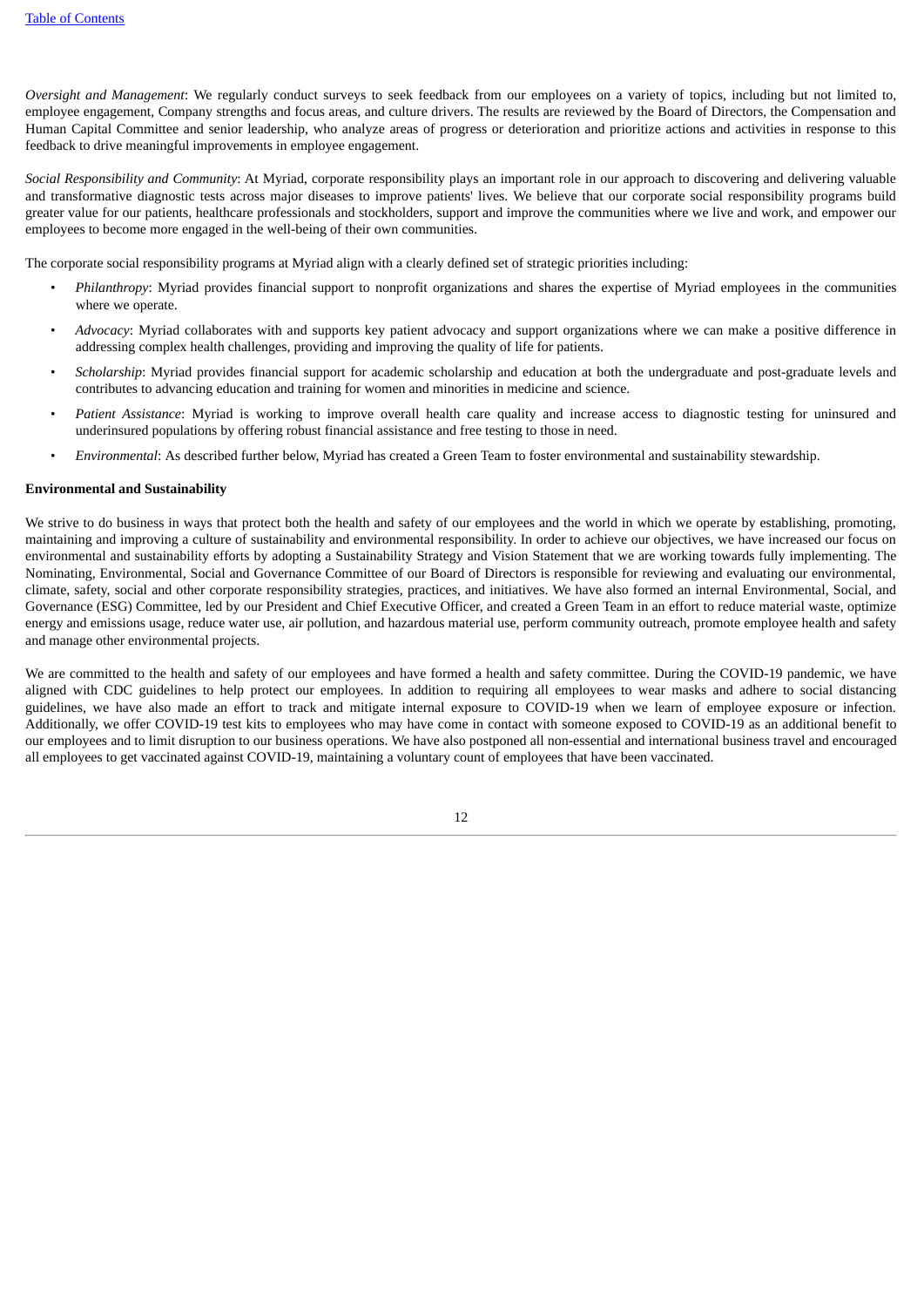*Oversight and Management*: We regularly conduct surveys to seek feedback from our employees on a variety of topics, including but not limited to, employee engagement, Company strengths and focus areas, and culture drivers. The results are reviewed by the Board of Directors, the Compensation and Human Capital Committee and senior leadership, who analyze areas of progress or deterioration and prioritize actions and activities in response to this feedback to drive meaningful improvements in employee engagement.

*Social Responsibility and Community*: At Myriad, corporate responsibility plays an important role in our approach to discovering and delivering valuable and transformative diagnostic tests across major diseases to improve patients' lives. We believe that our corporate social responsibility programs build greater value for our patients, healthcare professionals and stockholders, support and improve the communities where we live and work, and empower our employees to become more engaged in the well-being of their own communities.

The corporate social responsibility programs at Myriad align with a clearly defined set of strategic priorities including:

- *Philanthropy*: Myriad provides financial support to nonprofit organizations and shares the expertise of Myriad employees in the communities where we operate.
- *Advocacy*: Myriad collaborates with and supports key patient advocacy and support organizations where we can make a positive difference in addressing complex health challenges, providing and improving the quality of life for patients.
- *Scholarship*: Myriad provides financial support for academic scholarship and education at both the undergraduate and post-graduate levels and contributes to advancing education and training for women and minorities in medicine and science.
- *Patient Assistance*: Myriad is working to improve overall health care quality and increase access to diagnostic testing for uninsured and underinsured populations by offering robust financial assistance and free testing to those in need.
- *Environmental*: As described further below, Myriad has created a Green Team to foster environmental and sustainability stewardship.

**Environmental and Sustainability**

We strive to do business in ways that protect both the health and safety of our employees and the world in which we operate by establishing, promoting, maintaining and improving a culture of sustainability and environmental responsibility. In order to achieve our objectives, we have increased our focus on environmental and sustainability efforts by adopting a Sustainability Strategy and Vision Statement that we are working towards fully implementing. The Nominating, Environmental, Social and Governance Committee of our Board of Directors is responsible for reviewing and evaluating our environmental, climate, safety, social and other corporate responsibility strategies, practices, and initiatives. We have also formed an internal Environmental, Social, and Governance (ESG) Committee, led by our President and Chief Executive Officer, and created a Green Team in an effort to reduce material waste, optimize energy and emissions usage, reduce water use, air pollution, and hazardous material use, perform community outreach, promote employee health and safety and manage other environmental projects.

We are committed to the health and safety of our employees and have formed a health and safety committee. During the COVID-19 pandemic, we have aligned with CDC guidelines to help protect our employees. In addition to requiring all employees to wear masks and adhere to social distancing guidelines, we have also made an effort to track and mitigate internal exposure to COVID-19 when we learn of employee exposure or infection. Additionally, we offer COVID-19 test kits to employees who may have come in contact with someone exposed to COVID-19 as an additional benefit to our employees and to limit disruption to our business operations. We have also postponed all non-essential and international business travel and encouraged all employees to get vaccinated against COVID-19, maintaining a voluntary count of employees that have been vaccinated.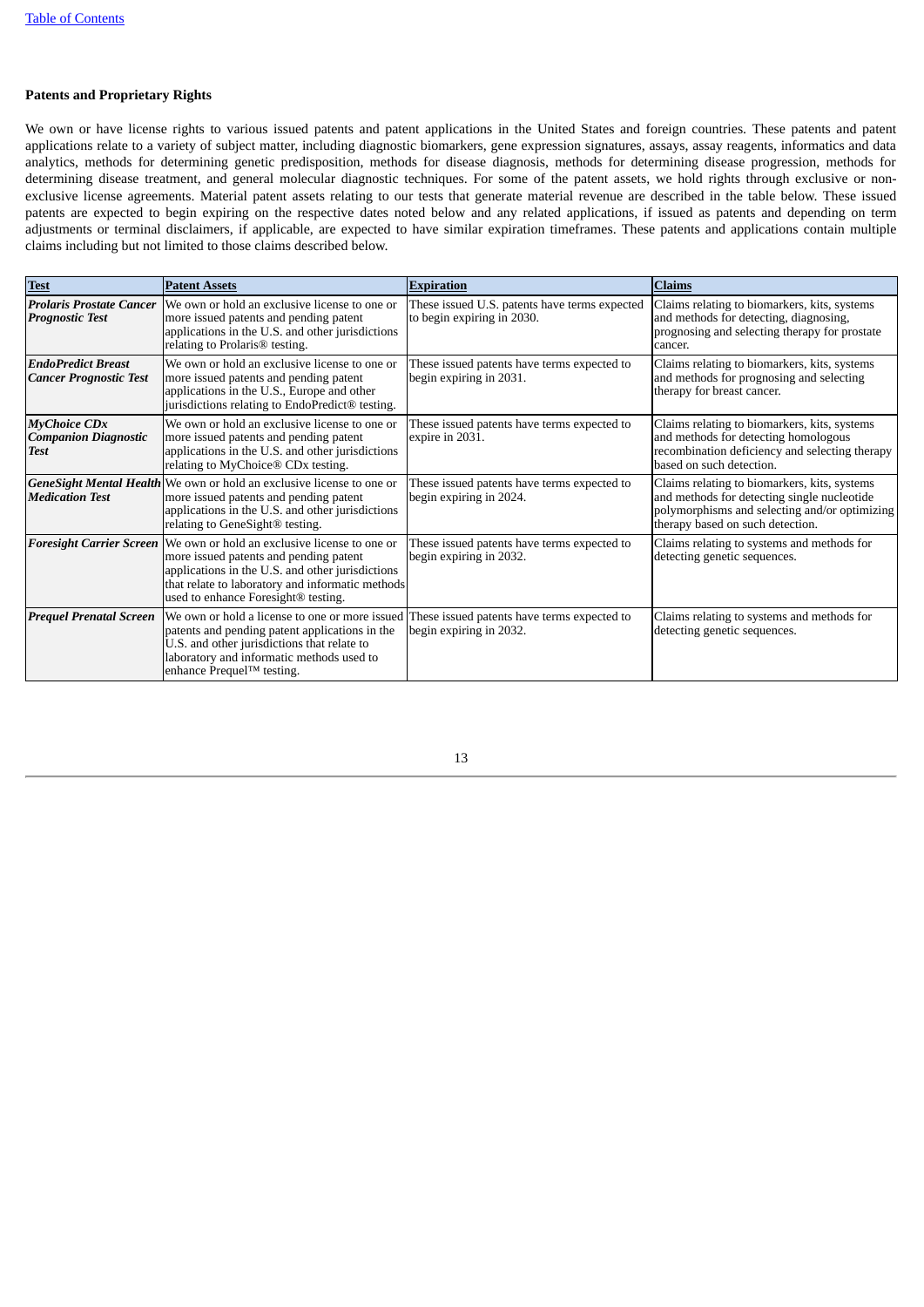[Table of Contents](#)

**Patents and Proprietary Rights**

We own or have license rights to various issued patents and patent applications in the United States and foreign countries. These patents and patent applications relate to a variety of subject matter, including diagnostic biomarkers, gene expression signatures, assays, assay reagents, informatics and data analytics, methods for determining genetic predisposition, methods for disease diagnosis, methods for determining disease progression, methods for determining disease treatment, and general molecular diagnostic techniques. For some of the patent assets, we hold rights through exclusive or non-exclusive license agreements. Material patent assets relating to our tests that generate material revenue are described in the table below. These issued patents are expected to begin expiring on the respective dates noted below and any related applications, if issued as patents and depending on term adjustments or terminal disclaimers, if applicable, are expected to have similar expiration timeframes. These patents and applications contain multiple claims including but not limited to those claims described below.

| Test | Patent Assets | Expiration | Claims |
|---|---|---|---|
| ***Prolaris Prostate Cancer Prognostic Test*** | We own or hold an exclusive license to one or more issued patents and pending patent applications in the U.S. and other jurisdictions relating to Prolaris® testing. | These issued U.S. patents have terms expected to begin expiring in 2030. | Claims relating to biomarkers, kits, systems and methods for detecting, diagnosing, prognosing and selecting therapy for prostate cancer. |
| ***EndoPredict Breast Cancer Prognostic Test*** | We own or hold an exclusive license to one or more issued patents and pending patent applications in the U.S., Europe and other jurisdictions relating to EndoPredict® testing. | These issued patents have terms expected to begin expiring in 2031. | Claims relating to biomarkers, kits, systems and methods for prognosing and selecting therapy for breast cancer. |
| ***MyChoice CDx Companion Diagnostic Test*** | We own or hold an exclusive license to one or more issued patents and pending patent applications in the U.S. and other jurisdictions relating to MyChoice® CDx testing. | These issued patents have terms expected to expire in 2031. | Claims relating to biomarkers, kits, systems and methods for detecting homologous recombination deficiency and selecting therapy based on such detection. |
| ***GeneSight Mental Health Medication Test*** | We own or hold an exclusive license to one or more issued patents and pending patent applications in the U.S. and other jurisdictions relating to GeneSight® testing. | These issued patents have terms expected to begin expiring in 2024. | Claims relating to biomarkers, kits, systems and methods for detecting single nucleotide polymorphisms and selecting and/or optimizing therapy based on such detection. |
| ***Foresight Carrier Screen*** | We own or hold an exclusive license to one or more issued patents and pending patent applications in the U.S. and other jurisdictions that relate to laboratory and informatic methods used to enhance Foresight® testing. | These issued patents have terms expected to begin expiring in 2032. | Claims relating to systems and methods for detecting genetic sequences. |
| ***Prequel Prenatal Screen*** | We own or hold a license to one or more issued patents and pending patent applications in the U.S. and other jurisdictions that relate to laboratory and informatic methods used to enhance Prequel™ testing. | These issued patents have terms expected to begin expiring in 2032. | Claims relating to systems and methods for detecting genetic sequences. |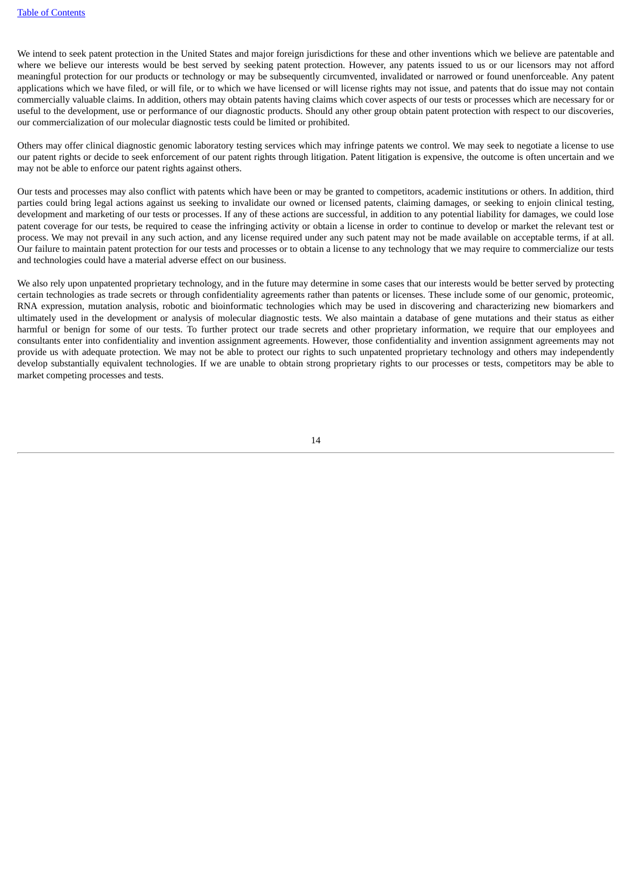We intend to seek patent protection in the United States and major foreign jurisdictions for these and other inventions which we believe are patentable and where we believe our interests would be best served by seeking patent protection. However, any patents issued to us or our licensors may not afford meaningful protection for our products or technology or may be subsequently circumvented, invalidated or narrowed or found unenforceable. Any patent applications which we have filed, or will file, or to which we have licensed or will license rights may not issue, and patents that do issue may not contain commercially valuable claims. In addition, others may obtain patents having claims which cover aspects of our tests or processes which are necessary for or useful to the development, use or performance of our diagnostic products. Should any other group obtain patent protection with respect to our discoveries, our commercialization of our molecular diagnostic tests could be limited or prohibited.

Others may offer clinical diagnostic genomic laboratory testing services which may infringe patents we control. We may seek to negotiate a license to use our patent rights or decide to seek enforcement of our patent rights through litigation. Patent litigation is expensive, the outcome is often uncertain and we may not be able to enforce our patent rights against others.

Our tests and processes may also conflict with patents which have been or may be granted to competitors, academic institutions or others. In addition, third parties could bring legal actions against us seeking to invalidate our owned or licensed patents, claiming damages, or seeking to enjoin clinical testing, development and marketing of our tests or processes. If any of these actions are successful, in addition to any potential liability for damages, we could lose patent coverage for our tests, be required to cease the infringing activity or obtain a license in order to continue to develop or market the relevant test or process. We may not prevail in any such action, and any license required under any such patent may not be made available on acceptable terms, if at all. Our failure to maintain patent protection for our tests and processes or to obtain a license to any technology that we may require to commercialize our tests and technologies could have a material adverse effect on our business.

We also rely upon unpatented proprietary technology, and in the future may determine in some cases that our interests would be better served by protecting certain technologies as trade secrets or through confidentiality agreements rather than patents or licenses. These include some of our genomic, proteomic, RNA expression, mutation analysis, robotic and bioinformatic technologies which may be used in discovering and characterizing new biomarkers and ultimately used in the development or analysis of molecular diagnostic tests. We also maintain a database of gene mutations and their status as either harmful or benign for some of our tests. To further protect our trade secrets and other proprietary information, we require that our employees and consultants enter into confidentiality and invention assignment agreements. However, those confidentiality and invention assignment agreements may not provide us with adequate protection. We may not be able to protect our rights to such unpatented proprietary technology and others may independently develop substantially equivalent technologies. If we are unable to obtain strong proprietary rights to our processes or tests, competitors may be able to market competing processes and tests.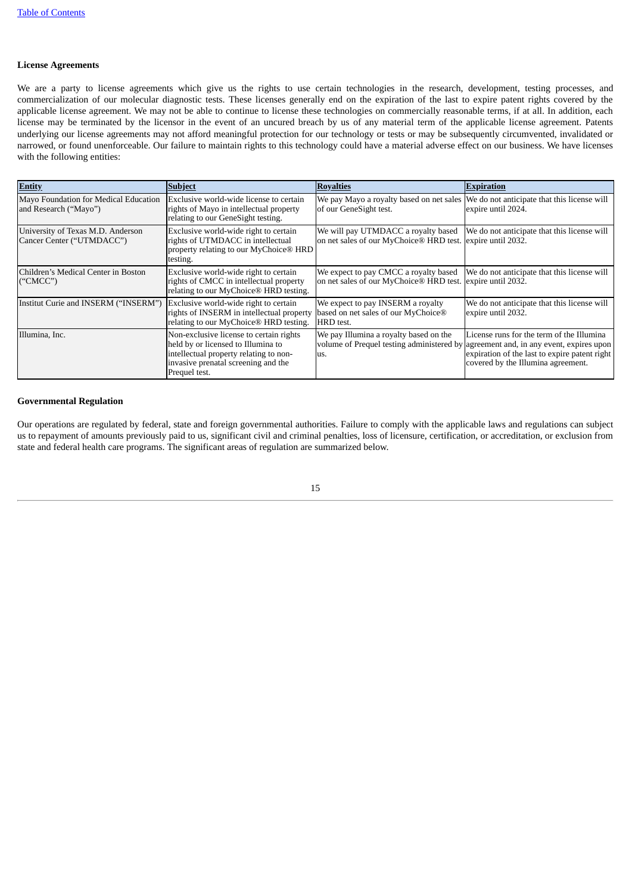**License Agreements**

We are a party to license agreements which give us the rights to use certain technologies in the research, development, testing processes, and commercialization of our molecular diagnostic tests. These licenses generally end on the expiration of the last to expire patent rights covered by the applicable license agreement. We may not be able to continue to license these technologies on commercially reasonable terms, if at all. In addition, each license may be terminated by the licensor in the event of an uncured breach by us of any material term of the applicable license agreement. Patents underlying our license agreements may not afford meaningful protection for our technology or tests or may be subsequently circumvented, invalidated or narrowed, or found unenforceable. Our failure to maintain rights to this technology could have a material adverse effect on our business. We have licenses with the following entities:

| Entity | Subject | Royalties | Expiration |
| --- | --- | --- | --- |
| Mayo Foundation for Medical Education and Research ("Mayo") | Exclusive world-wide license to certain rights of Mayo in intellectual property relating to our GeneSight testing. | We pay Mayo a royalty based on net sales of our GeneSight test. | We do not anticipate that this license will expire until 2024. |
| University of Texas M.D. Anderson Cancer Center ("UTMDACC") | Exclusive world-wide right to certain rights of UTMDACC in intellectual property relating to our MyChoice® HRD testing. | We will pay UTMDACC a royalty based on net sales of our MyChoice® HRD test. | We do not anticipate that this license will expire until 2032. |
| Children's Medical Center in Boston ("CMCC") | Exclusive world-wide right to certain rights of CMCC in intellectual property relating to our MyChoice® HRD testing. | We expect to pay CMCC a royalty based on net sales of our MyChoice® HRD test. | We do not anticipate that this license will expire until 2032. |
| Institut Curie and INSERM ("INSERM") | Exclusive world-wide right to certain rights of INSERM in intellectual property relating to our MyChoice® HRD testing. | We expect to pay INSERM a royalty based on net sales of our MyChoice® HRD test. | We do not anticipate that this license will expire until 2032. |
| Illumina, Inc. | Non-exclusive license to certain rights held by or licensed to Illumina to intellectual property relating to non-invasive prenatal screening and the Prequel test. | We pay Illumina a royalty based on the volume of Prequel testing administered by us. | License runs for the term of the Illumina agreement and, in any event, expires upon expiration of the last to expire patent right covered by the Illumina agreement. |

**Governmental Regulation**

Our operations are regulated by federal, state and foreign governmental authorities. Failure to comply with the applicable laws and regulations can subject us to repayment of amounts previously paid to us, significant civil and criminal penalties, loss of licensure, certification, or accreditation, or exclusion from state and federal health care programs. The significant areas of regulation are summarized below.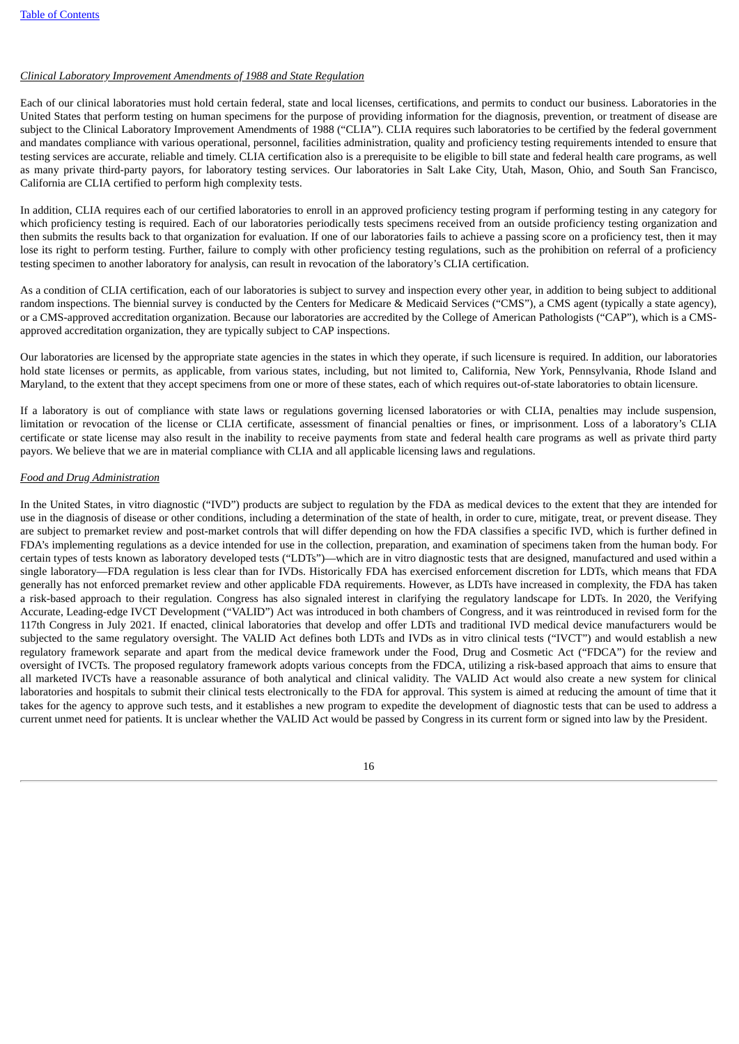*Clinical Laboratory Improvement Amendments of 1988 and State Regulation*

Each of our clinical laboratories must hold certain federal, state and local licenses, certifications, and permits to conduct our business. Laboratories in the United States that perform testing on human specimens for the purpose of providing information for the diagnosis, prevention, or treatment of disease are subject to the Clinical Laboratory Improvement Amendments of 1988 ("CLIA"). CLIA requires such laboratories to be certified by the federal government and mandates compliance with various operational, personnel, facilities administration, quality and proficiency testing requirements intended to ensure that testing services are accurate, reliable and timely. CLIA certification also is a prerequisite to be eligible to bill state and federal health care programs, as well as many private third-party payors, for laboratory testing services. Our laboratories in Salt Lake City, Utah, Mason, Ohio, and South San Francisco, California are CLIA certified to perform high complexity tests.

In addition, CLIA requires each of our certified laboratories to enroll in an approved proficiency testing program if performing testing in any category for which proficiency testing is required. Each of our laboratories periodically tests specimens received from an outside proficiency testing organization and then submits the results back to that organization for evaluation. If one of our laboratories fails to achieve a passing score on a proficiency test, then it may lose its right to perform testing. Further, failure to comply with other proficiency testing regulations, such as the prohibition on referral of a proficiency testing specimen to another laboratory for analysis, can result in revocation of the laboratory's CLIA certification.

As a condition of CLIA certification, each of our laboratories is subject to survey and inspection every other year, in addition to being subject to additional random inspections. The biennial survey is conducted by the Centers for Medicare & Medicaid Services ("CMS"), a CMS agent (typically a state agency), or a CMS-approved accreditation organization. Because our laboratories are accredited by the College of American Pathologists ("CAP"), which is a CMS-approved accreditation organization, they are typically subject to CAP inspections.

Our laboratories are licensed by the appropriate state agencies in the states in which they operate, if such licensure is required. In addition, our laboratories hold state licenses or permits, as applicable, from various states, including, but not limited to, California, New York, Pennsylvania, Rhode Island and Maryland, to the extent that they accept specimens from one or more of these states, each of which requires out-of-state laboratories to obtain licensure.

If a laboratory is out of compliance with state laws or regulations governing licensed laboratories or with CLIA, penalties may include suspension, limitation or revocation of the license or CLIA certificate, assessment of financial penalties or fines, or imprisonment. Loss of a laboratory's CLIA certificate or state license may also result in the inability to receive payments from state and federal health care programs as well as private third party payors. We believe that we are in material compliance with CLIA and all applicable licensing laws and regulations.

*Food and Drug Administration*

In the United States, in vitro diagnostic ("IVD") products are subject to regulation by the FDA as medical devices to the extent that they are intended for use in the diagnosis of disease or other conditions, including a determination of the state of health, in order to cure, mitigate, treat, or prevent disease. They are subject to premarket review and post-market controls that will differ depending on how the FDA classifies a specific IVD, which is further defined in FDA's implementing regulations as a device intended for use in the collection, preparation, and examination of specimens taken from the human body. For certain types of tests known as laboratory developed tests ("LDTs")—which are in vitro diagnostic tests that are designed, manufactured and used within a single laboratory—FDA regulation is less clear than for IVDs. Historically FDA has exercised enforcement discretion for LDTs, which means that FDA generally has not enforced premarket review and other applicable FDA requirements. However, as LDTs have increased in complexity, the FDA has taken a risk-based approach to their regulation. Congress has also signaled interest in clarifying the regulatory landscape for LDTs. In 2020, the Verifying Accurate, Leading-edge IVCT Development ("VALID") Act was introduced in both chambers of Congress, and it was reintroduced in revised form for the 117th Congress in July 2021. If enacted, clinical laboratories that develop and offer LDTs and traditional IVD medical device manufacturers would be subjected to the same regulatory oversight. The VALID Act defines both LDTs and IVDs as in vitro clinical tests ("IVCT") and would establish a new regulatory framework separate and apart from the medical device framework under the Food, Drug and Cosmetic Act ("FDCA") for the review and oversight of IVCTs. The proposed regulatory framework adopts various concepts from the FDCA, utilizing a risk-based approach that aims to ensure that all marketed IVCTs have a reasonable assurance of both analytical and clinical validity. The VALID Act would also create a new system for clinical laboratories and hospitals to submit their clinical tests electronically to the FDA for approval. This system is aimed at reducing the amount of time that it takes for the agency to approve such tests, and it establishes a new program to expedite the development of diagnostic tests that can be used to address a current unmet need for patients. It is unclear whether the VALID Act would be passed by Congress in its current form or signed into law by the President.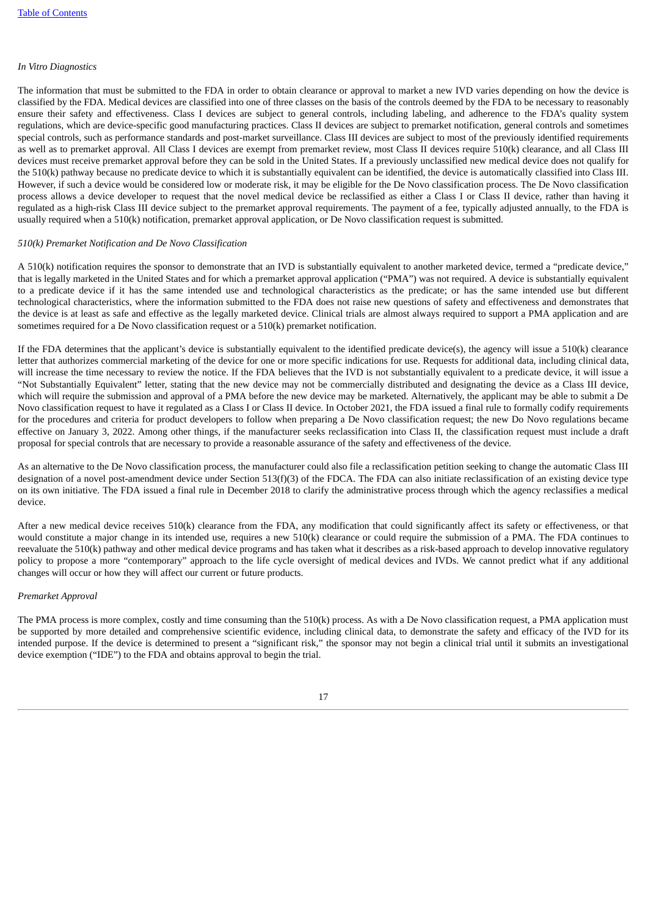*In Vitro Diagnostics*

The information that must be submitted to the FDA in order to obtain clearance or approval to market a new IVD varies depending on how the device is classified by the FDA. Medical devices are classified into one of three classes on the basis of the controls deemed by the FDA to be necessary to reasonably ensure their safety and effectiveness. Class I devices are subject to general controls, including labeling, and adherence to the FDA's quality system regulations, which are device-specific good manufacturing practices. Class II devices are subject to premarket notification, general controls and sometimes special controls, such as performance standards and post-market surveillance. Class III devices are subject to most of the previously identified requirements as well as to premarket approval. All Class I devices are exempt from premarket review, most Class II devices require 510(k) clearance, and all Class III devices must receive premarket approval before they can be sold in the United States. If a previously unclassified new medical device does not qualify for the 510(k) pathway because no predicate device to which it is substantially equivalent can be identified, the device is automatically classified into Class III. However, if such a device would be considered low or moderate risk, it may be eligible for the De Novo classification process. The De Novo classification process allows a device developer to request that the novel medical device be reclassified as either a Class I or Class II device, rather than having it regulated as a high-risk Class III device subject to the premarket approval requirements. The payment of a fee, typically adjusted annually, to the FDA is usually required when a 510(k) notification, premarket approval application, or De Novo classification request is submitted.

*510(k) Premarket Notification and De Novo Classification*

A 510(k) notification requires the sponsor to demonstrate that an IVD is substantially equivalent to another marketed device, termed a "predicate device," that is legally marketed in the United States and for which a premarket approval application ("PMA") was not required. A device is substantially equivalent to a predicate device if it has the same intended use and technological characteristics as the predicate; or has the same intended use but different technological characteristics, where the information submitted to the FDA does not raise new questions of safety and effectiveness and demonstrates that the device is at least as safe and effective as the legally marketed device. Clinical trials are almost always required to support a PMA application and are sometimes required for a De Novo classification request or a 510(k) premarket notification.

If the FDA determines that the applicant's device is substantially equivalent to the identified predicate device(s), the agency will issue a 510(k) clearance letter that authorizes commercial marketing of the device for one or more specific indications for use. Requests for additional data, including clinical data, will increase the time necessary to review the notice. If the FDA believes that the IVD is not substantially equivalent to a predicate device, it will issue a "Not Substantially Equivalent" letter, stating that the new device may not be commercially distributed and designating the device as a Class III device, which will require the submission and approval of a PMA before the new device may be marketed. Alternatively, the applicant may be able to submit a De Novo classification request to have it regulated as a Class I or Class II device. In October 2021, the FDA issued a final rule to formally codify requirements for the procedures and criteria for product developers to follow when preparing a De Novo classification request; the new Do Novo regulations became effective on January 3, 2022. Among other things, if the manufacturer seeks reclassification into Class II, the classification request must include a draft proposal for special controls that are necessary to provide a reasonable assurance of the safety and effectiveness of the device.

As an alternative to the De Novo classification process, the manufacturer could also file a reclassification petition seeking to change the automatic Class III designation of a novel post-amendment device under Section 513(f)(3) of the FDCA. The FDA can also initiate reclassification of an existing device type on its own initiative. The FDA issued a final rule in December 2018 to clarify the administrative process through which the agency reclassifies a medical device.

After a new medical device receives 510(k) clearance from the FDA, any modification that could significantly affect its safety or effectiveness, or that would constitute a major change in its intended use, requires a new 510(k) clearance or could require the submission of a PMA. The FDA continues to reevaluate the 510(k) pathway and other medical device programs and has taken what it describes as a risk-based approach to develop innovative regulatory policy to propose a more "contemporary" approach to the life cycle oversight of medical devices and IVDs. We cannot predict what if any additional changes will occur or how they will affect our current or future products.

*Premarket Approval*

The PMA process is more complex, costly and time consuming than the 510(k) process. As with a De Novo classification request, a PMA application must be supported by more detailed and comprehensive scientific evidence, including clinical data, to demonstrate the safety and efficacy of the IVD for its intended purpose. If the device is determined to present a "significant risk," the sponsor may not begin a clinical trial until it submits an investigational device exemption ("IDE") to the FDA and obtains approval to begin the trial.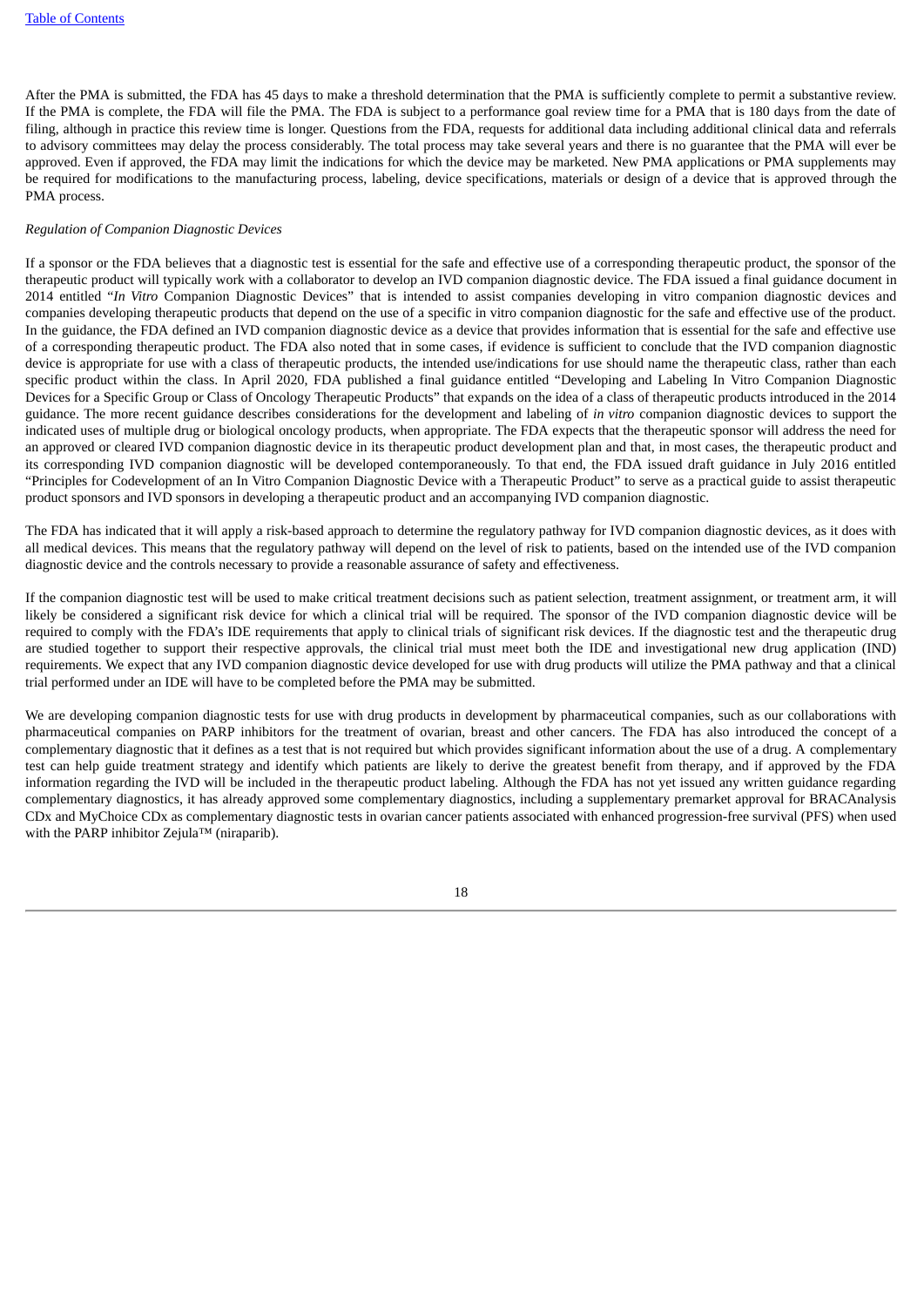After the PMA is submitted, the FDA has 45 days to make a threshold determination that the PMA is sufficiently complete to permit a substantive review. If the PMA is complete, the FDA will file the PMA. The FDA is subject to a performance goal review time for a PMA that is 180 days from the date of filing, although in practice this review time is longer. Questions from the FDA, requests for additional data including additional clinical data and referrals to advisory committees may delay the process considerably. The total process may take several years and there is no guarantee that the PMA will ever be approved. Even if approved, the FDA may limit the indications for which the device may be marketed. New PMA applications or PMA supplements may be required for modifications to the manufacturing process, labeling, device specifications, materials or design of a device that is approved through the PMA process.

*Regulation of Companion Diagnostic Devices*

If a sponsor or the FDA believes that a diagnostic test is essential for the safe and effective use of a corresponding therapeutic product, the sponsor of the therapeutic product will typically work with a collaborator to develop an IVD companion diagnostic device. The FDA issued a final guidance document in 2014 entitled "*In Vitro* Companion Diagnostic Devices" that is intended to assist companies developing in vitro companion diagnostic devices and companies developing therapeutic products that depend on the use of a specific in vitro companion diagnostic for the safe and effective use of the product. In the guidance, the FDA defined an IVD companion diagnostic device as a device that provides information that is essential for the safe and effective use of a corresponding therapeutic product. The FDA also noted that in some cases, if evidence is sufficient to conclude that the IVD companion diagnostic device is appropriate for use with a class of therapeutic products, the intended use/indications for use should name the therapeutic class, rather than each specific product within the class. In April 2020, FDA published a final guidance entitled "Developing and Labeling In Vitro Companion Diagnostic Devices for a Specific Group or Class of Oncology Therapeutic Products" that expands on the idea of a class of therapeutic products introduced in the 2014 guidance. The more recent guidance describes considerations for the development and labeling of *in vitro* companion diagnostic devices to support the indicated uses of multiple drug or biological oncology products, when appropriate. The FDA expects that the therapeutic sponsor will address the need for an approved or cleared IVD companion diagnostic device in its therapeutic product development plan and that, in most cases, the therapeutic product and its corresponding IVD companion diagnostic will be developed contemporaneously. To that end, the FDA issued draft guidance in July 2016 entitled "Principles for Codevelopment of an In Vitro Companion Diagnostic Device with a Therapeutic Product" to serve as a practical guide to assist therapeutic product sponsors and IVD sponsors in developing a therapeutic product and an accompanying IVD companion diagnostic.

The FDA has indicated that it will apply a risk-based approach to determine the regulatory pathway for IVD companion diagnostic devices, as it does with all medical devices. This means that the regulatory pathway will depend on the level of risk to patients, based on the intended use of the IVD companion diagnostic device and the controls necessary to provide a reasonable assurance of safety and effectiveness.

If the companion diagnostic test will be used to make critical treatment decisions such as patient selection, treatment assignment, or treatment arm, it will likely be considered a significant risk device for which a clinical trial will be required. The sponsor of the IVD companion diagnostic device will be required to comply with the FDA's IDE requirements that apply to clinical trials of significant risk devices. If the diagnostic test and the therapeutic drug are studied together to support their respective approvals, the clinical trial must meet both the IDE and investigational new drug application (IND) requirements. We expect that any IVD companion diagnostic device developed for use with drug products will utilize the PMA pathway and that a clinical trial performed under an IDE will have to be completed before the PMA may be submitted.

We are developing companion diagnostic tests for use with drug products in development by pharmaceutical companies, such as our collaborations with pharmaceutical companies on PARP inhibitors for the treatment of ovarian, breast and other cancers. The FDA has also introduced the concept of a complementary diagnostic that it defines as a test that is not required but which provides significant information about the use of a drug. A complementary test can help guide treatment strategy and identify which patients are likely to derive the greatest benefit from therapy, and if approved by the FDA information regarding the IVD will be included in the therapeutic product labeling. Although the FDA has not yet issued any written guidance regarding complementary diagnostics, it has already approved some complementary diagnostics, including a supplementary premarket approval for BRACAnalysis CDx and MyChoice CDx as complementary diagnostic tests in ovarian cancer patients associated with enhanced progression-free survival (PFS) when used with the PARP inhibitor Zejula™ (niraparib).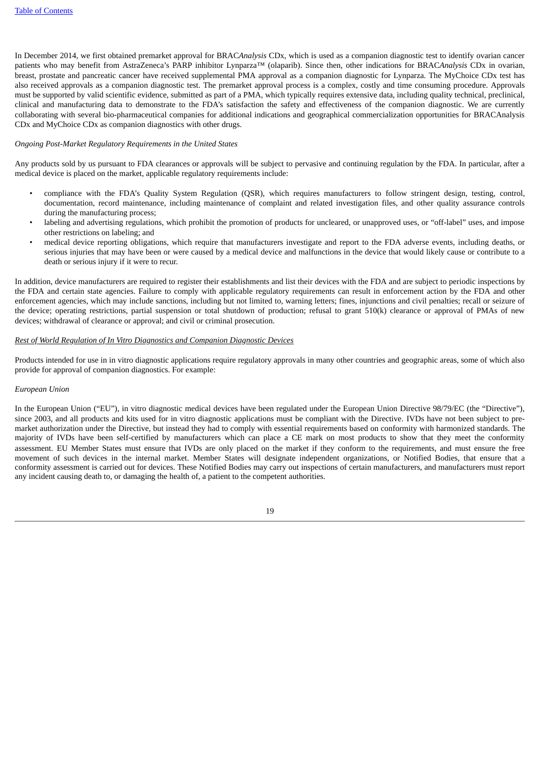In December 2014, we first obtained premarket approval for BRAC*Analysis* CDx, which is used as a companion diagnostic test to identify ovarian cancer patients who may benefit from AstraZeneca's PARP inhibitor Lynparza™ (olaparib). Since then, other indications for BRAC*Analysis* CDx in ovarian, breast, prostate and pancreatic cancer have received supplemental PMA approval as a companion diagnostic for Lynparza. The MyChoice CDx test has also received approvals as a companion diagnostic test. The premarket approval process is a complex, costly and time consuming procedure. Approvals must be supported by valid scientific evidence, submitted as part of a PMA, which typically requires extensive data, including quality technical, preclinical, clinical and manufacturing data to demonstrate to the FDA's satisfaction the safety and effectiveness of the companion diagnostic. We are currently collaborating with several bio-pharmaceutical companies for additional indications and geographical commercialization opportunities for BRACAnalysis CDx and MyChoice CDx as companion diagnostics with other drugs.

*Ongoing Post-Market Regulatory Requirements in the United States*

Any products sold by us pursuant to FDA clearances or approvals will be subject to pervasive and continuing regulation by the FDA. In particular, after a medical device is placed on the market, applicable regulatory requirements include:

- compliance with the FDA's Quality System Regulation (QSR), which requires manufacturers to follow stringent design, testing, control, documentation, record maintenance, including maintenance of complaint and related investigation files, and other quality assurance controls during the manufacturing process;
- labeling and advertising regulations, which prohibit the promotion of products for uncleared, or unapproved uses, or "off-label" uses, and impose other restrictions on labeling; and
- medical device reporting obligations, which require that manufacturers investigate and report to the FDA adverse events, including deaths, or serious injuries that may have been or were caused by a medical device and malfunctions in the device that would likely cause or contribute to a death or serious injury if it were to recur.

In addition, device manufacturers are required to register their establishments and list their devices with the FDA and are subject to periodic inspections by the FDA and certain state agencies. Failure to comply with applicable regulatory requirements can result in enforcement action by the FDA and other enforcement agencies, which may include sanctions, including but not limited to, warning letters; fines, injunctions and civil penalties; recall or seizure of the device; operating restrictions, partial suspension or total shutdown of production; refusal to grant 510(k) clearance or approval of PMAs of new devices; withdrawal of clearance or approval; and civil or criminal prosecution.

*Rest of World Regulation of In Vitro Diagnostics and Companion Diagnostic Devices*

Products intended for use in in vitro diagnostic applications require regulatory approvals in many other countries and geographic areas, some of which also provide for approval of companion diagnostics. For example:

*European Union*

In the European Union ("EU"), in vitro diagnostic medical devices have been regulated under the European Union Directive 98/79/EC (the "Directive"), since 2003, and all products and kits used for in vitro diagnostic applications must be compliant with the Directive. IVDs have not been subject to pre-market authorization under the Directive, but instead they had to comply with essential requirements based on conformity with harmonized standards. The majority of IVDs have been self-certified by manufacturers which can place a CE mark on most products to show that they meet the conformity assessment. EU Member States must ensure that IVDs are only placed on the market if they conform to the requirements, and must ensure the free movement of such devices in the internal market. Member States will designate independent organizations, or Notified Bodies, that ensure that a conformity assessment is carried out for devices. These Notified Bodies may carry out inspections of certain manufacturers, and manufacturers must report any incident causing death to, or damaging the health of, a patient to the competent authorities.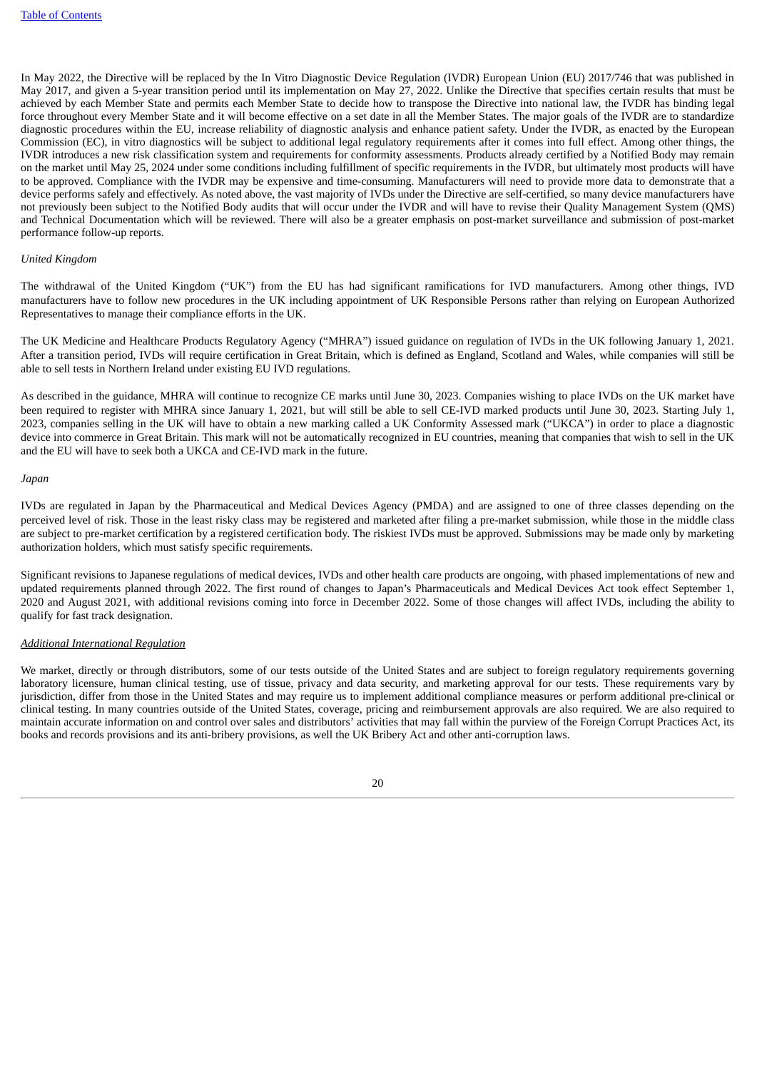In May 2022, the Directive will be replaced by the In Vitro Diagnostic Device Regulation (IVDR) European Union (EU) 2017/746 that was published in May 2017, and given a 5-year transition period until its implementation on May 27, 2022. Unlike the Directive that specifies certain results that must be achieved by each Member State and permits each Member State to decide how to transpose the Directive into national law, the IVDR has binding legal force throughout every Member State and it will become effective on a set date in all the Member States. The major goals of the IVDR are to standardize diagnostic procedures within the EU, increase reliability of diagnostic analysis and enhance patient safety. Under the IVDR, as enacted by the European Commission (EC), in vitro diagnostics will be subject to additional legal regulatory requirements after it comes into full effect. Among other things, the IVDR introduces a new risk classification system and requirements for conformity assessments. Products already certified by a Notified Body may remain on the market until May 25, 2024 under some conditions including fulfillment of specific requirements in the IVDR, but ultimately most products will have to be approved. Compliance with the IVDR may be expensive and time-consuming. Manufacturers will need to provide more data to demonstrate that a device performs safely and effectively. As noted above, the vast majority of IVDs under the Directive are self-certified, so many device manufacturers have not previously been subject to the Notified Body audits that will occur under the IVDR and will have to revise their Quality Management System (QMS) and Technical Documentation which will be reviewed. There will also be a greater emphasis on post-market surveillance and submission of post-market performance follow-up reports.

*United Kingdom*

The withdrawal of the United Kingdom ("UK") from the EU has had significant ramifications for IVD manufacturers. Among other things, IVD manufacturers have to follow new procedures in the UK including appointment of UK Responsible Persons rather than relying on European Authorized Representatives to manage their compliance efforts in the UK.

The UK Medicine and Healthcare Products Regulatory Agency ("MHRA") issued guidance on regulation of IVDs in the UK following January 1, 2021. After a transition period, IVDs will require certification in Great Britain, which is defined as England, Scotland and Wales, while companies will still be able to sell tests in Northern Ireland under existing EU IVD regulations.

As described in the guidance, MHRA will continue to recognize CE marks until June 30, 2023. Companies wishing to place IVDs on the UK market have been required to register with MHRA since January 1, 2021, but will still be able to sell CE-IVD marked products until June 30, 2023. Starting July 1, 2023, companies selling in the UK will have to obtain a new marking called a UK Conformity Assessed mark ("UKCA") in order to place a diagnostic device into commerce in Great Britain. This mark will not be automatically recognized in EU countries, meaning that companies that wish to sell in the UK and the EU will have to seek both a UKCA and CE-IVD mark in the future.

*Japan*

IVDs are regulated in Japan by the Pharmaceutical and Medical Devices Agency (PMDA) and are assigned to one of three classes depending on the perceived level of risk. Those in the least risky class may be registered and marketed after filing a pre-market submission, while those in the middle class are subject to pre-market certification by a registered certification body. The riskiest IVDs must be approved. Submissions may be made only by marketing authorization holders, which must satisfy specific requirements.

Significant revisions to Japanese regulations of medical devices, IVDs and other health care products are ongoing, with phased implementations of new and updated requirements planned through 2022. The first round of changes to Japan's Pharmaceuticals and Medical Devices Act took effect September 1, 2020 and August 2021, with additional revisions coming into force in December 2022. Some of those changes will affect IVDs, including the ability to qualify for fast track designation.

*Additional International Regulation*

We market, directly or through distributors, some of our tests outside of the United States and are subject to foreign regulatory requirements governing laboratory licensure, human clinical testing, use of tissue, privacy and data security, and marketing approval for our tests. These requirements vary by jurisdiction, differ from those in the United States and may require us to implement additional compliance measures or perform additional pre-clinical or clinical testing. In many countries outside of the United States, coverage, pricing and reimbursement approvals are also required. We are also required to maintain accurate information on and control over sales and distributors' activities that may fall within the purview of the Foreign Corrupt Practices Act, its books and records provisions and its anti-bribery provisions, as well the UK Bribery Act and other anti-corruption laws.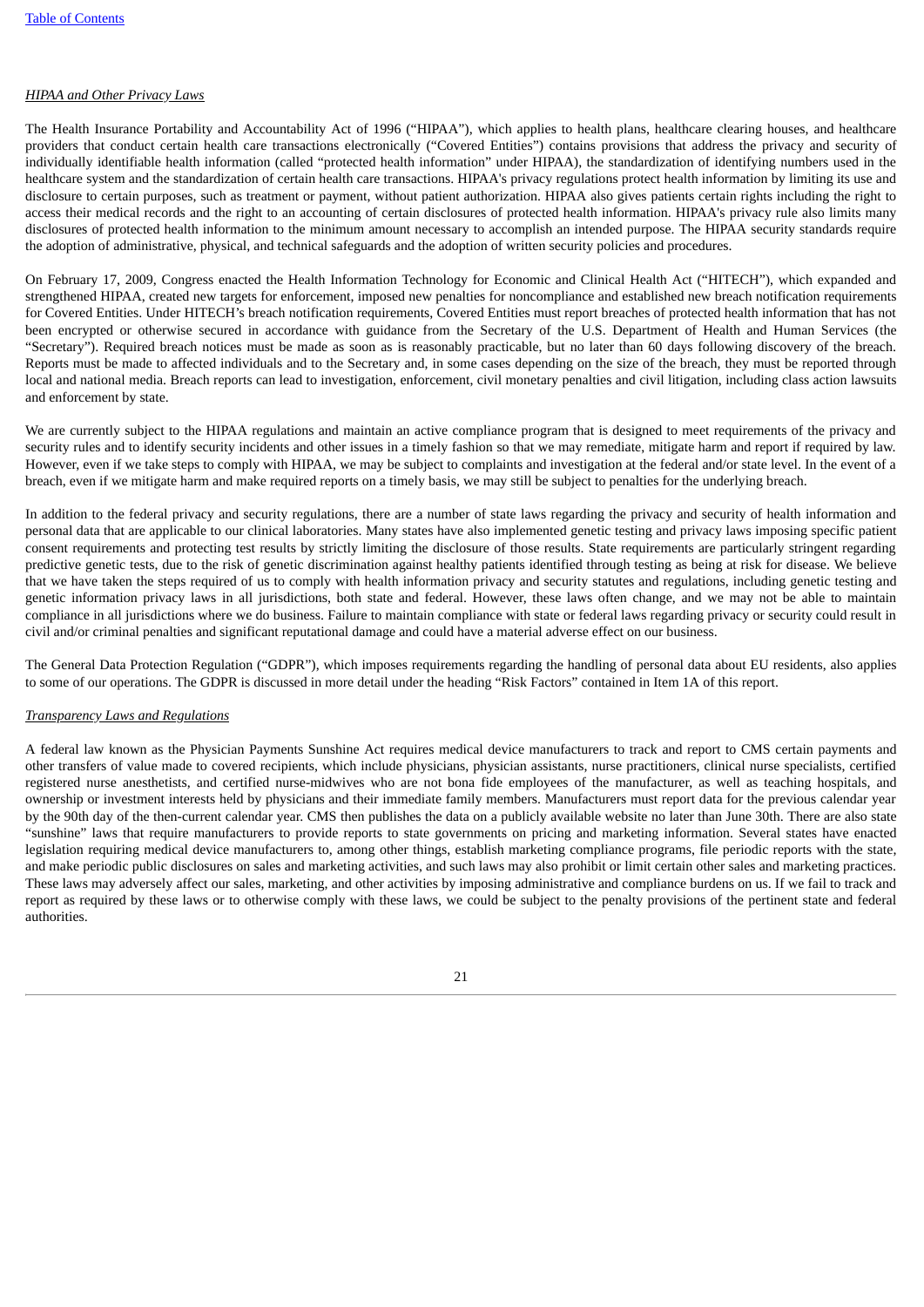*HIPAA and Other Privacy Laws*

The Health Insurance Portability and Accountability Act of 1996 ("HIPAA"), which applies to health plans, healthcare clearing houses, and healthcare providers that conduct certain health care transactions electronically ("Covered Entities") contains provisions that address the privacy and security of individually identifiable health information (called "protected health information" under HIPAA), the standardization of identifying numbers used in the healthcare system and the standardization of certain health care transactions. HIPAA's privacy regulations protect health information by limiting its use and disclosure to certain purposes, such as treatment or payment, without patient authorization. HIPAA also gives patients certain rights including the right to access their medical records and the right to an accounting of certain disclosures of protected health information. HIPAA's privacy rule also limits many disclosures of protected health information to the minimum amount necessary to accomplish an intended purpose. The HIPAA security standards require the adoption of administrative, physical, and technical safeguards and the adoption of written security policies and procedures.

On February 17, 2009, Congress enacted the Health Information Technology for Economic and Clinical Health Act ("HITECH"), which expanded and strengthened HIPAA, created new targets for enforcement, imposed new penalties for noncompliance and established new breach notification requirements for Covered Entities. Under HITECH's breach notification requirements, Covered Entities must report breaches of protected health information that has not been encrypted or otherwise secured in accordance with guidance from the Secretary of the U.S. Department of Health and Human Services (the "Secretary"). Required breach notices must be made as soon as is reasonably practicable, but no later than 60 days following discovery of the breach. Reports must be made to affected individuals and to the Secretary and, in some cases depending on the size of the breach, they must be reported through local and national media. Breach reports can lead to investigation, enforcement, civil monetary penalties and civil litigation, including class action lawsuits and enforcement by state.

We are currently subject to the HIPAA regulations and maintain an active compliance program that is designed to meet requirements of the privacy and security rules and to identify security incidents and other issues in a timely fashion so that we may remediate, mitigate harm and report if required by law. However, even if we take steps to comply with HIPAA, we may be subject to complaints and investigation at the federal and/or state level. In the event of a breach, even if we mitigate harm and make required reports on a timely basis, we may still be subject to penalties for the underlying breach.

In addition to the federal privacy and security regulations, there are a number of state laws regarding the privacy and security of health information and personal data that are applicable to our clinical laboratories. Many states have also implemented genetic testing and privacy laws imposing specific patient consent requirements and protecting test results by strictly limiting the disclosure of those results. State requirements are particularly stringent regarding predictive genetic tests, due to the risk of genetic discrimination against healthy patients identified through testing as being at risk for disease. We believe that we have taken the steps required of us to comply with health information privacy and security statutes and regulations, including genetic testing and genetic information privacy laws in all jurisdictions, both state and federal. However, these laws often change, and we may not be able to maintain compliance in all jurisdictions where we do business. Failure to maintain compliance with state or federal laws regarding privacy or security could result in civil and/or criminal penalties and significant reputational damage and could have a material adverse effect on our business.

The General Data Protection Regulation ("GDPR"), which imposes requirements regarding the handling of personal data about EU residents, also applies to some of our operations. The GDPR is discussed in more detail under the heading "Risk Factors" contained in Item 1A of this report.

*Transparency Laws and Regulations*

A federal law known as the Physician Payments Sunshine Act requires medical device manufacturers to track and report to CMS certain payments and other transfers of value made to covered recipients, which include physicians, physician assistants, nurse practitioners, clinical nurse specialists, certified registered nurse anesthetists, and certified nurse-midwives who are not bona fide employees of the manufacturer, as well as teaching hospitals, and ownership or investment interests held by physicians and their immediate family members. Manufacturers must report data for the previous calendar year by the 90th day of the then-current calendar year. CMS then publishes the data on a publicly available website no later than June 30th. There are also state "sunshine" laws that require manufacturers to provide reports to state governments on pricing and marketing information. Several states have enacted legislation requiring medical device manufacturers to, among other things, establish marketing compliance programs, file periodic reports with the state, and make periodic public disclosures on sales and marketing activities, and such laws may also prohibit or limit certain other sales and marketing practices. These laws may adversely affect our sales, marketing, and other activities by imposing administrative and compliance burdens on us. If we fail to track and report as required by these laws or to otherwise comply with these laws, we could be subject to the penalty provisions of the pertinent state and federal authorities.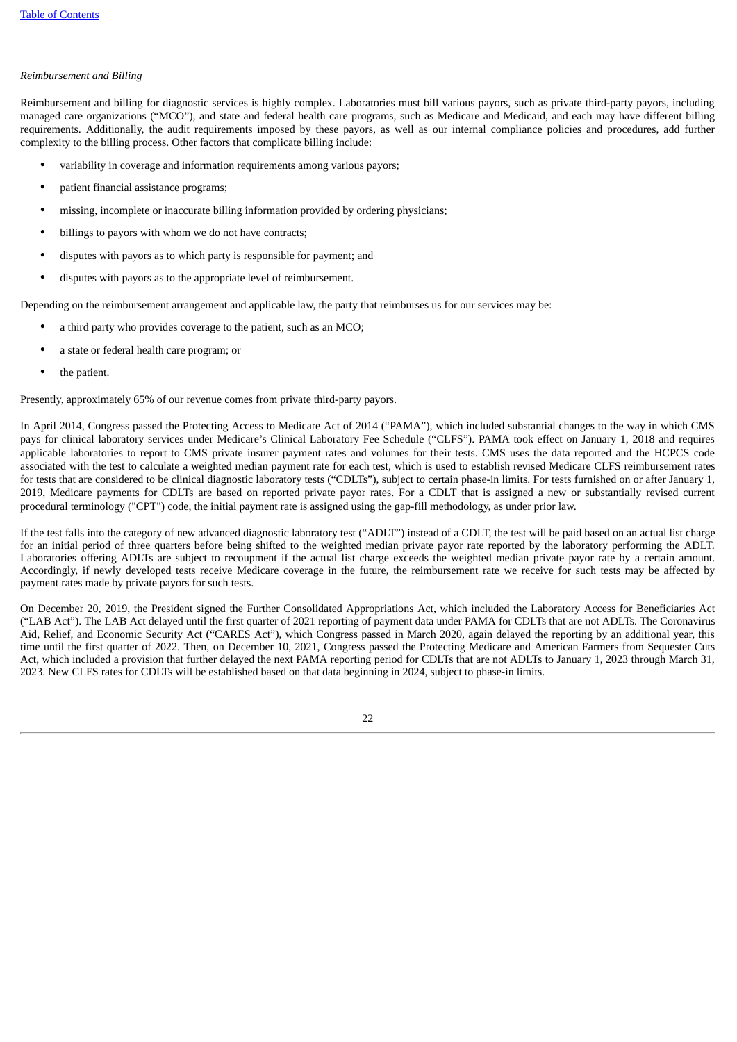*Reimbursement and Billing*

Reimbursement and billing for diagnostic services is highly complex. Laboratories must bill various payors, such as private third-party payors, including managed care organizations ("MCO"), and state and federal health care programs, such as Medicare and Medicaid, and each may have different billing requirements. Additionally, the audit requirements imposed by these payors, as well as our internal compliance policies and procedures, add further complexity to the billing process. Other factors that complicate billing include:

- variability in coverage and information requirements among various payors;
- patient financial assistance programs;
- missing, incomplete or inaccurate billing information provided by ordering physicians;
- billings to payors with whom we do not have contracts;
- disputes with payors as to which party is responsible for payment; and
- disputes with payors as to the appropriate level of reimbursement.

Depending on the reimbursement arrangement and applicable law, the party that reimburses us for our services may be:

- a third party who provides coverage to the patient, such as an MCO;
- a state or federal health care program; or
- the patient.

Presently, approximately 65% of our revenue comes from private third-party payors.

In April 2014, Congress passed the Protecting Access to Medicare Act of 2014 ("PAMA"), which included substantial changes to the way in which CMS pays for clinical laboratory services under Medicare's Clinical Laboratory Fee Schedule ("CLFS"). PAMA took effect on January 1, 2018 and requires applicable laboratories to report to CMS private insurer payment rates and volumes for their tests. CMS uses the data reported and the HCPCS code associated with the test to calculate a weighted median payment rate for each test, which is used to establish revised Medicare CLFS reimbursement rates for tests that are considered to be clinical diagnostic laboratory tests ("CDLTs"), subject to certain phase-in limits. For tests furnished on or after January 1, 2019, Medicare payments for CDLTs are based on reported private payor rates. For a CDLT that is assigned a new or substantially revised current procedural terminology ("CPT") code, the initial payment rate is assigned using the gap-fill methodology, as under prior law.

If the test falls into the category of new advanced diagnostic laboratory test ("ADLT") instead of a CDLT, the test will be paid based on an actual list charge for an initial period of three quarters before being shifted to the weighted median private payor rate reported by the laboratory performing the ADLT. Laboratories offering ADLTs are subject to recoupment if the actual list charge exceeds the weighted median private payor rate by a certain amount. Accordingly, if newly developed tests receive Medicare coverage in the future, the reimbursement rate we receive for such tests may be affected by payment rates made by private payors for such tests.

On December 20, 2019, the President signed the Further Consolidated Appropriations Act, which included the Laboratory Access for Beneficiaries Act ("LAB Act"). The LAB Act delayed until the first quarter of 2021 reporting of payment data under PAMA for CDLTs that are not ADLTs. The Coronavirus Aid, Relief, and Economic Security Act ("CARES Act"), which Congress passed in March 2020, again delayed the reporting by an additional year, this time until the first quarter of 2022. Then, on December 10, 2021, Congress passed the Protecting Medicare and American Farmers from Sequester Cuts Act, which included a provision that further delayed the next PAMA reporting period for CDLTs that are not ADLTs to January 1, 2023 through March 31, 2023. New CLFS rates for CDLTs will be established based on that data beginning in 2024, subject to phase-in limits.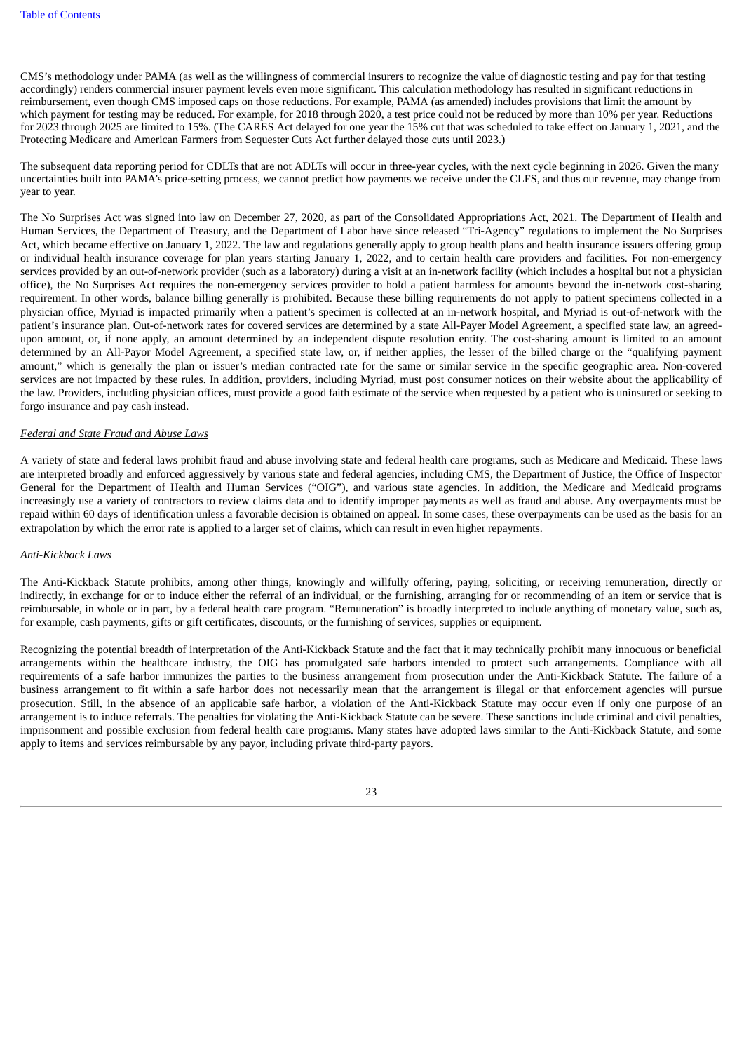CMS's methodology under PAMA (as well as the willingness of commercial insurers to recognize the value of diagnostic testing and pay for that testing accordingly) renders commercial insurer payment levels even more significant. This calculation methodology has resulted in significant reductions in reimbursement, even though CMS imposed caps on those reductions. For example, PAMA (as amended) includes provisions that limit the amount by which payment for testing may be reduced. For example, for 2018 through 2020, a test price could not be reduced by more than 10% per year. Reductions for 2023 through 2025 are limited to 15%. (The CARES Act delayed for one year the 15% cut that was scheduled to take effect on January 1, 2021, and the Protecting Medicare and American Farmers from Sequester Cuts Act further delayed those cuts until 2023.)

The subsequent data reporting period for CDLTs that are not ADLTs will occur in three-year cycles, with the next cycle beginning in 2026. Given the many uncertainties built into PAMA's price-setting process, we cannot predict how payments we receive under the CLFS, and thus our revenue, may change from year to year.

The No Surprises Act was signed into law on December 27, 2020, as part of the Consolidated Appropriations Act, 2021. The Department of Health and Human Services, the Department of Treasury, and the Department of Labor have since released "Tri-Agency" regulations to implement the No Surprises Act, which became effective on January 1, 2022. The law and regulations generally apply to group health plans and health insurance issuers offering group or individual health insurance coverage for plan years starting January 1, 2022, and to certain health care providers and facilities. For non-emergency services provided by an out-of-network provider (such as a laboratory) during a visit at an in-network facility (which includes a hospital but not a physician office), the No Surprises Act requires the non-emergency services provider to hold a patient harmless for amounts beyond the in-network cost-sharing requirement. In other words, balance billing generally is prohibited. Because these billing requirements do not apply to patient specimens collected in a physician office, Myriad is impacted primarily when a patient's specimen is collected at an in-network hospital, and Myriad is out-of-network with the patient's insurance plan. Out-of-network rates for covered services are determined by a state All-Payer Model Agreement, a specified state law, an agreed-upon amount, or, if none apply, an amount determined by an independent dispute resolution entity. The cost-sharing amount is limited to an amount determined by an All-Payor Model Agreement, a specified state law, or, if neither applies, the lesser of the billed charge or the "qualifying payment amount," which is generally the plan or issuer's median contracted rate for the same or similar service in the specific geographic area. Non-covered services are not impacted by these rules. In addition, providers, including Myriad, must post consumer notices on their website about the applicability of the law. Providers, including physician offices, must provide a good faith estimate of the service when requested by a patient who is uninsured or seeking to forgo insurance and pay cash instead.

*Federal and State Fraud and Abuse Laws*

A variety of state and federal laws prohibit fraud and abuse involving state and federal health care programs, such as Medicare and Medicaid. These laws are interpreted broadly and enforced aggressively by various state and federal agencies, including CMS, the Department of Justice, the Office of Inspector General for the Department of Health and Human Services ("OIG"), and various state agencies. In addition, the Medicare and Medicaid programs increasingly use a variety of contractors to review claims data and to identify improper payments as well as fraud and abuse. Any overpayments must be repaid within 60 days of identification unless a favorable decision is obtained on appeal. In some cases, these overpayments can be used as the basis for an extrapolation by which the error rate is applied to a larger set of claims, which can result in even higher repayments.

*Anti-Kickback Laws*

The Anti-Kickback Statute prohibits, among other things, knowingly and willfully offering, paying, soliciting, or receiving remuneration, directly or indirectly, in exchange for or to induce either the referral of an individual, or the furnishing, arranging for or recommending of an item or service that is reimbursable, in whole or in part, by a federal health care program. "Remuneration" is broadly interpreted to include anything of monetary value, such as, for example, cash payments, gifts or gift certificates, discounts, or the furnishing of services, supplies or equipment.

Recognizing the potential breadth of interpretation of the Anti-Kickback Statute and the fact that it may technically prohibit many innocuous or beneficial arrangements within the healthcare industry, the OIG has promulgated safe harbors intended to protect such arrangements. Compliance with all requirements of a safe harbor immunizes the parties to the business arrangement from prosecution under the Anti-Kickback Statute. The failure of a business arrangement to fit within a safe harbor does not necessarily mean that the arrangement is illegal or that enforcement agencies will pursue prosecution. Still, in the absence of an applicable safe harbor, a violation of the Anti-Kickback Statute may occur even if only one purpose of an arrangement is to induce referrals. The penalties for violating the Anti-Kickback Statute can be severe. These sanctions include criminal and civil penalties, imprisonment and possible exclusion from federal health care programs. Many states have adopted laws similar to the Anti-Kickback Statute, and some apply to items and services reimbursable by any payor, including private third-party payors.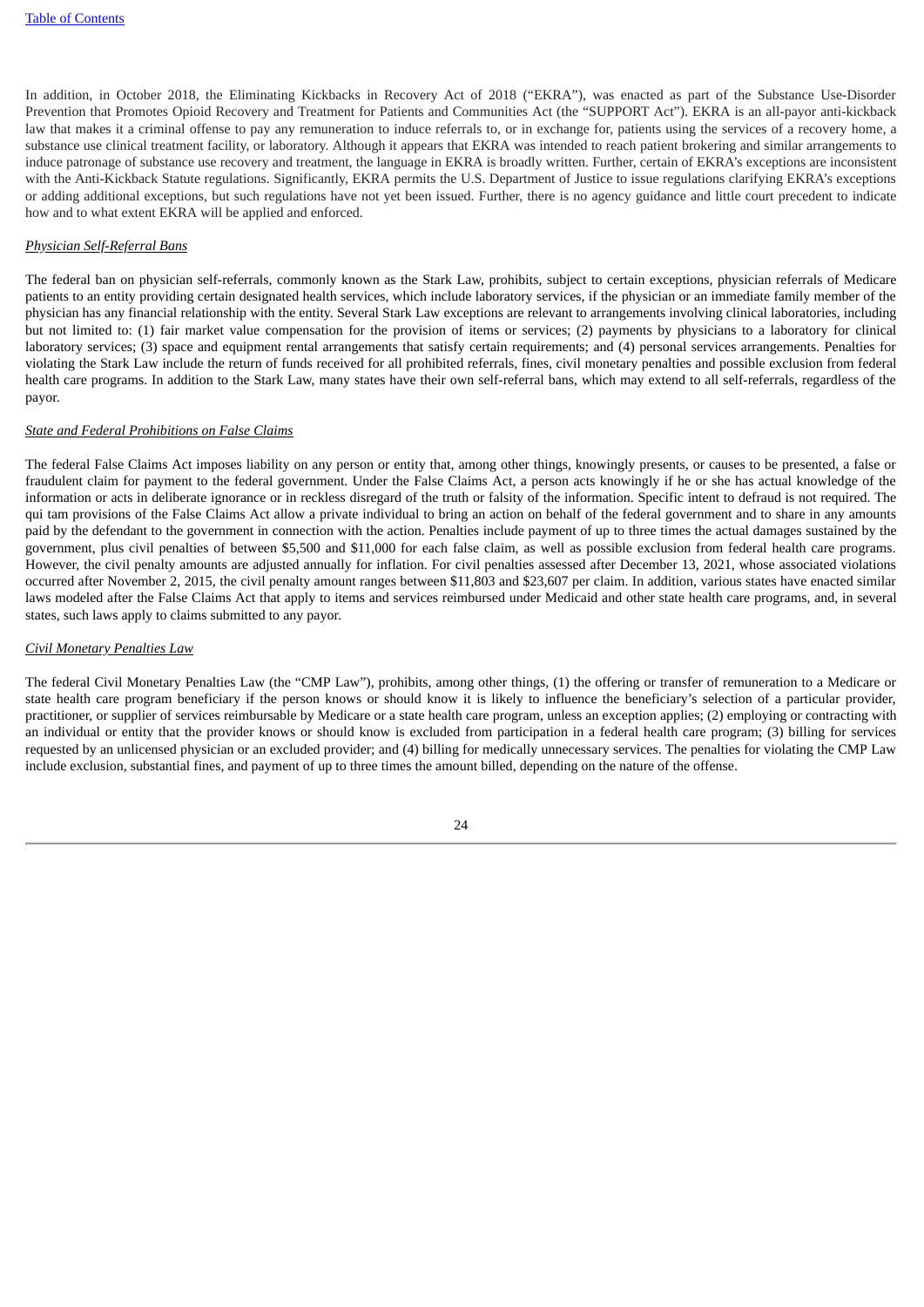In addition, in October 2018, the Eliminating Kickbacks in Recovery Act of 2018 ("EKRA"), was enacted as part of the Substance Use-Disorder Prevention that Promotes Opioid Recovery and Treatment for Patients and Communities Act (the "SUPPORT Act"). EKRA is an all-payor anti-kickback law that makes it a criminal offense to pay any remuneration to induce referrals to, or in exchange for, patients using the services of a recovery home, a substance use clinical treatment facility, or laboratory. Although it appears that EKRA was intended to reach patient brokering and similar arrangements to induce patronage of substance use recovery and treatment, the language in EKRA is broadly written. Further, certain of EKRA's exceptions are inconsistent with the Anti-Kickback Statute regulations. Significantly, EKRA permits the U.S. Department of Justice to issue regulations clarifying EKRA's exceptions or adding additional exceptions, but such regulations have not yet been issued. Further, there is no agency guidance and little court precedent to indicate how and to what extent EKRA will be applied and enforced.

*Physician Self-Referral Bans*

The federal ban on physician self-referrals, commonly known as the Stark Law, prohibits, subject to certain exceptions, physician referrals of Medicare patients to an entity providing certain designated health services, which include laboratory services, if the physician or an immediate family member of the physician has any financial relationship with the entity. Several Stark Law exceptions are relevant to arrangements involving clinical laboratories, including but not limited to: (1) fair market value compensation for the provision of items or services; (2) payments by physicians to a laboratory for clinical laboratory services; (3) space and equipment rental arrangements that satisfy certain requirements; and (4) personal services arrangements. Penalties for violating the Stark Law include the return of funds received for all prohibited referrals, fines, civil monetary penalties and possible exclusion from federal health care programs. In addition to the Stark Law, many states have their own self-referral bans, which may extend to all self-referrals, regardless of the payor.

*State and Federal Prohibitions on False Claims*

The federal False Claims Act imposes liability on any person or entity that, among other things, knowingly presents, or causes to be presented, a false or fraudulent claim for payment to the federal government. Under the False Claims Act, a person acts knowingly if he or she has actual knowledge of the information or acts in deliberate ignorance or in reckless disregard of the truth or falsity of the information. Specific intent to defraud is not required. The qui tam provisions of the False Claims Act allow a private individual to bring an action on behalf of the federal government and to share in any amounts paid by the defendant to the government in connection with the action. Penalties include payment of up to three times the actual damages sustained by the government, plus civil penalties of between $5,500 and $11,000 for each false claim, as well as possible exclusion from federal health care programs. However, the civil penalty amounts are adjusted annually for inflation. For civil penalties assessed after December 13, 2021, whose associated violations occurred after November 2, 2015, the civil penalty amount ranges between $11,803 and $23,607 per claim. In addition, various states have enacted similar laws modeled after the False Claims Act that apply to items and services reimbursed under Medicaid and other state health care programs, and, in several states, such laws apply to claims submitted to any payor.

*Civil Monetary Penalties Law*

The federal Civil Monetary Penalties Law (the "CMP Law"), prohibits, among other things, (1) the offering or transfer of remuneration to a Medicare or state health care program beneficiary if the person knows or should know it is likely to influence the beneficiary's selection of a particular provider, practitioner, or supplier of services reimbursable by Medicare or a state health care program, unless an exception applies; (2) employing or contracting with an individual or entity that the provider knows or should know is excluded from participation in a federal health care program; (3) billing for services requested by an unlicensed physician or an excluded provider; and (4) billing for medically unnecessary services. The penalties for violating the CMP Law include exclusion, substantial fines, and payment of up to three times the amount billed, depending on the nature of the offense.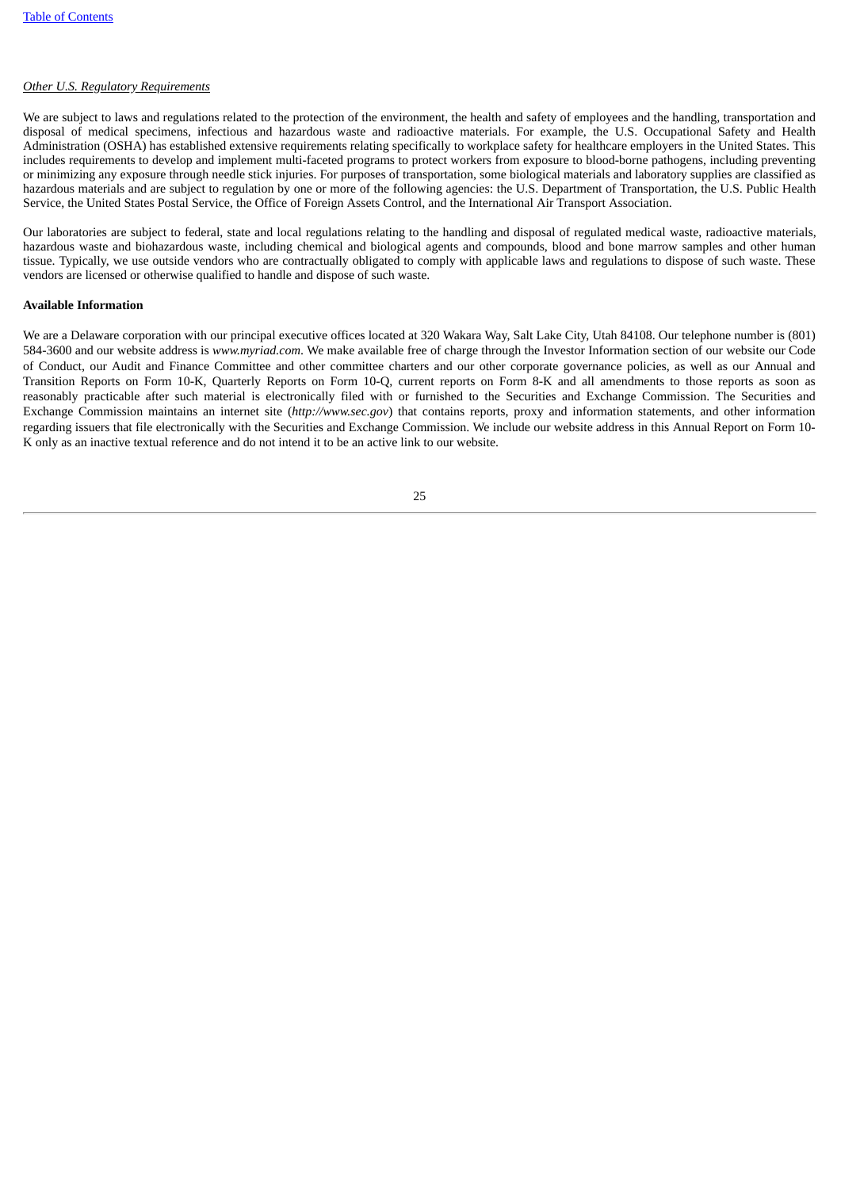*Other U.S. Regulatory Requirements*

We are subject to laws and regulations related to the protection of the environment, the health and safety of employees and the handling, transportation and disposal of medical specimens, infectious and hazardous waste and radioactive materials. For example, the U.S. Occupational Safety and Health Administration (OSHA) has established extensive requirements relating specifically to workplace safety for healthcare employers in the United States. This includes requirements to develop and implement multi-faceted programs to protect workers from exposure to blood-borne pathogens, including preventing or minimizing any exposure through needle stick injuries. For purposes of transportation, some biological materials and laboratory supplies are classified as hazardous materials and are subject to regulation by one or more of the following agencies: the U.S. Department of Transportation, the U.S. Public Health Service, the United States Postal Service, the Office of Foreign Assets Control, and the International Air Transport Association.

Our laboratories are subject to federal, state and local regulations relating to the handling and disposal of regulated medical waste, radioactive materials, hazardous waste and biohazardous waste, including chemical and biological agents and compounds, blood and bone marrow samples and other human tissue. Typically, we use outside vendors who are contractually obligated to comply with applicable laws and regulations to dispose of such waste. These vendors are licensed or otherwise qualified to handle and dispose of such waste.

**Available Information**

We are a Delaware corporation with our principal executive offices located at 320 Wakara Way, Salt Lake City, Utah 84108. Our telephone number is (801) 584-3600 and our website address is *www.myriad.com*. We make available free of charge through the Investor Information section of our website our Code of Conduct, our Audit and Finance Committee and other committee charters and our other corporate governance policies, as well as our Annual and Transition Reports on Form 10-K, Quarterly Reports on Form 10-Q, current reports on Form 8-K and all amendments to those reports as soon as reasonably practicable after such material is electronically filed with or furnished to the Securities and Exchange Commission. The Securities and Exchange Commission maintains an internet site (*http://www.sec.gov*) that contains reports, proxy and information statements, and other information regarding issuers that file electronically with the Securities and Exchange Commission. We include our website address in this Annual Report on Form 10-K only as an inactive textual reference and do not intend it to be an active link to our website.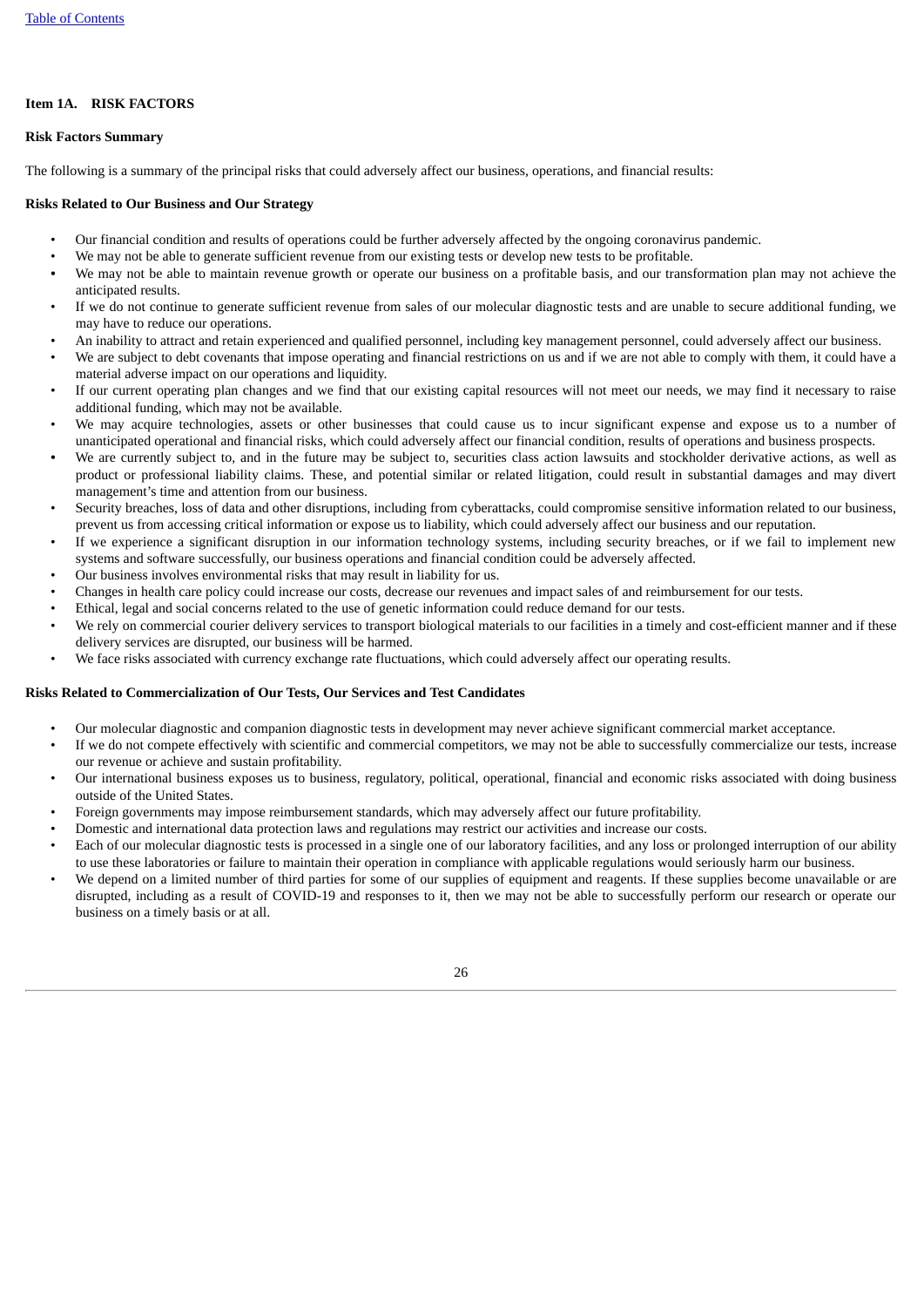## Item 1A. RISK FACTORS

### Risk Factors Summary

The following is a summary of the principal risks that could adversely affect our business, operations, and financial results:

#### Risks Related to Our Business and Our Strategy

- Our financial condition and results of operations could be further adversely affected by the ongoing coronavirus pandemic.
- We may not be able to generate sufficient revenue from our existing tests or develop new tests to be profitable.
- We may not be able to maintain revenue growth or operate our business on a profitable basis, and our transformation plan may not achieve the anticipated results.
- If we do not continue to generate sufficient revenue from sales of our molecular diagnostic tests and are unable to secure additional funding, we may have to reduce our operations.
- An inability to attract and retain experienced and qualified personnel, including key management personnel, could adversely affect our business.
- We are subject to debt covenants that impose operating and financial restrictions on us and if we are not able to comply with them, it could have a material adverse impact on our operations and liquidity.
- If our current operating plan changes and we find that our existing capital resources will not meet our needs, we may find it necessary to raise additional funding, which may not be available.
- We may acquire technologies, assets or other businesses that could cause us to incur significant expense and expose us to a number of unanticipated operational and financial risks, which could adversely affect our financial condition, results of operations and business prospects.
- We are currently subject to, and in the future may be subject to, securities class action lawsuits and stockholder derivative actions, as well as product or professional liability claims. These, and potential similar or related litigation, could result in substantial damages and may divert management's time and attention from our business.
- Security breaches, loss of data and other disruptions, including from cyberattacks, could compromise sensitive information related to our business, prevent us from accessing critical information or expose us to liability, which could adversely affect our business and our reputation.
- If we experience a significant disruption in our information technology systems, including security breaches, or if we fail to implement new systems and software successfully, our business operations and financial condition could be adversely affected.
- Our business involves environmental risks that may result in liability for us.
- Changes in health care policy could increase our costs, decrease our revenues and impact sales of and reimbursement for our tests.
- Ethical, legal and social concerns related to the use of genetic information could reduce demand for our tests.
- We rely on commercial courier delivery services to transport biological materials to our facilities in a timely and cost-efficient manner and if these delivery services are disrupted, our business will be harmed.
- We face risks associated with currency exchange rate fluctuations, which could adversely affect our operating results.

#### Risks Related to Commercialization of Our Tests, Our Services and Test Candidates

- Our molecular diagnostic and companion diagnostic tests in development may never achieve significant commercial market acceptance.
- If we do not compete effectively with scientific and commercial competitors, we may not be able to successfully commercialize our tests, increase our revenue or achieve and sustain profitability.
- Our international business exposes us to business, regulatory, political, operational, financial and economic risks associated with doing business outside of the United States.
- Foreign governments may impose reimbursement standards, which may adversely affect our future profitability.
- Domestic and international data protection laws and regulations may restrict our activities and increase our costs.
- Each of our molecular diagnostic tests is processed in a single one of our laboratory facilities, and any loss or prolonged interruption of our ability to use these laboratories or failure to maintain their operation in compliance with applicable regulations would seriously harm our business.
- We depend on a limited number of third parties for some of our supplies of equipment and reagents. If these supplies become unavailable or are disrupted, including as a result of COVID-19 and responses to it, then we may not be able to successfully perform our research or operate our business on a timely basis or at all.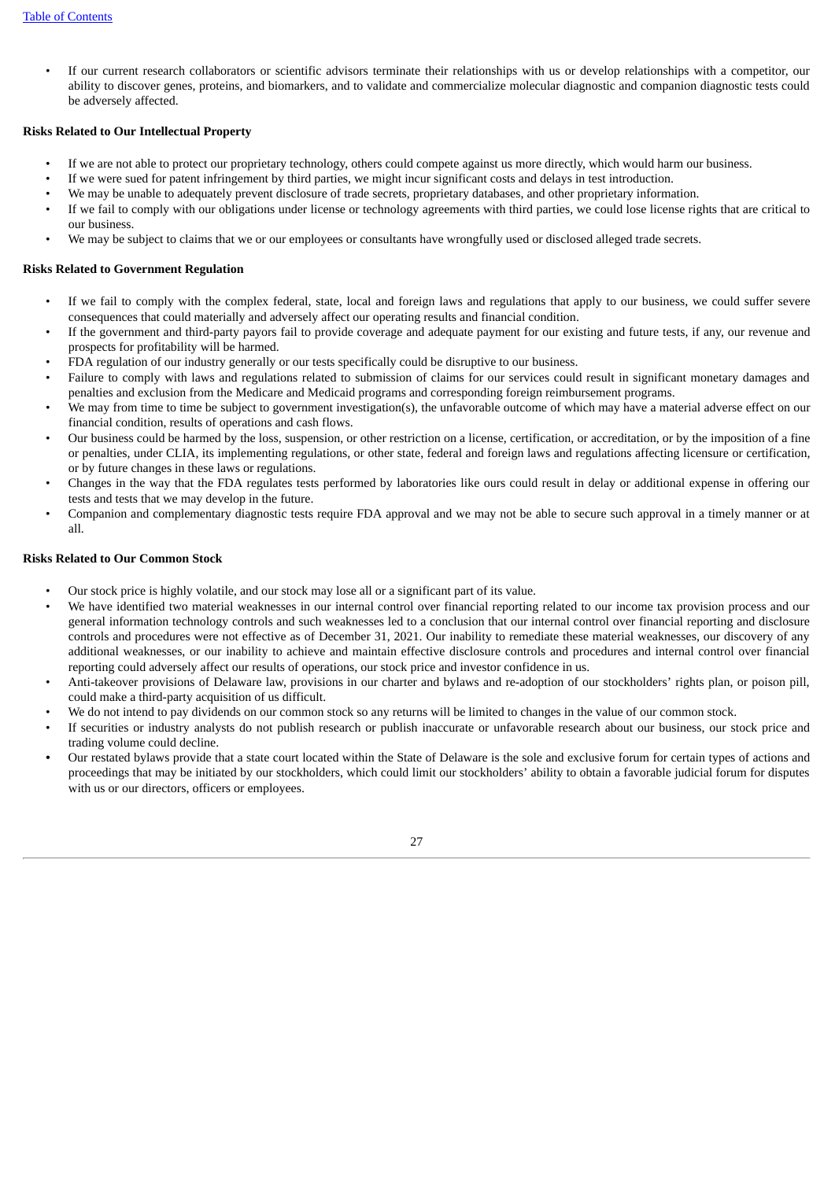- If our current research collaborators or scientific advisors terminate their relationships with us or develop relationships with a competitor, our ability to discover genes, proteins, and biomarkers, and to validate and commercialize molecular diagnostic and companion diagnostic tests could be adversely affected.

**Risks Related to Our Intellectual Property**

- If we are not able to protect our proprietary technology, others could compete against us more directly, which would harm our business.
- If we were sued for patent infringement by third parties, we might incur significant costs and delays in test introduction.
- We may be unable to adequately prevent disclosure of trade secrets, proprietary databases, and other proprietary information.
- If we fail to comply with our obligations under license or technology agreements with third parties, we could lose license rights that are critical to our business.
- We may be subject to claims that we or our employees or consultants have wrongfully used or disclosed alleged trade secrets.

**Risks Related to Government Regulation**

- If we fail to comply with the complex federal, state, local and foreign laws and regulations that apply to our business, we could suffer severe consequences that could materially and adversely affect our operating results and financial condition.
- If the government and third-party payors fail to provide coverage and adequate payment for our existing and future tests, if any, our revenue and prospects for profitability will be harmed.
- FDA regulation of our industry generally or our tests specifically could be disruptive to our business.
- Failure to comply with laws and regulations related to submission of claims for our services could result in significant monetary damages and penalties and exclusion from the Medicare and Medicaid programs and corresponding foreign reimbursement programs.
- We may from time to time be subject to government investigation(s), the unfavorable outcome of which may have a material adverse effect on our financial condition, results of operations and cash flows.
- Our business could be harmed by the loss, suspension, or other restriction on a license, certification, or accreditation, or by the imposition of a fine or penalties, under CLIA, its implementing regulations, or other state, federal and foreign laws and regulations affecting licensure or certification, or by future changes in these laws or regulations.
- Changes in the way that the FDA regulates tests performed by laboratories like ours could result in delay or additional expense in offering our tests and tests that we may develop in the future.
- Companion and complementary diagnostic tests require FDA approval and we may not be able to secure such approval in a timely manner or at all.

**Risks Related to Our Common Stock**

- Our stock price is highly volatile, and our stock may lose all or a significant part of its value.
- We have identified two material weaknesses in our internal control over financial reporting related to our income tax provision process and our general information technology controls and such weaknesses led to a conclusion that our internal control over financial reporting and disclosure controls and procedures were not effective as of December 31, 2021. Our inability to remediate these material weaknesses, our discovery of any additional weaknesses, or our inability to achieve and maintain effective disclosure controls and procedures and internal control over financial reporting could adversely affect our results of operations, our stock price and investor confidence in us.
- Anti-takeover provisions of Delaware law, provisions in our charter and bylaws and re-adoption of our stockholders' rights plan, or poison pill, could make a third-party acquisition of us difficult.
- We do not intend to pay dividends on our common stock so any returns will be limited to changes in the value of our common stock.
- If securities or industry analysts do not publish research or publish inaccurate or unfavorable research about our business, our stock price and trading volume could decline.
- Our restated bylaws provide that a state court located within the State of Delaware is the sole and exclusive forum for certain types of actions and proceedings that may be initiated by our stockholders, which could limit our stockholders' ability to obtain a favorable judicial forum for disputes with us or our directors, officers or employees.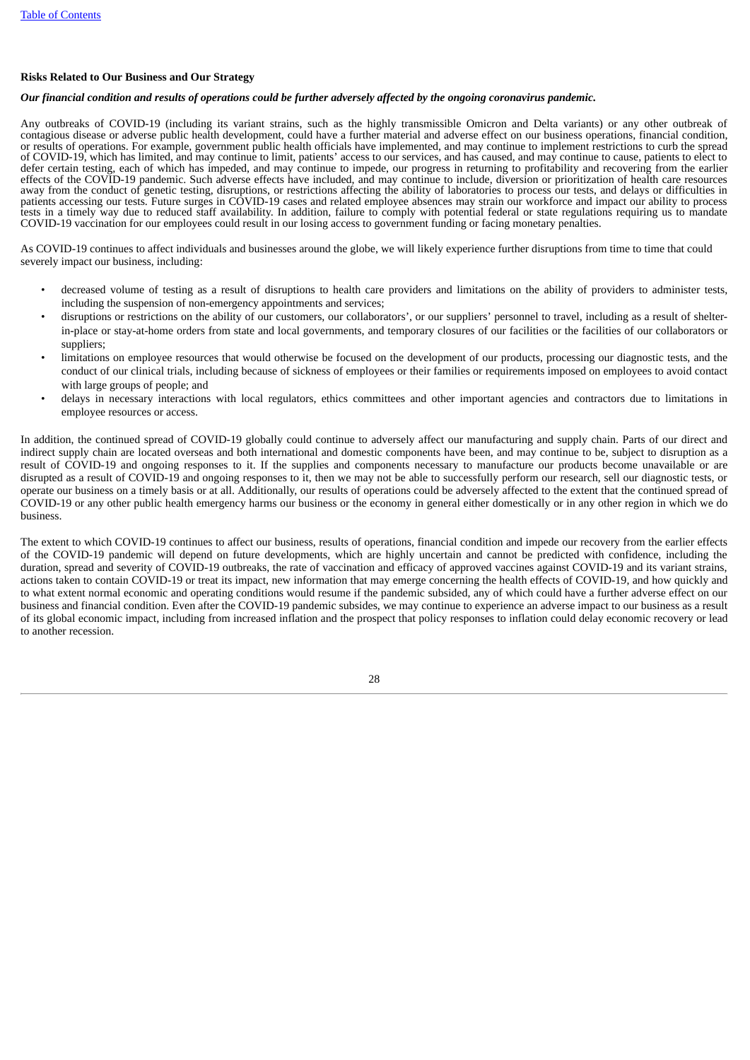### Risks Related to Our Business and Our Strategy

***Our financial condition and results of operations could be further adversely affected by the ongoing coronavirus pandemic.***

Any outbreaks of COVID-19 (including its variant strains, such as the highly transmissible Omicron and Delta variants) or any other outbreak of contagious disease or adverse public health development, could have a further material and adverse effect on our business operations, financial condition, or results of operations. For example, government public health officials have implemented, and may continue to implement restrictions to curb the spread of COVID-19, which has limited, and may continue to limit, patients' access to our services, and has caused, and may continue to cause, patients to elect to defer certain testing, each of which has impeded, and may continue to impede, our progress in returning to profitability and recovering from the earlier effects of the COVID-19 pandemic. Such adverse effects have included, and may continue to include, diversion or prioritization of health care resources away from the conduct of genetic testing, disruptions, or restrictions affecting the ability of laboratories to process our tests, and delays or difficulties in patients accessing our tests. Future surges in COVID-19 cases and related employee absences may strain our workforce and impact our ability to process tests in a timely way due to reduced staff availability. In addition, failure to comply with potential federal or state regulations requiring us to mandate COVID-19 vaccination for our employees could result in our losing access to government funding or facing monetary penalties.

As COVID-19 continues to affect individuals and businesses around the globe, we will likely experience further disruptions from time to time that could severely impact our business, including:

- decreased volume of testing as a result of disruptions to health care providers and limitations on the ability of providers to administer tests, including the suspension of non-emergency appointments and services;
- disruptions or restrictions on the ability of our customers, our collaborators', or our suppliers' personnel to travel, including as a result of shelter-in-place or stay-at-home orders from state and local governments, and temporary closures of our facilities or the facilities of our collaborators or suppliers;
- limitations on employee resources that would otherwise be focused on the development of our products, processing our diagnostic tests, and the conduct of our clinical trials, including because of sickness of employees or their families or requirements imposed on employees to avoid contact with large groups of people; and
- delays in necessary interactions with local regulators, ethics committees and other important agencies and contractors due to limitations in employee resources or access.

In addition, the continued spread of COVID-19 globally could continue to adversely affect our manufacturing and supply chain. Parts of our direct and indirect supply chain are located overseas and both international and domestic components have been, and may continue to be, subject to disruption as a result of COVID-19 and ongoing responses to it. If the supplies and components necessary to manufacture our products become unavailable or are disrupted as a result of COVID-19 and ongoing responses to it, then we may not be able to successfully perform our research, sell our diagnostic tests, or operate our business on a timely basis or at all. Additionally, our results of operations could be adversely affected to the extent that the continued spread of COVID-19 or any other public health emergency harms our business or the economy in general either domestically or in any other region in which we do business.

The extent to which COVID-19 continues to affect our business, results of operations, financial condition and impede our recovery from the earlier effects of the COVID-19 pandemic will depend on future developments, which are highly uncertain and cannot be predicted with confidence, including the duration, spread and severity of COVID-19 outbreaks, the rate of vaccination and efficacy of approved vaccines against COVID-19 and its variant strains, actions taken to contain COVID-19 or treat its impact, new information that may emerge concerning the health effects of COVID-19, and how quickly and to what extent normal economic and operating conditions would resume if the pandemic subsided, any of which could have a further adverse effect on our business and financial condition. Even after the COVID-19 pandemic subsides, we may continue to experience an adverse impact to our business as a result of its global economic impact, including from increased inflation and the prospect that policy responses to inflation could delay economic recovery or lead to another recession.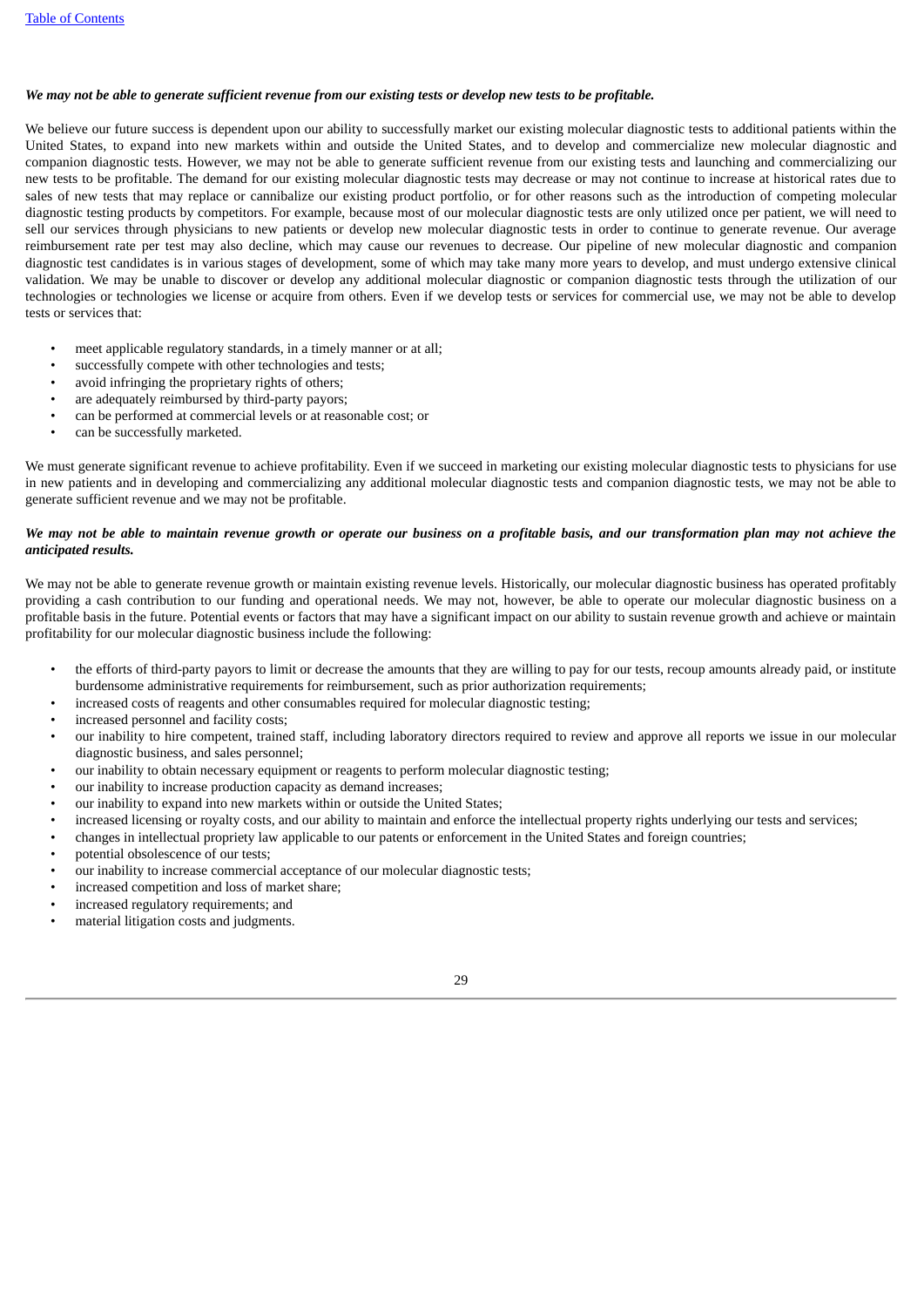***We may not be able to generate sufficient revenue from our existing tests or develop new tests to be profitable.***

We believe our future success is dependent upon our ability to successfully market our existing molecular diagnostic tests to additional patients within the United States, to expand into new markets within and outside the United States, and to develop and commercialize new molecular diagnostic and companion diagnostic tests. However, we may not be able to generate sufficient revenue from our existing tests and launching and commercializing our new tests to be profitable. The demand for our existing molecular diagnostic tests may decrease or may not continue to increase at historical rates due to sales of new tests that may replace or cannibalize our existing product portfolio, or for other reasons such as the introduction of competing molecular diagnostic testing products by competitors. For example, because most of our molecular diagnostic tests are only utilized once per patient, we will need to sell our services through physicians to new patients or develop new molecular diagnostic tests in order to continue to generate revenue. Our average reimbursement rate per test may also decline, which may cause our revenues to decrease. Our pipeline of new molecular diagnostic and companion diagnostic test candidates is in various stages of development, some of which may take many more years to develop, and must undergo extensive clinical validation. We may be unable to discover or develop any additional molecular diagnostic or companion diagnostic tests through the utilization of our technologies or technologies we license or acquire from others. Even if we develop tests or services for commercial use, we may not be able to develop tests or services that:

- meet applicable regulatory standards, in a timely manner or at all;
- successfully compete with other technologies and tests;
- avoid infringing the proprietary rights of others;
- are adequately reimbursed by third-party payors;
- can be performed at commercial levels or at reasonable cost; or
- can be successfully marketed.

We must generate significant revenue to achieve profitability. Even if we succeed in marketing our existing molecular diagnostic tests to physicians for use in new patients and in developing and commercializing any additional molecular diagnostic tests and companion diagnostic tests, we may not be able to generate sufficient revenue and we may not be profitable.

***We may not be able to maintain revenue growth or operate our business on a profitable basis, and our transformation plan may not achieve the anticipated results.***

We may not be able to generate revenue growth or maintain existing revenue levels. Historically, our molecular diagnostic business has operated profitably providing a cash contribution to our funding and operational needs. We may not, however, be able to operate our molecular diagnostic business on a profitable basis in the future. Potential events or factors that may have a significant impact on our ability to sustain revenue growth and achieve or maintain profitability for our molecular diagnostic business include the following:

- the efforts of third-party payors to limit or decrease the amounts that they are willing to pay for our tests, recoup amounts already paid, or institute burdensome administrative requirements for reimbursement, such as prior authorization requirements;
- increased costs of reagents and other consumables required for molecular diagnostic testing;
- increased personnel and facility costs;
- our inability to hire competent, trained staff, including laboratory directors required to review and approve all reports we issue in our molecular diagnostic business, and sales personnel;
- our inability to obtain necessary equipment or reagents to perform molecular diagnostic testing;
- our inability to increase production capacity as demand increases;
- our inability to expand into new markets within or outside the United States;
- increased licensing or royalty costs, and our ability to maintain and enforce the intellectual property rights underlying our tests and services;
- changes in intellectual propriety law applicable to our patents or enforcement in the United States and foreign countries;
- potential obsolescence of our tests;
- our inability to increase commercial acceptance of our molecular diagnostic tests;
- increased competition and loss of market share;
- increased regulatory requirements; and
- material litigation costs and judgments.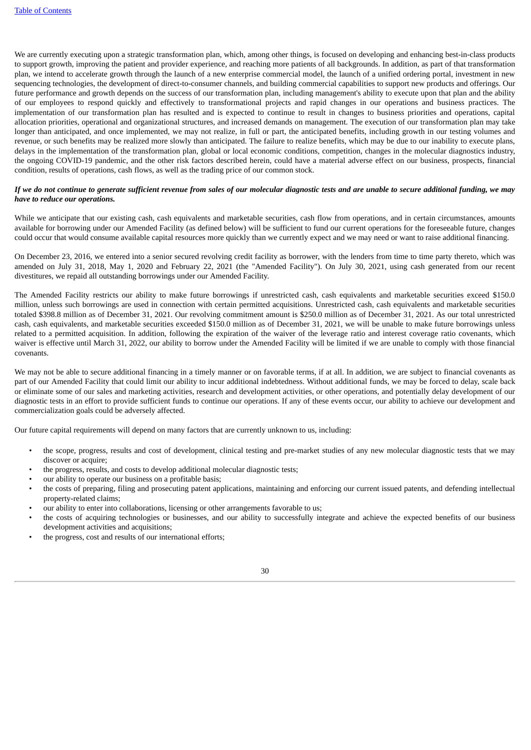We are currently executing upon a strategic transformation plan, which, among other things, is focused on developing and enhancing best-in-class products to support growth, improving the patient and provider experience, and reaching more patients of all backgrounds. In addition, as part of that transformation plan, we intend to accelerate growth through the launch of a new enterprise commercial model, the launch of a unified ordering portal, investment in new sequencing technologies, the development of direct-to-consumer channels, and building commercial capabilities to support new products and offerings. Our future performance and growth depends on the success of our transformation plan, including management's ability to execute upon that plan and the ability of our employees to respond quickly and effectively to transformational projects and rapid changes in our operations and business practices. The implementation of our transformation plan has resulted and is expected to continue to result in changes to business priorities and operations, capital allocation priorities, operational and organizational structures, and increased demands on management. The execution of our transformation plan may take longer than anticipated, and once implemented, we may not realize, in full or in part, the anticipated benefits, including growth in our testing volumes and revenue, or such benefits may be realized more slowly than anticipated. The failure to realize benefits, which may be due to our inability to execute plans, delays in the implementation of the transformation plan, global or local economic conditions, competition, changes in the molecular diagnostics industry, the ongoing COVID-19 pandemic, and the other risk factors described herein, could have a material adverse effect on our business, prospects, financial condition, results of operations, cash flows, as well as the trading price of our common stock.

***If we do not continue to generate sufficient revenue from sales of our molecular diagnostic tests and are unable to secure additional funding, we may have to reduce our operations.***

While we anticipate that our existing cash, cash equivalents and marketable securities, cash flow from operations, and in certain circumstances, amounts available for borrowing under our Amended Facility (as defined below) will be sufficient to fund our current operations for the foreseeable future, changes could occur that would consume available capital resources more quickly than we currently expect and we may need or want to raise additional financing.

On December 23, 2016, we entered into a senior secured revolving credit facility as borrower, with the lenders from time to time party thereto, which was amended on July 31, 2018, May 1, 2020 and February 22, 2021 (the "Amended Facility"). On July 30, 2021, using cash generated from our recent divestitures, we repaid all outstanding borrowings under our Amended Facility.

The Amended Facility restricts our ability to make future borrowings if unrestricted cash, cash equivalents and marketable securities exceed $150.0 million, unless such borrowings are used in connection with certain permitted acquisitions. Unrestricted cash, cash equivalents and marketable securities totaled $398.8 million as of December 31, 2021. Our revolving commitment amount is $250.0 million as of December 31, 2021. As our total unrestricted cash, cash equivalents, and marketable securities exceeded $150.0 million as of December 31, 2021, we will be unable to make future borrowings unless related to a permitted acquisition. In addition, following the expiration of the waiver of the leverage ratio and interest coverage ratio covenants, which waiver is effective until March 31, 2022, our ability to borrow under the Amended Facility will be limited if we are unable to comply with those financial covenants.

We may not be able to secure additional financing in a timely manner or on favorable terms, if at all. In addition, we are subject to financial covenants as part of our Amended Facility that could limit our ability to incur additional indebtedness. Without additional funds, we may be forced to delay, scale back or eliminate some of our sales and marketing activities, research and development activities, or other operations, and potentially delay development of our diagnostic tests in an effort to provide sufficient funds to continue our operations. If any of these events occur, our ability to achieve our development and commercialization goals could be adversely affected.

Our future capital requirements will depend on many factors that are currently unknown to us, including:

- the scope, progress, results and cost of development, clinical testing and pre-market studies of any new molecular diagnostic tests that we may discover or acquire;
- the progress, results, and costs to develop additional molecular diagnostic tests;
- our ability to operate our business on a profitable basis;
- the costs of preparing, filing and prosecuting patent applications, maintaining and enforcing our current issued patents, and defending intellectual property-related claims;
- our ability to enter into collaborations, licensing or other arrangements favorable to us;
- the costs of acquiring technologies or businesses, and our ability to successfully integrate and achieve the expected benefits of our business development activities and acquisitions;
- the progress, cost and results of our international efforts;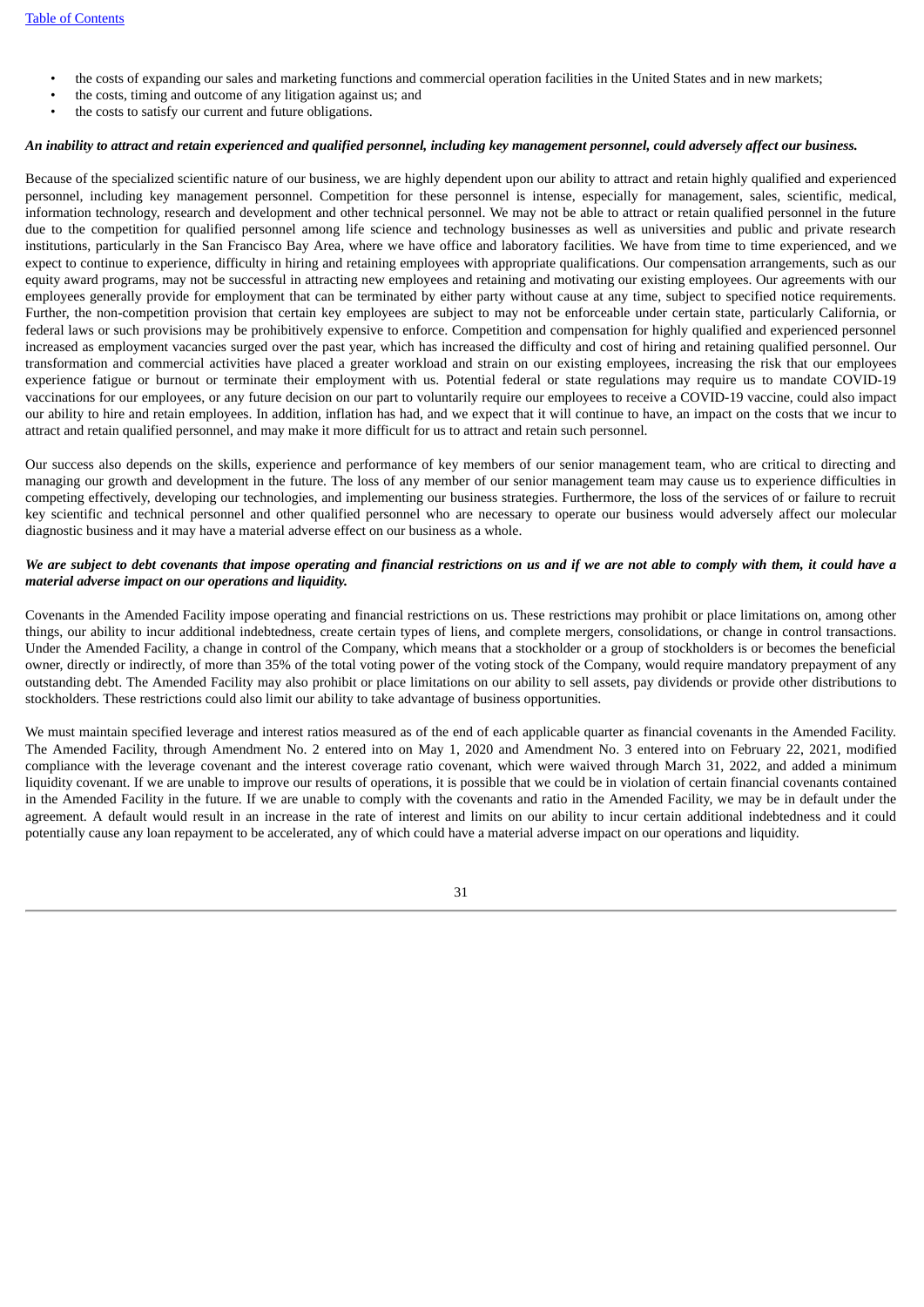- the costs of expanding our sales and marketing functions and commercial operation facilities in the United States and in new markets;
- the costs, timing and outcome of any litigation against us; and
- the costs to satisfy our current and future obligations.

***An inability to attract and retain experienced and qualified personnel, including key management personnel, could adversely affect our business.***

Because of the specialized scientific nature of our business, we are highly dependent upon our ability to attract and retain highly qualified and experienced personnel, including key management personnel. Competition for these personnel is intense, especially for management, sales, scientific, medical, information technology, research and development and other technical personnel. We may not be able to attract or retain qualified personnel in the future due to the competition for qualified personnel among life science and technology businesses as well as universities and public and private research institutions, particularly in the San Francisco Bay Area, where we have office and laboratory facilities. We have from time to time experienced, and we expect to continue to experience, difficulty in hiring and retaining employees with appropriate qualifications. Our compensation arrangements, such as our equity award programs, may not be successful in attracting new employees and retaining and motivating our existing employees. Our agreements with our employees generally provide for employment that can be terminated by either party without cause at any time, subject to specified notice requirements. Further, the non-competition provision that certain key employees are subject to may not be enforceable under certain state, particularly California, or federal laws or such provisions may be prohibitively expensive to enforce. Competition and compensation for highly qualified and experienced personnel increased as employment vacancies surged over the past year, which has increased the difficulty and cost of hiring and retaining qualified personnel. Our transformation and commercial activities have placed a greater workload and strain on our existing employees, increasing the risk that our employees experience fatigue or burnout or terminate their employment with us. Potential federal or state regulations may require us to mandate COVID-19 vaccinations for our employees, or any future decision on our part to voluntarily require our employees to receive a COVID-19 vaccine, could also impact our ability to hire and retain employees. In addition, inflation has had, and we expect that it will continue to have, an impact on the costs that we incur to attract and retain qualified personnel, and may make it more difficult for us to attract and retain such personnel.

Our success also depends on the skills, experience and performance of key members of our senior management team, who are critical to directing and managing our growth and development in the future. The loss of any member of our senior management team may cause us to experience difficulties in competing effectively, developing our technologies, and implementing our business strategies. Furthermore, the loss of the services of or failure to recruit key scientific and technical personnel and other qualified personnel who are necessary to operate our business would adversely affect our molecular diagnostic business and it may have a material adverse effect on our business as a whole.

***We are subject to debt covenants that impose operating and financial restrictions on us and if we are not able to comply with them, it could have a material adverse impact on our operations and liquidity.***

Covenants in the Amended Facility impose operating and financial restrictions on us. These restrictions may prohibit or place limitations on, among other things, our ability to incur additional indebtedness, create certain types of liens, and complete mergers, consolidations, or change in control transactions. Under the Amended Facility, a change in control of the Company, which means that a stockholder or a group of stockholders is or becomes the beneficial owner, directly or indirectly, of more than 35% of the total voting power of the voting stock of the Company, would require mandatory prepayment of any outstanding debt. The Amended Facility may also prohibit or place limitations on our ability to sell assets, pay dividends or provide other distributions to stockholders. These restrictions could also limit our ability to take advantage of business opportunities.

We must maintain specified leverage and interest ratios measured as of the end of each applicable quarter as financial covenants in the Amended Facility. The Amended Facility, through Amendment No. 2 entered into on May 1, 2020 and Amendment No. 3 entered into on February 22, 2021, modified compliance with the leverage covenant and the interest coverage ratio covenant, which were waived through March 31, 2022, and added a minimum liquidity covenant. If we are unable to improve our results of operations, it is possible that we could be in violation of certain financial covenants contained in the Amended Facility in the future. If we are unable to comply with the covenants and ratio in the Amended Facility, we may be in default under the agreement. A default would result in an increase in the rate of interest and limits on our ability to incur certain additional indebtedness and it could potentially cause any loan repayment to be accelerated, any of which could have a material adverse impact on our operations and liquidity.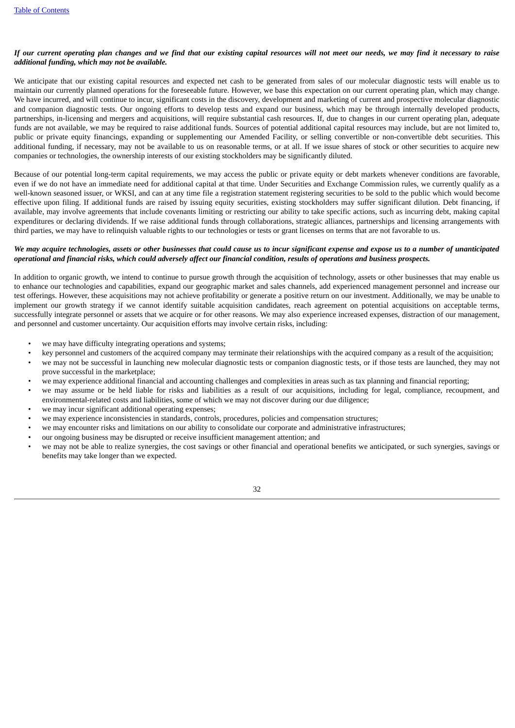***If our current operating plan changes and we find that our existing capital resources will not meet our needs, we may find it necessary to raise additional funding, which may not be available.***

We anticipate that our existing capital resources and expected net cash to be generated from sales of our molecular diagnostic tests will enable us to maintain our currently planned operations for the foreseeable future. However, we base this expectation on our current operating plan, which may change. We have incurred, and will continue to incur, significant costs in the discovery, development and marketing of current and prospective molecular diagnostic and companion diagnostic tests. Our ongoing efforts to develop tests and expand our business, which may be through internally developed products, partnerships, in-licensing and mergers and acquisitions, will require substantial cash resources. If, due to changes in our current operating plan, adequate funds are not available, we may be required to raise additional funds. Sources of potential additional capital resources may include, but are not limited to, public or private equity financings, expanding or supplementing our Amended Facility, or selling convertible or non-convertible debt securities. This additional funding, if necessary, may not be available to us on reasonable terms, or at all. If we issue shares of stock or other securities to acquire new companies or technologies, the ownership interests of our existing stockholders may be significantly diluted.

Because of our potential long-term capital requirements, we may access the public or private equity or debt markets whenever conditions are favorable, even if we do not have an immediate need for additional capital at that time. Under Securities and Exchange Commission rules, we currently qualify as a well-known seasoned issuer, or WKSI, and can at any time file a registration statement registering securities to be sold to the public which would become effective upon filing. If additional funds are raised by issuing equity securities, existing stockholders may suffer significant dilution. Debt financing, if available, may involve agreements that include covenants limiting or restricting our ability to take specific actions, such as incurring debt, making capital expenditures or declaring dividends. If we raise additional funds through collaborations, strategic alliances, partnerships and licensing arrangements with third parties, we may have to relinquish valuable rights to our technologies or tests or grant licenses on terms that are not favorable to us.

***We may acquire technologies, assets or other businesses that could cause us to incur significant expense and expose us to a number of unanticipated operational and financial risks, which could adversely affect our financial condition, results of operations and business prospects.***

In addition to organic growth, we intend to continue to pursue growth through the acquisition of technology, assets or other businesses that may enable us to enhance our technologies and capabilities, expand our geographic market and sales channels, add experienced management personnel and increase our test offerings. However, these acquisitions may not achieve profitability or generate a positive return on our investment. Additionally, we may be unable to implement our growth strategy if we cannot identify suitable acquisition candidates, reach agreement on potential acquisitions on acceptable terms, successfully integrate personnel or assets that we acquire or for other reasons. We may also experience increased expenses, distraction of our management, and personnel and customer uncertainty. Our acquisition efforts may involve certain risks, including:

- we may have difficulty integrating operations and systems;
- key personnel and customers of the acquired company may terminate their relationships with the acquired company as a result of the acquisition;
- we may not be successful in launching new molecular diagnostic tests or companion diagnostic tests, or if those tests are launched, they may not prove successful in the marketplace;
- we may experience additional financial and accounting challenges and complexities in areas such as tax planning and financial reporting;
- we may assume or be held liable for risks and liabilities as a result of our acquisitions, including for legal, compliance, recoupment, and environmental-related costs and liabilities, some of which we may not discover during our due diligence;
- we may incur significant additional operating expenses;
- we may experience inconsistencies in standards, controls, procedures, policies and compensation structures;
- we may encounter risks and limitations on our ability to consolidate our corporate and administrative infrastructures;
- our ongoing business may be disrupted or receive insufficient management attention; and
- we may not be able to realize synergies, the cost savings or other financial and operational benefits we anticipated, or such synergies, savings or benefits may take longer than we expected.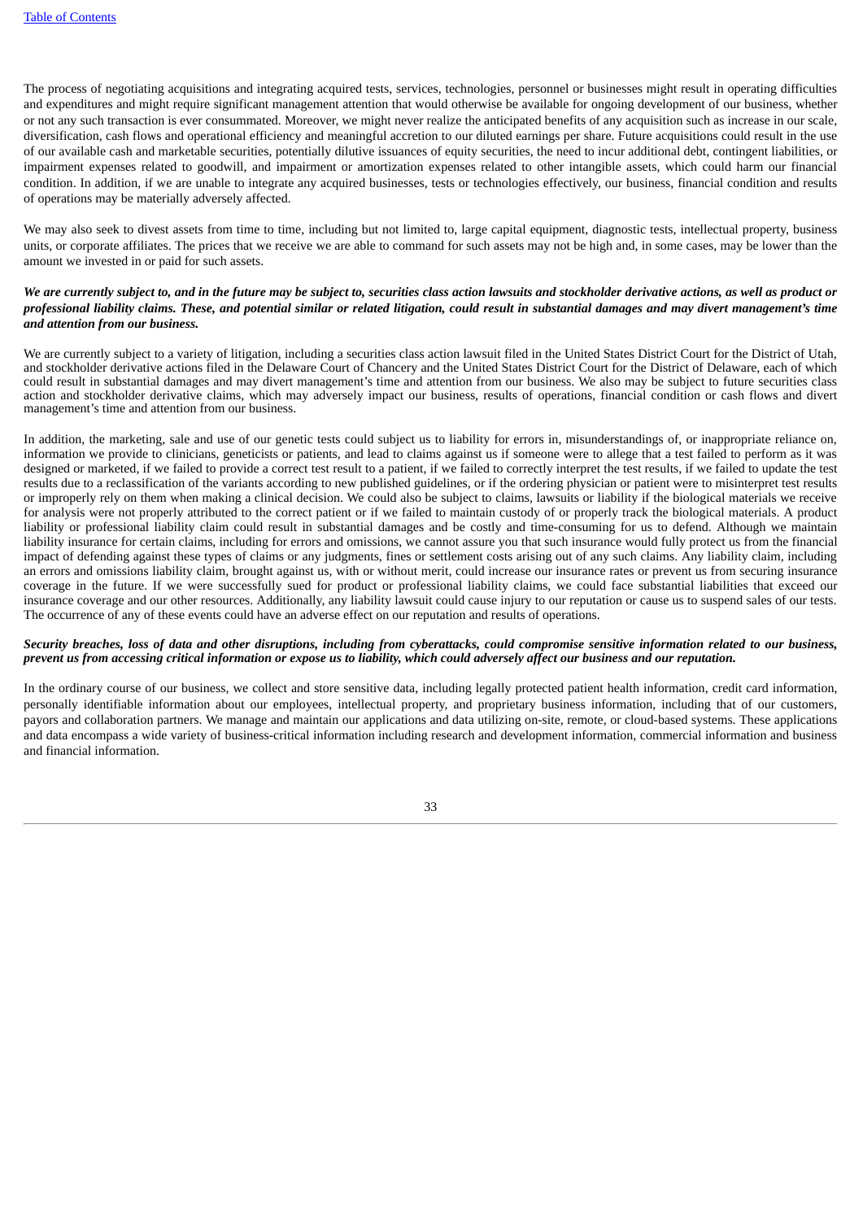The process of negotiating acquisitions and integrating acquired tests, services, technologies, personnel or businesses might result in operating difficulties and expenditures and might require significant management attention that would otherwise be available for ongoing development of our business, whether or not any such transaction is ever consummated. Moreover, we might never realize the anticipated benefits of any acquisition such as increase in our scale, diversification, cash flows and operational efficiency and meaningful accretion to our diluted earnings per share. Future acquisitions could result in the use of our available cash and marketable securities, potentially dilutive issuances of equity securities, the need to incur additional debt, contingent liabilities, or impairment expenses related to goodwill, and impairment or amortization expenses related to other intangible assets, which could harm our financial condition. In addition, if we are unable to integrate any acquired businesses, tests or technologies effectively, our business, financial condition and results of operations may be materially adversely affected.

We may also seek to divest assets from time to time, including but not limited to, large capital equipment, diagnostic tests, intellectual property, business units, or corporate affiliates. The prices that we receive we are able to command for such assets may not be high and, in some cases, may be lower than the amount we invested in or paid for such assets.

***We are currently subject to, and in the future may be subject to, securities class action lawsuits and stockholder derivative actions, as well as product or professional liability claims. These, and potential similar or related litigation, could result in substantial damages and may divert management's time and attention from our business.***

We are currently subject to a variety of litigation, including a securities class action lawsuit filed in the United States District Court for the District of Utah, and stockholder derivative actions filed in the Delaware Court of Chancery and the United States District Court for the District of Delaware, each of which could result in substantial damages and may divert management's time and attention from our business. We also may be subject to future securities class action and stockholder derivative claims, which may adversely impact our business, results of operations, financial condition or cash flows and divert management's time and attention from our business.

In addition, the marketing, sale and use of our genetic tests could subject us to liability for errors in, misunderstandings of, or inappropriate reliance on, information we provide to clinicians, geneticists or patients, and lead to claims against us if someone were to allege that a test failed to perform as it was designed or marketed, if we failed to provide a correct test result to a patient, if we failed to correctly interpret the test results, if we failed to update the test results due to a reclassification of the variants according to new published guidelines, or if the ordering physician or patient were to misinterpret test results or improperly rely on them when making a clinical decision. We could also be subject to claims, lawsuits or liability if the biological materials we receive for analysis were not properly attributed to the correct patient or if we failed to maintain custody of or properly track the biological materials. A product liability or professional liability claim could result in substantial damages and be costly and time-consuming for us to defend. Although we maintain liability insurance for certain claims, including for errors and omissions, we cannot assure you that such insurance would fully protect us from the financial impact of defending against these types of claims or any judgments, fines or settlement costs arising out of any such claims. Any liability claim, including an errors and omissions liability claim, brought against us, with or without merit, could increase our insurance rates or prevent us from securing insurance coverage in the future. If we were successfully sued for product or professional liability claims, we could face substantial liabilities that exceed our insurance coverage and our other resources. Additionally, any liability lawsuit could cause injury to our reputation or cause us to suspend sales of our tests. The occurrence of any of these events could have an adverse effect on our reputation and results of operations.

***Security breaches, loss of data and other disruptions, including from cyberattacks, could compromise sensitive information related to our business, prevent us from accessing critical information or expose us to liability, which could adversely affect our business and our reputation.***

In the ordinary course of our business, we collect and store sensitive data, including legally protected patient health information, credit card information, personally identifiable information about our employees, intellectual property, and proprietary business information, including that of our customers, payors and collaboration partners. We manage and maintain our applications and data utilizing on-site, remote, or cloud-based systems. These applications and data encompass a wide variety of business-critical information including research and development information, commercial information and business and financial information.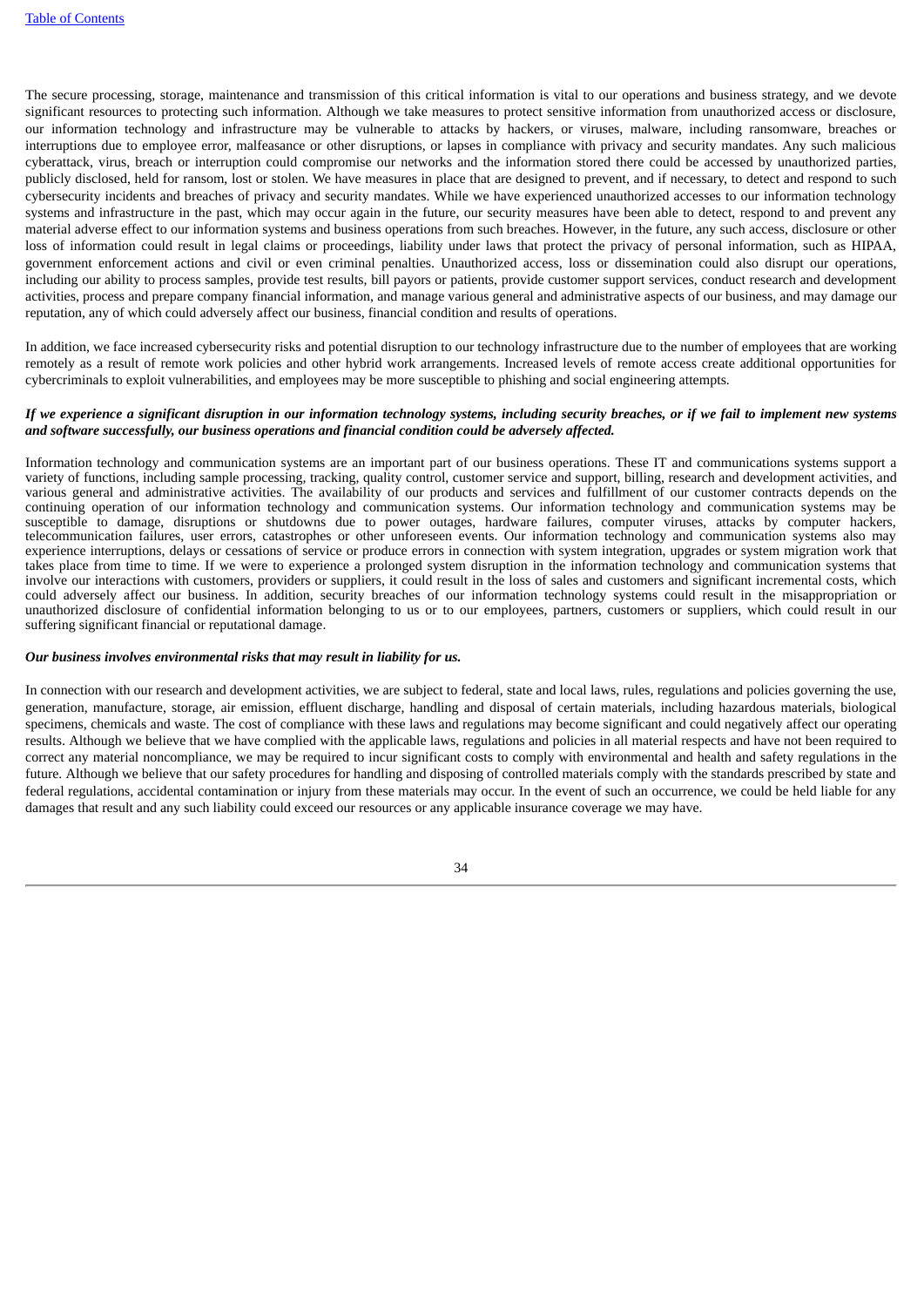The secure processing, storage, maintenance and transmission of this critical information is vital to our operations and business strategy, and we devote significant resources to protecting such information. Although we take measures to protect sensitive information from unauthorized access or disclosure, our information technology and infrastructure may be vulnerable to attacks by hackers, or viruses, malware, including ransomware, breaches or interruptions due to employee error, malfeasance or other disruptions, or lapses in compliance with privacy and security mandates. Any such malicious cyberattack, virus, breach or interruption could compromise our networks and the information stored there could be accessed by unauthorized parties, publicly disclosed, held for ransom, lost or stolen. We have measures in place that are designed to prevent, and if necessary, to detect and respond to such cybersecurity incidents and breaches of privacy and security mandates. While we have experienced unauthorized accesses to our information technology systems and infrastructure in the past, which may occur again in the future, our security measures have been able to detect, respond to and prevent any material adverse effect to our information systems and business operations from such breaches. However, in the future, any such access, disclosure or other loss of information could result in legal claims or proceedings, liability under laws that protect the privacy of personal information, such as HIPAA, government enforcement actions and civil or even criminal penalties. Unauthorized access, loss or dissemination could also disrupt our operations, including our ability to process samples, provide test results, bill payors or patients, provide customer support services, conduct research and development activities, process and prepare company financial information, and manage various general and administrative aspects of our business, and may damage our reputation, any of which could adversely affect our business, financial condition and results of operations.

In addition, we face increased cybersecurity risks and potential disruption to our technology infrastructure due to the number of employees that are working remotely as a result of remote work policies and other hybrid work arrangements. Increased levels of remote access create additional opportunities for cybercriminals to exploit vulnerabilities, and employees may be more susceptible to phishing and social engineering attempts.

***If we experience a significant disruption in our information technology systems, including security breaches, or if we fail to implement new systems and software successfully, our business operations and financial condition could be adversely affected.***

Information technology and communication systems are an important part of our business operations. These IT and communications systems support a variety of functions, including sample processing, tracking, quality control, customer service and support, billing, research and development activities, and various general and administrative activities. The availability of our products and services and fulfillment of our customer contracts depends on the continuing operation of our information technology and communication systems. Our information technology and communication systems may be susceptible to damage, disruptions or shutdowns due to power outages, hardware failures, computer viruses, attacks by computer hackers, telecommunication failures, user errors, catastrophes or other unforeseen events. Our information technology and communication systems also may experience interruptions, delays or cessations of service or produce errors in connection with system integration, upgrades or system migration work that takes place from time to time. If we were to experience a prolonged system disruption in the information technology and communication systems that involve our interactions with customers, providers or suppliers, it could result in the loss of sales and customers and significant incremental costs, which could adversely affect our business. In addition, security breaches of our information technology systems could result in the misappropriation or unauthorized disclosure of confidential information belonging to us or to our employees, partners, customers or suppliers, which could result in our suffering significant financial or reputational damage.

***Our business involves environmental risks that may result in liability for us.***

In connection with our research and development activities, we are subject to federal, state and local laws, rules, regulations and policies governing the use, generation, manufacture, storage, air emission, effluent discharge, handling and disposal of certain materials, including hazardous materials, biological specimens, chemicals and waste. The cost of compliance with these laws and regulations may become significant and could negatively affect our operating results. Although we believe that we have complied with the applicable laws, regulations and policies in all material respects and have not been required to correct any material noncompliance, we may be required to incur significant costs to comply with environmental and health and safety regulations in the future. Although we believe that our safety procedures for handling and disposing of controlled materials comply with the standards prescribed by state and federal regulations, accidental contamination or injury from these materials may occur. In the event of such an occurrence, we could be held liable for any damages that result and any such liability could exceed our resources or any applicable insurance coverage we may have.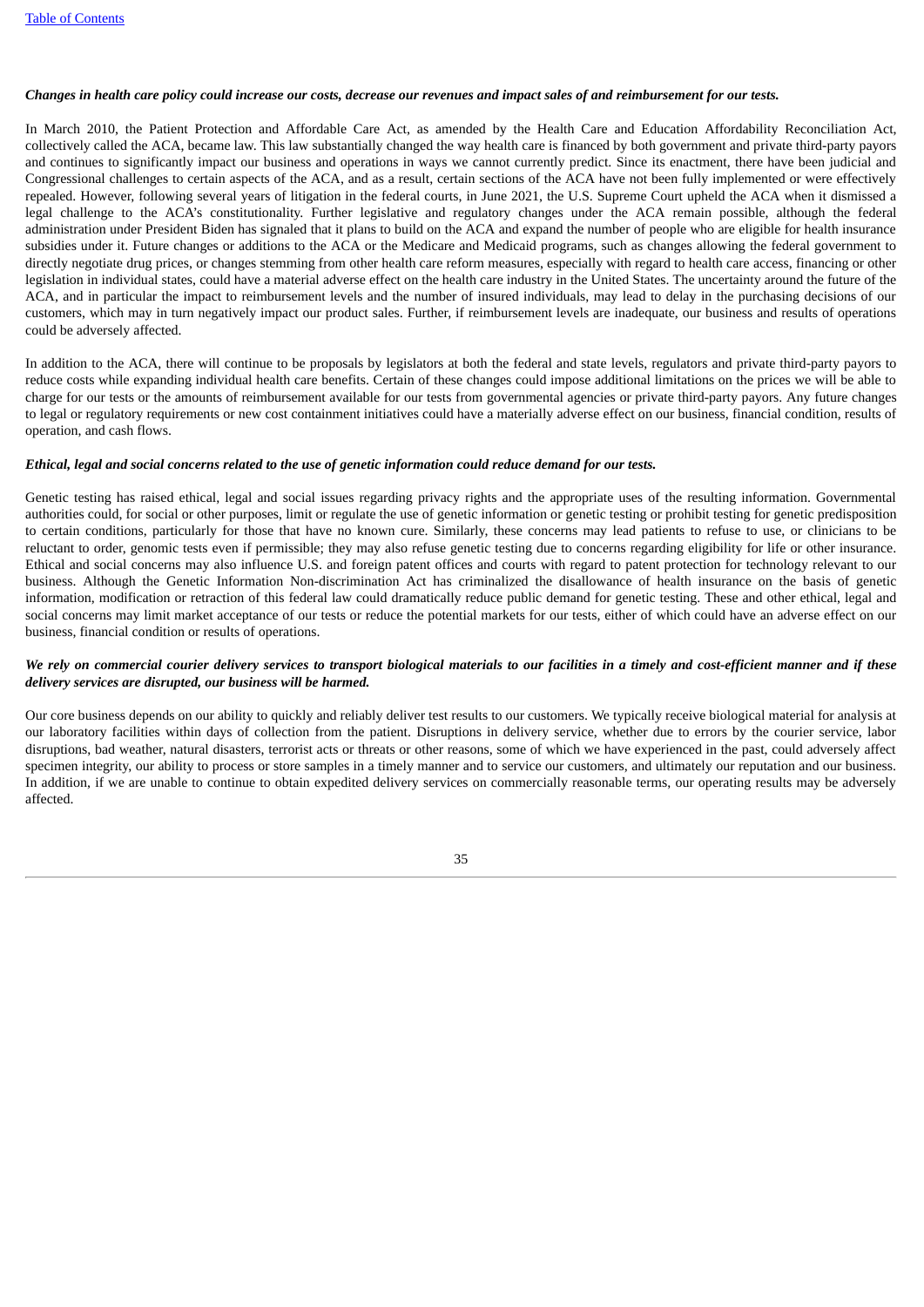***Changes in health care policy could increase our costs, decrease our revenues and impact sales of and reimbursement for our tests.***

In March 2010, the Patient Protection and Affordable Care Act, as amended by the Health Care and Education Affordability Reconciliation Act, collectively called the ACA, became law. This law substantially changed the way health care is financed by both government and private third-party payors and continues to significantly impact our business and operations in ways we cannot currently predict. Since its enactment, there have been judicial and Congressional challenges to certain aspects of the ACA, and as a result, certain sections of the ACA have not been fully implemented or were effectively repealed. However, following several years of litigation in the federal courts, in June 2021, the U.S. Supreme Court upheld the ACA when it dismissed a legal challenge to the ACA's constitutionality. Further legislative and regulatory changes under the ACA remain possible, although the federal administration under President Biden has signaled that it plans to build on the ACA and expand the number of people who are eligible for health insurance subsidies under it. Future changes or additions to the ACA or the Medicare and Medicaid programs, such as changes allowing the federal government to directly negotiate drug prices, or changes stemming from other health care reform measures, especially with regard to health care access, financing or other legislation in individual states, could have a material adverse effect on the health care industry in the United States. The uncertainty around the future of the ACA, and in particular the impact to reimbursement levels and the number of insured individuals, may lead to delay in the purchasing decisions of our customers, which may in turn negatively impact our product sales. Further, if reimbursement levels are inadequate, our business and results of operations could be adversely affected.

In addition to the ACA, there will continue to be proposals by legislators at both the federal and state levels, regulators and private third-party payors to reduce costs while expanding individual health care benefits. Certain of these changes could impose additional limitations on the prices we will be able to charge for our tests or the amounts of reimbursement available for our tests from governmental agencies or private third-party payors. Any future changes to legal or regulatory requirements or new cost containment initiatives could have a materially adverse effect on our business, financial condition, results of operation, and cash flows.

***Ethical, legal and social concerns related to the use of genetic information could reduce demand for our tests.***

Genetic testing has raised ethical, legal and social issues regarding privacy rights and the appropriate uses of the resulting information. Governmental authorities could, for social or other purposes, limit or regulate the use of genetic information or genetic testing or prohibit testing for genetic predisposition to certain conditions, particularly for those that have no known cure. Similarly, these concerns may lead patients to refuse to use, or clinicians to be reluctant to order, genomic tests even if permissible; they may also refuse genetic testing due to concerns regarding eligibility for life or other insurance. Ethical and social concerns may also influence U.S. and foreign patent offices and courts with regard to patent protection for technology relevant to our business. Although the Genetic Information Non-discrimination Act has criminalized the disallowance of health insurance on the basis of genetic information, modification or retraction of this federal law could dramatically reduce public demand for genetic testing. These and other ethical, legal and social concerns may limit market acceptance of our tests or reduce the potential markets for our tests, either of which could have an adverse effect on our business, financial condition or results of operations.

***We rely on commercial courier delivery services to transport biological materials to our facilities in a timely and cost-efficient manner and if these delivery services are disrupted, our business will be harmed.***

Our core business depends on our ability to quickly and reliably deliver test results to our customers. We typically receive biological material for analysis at our laboratory facilities within days of collection from the patient. Disruptions in delivery service, whether due to errors by the courier service, labor disruptions, bad weather, natural disasters, terrorist acts or threats or other reasons, some of which we have experienced in the past, could adversely affect specimen integrity, our ability to process or store samples in a timely manner and to service our customers, and ultimately our reputation and our business. In addition, if we are unable to continue to obtain expedited delivery services on commercially reasonable terms, our operating results may be adversely affected.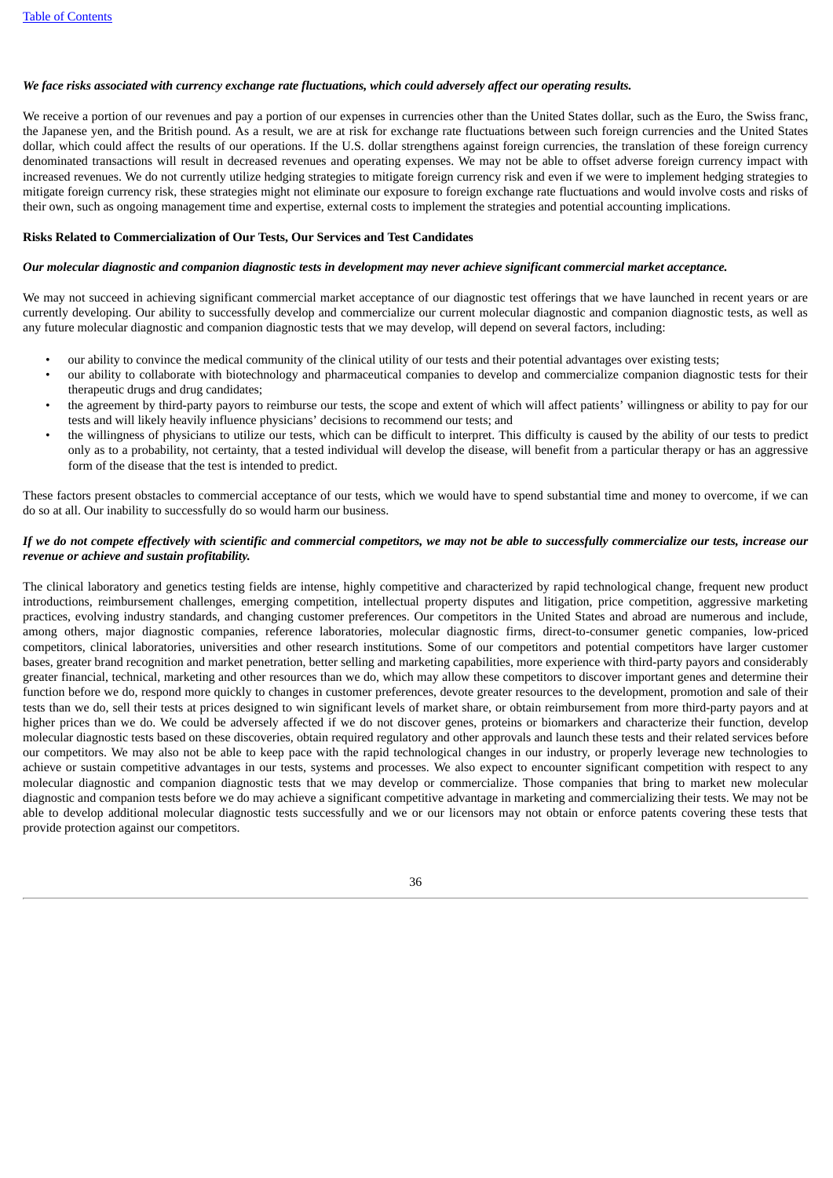***We face risks associated with currency exchange rate fluctuations, which could adversely affect our operating results.***

We receive a portion of our revenues and pay a portion of our expenses in currencies other than the United States dollar, such as the Euro, the Swiss franc, the Japanese yen, and the British pound. As a result, we are at risk for exchange rate fluctuations between such foreign currencies and the United States dollar, which could affect the results of our operations. If the U.S. dollar strengthens against foreign currencies, the translation of these foreign currency denominated transactions will result in decreased revenues and operating expenses. We may not be able to offset adverse foreign currency impact with increased revenues. We do not currently utilize hedging strategies to mitigate foreign currency risk and even if we were to implement hedging strategies to mitigate foreign currency risk, these strategies might not eliminate our exposure to foreign exchange rate fluctuations and would involve costs and risks of their own, such as ongoing management time and expertise, external costs to implement the strategies and potential accounting implications.

**Risks Related to Commercialization of Our Tests, Our Services and Test Candidates**

***Our molecular diagnostic and companion diagnostic tests in development may never achieve significant commercial market acceptance.***

We may not succeed in achieving significant commercial market acceptance of our diagnostic test offerings that we have launched in recent years or are currently developing. Our ability to successfully develop and commercialize our current molecular diagnostic and companion diagnostic tests, as well as any future molecular diagnostic and companion diagnostic tests that we may develop, will depend on several factors, including:

- our ability to convince the medical community of the clinical utility of our tests and their potential advantages over existing tests;
- our ability to collaborate with biotechnology and pharmaceutical companies to develop and commercialize companion diagnostic tests for their therapeutic drugs and drug candidates;
- the agreement by third-party payors to reimburse our tests, the scope and extent of which will affect patients' willingness or ability to pay for our tests and will likely heavily influence physicians' decisions to recommend our tests; and
- the willingness of physicians to utilize our tests, which can be difficult to interpret. This difficulty is caused by the ability of our tests to predict only as to a probability, not certainty, that a tested individual will develop the disease, will benefit from a particular therapy or has an aggressive form of the disease that the test is intended to predict.

These factors present obstacles to commercial acceptance of our tests, which we would have to spend substantial time and money to overcome, if we can do so at all. Our inability to successfully do so would harm our business.

***If we do not compete effectively with scientific and commercial competitors, we may not be able to successfully commercialize our tests, increase our revenue or achieve and sustain profitability.***

The clinical laboratory and genetics testing fields are intense, highly competitive and characterized by rapid technological change, frequent new product introductions, reimbursement challenges, emerging competition, intellectual property disputes and litigation, price competition, aggressive marketing practices, evolving industry standards, and changing customer preferences. Our competitors in the United States and abroad are numerous and include, among others, major diagnostic companies, reference laboratories, molecular diagnostic firms, direct-to-consumer genetic companies, low-priced competitors, clinical laboratories, universities and other research institutions. Some of our competitors and potential competitors have larger customer bases, greater brand recognition and market penetration, better selling and marketing capabilities, more experience with third-party payors and considerably greater financial, technical, marketing and other resources than we do, which may allow these competitors to discover important genes and determine their function before we do, respond more quickly to changes in customer preferences, devote greater resources to the development, promotion and sale of their tests than we do, sell their tests at prices designed to win significant levels of market share, or obtain reimbursement from more third-party payors and at higher prices than we do. We could be adversely affected if we do not discover genes, proteins or biomarkers and characterize their function, develop molecular diagnostic tests based on these discoveries, obtain required regulatory and other approvals and launch these tests and their related services before our competitors. We may also not be able to keep pace with the rapid technological changes in our industry, or properly leverage new technologies to achieve or sustain competitive advantages in our tests, systems and processes. We also expect to encounter significant competition with respect to any molecular diagnostic and companion diagnostic tests that we may develop or commercialize. Those companies that bring to market new molecular diagnostic and companion tests before we do may achieve a significant competitive advantage in marketing and commercializing their tests. We may not be able to develop additional molecular diagnostic tests successfully and we or our licensors may not obtain or enforce patents covering these tests that provide protection against our competitors.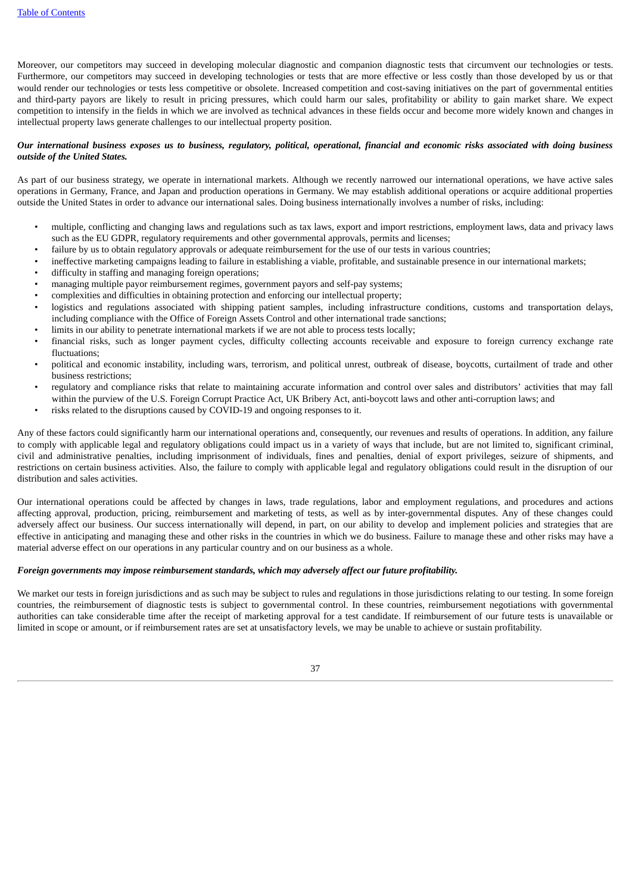Moreover, our competitors may succeed in developing molecular diagnostic and companion diagnostic tests that circumvent our technologies or tests. Furthermore, our competitors may succeed in developing technologies or tests that are more effective or less costly than those developed by us or that would render our technologies or tests less competitive or obsolete. Increased competition and cost-saving initiatives on the part of governmental entities and third-party payors are likely to result in pricing pressures, which could harm our sales, profitability or ability to gain market share. We expect competition to intensify in the fields in which we are involved as technical advances in these fields occur and become more widely known and changes in intellectual property laws generate challenges to our intellectual property position.

***Our international business exposes us to business, regulatory, political, operational, financial and economic risks associated with doing business outside of the United States.***

As part of our business strategy, we operate in international markets. Although we recently narrowed our international operations, we have active sales operations in Germany, France, and Japan and production operations in Germany. We may establish additional operations or acquire additional properties outside the United States in order to advance our international sales. Doing business internationally involves a number of risks, including:

- multiple, conflicting and changing laws and regulations such as tax laws, export and import restrictions, employment laws, data and privacy laws such as the EU GDPR, regulatory requirements and other governmental approvals, permits and licenses;
- failure by us to obtain regulatory approvals or adequate reimbursement for the use of our tests in various countries;
- ineffective marketing campaigns leading to failure in establishing a viable, profitable, and sustainable presence in our international markets;
- difficulty in staffing and managing foreign operations;
- managing multiple payor reimbursement regimes, government payors and self-pay systems;
- complexities and difficulties in obtaining protection and enforcing our intellectual property;
- logistics and regulations associated with shipping patient samples, including infrastructure conditions, customs and transportation delays, including compliance with the Office of Foreign Assets Control and other international trade sanctions;
- limits in our ability to penetrate international markets if we are not able to process tests locally;
- financial risks, such as longer payment cycles, difficulty collecting accounts receivable and exposure to foreign currency exchange rate fluctuations;
- political and economic instability, including wars, terrorism, and political unrest, outbreak of disease, boycotts, curtailment of trade and other business restrictions;
- regulatory and compliance risks that relate to maintaining accurate information and control over sales and distributors' activities that may fall within the purview of the U.S. Foreign Corrupt Practice Act, UK Bribery Act, anti-boycott laws and other anti-corruption laws; and
- risks related to the disruptions caused by COVID-19 and ongoing responses to it.

Any of these factors could significantly harm our international operations and, consequently, our revenues and results of operations. In addition, any failure to comply with applicable legal and regulatory obligations could impact us in a variety of ways that include, but are not limited to, significant criminal, civil and administrative penalties, including imprisonment of individuals, fines and penalties, denial of export privileges, seizure of shipments, and restrictions on certain business activities. Also, the failure to comply with applicable legal and regulatory obligations could result in the disruption of our distribution and sales activities.

Our international operations could be affected by changes in laws, trade regulations, labor and employment regulations, and procedures and actions affecting approval, production, pricing, reimbursement and marketing of tests, as well as by inter-governmental disputes. Any of these changes could adversely affect our business. Our success internationally will depend, in part, on our ability to develop and implement policies and strategies that are effective in anticipating and managing these and other risks in the countries in which we do business. Failure to manage these and other risks may have a material adverse effect on our operations in any particular country and on our business as a whole.

***Foreign governments may impose reimbursement standards, which may adversely affect our future profitability.***

We market our tests in foreign jurisdictions and as such may be subject to rules and regulations in those jurisdictions relating to our testing. In some foreign countries, the reimbursement of diagnostic tests is subject to governmental control. In these countries, reimbursement negotiations with governmental authorities can take considerable time after the receipt of marketing approval for a test candidate. If reimbursement of our future tests is unavailable or limited in scope or amount, or if reimbursement rates are set at unsatisfactory levels, we may be unable to achieve or sustain profitability.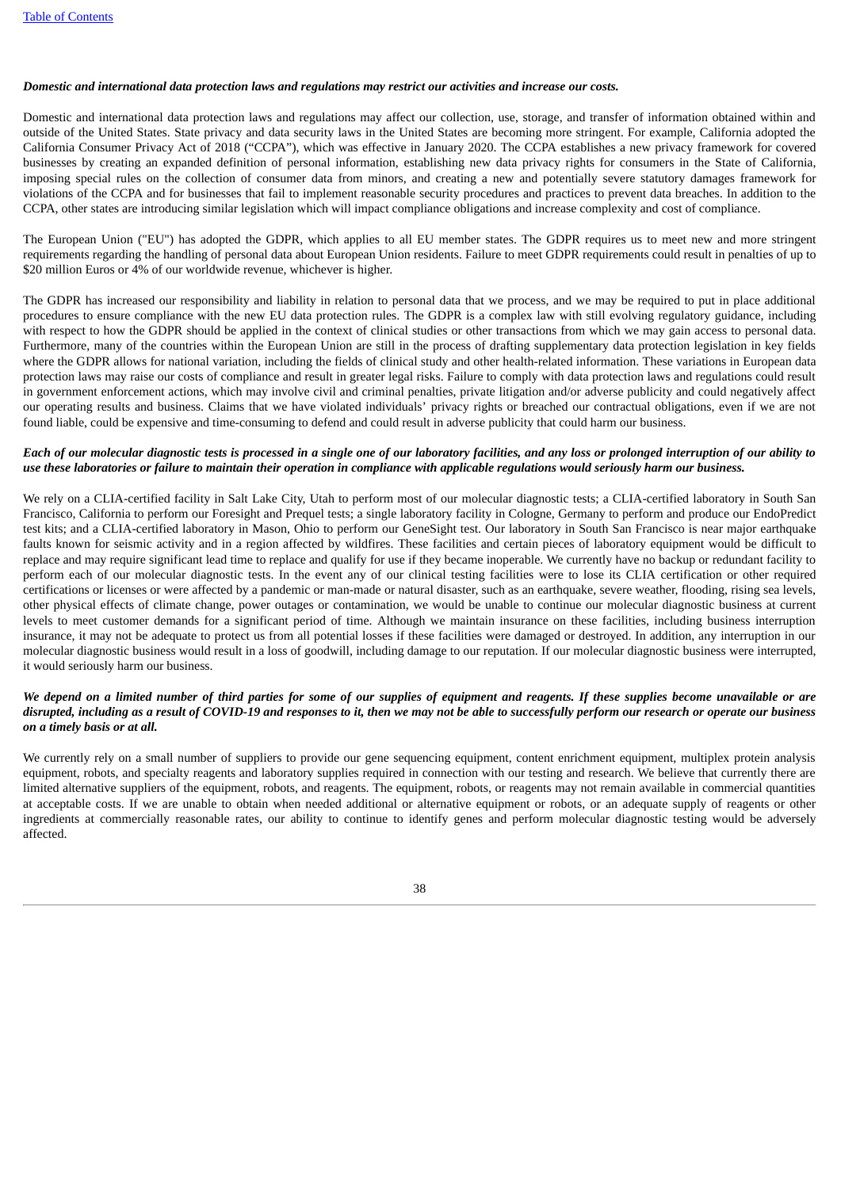***Domestic and international data protection laws and regulations may restrict our activities and increase our costs.***

Domestic and international data protection laws and regulations may affect our collection, use, storage, and transfer of information obtained within and outside of the United States. State privacy and data security laws in the United States are becoming more stringent. For example, California adopted the California Consumer Privacy Act of 2018 ("CCPA"), which was effective in January 2020. The CCPA establishes a new privacy framework for covered businesses by creating an expanded definition of personal information, establishing new data privacy rights for consumers in the State of California, imposing special rules on the collection of consumer data from minors, and creating a new and potentially severe statutory damages framework for violations of the CCPA and for businesses that fail to implement reasonable security procedures and practices to prevent data breaches. In addition to the CCPA, other states are introducing similar legislation which will impact compliance obligations and increase complexity and cost of compliance.

The European Union ("EU") has adopted the GDPR, which applies to all EU member states. The GDPR requires us to meet new and more stringent requirements regarding the handling of personal data about European Union residents. Failure to meet GDPR requirements could result in penalties of up to $20 million Euros or 4% of our worldwide revenue, whichever is higher.

The GDPR has increased our responsibility and liability in relation to personal data that we process, and we may be required to put in place additional procedures to ensure compliance with the new EU data protection rules. The GDPR is a complex law with still evolving regulatory guidance, including with respect to how the GDPR should be applied in the context of clinical studies or other transactions from which we may gain access to personal data. Furthermore, many of the countries within the European Union are still in the process of drafting supplementary data protection legislation in key fields where the GDPR allows for national variation, including the fields of clinical study and other health-related information. These variations in European data protection laws may raise our costs of compliance and result in greater legal risks. Failure to comply with data protection laws and regulations could result in government enforcement actions, which may involve civil and criminal penalties, private litigation and/or adverse publicity and could negatively affect our operating results and business. Claims that we have violated individuals' privacy rights or breached our contractual obligations, even if we are not found liable, could be expensive and time-consuming to defend and could result in adverse publicity that could harm our business.

***Each of our molecular diagnostic tests is processed in a single one of our laboratory facilities, and any loss or prolonged interruption of our ability to use these laboratories or failure to maintain their operation in compliance with applicable regulations would seriously harm our business.***

We rely on a CLIA-certified facility in Salt Lake City, Utah to perform most of our molecular diagnostic tests; a CLIA-certified laboratory in South San Francisco, California to perform our Foresight and Prequel tests; a single laboratory facility in Cologne, Germany to perform and produce our EndoPredict test kits; and a CLIA-certified laboratory in Mason, Ohio to perform our GeneSight test. Our laboratory in South San Francisco is near major earthquake faults known for seismic activity and in a region affected by wildfires. These facilities and certain pieces of laboratory equipment would be difficult to replace and may require significant lead time to replace and qualify for use if they became inoperable. We currently have no backup or redundant facility to perform each of our molecular diagnostic tests. In the event any of our clinical testing facilities were to lose its CLIA certification or other required certifications or licenses or were affected by a pandemic or man-made or natural disaster, such as an earthquake, severe weather, flooding, rising sea levels, other physical effects of climate change, power outages or contamination, we would be unable to continue our molecular diagnostic business at current levels to meet customer demands for a significant period of time. Although we maintain insurance on these facilities, including business interruption insurance, it may not be adequate to protect us from all potential losses if these facilities were damaged or destroyed. In addition, any interruption in our molecular diagnostic business would result in a loss of goodwill, including damage to our reputation. If our molecular diagnostic business were interrupted, it would seriously harm our business.

***We depend on a limited number of third parties for some of our supplies of equipment and reagents. If these supplies become unavailable or are disrupted, including as a result of COVID-19 and responses to it, then we may not be able to successfully perform our research or operate our business on a timely basis or at all.***

We currently rely on a small number of suppliers to provide our gene sequencing equipment, content enrichment equipment, multiplex protein analysis equipment, robots, and specialty reagents and laboratory supplies required in connection with our testing and research. We believe that currently there are limited alternative suppliers of the equipment, robots, and reagents. The equipment, robots, or reagents may not remain available in commercial quantities at acceptable costs. If we are unable to obtain when needed additional or alternative equipment or robots, or an adequate supply of reagents or other ingredients at commercially reasonable rates, our ability to continue to identify genes and perform molecular diagnostic testing would be adversely affected.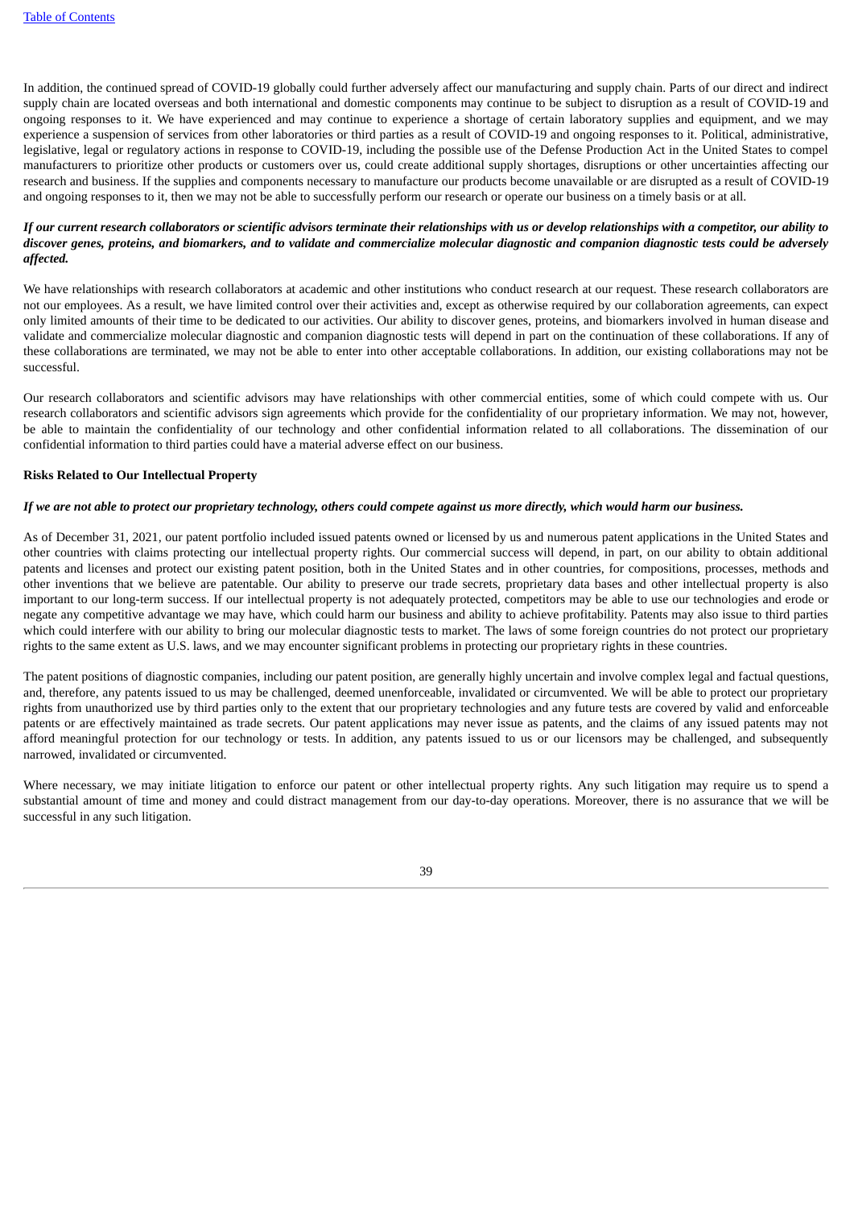In addition, the continued spread of COVID-19 globally could further adversely affect our manufacturing and supply chain. Parts of our direct and indirect supply chain are located overseas and both international and domestic components may continue to be subject to disruption as a result of COVID-19 and ongoing responses to it. We have experienced and may continue to experience a shortage of certain laboratory supplies and equipment, and we may experience a suspension of services from other laboratories or third parties as a result of COVID-19 and ongoing responses to it. Political, administrative, legislative, legal or regulatory actions in response to COVID-19, including the possible use of the Defense Production Act in the United States to compel manufacturers to prioritize other products or customers over us, could create additional supply shortages, disruptions or other uncertainties affecting our research and business. If the supplies and components necessary to manufacture our products become unavailable or are disrupted as a result of COVID-19 and ongoing responses to it, then we may not be able to successfully perform our research or operate our business on a timely basis or at all.

***If our current research collaborators or scientific advisors terminate their relationships with us or develop relationships with a competitor, our ability to discover genes, proteins, and biomarkers, and to validate and commercialize molecular diagnostic and companion diagnostic tests could be adversely affected.***

We have relationships with research collaborators at academic and other institutions who conduct research at our request. These research collaborators are not our employees. As a result, we have limited control over their activities and, except as otherwise required by our collaboration agreements, can expect only limited amounts of their time to be dedicated to our activities. Our ability to discover genes, proteins, and biomarkers involved in human disease and validate and commercialize molecular diagnostic and companion diagnostic tests will depend in part on the continuation of these collaborations. If any of these collaborations are terminated, we may not be able to enter into other acceptable collaborations. In addition, our existing collaborations may not be successful.

Our research collaborators and scientific advisors may have relationships with other commercial entities, some of which could compete with us. Our research collaborators and scientific advisors sign agreements which provide for the confidentiality of our proprietary information. We may not, however, be able to maintain the confidentiality of our technology and other confidential information related to all collaborations. The dissemination of our confidential information to third parties could have a material adverse effect on our business.

**Risks Related to Our Intellectual Property**

***If we are not able to protect our proprietary technology, others could compete against us more directly, which would harm our business.***

As of December 31, 2021, our patent portfolio included issued patents owned or licensed by us and numerous patent applications in the United States and other countries with claims protecting our intellectual property rights. Our commercial success will depend, in part, on our ability to obtain additional patents and licenses and protect our existing patent position, both in the United States and in other countries, for compositions, processes, methods and other inventions that we believe are patentable. Our ability to preserve our trade secrets, proprietary data bases and other intellectual property is also important to our long-term success. If our intellectual property is not adequately protected, competitors may be able to use our technologies and erode or negate any competitive advantage we may have, which could harm our business and ability to achieve profitability. Patents may also issue to third parties which could interfere with our ability to bring our molecular diagnostic tests to market. The laws of some foreign countries do not protect our proprietary rights to the same extent as U.S. laws, and we may encounter significant problems in protecting our proprietary rights in these countries.

The patent positions of diagnostic companies, including our patent position, are generally highly uncertain and involve complex legal and factual questions, and, therefore, any patents issued to us may be challenged, deemed unenforceable, invalidated or circumvented. We will be able to protect our proprietary rights from unauthorized use by third parties only to the extent that our proprietary technologies and any future tests are covered by valid and enforceable patents or are effectively maintained as trade secrets. Our patent applications may never issue as patents, and the claims of any issued patents may not afford meaningful protection for our technology or tests. In addition, any patents issued to us or our licensors may be challenged, and subsequently narrowed, invalidated or circumvented.

Where necessary, we may initiate litigation to enforce our patent or other intellectual property rights. Any such litigation may require us to spend a substantial amount of time and money and could distract management from our day-to-day operations. Moreover, there is no assurance that we will be successful in any such litigation.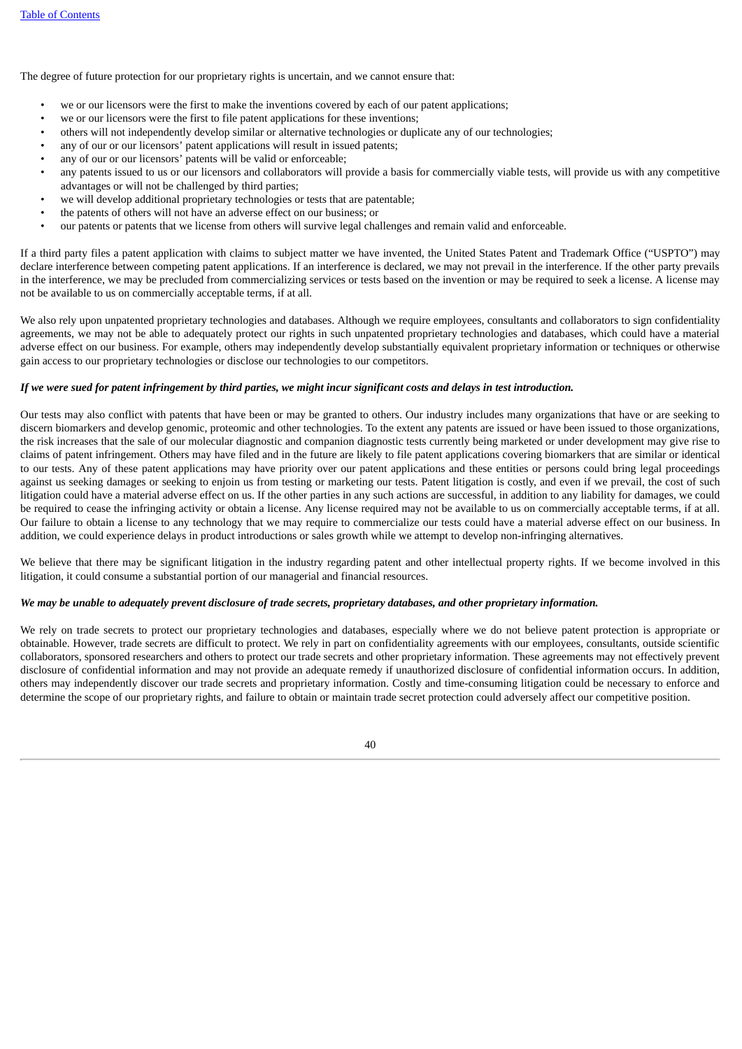The degree of future protection for our proprietary rights is uncertain, and we cannot ensure that:

- we or our licensors were the first to make the inventions covered by each of our patent applications;
- we or our licensors were the first to file patent applications for these inventions;
- others will not independently develop similar or alternative technologies or duplicate any of our technologies;
- any of our or our licensors' patent applications will result in issued patents;
- any of our or our licensors' patents will be valid or enforceable;
- any patents issued to us or our licensors and collaborators will provide a basis for commercially viable tests, will provide us with any competitive advantages or will not be challenged by third parties;
- we will develop additional proprietary technologies or tests that are patentable;
- the patents of others will not have an adverse effect on our business; or
- our patents or patents that we license from others will survive legal challenges and remain valid and enforceable.

If a third party files a patent application with claims to subject matter we have invented, the United States Patent and Trademark Office ("USPTO") may declare interference between competing patent applications. If an interference is declared, we may not prevail in the interference. If the other party prevails in the interference, we may be precluded from commercializing services or tests based on the invention or may be required to seek a license. A license may not be available to us on commercially acceptable terms, if at all.

We also rely upon unpatented proprietary technologies and databases. Although we require employees, consultants and collaborators to sign confidentiality agreements, we may not be able to adequately protect our rights in such unpatented proprietary technologies and databases, which could have a material adverse effect on our business. For example, others may independently develop substantially equivalent proprietary information or techniques or otherwise gain access to our proprietary technologies or disclose our technologies to our competitors.

***If we were sued for patent infringement by third parties, we might incur significant costs and delays in test introduction.***

Our tests may also conflict with patents that have been or may be granted to others. Our industry includes many organizations that have or are seeking to discern biomarkers and develop genomic, proteomic and other technologies. To the extent any patents are issued or have been issued to those organizations, the risk increases that the sale of our molecular diagnostic and companion diagnostic tests currently being marketed or under development may give rise to claims of patent infringement. Others may have filed and in the future are likely to file patent applications covering biomarkers that are similar or identical to our tests. Any of these patent applications may have priority over our patent applications and these entities or persons could bring legal proceedings against us seeking damages or seeking to enjoin us from testing or marketing our tests. Patent litigation is costly, and even if we prevail, the cost of such litigation could have a material adverse effect on us. If the other parties in any such actions are successful, in addition to any liability for damages, we could be required to cease the infringing activity or obtain a license. Any license required may not be available to us on commercially acceptable terms, if at all. Our failure to obtain a license to any technology that we may require to commercialize our tests could have a material adverse effect on our business. In addition, we could experience delays in product introductions or sales growth while we attempt to develop non-infringing alternatives.

We believe that there may be significant litigation in the industry regarding patent and other intellectual property rights. If we become involved in this litigation, it could consume a substantial portion of our managerial and financial resources.

***We may be unable to adequately prevent disclosure of trade secrets, proprietary databases, and other proprietary information.***

We rely on trade secrets to protect our proprietary technologies and databases, especially where we do not believe patent protection is appropriate or obtainable. However, trade secrets are difficult to protect. We rely in part on confidentiality agreements with our employees, consultants, outside scientific collaborators, sponsored researchers and others to protect our trade secrets and other proprietary information. These agreements may not effectively prevent disclosure of confidential information and may not provide an adequate remedy if unauthorized disclosure of confidential information occurs. In addition, others may independently discover our trade secrets and proprietary information. Costly and time-consuming litigation could be necessary to enforce and determine the scope of our proprietary rights, and failure to obtain or maintain trade secret protection could adversely affect our competitive position.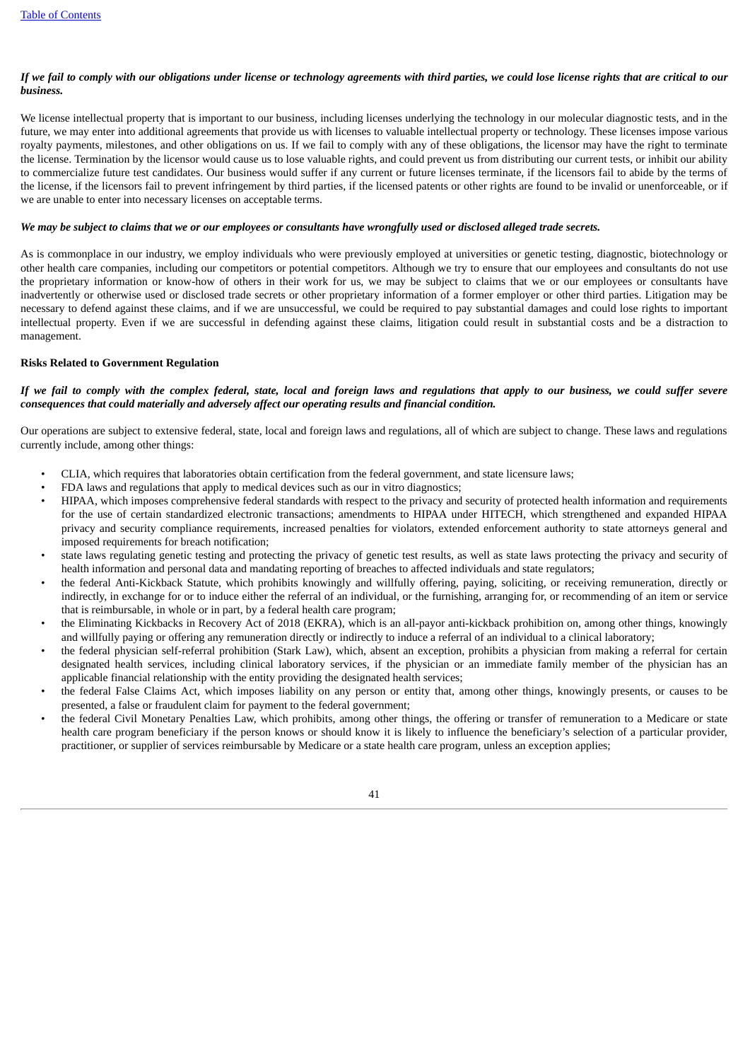***If we fail to comply with our obligations under license or technology agreements with third parties, we could lose license rights that are critical to our business.***

We license intellectual property that is important to our business, including licenses underlying the technology in our molecular diagnostic tests, and in the future, we may enter into additional agreements that provide us with licenses to valuable intellectual property or technology. These licenses impose various royalty payments, milestones, and other obligations on us. If we fail to comply with any of these obligations, the licensor may have the right to terminate the license. Termination by the licensor would cause us to lose valuable rights, and could prevent us from distributing our current tests, or inhibit our ability to commercialize future test candidates. Our business would suffer if any current or future licenses terminate, if the licensors fail to abide by the terms of the license, if the licensors fail to prevent infringement by third parties, if the licensed patents or other rights are found to be invalid or unenforceable, or if we are unable to enter into necessary licenses on acceptable terms.

***We may be subject to claims that we or our employees or consultants have wrongfully used or disclosed alleged trade secrets.***

As is commonplace in our industry, we employ individuals who were previously employed at universities or genetic testing, diagnostic, biotechnology or other health care companies, including our competitors or potential competitors. Although we try to ensure that our employees and consultants do not use the proprietary information or know-how of others in their work for us, we may be subject to claims that we or our employees or consultants have inadvertently or otherwise used or disclosed trade secrets or other proprietary information of a former employer or other third parties. Litigation may be necessary to defend against these claims, and if we are unsuccessful, we could be required to pay substantial damages and could lose rights to important intellectual property. Even if we are successful in defending against these claims, litigation could result in substantial costs and be a distraction to management.

**Risks Related to Government Regulation**

***If we fail to comply with the complex federal, state, local and foreign laws and regulations that apply to our business, we could suffer severe consequences that could materially and adversely affect our operating results and financial condition.***

Our operations are subject to extensive federal, state, local and foreign laws and regulations, all of which are subject to change. These laws and regulations currently include, among other things:

- CLIA, which requires that laboratories obtain certification from the federal government, and state licensure laws;
- FDA laws and regulations that apply to medical devices such as our in vitro diagnostics;
- HIPAA, which imposes comprehensive federal standards with respect to the privacy and security of protected health information and requirements for the use of certain standardized electronic transactions; amendments to HIPAA under HITECH, which strengthened and expanded HIPAA privacy and security compliance requirements, increased penalties for violators, extended enforcement authority to state attorneys general and imposed requirements for breach notification;
- state laws regulating genetic testing and protecting the privacy of genetic test results, as well as state laws protecting the privacy and security of health information and personal data and mandating reporting of breaches to affected individuals and state regulators;
- the federal Anti-Kickback Statute, which prohibits knowingly and willfully offering, paying, soliciting, or receiving remuneration, directly or indirectly, in exchange for or to induce either the referral of an individual, or the furnishing, arranging for, or recommending of an item or service that is reimbursable, in whole or in part, by a federal health care program;
- the Eliminating Kickbacks in Recovery Act of 2018 (EKRA), which is an all-payor anti-kickback prohibition on, among other things, knowingly and willfully paying or offering any remuneration directly or indirectly to induce a referral of an individual to a clinical laboratory;
- the federal physician self-referral prohibition (Stark Law), which, absent an exception, prohibits a physician from making a referral for certain designated health services, including clinical laboratory services, if the physician or an immediate family member of the physician has an applicable financial relationship with the entity providing the designated health services;
- the federal False Claims Act, which imposes liability on any person or entity that, among other things, knowingly presents, or causes to be presented, a false or fraudulent claim for payment to the federal government;
- the federal Civil Monetary Penalties Law, which prohibits, among other things, the offering or transfer of remuneration to a Medicare or state health care program beneficiary if the person knows or should know it is likely to influence the beneficiary's selection of a particular provider, practitioner, or supplier of services reimbursable by Medicare or a state health care program, unless an exception applies;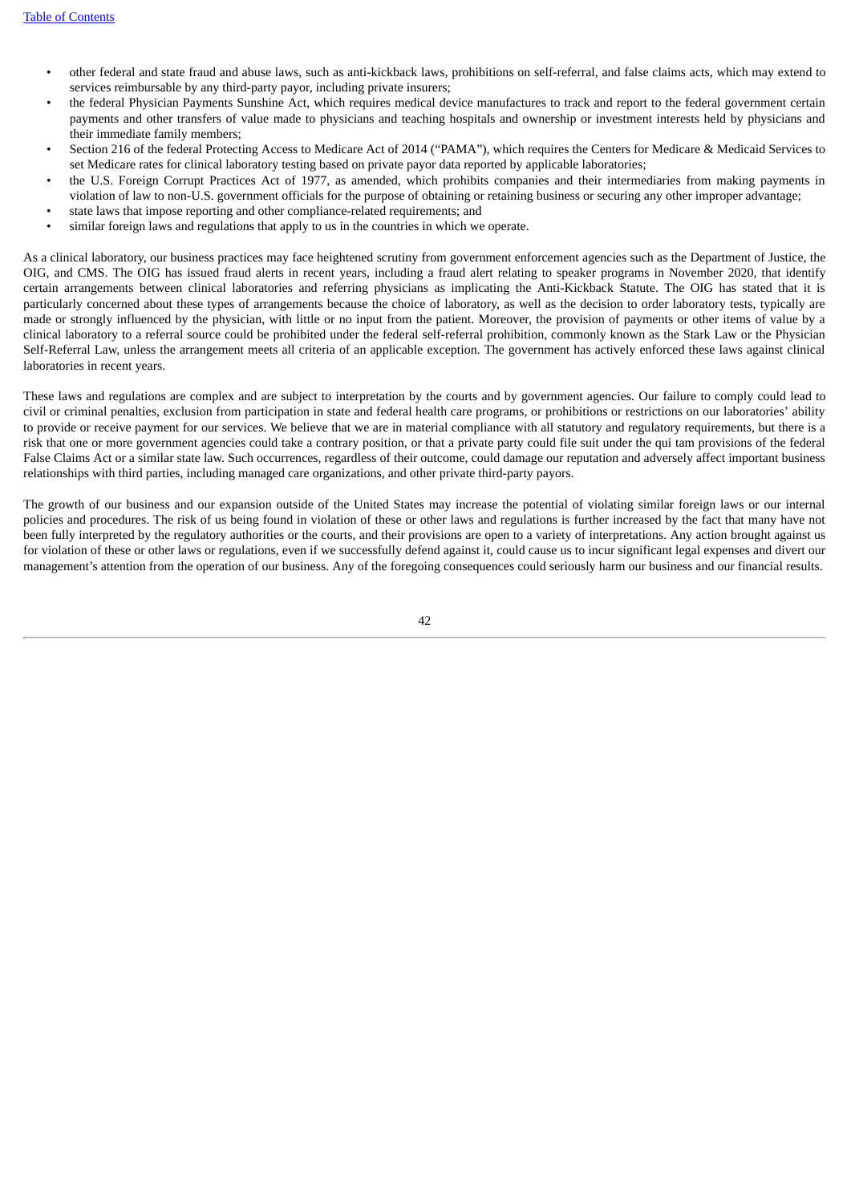- other federal and state fraud and abuse laws, such as anti-kickback laws, prohibitions on self-referral, and false claims acts, which may extend to services reimbursable by any third-party payor, including private insurers;
- the federal Physician Payments Sunshine Act, which requires medical device manufactures to track and report to the federal government certain payments and other transfers of value made to physicians and teaching hospitals and ownership or investment interests held by physicians and their immediate family members;
- Section 216 of the federal Protecting Access to Medicare Act of 2014 ("PAMA"), which requires the Centers for Medicare & Medicaid Services to set Medicare rates for clinical laboratory testing based on private payor data reported by applicable laboratories;
- the U.S. Foreign Corrupt Practices Act of 1977, as amended, which prohibits companies and their intermediaries from making payments in violation of law to non-U.S. government officials for the purpose of obtaining or retaining business or securing any other improper advantage;
- state laws that impose reporting and other compliance-related requirements; and
- similar foreign laws and regulations that apply to us in the countries in which we operate.

As a clinical laboratory, our business practices may face heightened scrutiny from government enforcement agencies such as the Department of Justice, the OIG, and CMS. The OIG has issued fraud alerts in recent years, including a fraud alert relating to speaker programs in November 2020, that identify certain arrangements between clinical laboratories and referring physicians as implicating the Anti-Kickback Statute. The OIG has stated that it is particularly concerned about these types of arrangements because the choice of laboratory, as well as the decision to order laboratory tests, typically are made or strongly influenced by the physician, with little or no input from the patient. Moreover, the provision of payments or other items of value by a clinical laboratory to a referral source could be prohibited under the federal self-referral prohibition, commonly known as the Stark Law or the Physician Self-Referral Law, unless the arrangement meets all criteria of an applicable exception. The government has actively enforced these laws against clinical laboratories in recent years.

These laws and regulations are complex and are subject to interpretation by the courts and by government agencies. Our failure to comply could lead to civil or criminal penalties, exclusion from participation in state and federal health care programs, or prohibitions or restrictions on our laboratories' ability to provide or receive payment for our services. We believe that we are in material compliance with all statutory and regulatory requirements, but there is a risk that one or more government agencies could take a contrary position, or that a private party could file suit under the qui tam provisions of the federal False Claims Act or a similar state law. Such occurrences, regardless of their outcome, could damage our reputation and adversely affect important business relationships with third parties, including managed care organizations, and other private third-party payors.

The growth of our business and our expansion outside of the United States may increase the potential of violating similar foreign laws or our internal policies and procedures. The risk of us being found in violation of these or other laws and regulations is further increased by the fact that many have not been fully interpreted by the regulatory authorities or the courts, and their provisions are open to a variety of interpretations. Any action brought against us for violation of these or other laws or regulations, even if we successfully defend against it, could cause us to incur significant legal expenses and divert our management's attention from the operation of our business. Any of the foregoing consequences could seriously harm our business and our financial results.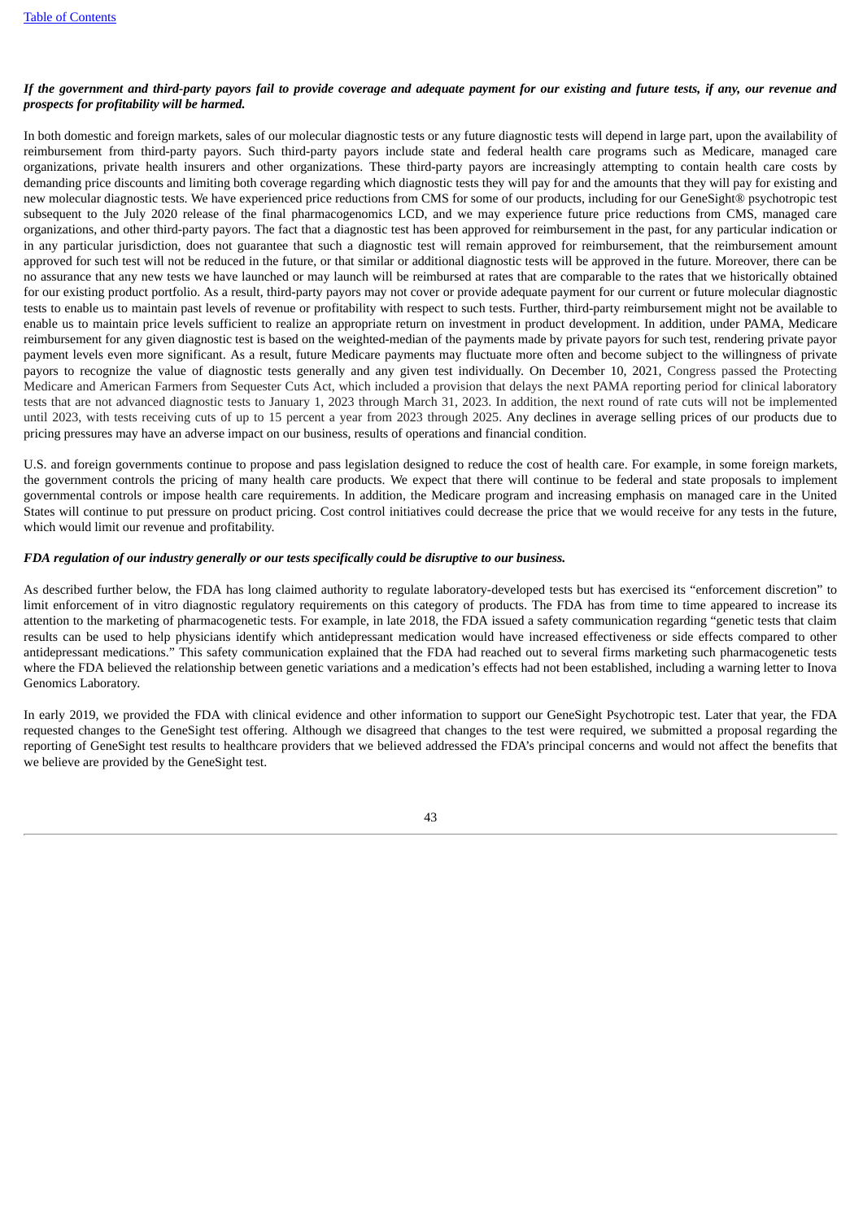*If the government and third-party payors fail to provide coverage and adequate payment for our existing and future tests, if any, our revenue and prospects for profitability will be harmed.*

In both domestic and foreign markets, sales of our molecular diagnostic tests or any future diagnostic tests will depend in large part, upon the availability of reimbursement from third-party payors. Such third-party payors include state and federal health care programs such as Medicare, managed care organizations, private health insurers and other organizations. These third-party payors are increasingly attempting to contain health care costs by demanding price discounts and limiting both coverage regarding which diagnostic tests they will pay for and the amounts that they will pay for existing and new molecular diagnostic tests. We have experienced price reductions from CMS for some of our products, including for our GeneSight® psychotropic test subsequent to the July 2020 release of the final pharmacogenomics LCD, and we may experience future price reductions from CMS, managed care organizations, and other third-party payors. The fact that a diagnostic test has been approved for reimbursement in the past, for any particular indication or in any particular jurisdiction, does not guarantee that such a diagnostic test will remain approved for reimbursement, that the reimbursement amount approved for such test will not be reduced in the future, or that similar or additional diagnostic tests will be approved in the future. Moreover, there can be no assurance that any new tests we have launched or may launch will be reimbursed at rates that are comparable to the rates that we historically obtained for our existing product portfolio. As a result, third-party payors may not cover or provide adequate payment for our current or future molecular diagnostic tests to enable us to maintain past levels of revenue or profitability with respect to such tests. Further, third-party reimbursement might not be available to enable us to maintain price levels sufficient to realize an appropriate return on investment in product development. In addition, under PAMA, Medicare reimbursement for any given diagnostic test is based on the weighted-median of the payments made by private payors for such test, rendering private payor payment levels even more significant. As a result, future Medicare payments may fluctuate more often and become subject to the willingness of private payors to recognize the value of diagnostic tests generally and any given test individually. On December 10, 2021, Congress passed the Protecting Medicare and American Farmers from Sequester Cuts Act, which included a provision that delays the next PAMA reporting period for clinical laboratory tests that are not advanced diagnostic tests to January 1, 2023 through March 31, 2023. In addition, the next round of rate cuts will not be implemented until 2023, with tests receiving cuts of up to 15 percent a year from 2023 through 2025. Any declines in average selling prices of our products due to pricing pressures may have an adverse impact on our business, results of operations and financial condition.

U.S. and foreign governments continue to propose and pass legislation designed to reduce the cost of health care. For example, in some foreign markets, the government controls the pricing of many health care products. We expect that there will continue to be federal and state proposals to implement governmental controls or impose health care requirements. In addition, the Medicare program and increasing emphasis on managed care in the United States will continue to put pressure on product pricing. Cost control initiatives could decrease the price that we would receive for any tests in the future, which would limit our revenue and profitability.

*FDA regulation of our industry generally or our tests specifically could be disruptive to our business.*

As described further below, the FDA has long claimed authority to regulate laboratory-developed tests but has exercised its "enforcement discretion" to limit enforcement of in vitro diagnostic regulatory requirements on this category of products. The FDA has from time to time appeared to increase its attention to the marketing of pharmacogenetic tests. For example, in late 2018, the FDA issued a safety communication regarding "genetic tests that claim results can be used to help physicians identify which antidepressant medication would have increased effectiveness or side effects compared to other antidepressant medications." This safety communication explained that the FDA had reached out to several firms marketing such pharmacogenetic tests where the FDA believed the relationship between genetic variations and a medication's effects had not been established, including a warning letter to Inova Genomics Laboratory.

In early 2019, we provided the FDA with clinical evidence and other information to support our GeneSight Psychotropic test. Later that year, the FDA requested changes to the GeneSight test offering. Although we disagreed that changes to the test were required, we submitted a proposal regarding the reporting of GeneSight test results to healthcare providers that we believed addressed the FDA's principal concerns and would not affect the benefits that we believe are provided by the GeneSight test.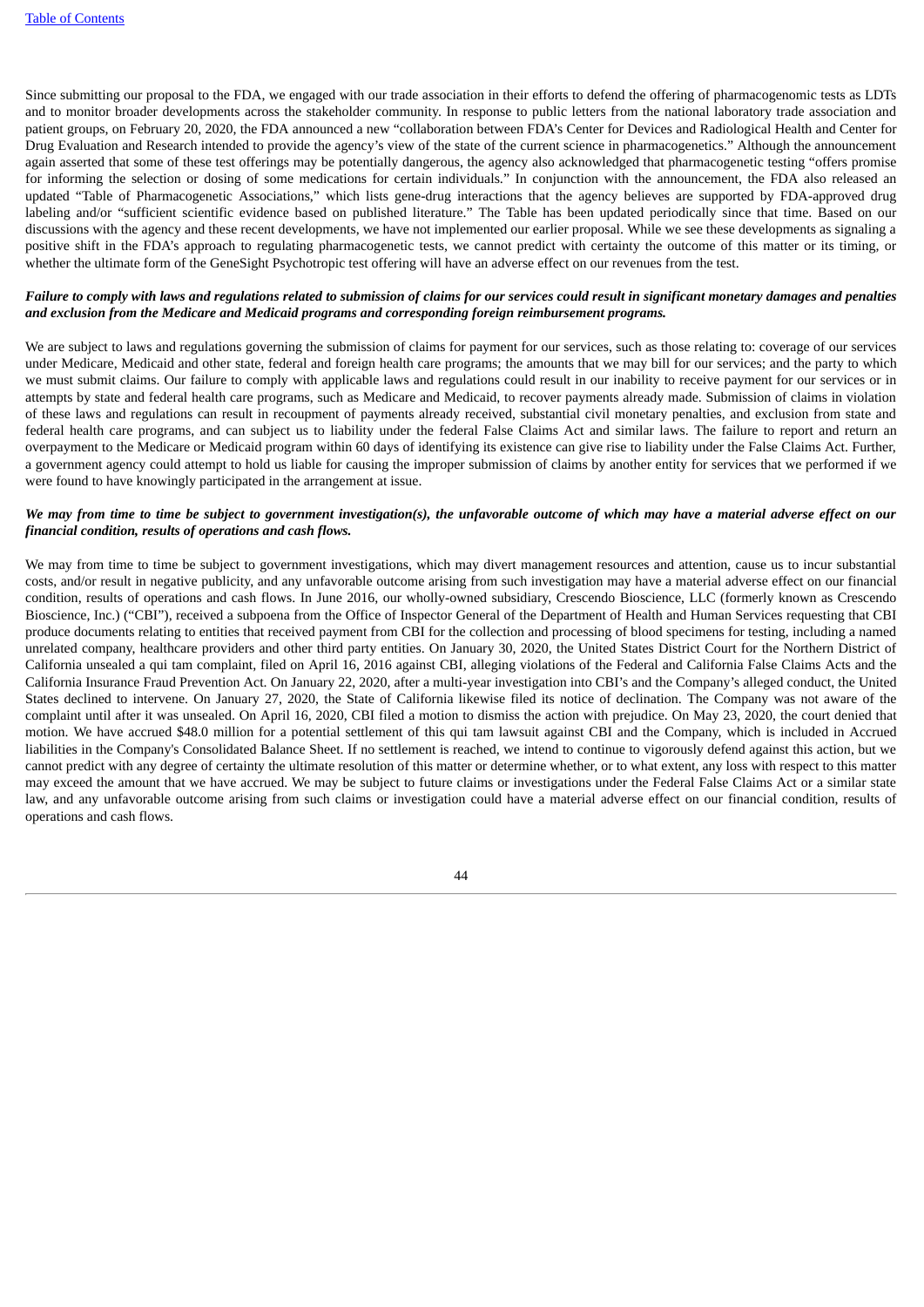Since submitting our proposal to the FDA, we engaged with our trade association in their efforts to defend the offering of pharmacogenomic tests as LDTs and to monitor broader developments across the stakeholder community. In response to public letters from the national laboratory trade association and patient groups, on February 20, 2020, the FDA announced a new "collaboration between FDA's Center for Devices and Radiological Health and Center for Drug Evaluation and Research intended to provide the agency's view of the state of the current science in pharmacogenetics." Although the announcement again asserted that some of these test offerings may be potentially dangerous, the agency also acknowledged that pharmacogenetic testing "offers promise for informing the selection or dosing of some medications for certain individuals." In conjunction with the announcement, the FDA also released an updated "Table of Pharmacogenetic Associations," which lists gene-drug interactions that the agency believes are supported by FDA-approved drug labeling and/or "sufficient scientific evidence based on published literature." The Table has been updated periodically since that time. Based on our discussions with the agency and these recent developments, we have not implemented our earlier proposal. While we see these developments as signaling a positive shift in the FDA's approach to regulating pharmacogenetic tests, we cannot predict with certainty the outcome of this matter or its timing, or whether the ultimate form of the GeneSight Psychotropic test offering will have an adverse effect on our revenues from the test.

***Failure to comply with laws and regulations related to submission of claims for our services could result in significant monetary damages and penalties and exclusion from the Medicare and Medicaid programs and corresponding foreign reimbursement programs.***

We are subject to laws and regulations governing the submission of claims for payment for our services, such as those relating to: coverage of our services under Medicare, Medicaid and other state, federal and foreign health care programs; the amounts that we may bill for our services; and the party to which we must submit claims. Our failure to comply with applicable laws and regulations could result in our inability to receive payment for our services or in attempts by state and federal health care programs, such as Medicare and Medicaid, to recover payments already made. Submission of claims in violation of these laws and regulations can result in recoupment of payments already received, substantial civil monetary penalties, and exclusion from state and federal health care programs, and can subject us to liability under the federal False Claims Act and similar laws. The failure to report and return an overpayment to the Medicare or Medicaid program within 60 days of identifying its existence can give rise to liability under the False Claims Act. Further, a government agency could attempt to hold us liable for causing the improper submission of claims by another entity for services that we performed if we were found to have knowingly participated in the arrangement at issue.

***We may from time to time be subject to government investigation(s), the unfavorable outcome of which may have a material adverse effect on our financial condition, results of operations and cash flows.***

We may from time to time be subject to government investigations, which may divert management resources and attention, cause us to incur substantial costs, and/or result in negative publicity, and any unfavorable outcome arising from such investigation may have a material adverse effect on our financial condition, results of operations and cash flows. In June 2016, our wholly-owned subsidiary, Crescendo Bioscience, LLC (formerly known as Crescendo Bioscience, Inc.) ("CBI"), received a subpoena from the Office of Inspector General of the Department of Health and Human Services requesting that CBI produce documents relating to entities that received payment from CBI for the collection and processing of blood specimens for testing, including a named unrelated company, healthcare providers and other third party entities. On January 30, 2020, the United States District Court for the Northern District of California unsealed a qui tam complaint, filed on April 16, 2016 against CBI, alleging violations of the Federal and California False Claims Acts and the California Insurance Fraud Prevention Act. On January 22, 2020, after a multi-year investigation into CBI's and the Company's alleged conduct, the United States declined to intervene. On January 27, 2020, the State of California likewise filed its notice of declination. The Company was not aware of the complaint until after it was unsealed. On April 16, 2020, CBI filed a motion to dismiss the action with prejudice. On May 23, 2020, the court denied that motion. We have accrued $48.0 million for a potential settlement of this qui tam lawsuit against CBI and the Company, which is included in Accrued liabilities in the Company's Consolidated Balance Sheet. If no settlement is reached, we intend to continue to vigorously defend against this action, but we cannot predict with any degree of certainty the ultimate resolution of this matter or determine whether, or to what extent, any loss with respect to this matter may exceed the amount that we have accrued. We may be subject to future claims or investigations under the Federal False Claims Act or a similar state law, and any unfavorable outcome arising from such claims or investigation could have a material adverse effect on our financial condition, results of operations and cash flows.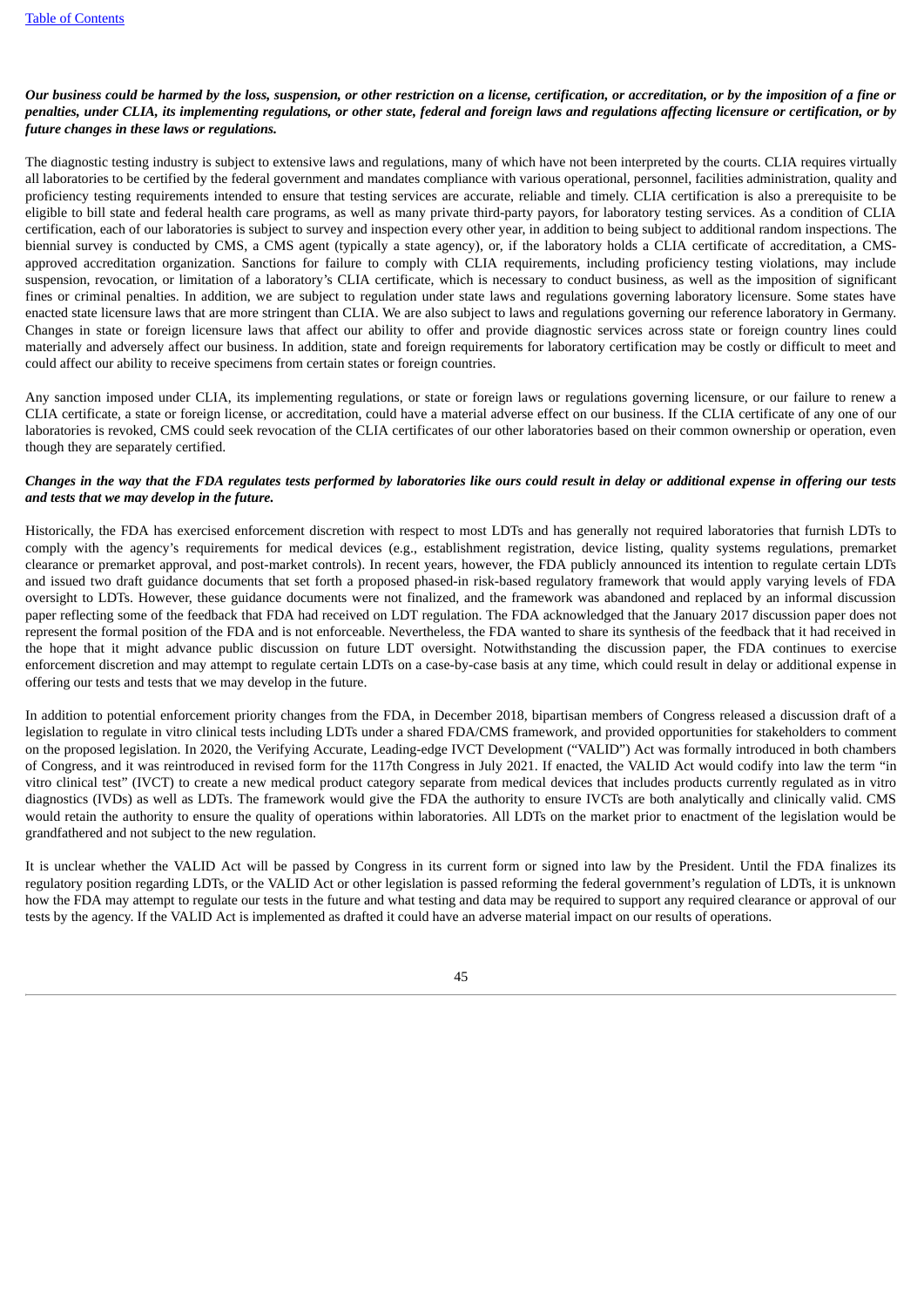***Our business could be harmed by the loss, suspension, or other restriction on a license, certification, or accreditation, or by the imposition of a fine or penalties, under CLIA, its implementing regulations, or other state, federal and foreign laws and regulations affecting licensure or certification, or by future changes in these laws or regulations.***

The diagnostic testing industry is subject to extensive laws and regulations, many of which have not been interpreted by the courts. CLIA requires virtually all laboratories to be certified by the federal government and mandates compliance with various operational, personnel, facilities administration, quality and proficiency testing requirements intended to ensure that testing services are accurate, reliable and timely. CLIA certification is also a prerequisite to be eligible to bill state and federal health care programs, as well as many private third-party payors, for laboratory testing services. As a condition of CLIA certification, each of our laboratories is subject to survey and inspection every other year, in addition to being subject to additional random inspections. The biennial survey is conducted by CMS, a CMS agent (typically a state agency), or, if the laboratory holds a CLIA certificate of accreditation, a CMS-approved accreditation organization. Sanctions for failure to comply with CLIA requirements, including proficiency testing violations, may include suspension, revocation, or limitation of a laboratory's CLIA certificate, which is necessary to conduct business, as well as the imposition of significant fines or criminal penalties. In addition, we are subject to regulation under state laws and regulations governing laboratory licensure. Some states have enacted state licensure laws that are more stringent than CLIA. We are also subject to laws and regulations governing our reference laboratory in Germany. Changes in state or foreign licensure laws that affect our ability to offer and provide diagnostic services across state or foreign country lines could materially and adversely affect our business. In addition, state and foreign requirements for laboratory certification may be costly or difficult to meet and could affect our ability to receive specimens from certain states or foreign countries.

Any sanction imposed under CLIA, its implementing regulations, or state or foreign laws or regulations governing licensure, or our failure to renew a CLIA certificate, a state or foreign license, or accreditation, could have a material adverse effect on our business. If the CLIA certificate of any one of our laboratories is revoked, CMS could seek revocation of the CLIA certificates of our other laboratories based on their common ownership or operation, even though they are separately certified.

***Changes in the way that the FDA regulates tests performed by laboratories like ours could result in delay or additional expense in offering our tests and tests that we may develop in the future.***

Historically, the FDA has exercised enforcement discretion with respect to most LDTs and has generally not required laboratories that furnish LDTs to comply with the agency's requirements for medical devices (e.g., establishment registration, device listing, quality systems regulations, premarket clearance or premarket approval, and post-market controls). In recent years, however, the FDA publicly announced its intention to regulate certain LDTs and issued two draft guidance documents that set forth a proposed phased-in risk-based regulatory framework that would apply varying levels of FDA oversight to LDTs. However, these guidance documents were not finalized, and the framework was abandoned and replaced by an informal discussion paper reflecting some of the feedback that FDA had received on LDT regulation. The FDA acknowledged that the January 2017 discussion paper does not represent the formal position of the FDA and is not enforceable. Nevertheless, the FDA wanted to share its synthesis of the feedback that it had received in the hope that it might advance public discussion on future LDT oversight. Notwithstanding the discussion paper, the FDA continues to exercise enforcement discretion and may attempt to regulate certain LDTs on a case-by-case basis at any time, which could result in delay or additional expense in offering our tests and tests that we may develop in the future.

In addition to potential enforcement priority changes from the FDA, in December 2018, bipartisan members of Congress released a discussion draft of a legislation to regulate in vitro clinical tests including LDTs under a shared FDA/CMS framework, and provided opportunities for stakeholders to comment on the proposed legislation. In 2020, the Verifying Accurate, Leading-edge IVCT Development ("VALID") Act was formally introduced in both chambers of Congress, and it was reintroduced in revised form for the 117th Congress in July 2021. If enacted, the VALID Act would codify into law the term "in vitro clinical test" (IVCT) to create a new medical product category separate from medical devices that includes products currently regulated as in vitro diagnostics (IVDs) as well as LDTs. The framework would give the FDA the authority to ensure IVCTs are both analytically and clinically valid. CMS would retain the authority to ensure the quality of operations within laboratories. All LDTs on the market prior to enactment of the legislation would be grandfathered and not subject to the new regulation.

It is unclear whether the VALID Act will be passed by Congress in its current form or signed into law by the President. Until the FDA finalizes its regulatory position regarding LDTs, or the VALID Act or other legislation is passed reforming the federal government's regulation of LDTs, it is unknown how the FDA may attempt to regulate our tests in the future and what testing and data may be required to support any required clearance or approval of our tests by the agency. If the VALID Act is implemented as drafted it could have an adverse material impact on our results of operations.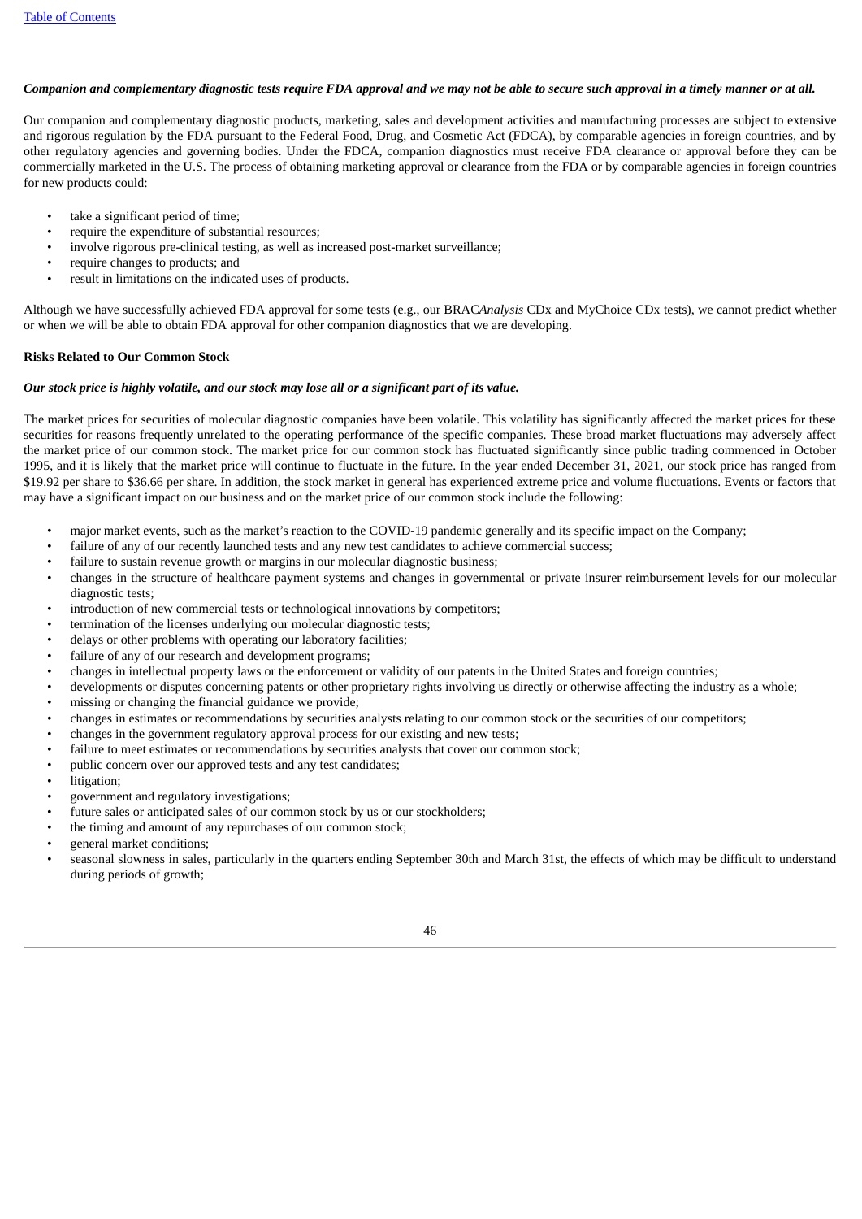*Companion and complementary diagnostic tests require FDA approval and we may not be able to secure such approval in a timely manner or at all.*

Our companion and complementary diagnostic products, marketing, sales and development activities and manufacturing processes are subject to extensive and rigorous regulation by the FDA pursuant to the Federal Food, Drug, and Cosmetic Act (FDCA), by comparable agencies in foreign countries, and by other regulatory agencies and governing bodies. Under the FDCA, companion diagnostics must receive FDA clearance or approval before they can be commercially marketed in the U.S. The process of obtaining marketing approval or clearance from the FDA or by comparable agencies in foreign countries for new products could:

- take a significant period of time;
- require the expenditure of substantial resources;
- involve rigorous pre-clinical testing, as well as increased post-market surveillance;
- require changes to products; and
- result in limitations on the indicated uses of products.

Although we have successfully achieved FDA approval for some tests (e.g., our BRAC*Analysis* CDx and MyChoice CDx tests), we cannot predict whether or when we will be able to obtain FDA approval for other companion diagnostics that we are developing.

**Risks Related to Our Common Stock**

*Our stock price is highly volatile, and our stock may lose all or a significant part of its value.*

The market prices for securities of molecular diagnostic companies have been volatile. This volatility has significantly affected the market prices for these securities for reasons frequently unrelated to the operating performance of the specific companies. These broad market fluctuations may adversely affect the market price of our common stock. The market price for our common stock has fluctuated significantly since public trading commenced in October 1995, and it is likely that the market price will continue to fluctuate in the future. In the year ended December 31, 2021, our stock price has ranged from $19.92 per share to $36.66 per share. In addition, the stock market in general has experienced extreme price and volume fluctuations. Events or factors that may have a significant impact on our business and on the market price of our common stock include the following:

- major market events, such as the market's reaction to the COVID-19 pandemic generally and its specific impact on the Company;
- failure of any of our recently launched tests and any new test candidates to achieve commercial success;
- failure to sustain revenue growth or margins in our molecular diagnostic business;
- changes in the structure of healthcare payment systems and changes in governmental or private insurer reimbursement levels for our molecular diagnostic tests;
- introduction of new commercial tests or technological innovations by competitors;
- termination of the licenses underlying our molecular diagnostic tests;
- delays or other problems with operating our laboratory facilities;
- failure of any of our research and development programs;
- changes in intellectual property laws or the enforcement or validity of our patents in the United States and foreign countries;
- developments or disputes concerning patents or other proprietary rights involving us directly or otherwise affecting the industry as a whole;
- missing or changing the financial guidance we provide;
- changes in estimates or recommendations by securities analysts relating to our common stock or the securities of our competitors;
- changes in the government regulatory approval process for our existing and new tests;
- failure to meet estimates or recommendations by securities analysts that cover our common stock;
- public concern over our approved tests and any test candidates;
- litigation;
- government and regulatory investigations;
- future sales or anticipated sales of our common stock by us or our stockholders;
- the timing and amount of any repurchases of our common stock;
- general market conditions;
- seasonal slowness in sales, particularly in the quarters ending September 30th and March 31st, the effects of which may be difficult to understand during periods of growth;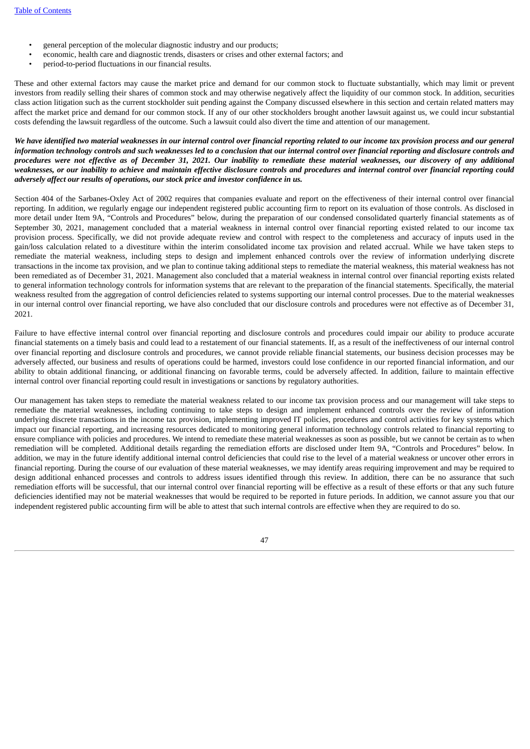- general perception of the molecular diagnostic industry and our products;
- economic, health care and diagnostic trends, disasters or crises and other external factors; and
- period-to-period fluctuations in our financial results.

These and other external factors may cause the market price and demand for our common stock to fluctuate substantially, which may limit or prevent investors from readily selling their shares of common stock and may otherwise negatively affect the liquidity of our common stock. In addition, securities class action litigation such as the current stockholder suit pending against the Company discussed elsewhere in this section and certain related matters may affect the market price and demand for our common stock. If any of our other stockholders brought another lawsuit against us, we could incur substantial costs defending the lawsuit regardless of the outcome. Such a lawsuit could also divert the time and attention of our management.

***We have identified two material weaknesses in our internal control over financial reporting related to our income tax provision process and our general information technology controls and such weaknesses led to a conclusion that our internal control over financial reporting and disclosure controls and procedures were not effective as of December 31, 2021. Our inability to remediate these material weaknesses, our discovery of any additional weaknesses, or our inability to achieve and maintain effective disclosure controls and procedures and internal control over financial reporting could adversely affect our results of operations, our stock price and investor confidence in us.***

Section 404 of the Sarbanes-Oxley Act of 2002 requires that companies evaluate and report on the effectiveness of their internal control over financial reporting. In addition, we regularly engage our independent registered public accounting firm to report on its evaluation of those controls. As disclosed in more detail under Item 9A, "Controls and Procedures" below, during the preparation of our condensed consolidated quarterly financial statements as of September 30, 2021, management concluded that a material weakness in internal control over financial reporting existed related to our income tax provision process. Specifically, we did not provide adequate review and control with respect to the completeness and accuracy of inputs used in the gain/loss calculation related to a divestiture within the interim consolidated income tax provision and related accrual. While we have taken steps to remediate the material weakness, including steps to design and implement enhanced controls over the review of information underlying discrete transactions in the income tax provision, and we plan to continue taking additional steps to remediate the material weakness, this material weakness has not been remediated as of December 31, 2021. Management also concluded that a material weakness in internal control over financial reporting exists related to general information technology controls for information systems that are relevant to the preparation of the financial statements. Specifically, the material weakness resulted from the aggregation of control deficiencies related to systems supporting our internal control processes. Due to the material weaknesses in our internal control over financial reporting, we have also concluded that our disclosure controls and procedures were not effective as of December 31, 2021.

Failure to have effective internal control over financial reporting and disclosure controls and procedures could impair our ability to produce accurate financial statements on a timely basis and could lead to a restatement of our financial statements. If, as a result of the ineffectiveness of our internal control over financial reporting and disclosure controls and procedures, we cannot provide reliable financial statements, our business decision processes may be adversely affected, our business and results of operations could be harmed, investors could lose confidence in our reported financial information, and our ability to obtain additional financing, or additional financing on favorable terms, could be adversely affected. In addition, failure to maintain effective internal control over financial reporting could result in investigations or sanctions by regulatory authorities.

Our management has taken steps to remediate the material weakness related to our income tax provision process and our management will take steps to remediate the material weaknesses, including continuing to take steps to design and implement enhanced controls over the review of information underlying discrete transactions in the income tax provision, implementing improved IT policies, procedures and control activities for key systems which impact our financial reporting, and increasing resources dedicated to monitoring general information technology controls related to financial reporting to ensure compliance with policies and procedures. We intend to remediate these material weaknesses as soon as possible, but we cannot be certain as to when remediation will be completed. Additional details regarding the remediation efforts are disclosed under Item 9A, "Controls and Procedures" below. In addition, we may in the future identify additional internal control deficiencies that could rise to the level of a material weakness or uncover other errors in financial reporting. During the course of our evaluation of these material weaknesses, we may identify areas requiring improvement and may be required to design additional enhanced processes and controls to address issues identified through this review. In addition, there can be no assurance that such remediation efforts will be successful, that our internal control over financial reporting will be effective as a result of these efforts or that any such future deficiencies identified may not be material weaknesses that would be required to be reported in future periods. In addition, we cannot assure you that our independent registered public accounting firm will be able to attest that such internal controls are effective when they are required to do so.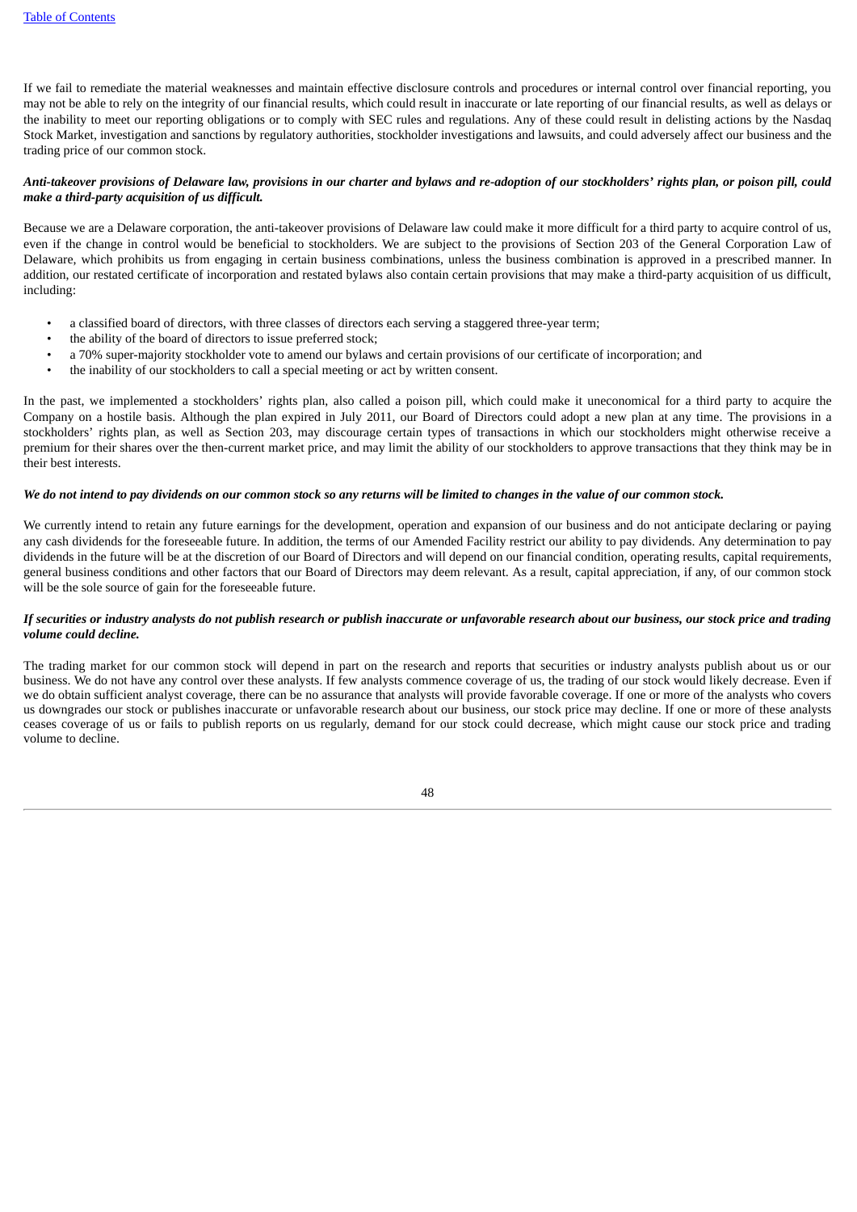If we fail to remediate the material weaknesses and maintain effective disclosure controls and procedures or internal control over financial reporting, you may not be able to rely on the integrity of our financial results, which could result in inaccurate or late reporting of our financial results, as well as delays or the inability to meet our reporting obligations or to comply with SEC rules and regulations. Any of these could result in delisting actions by the Nasdaq Stock Market, investigation and sanctions by regulatory authorities, stockholder investigations and lawsuits, and could adversely affect our business and the trading price of our common stock.

***Anti-takeover provisions of Delaware law, provisions in our charter and bylaws and re-adoption of our stockholders' rights plan, or poison pill, could make a third-party acquisition of us difficult.***

Because we are a Delaware corporation, the anti-takeover provisions of Delaware law could make it more difficult for a third party to acquire control of us, even if the change in control would be beneficial to stockholders. We are subject to the provisions of Section 203 of the General Corporation Law of Delaware, which prohibits us from engaging in certain business combinations, unless the business combination is approved in a prescribed manner. In addition, our restated certificate of incorporation and restated bylaws also contain certain provisions that may make a third-party acquisition of us difficult, including:

- a classified board of directors, with three classes of directors each serving a staggered three-year term;
- the ability of the board of directors to issue preferred stock;
- a 70% super-majority stockholder vote to amend our bylaws and certain provisions of our certificate of incorporation; and
- the inability of our stockholders to call a special meeting or act by written consent.

In the past, we implemented a stockholders' rights plan, also called a poison pill, which could make it uneconomical for a third party to acquire the Company on a hostile basis. Although the plan expired in July 2011, our Board of Directors could adopt a new plan at any time. The provisions in a stockholders' rights plan, as well as Section 203, may discourage certain types of transactions in which our stockholders might otherwise receive a premium for their shares over the then-current market price, and may limit the ability of our stockholders to approve transactions that they think may be in their best interests.

***We do not intend to pay dividends on our common stock so any returns will be limited to changes in the value of our common stock.***

We currently intend to retain any future earnings for the development, operation and expansion of our business and do not anticipate declaring or paying any cash dividends for the foreseeable future. In addition, the terms of our Amended Facility restrict our ability to pay dividends. Any determination to pay dividends in the future will be at the discretion of our Board of Directors and will depend on our financial condition, operating results, capital requirements, general business conditions and other factors that our Board of Directors may deem relevant. As a result, capital appreciation, if any, of our common stock will be the sole source of gain for the foreseeable future.

***If securities or industry analysts do not publish research or publish inaccurate or unfavorable research about our business, our stock price and trading volume could decline.***

The trading market for our common stock will depend in part on the research and reports that securities or industry analysts publish about us or our business. We do not have any control over these analysts. If few analysts commence coverage of us, the trading of our stock would likely decrease. Even if we do obtain sufficient analyst coverage, there can be no assurance that analysts will provide favorable coverage. If one or more of the analysts who covers us downgrades our stock or publishes inaccurate or unfavorable research about our business, our stock price may decline. If one or more of these analysts ceases coverage of us or fails to publish reports on us regularly, demand for our stock could decrease, which might cause our stock price and trading volume to decline.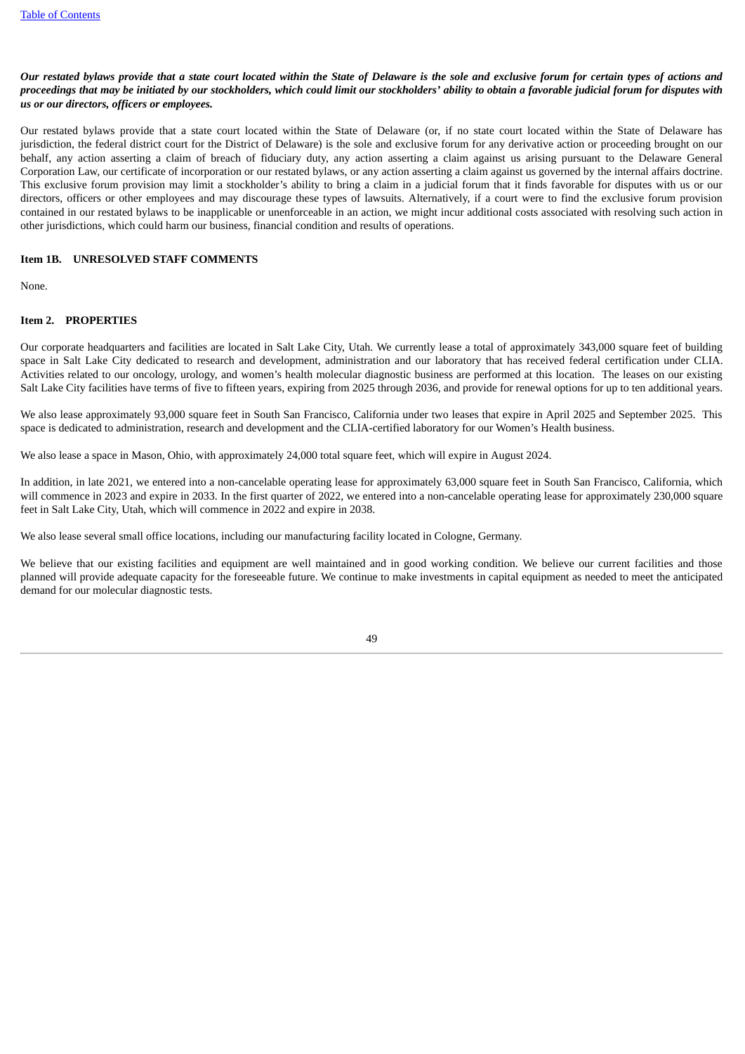***Our restated bylaws provide that a state court located within the State of Delaware is the sole and exclusive forum for certain types of actions and proceedings that may be initiated by our stockholders, which could limit our stockholders' ability to obtain a favorable judicial forum for disputes with us or our directors, officers or employees.***

Our restated bylaws provide that a state court located within the State of Delaware (or, if no state court located within the State of Delaware has jurisdiction, the federal district court for the District of Delaware) is the sole and exclusive forum for any derivative action or proceeding brought on our behalf, any action asserting a claim of breach of fiduciary duty, any action asserting a claim against us arising pursuant to the Delaware General Corporation Law, our certificate of incorporation or our restated bylaws, or any action asserting a claim against us governed by the internal affairs doctrine. This exclusive forum provision may limit a stockholder's ability to bring a claim in a judicial forum that it finds favorable for disputes with us or our directors, officers or other employees and may discourage these types of lawsuits. Alternatively, if a court were to find the exclusive forum provision contained in our restated bylaws to be inapplicable or unenforceable in an action, we might incur additional costs associated with resolving such action in other jurisdictions, which could harm our business, financial condition and results of operations.

## Item 1B. UNRESOLVED STAFF COMMENTS

None.

## Item 2. PROPERTIES

Our corporate headquarters and facilities are located in Salt Lake City, Utah. We currently lease a total of approximately 343,000 square feet of building space in Salt Lake City dedicated to research and development, administration and our laboratory that has received federal certification under CLIA. Activities related to our oncology, urology, and women's health molecular diagnostic business are performed at this location. The leases on our existing Salt Lake City facilities have terms of five to fifteen years, expiring from 2025 through 2036, and provide for renewal options for up to ten additional years.

We also lease approximately 93,000 square feet in South San Francisco, California under two leases that expire in April 2025 and September 2025. This space is dedicated to administration, research and development and the CLIA-certified laboratory for our Women's Health business.

We also lease a space in Mason, Ohio, with approximately 24,000 total square feet, which will expire in August 2024.

In addition, in late 2021, we entered into a non-cancelable operating lease for approximately 63,000 square feet in South San Francisco, California, which will commence in 2023 and expire in 2033. In the first quarter of 2022, we entered into a non-cancelable operating lease for approximately 230,000 square feet in Salt Lake City, Utah, which will commence in 2022 and expire in 2038.

We also lease several small office locations, including our manufacturing facility located in Cologne, Germany.

We believe that our existing facilities and equipment are well maintained and in good working condition. We believe our current facilities and those planned will provide adequate capacity for the foreseeable future. We continue to make investments in capital equipment as needed to meet the anticipated demand for our molecular diagnostic tests.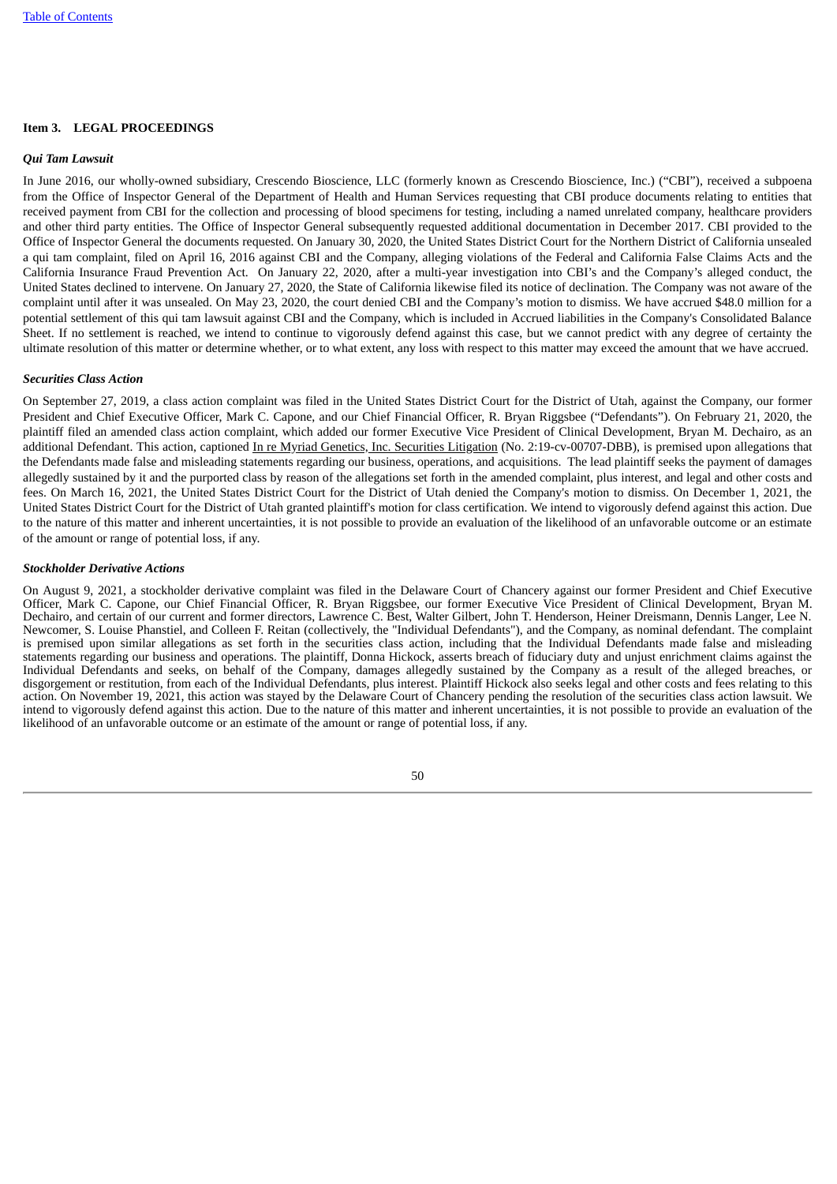## Item 3. LEGAL PROCEEDINGS

### *Qui Tam Lawsuit*

In June 2016, our wholly-owned subsidiary, Crescendo Bioscience, LLC (formerly known as Crescendo Bioscience, Inc.) ("CBI"), received a subpoena from the Office of Inspector General of the Department of Health and Human Services requesting that CBI produce documents relating to entities that received payment from CBI for the collection and processing of blood specimens for testing, including a named unrelated company, healthcare providers and other third party entities. The Office of Inspector General subsequently requested additional documentation in December 2017. CBI provided to the Office of Inspector General the documents requested. On January 30, 2020, the United States District Court for the Northern District of California unsealed a qui tam complaint, filed on April 16, 2016 against CBI and the Company, alleging violations of the Federal and California False Claims Acts and the California Insurance Fraud Prevention Act. On January 22, 2020, after a multi-year investigation into CBI's and the Company's alleged conduct, the United States declined to intervene. On January 27, 2020, the State of California likewise filed its notice of declination. The Company was not aware of the complaint until after it was unsealed. On May 23, 2020, the court denied CBI and the Company's motion to dismiss. We have accrued $48.0 million for a potential settlement of this qui tam lawsuit against CBI and the Company, which is included in Accrued liabilities in the Company's Consolidated Balance Sheet. If no settlement is reached, we intend to continue to vigorously defend against this case, but we cannot predict with any degree of certainty the ultimate resolution of this matter or determine whether, or to what extent, any loss with respect to this matter may exceed the amount that we have accrued.

### *Securities Class Action*

On September 27, 2019, a class action complaint was filed in the United States District Court for the District of Utah, against the Company, our former President and Chief Executive Officer, Mark C. Capone, and our Chief Financial Officer, R. Bryan Riggsbee ("Defendants"). On February 21, 2020, the plaintiff filed an amended class action complaint, which added our former Executive Vice President of Clinical Development, Bryan M. Dechairo, as an additional Defendant. This action, captioned In re Myriad Genetics, Inc. Securities Litigation (No. 2:19-cv-00707-DBB), is premised upon allegations that the Defendants made false and misleading statements regarding our business, operations, and acquisitions. The lead plaintiff seeks the payment of damages allegedly sustained by it and the purported class by reason of the allegations set forth in the amended complaint, plus interest, and legal and other costs and fees. On March 16, 2021, the United States District Court for the District of Utah denied the Company's motion to dismiss. On December 1, 2021, the United States District Court for the District of Utah granted plaintiff's motion for class certification. We intend to vigorously defend against this action. Due to the nature of this matter and inherent uncertainties, it is not possible to provide an evaluation of the likelihood of an unfavorable outcome or an estimate of the amount or range of potential loss, if any.

### *Stockholder Derivative Actions*

On August 9, 2021, a stockholder derivative complaint was filed in the Delaware Court of Chancery against our former President and Chief Executive Officer, Mark C. Capone, our Chief Financial Officer, R. Bryan Riggsbee, our former Executive Vice President of Clinical Development, Bryan M. Dechairo, and certain of our current and former directors, Lawrence C. Best, Walter Gilbert, John T. Henderson, Heiner Dreismann, Dennis Langer, Lee N. Newcomer, S. Louise Phanstiel, and Colleen F. Reitan (collectively, the "Individual Defendants"), and the Company, as nominal defendant. The complaint is premised upon similar allegations as set forth in the securities class action, including that the Individual Defendants made false and misleading statements regarding our business and operations. The plaintiff, Donna Hickock, asserts breach of fiduciary duty and unjust enrichment claims against the Individual Defendants and seeks, on behalf of the Company, damages allegedly sustained by the Company as a result of the alleged breaches, or disgorgement or restitution, from each of the Individual Defendants, plus interest. Plaintiff Hickock also seeks legal and other costs and fees relating to this action. On November 19, 2021, this action was stayed by the Delaware Court of Chancery pending the resolution of the securities class action lawsuit. We intend to vigorously defend against this action. Due to the nature of this matter and inherent uncertainties, it is not possible to provide an evaluation of the likelihood of an unfavorable outcome or an estimate of the amount or range of potential loss, if any.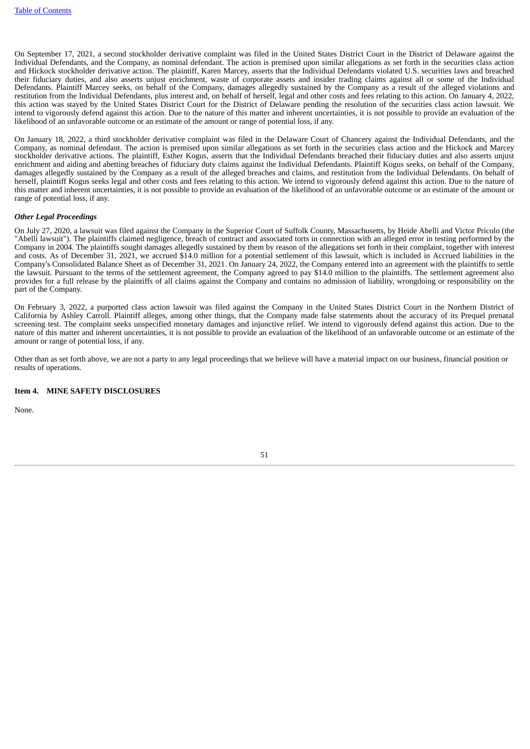On September 17, 2021, a second stockholder derivative complaint was filed in the United States District Court in the District of Delaware against the Individual Defendants, and the Company, as nominal defendant. The action is premised upon similar allegations as set forth in the securities class action and Hickock stockholder derivative action. The plaintiff, Karen Marcey, asserts that the Individual Defendants violated U.S. securities laws and breached their fiduciary duties, and also asserts unjust enrichment, waste of corporate assets and insider trading claims against all or some of the Individual Defendants. Plaintiff Marcey seeks, on behalf of the Company, damages allegedly sustained by the Company as a result of the alleged violations and restitution from the Individual Defendants, plus interest and, on behalf of herself, legal and other costs and fees relating to this action. On January 4, 2022, this action was stayed by the United States District Court for the District of Delaware pending the resolution of the securities class action lawsuit. We intend to vigorously defend against this action. Due to the nature of this matter and inherent uncertainties, it is not possible to provide an evaluation of the likelihood of an unfavorable outcome or an estimate of the amount or range of potential loss, if any.

On January 18, 2022, a third stockholder derivative complaint was filed in the Delaware Court of Chancery against the Individual Defendants, and the Company, as nominal defendant. The action is premised upon similar allegations as set forth in the securities class action and the Hickock and Marcey stockholder derivative actions. The plaintiff, Esther Kogus, asserts that the Individual Defendants breached their fiduciary duties and also asserts unjust enrichment and aiding and abetting breaches of fiduciary duty claims against the Individual Defendants. Plaintiff Kogus seeks, on behalf of the Company, damages allegedly sustained by the Company as a result of the alleged breaches and claims, and restitution from the Individual Defendants. On behalf of herself, plaintiff Kogus seeks legal and other costs and fees relating to this action. We intend to vigorously defend against this action. Due to the nature of this matter and inherent uncertainties, it is not possible to provide an evaluation of the likelihood of an unfavorable outcome or an estimate of the amount or range of potential loss, if any.

***Other Legal Proceedings***

On July 27, 2020, a lawsuit was filed against the Company in the Superior Court of Suffolk County, Massachusetts, by Heide Abelli and Victor Pricolo (the "Abelli lawsuit"). The plaintiffs claimed negligence, breach of contract and associated torts in connection with an alleged error in testing performed by the Company in 2004. The plaintiffs sought damages allegedly sustained by them by reason of the allegations set forth in their complaint, together with interest and costs. As of December 31, 2021, we accrued $14.0 million for a potential settlement of this lawsuit, which is included in Accrued liabilities in the Company's Consolidated Balance Sheet as of December 31, 2021. On January 24, 2022, the Company entered into an agreement with the plaintiffs to settle the lawsuit. Pursuant to the terms of the settlement agreement, the Company agreed to pay $14.0 million to the plaintiffs. The settlement agreement also provides for a full release by the plaintiffs of all claims against the Company and contains no admission of liability, wrongdoing or responsibility on the part of the Company.

On February 3, 2022, a purported class action lawsuit was filed against the Company in the United States District Court in the Northern District of California by Ashley Carroll. Plaintiff alleges, among other things, that the Company made false statements about the accuracy of its Prequel prenatal screening test. The complaint seeks unspecified monetary damages and injunctive relief. We intend to vigorously defend against this action. Due to the nature of this matter and inherent uncertainties, it is not possible to provide an evaluation of the likelihood of an unfavorable outcome or an estimate of the amount or range of potential loss, if any.

Other than as set forth above, we are not a party to any legal proceedings that we believe will have a material impact on our business, financial position or results of operations.

## Item 4. MINE SAFETY DISCLOSURES

None.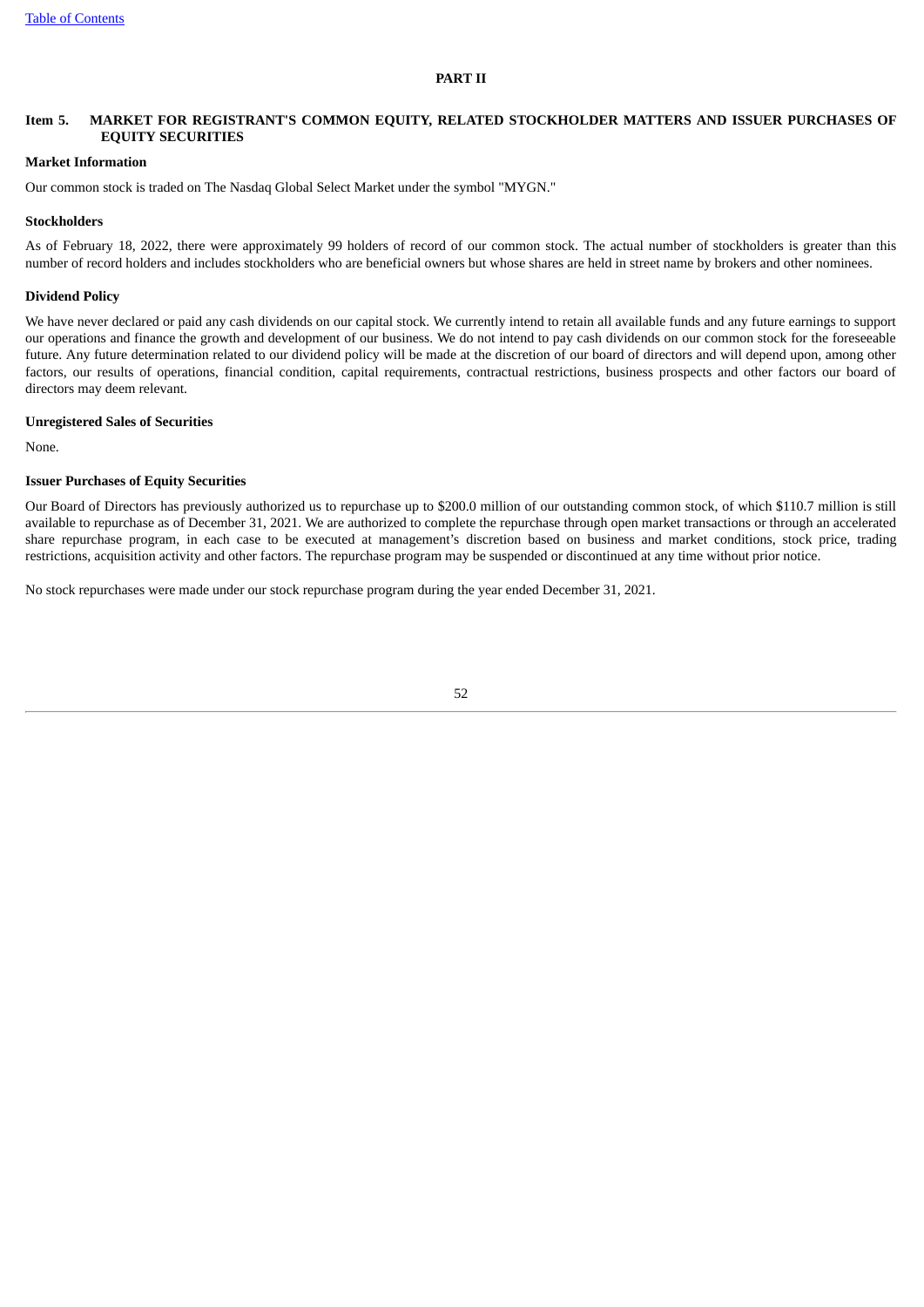# PART II

## Item 5. MARKET FOR REGISTRANT'S COMMON EQUITY, RELATED STOCKHOLDER MATTERS AND ISSUER PURCHASES OF EQUITY SECURITIES

### Market Information

Our common stock is traded on The Nasdaq Global Select Market under the symbol "MYGN."

### Stockholders

As of February 18, 2022, there were approximately 99 holders of record of our common stock. The actual number of stockholders is greater than this number of record holders and includes stockholders who are beneficial owners but whose shares are held in street name by brokers and other nominees.

### Dividend Policy

We have never declared or paid any cash dividends on our capital stock. We currently intend to retain all available funds and any future earnings to support our operations and finance the growth and development of our business. We do not intend to pay cash dividends on our common stock for the foreseeable future. Any future determination related to our dividend policy will be made at the discretion of our board of directors and will depend upon, among other factors, our results of operations, financial condition, capital requirements, contractual restrictions, business prospects and other factors our board of directors may deem relevant.

### Unregistered Sales of Securities

None.

### Issuer Purchases of Equity Securities

Our Board of Directors has previously authorized us to repurchase up to $200.0 million of our outstanding common stock, of which $110.7 million is still available to repurchase as of December 31, 2021. We are authorized to complete the repurchase through open market transactions or through an accelerated share repurchase program, in each case to be executed at management's discretion based on business and market conditions, stock price, trading restrictions, acquisition activity and other factors. The repurchase program may be suspended or discontinued at any time without prior notice.

No stock repurchases were made under our stock repurchase program during the year ended December 31, 2021.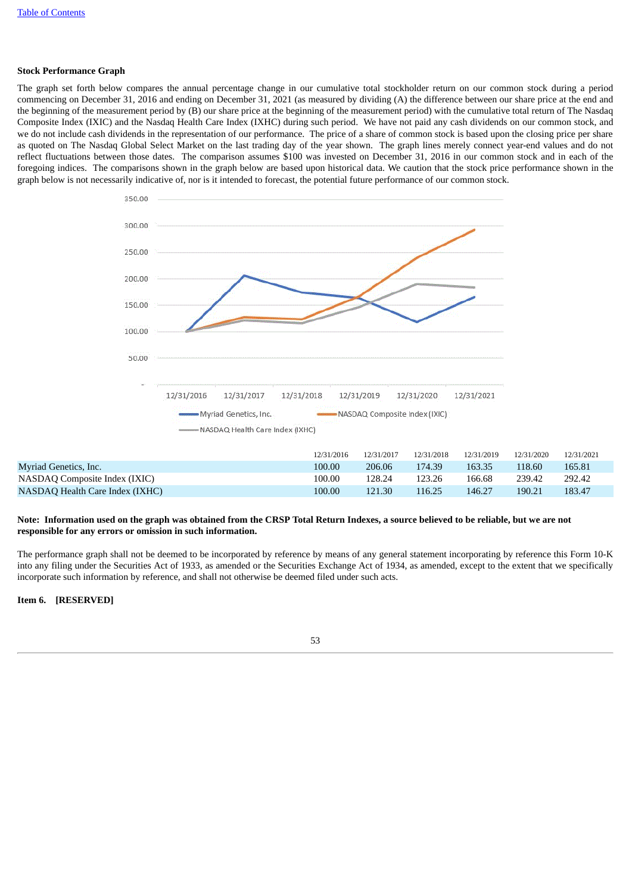[Table of Contents](#)

**Stock Performance Graph**

The graph set forth below compares the annual percentage change in our cumulative total stockholder return on our common stock during a period commencing on December 31, 2016 and ending on December 31, 2021 (as measured by dividing (A) the difference between our share price at the end and the beginning of the measurement period by (B) our share price at the beginning of the measurement period) with the cumulative total return of The Nasdaq Composite Index (IXIC) and the Nasdaq Health Care Index (IXHC) during such period. We have not paid any cash dividends on our common stock, and we do not include cash dividends in the representation of our performance. The price of a share of common stock is based upon the closing price per share as quoted on The Nasdaq Global Select Market on the last trading day of the year shown. The graph lines merely connect year-end values and do not reflect fluctuations between those dates. The comparison assumes $100 was invested on December 31, 2016 in our common stock and in each of the foregoing indices. The comparisons shown in the graph below are based upon historical data. We caution that the stock price performance shown in the graph below is not necessarily indicative of, nor is it intended to forecast, the potential future performance of our common stock.

350.00
300.00
250.00
200.00
150.00
100.00
50.00
-
12/31/2016 12/31/2017 12/31/2018 12/31/2019 12/31/2020 12/31/2021
Myriad Genetics, Inc.
NASDAQ Composite Index (IXIC)
NASDAQ Health Care Index (IXHC)

| | 12/31/2016 | 12/31/2017 | 12/31/2018 | 12/31/2019 | 12/31/2020 | 12/31/2021 |
|---|---|---|---|---|---|---|
| Myriad Genetics, Inc. | 100.00 | 206.06 | 174.39 | 163.35 | 118.60 | 165.81 |
| NASDAQ Composite Index (IXIC) | 100.00 | 128.24 | 123.26 | 166.68 | 239.42 | 292.42 |
| NASDAQ Health Care Index (IXHC) | 100.00 | 121.30 | 116.25 | 146.27 | 190.21 | 183.47 |

**Note: Information used on the graph was obtained from the CRSP Total Return Indexes, a source believed to be reliable, but we are not responsible for any errors or omission in such information.**

The performance graph shall not be deemed to be incorporated by reference by means of any general statement incorporating by reference this Form 10-K into any filing under the Securities Act of 1933, as amended or the Securities Exchange Act of 1934, as amended, except to the extent that we specifically incorporate such information by reference, and shall not otherwise be deemed filed under such acts.

**Item 6. [RESERVED]**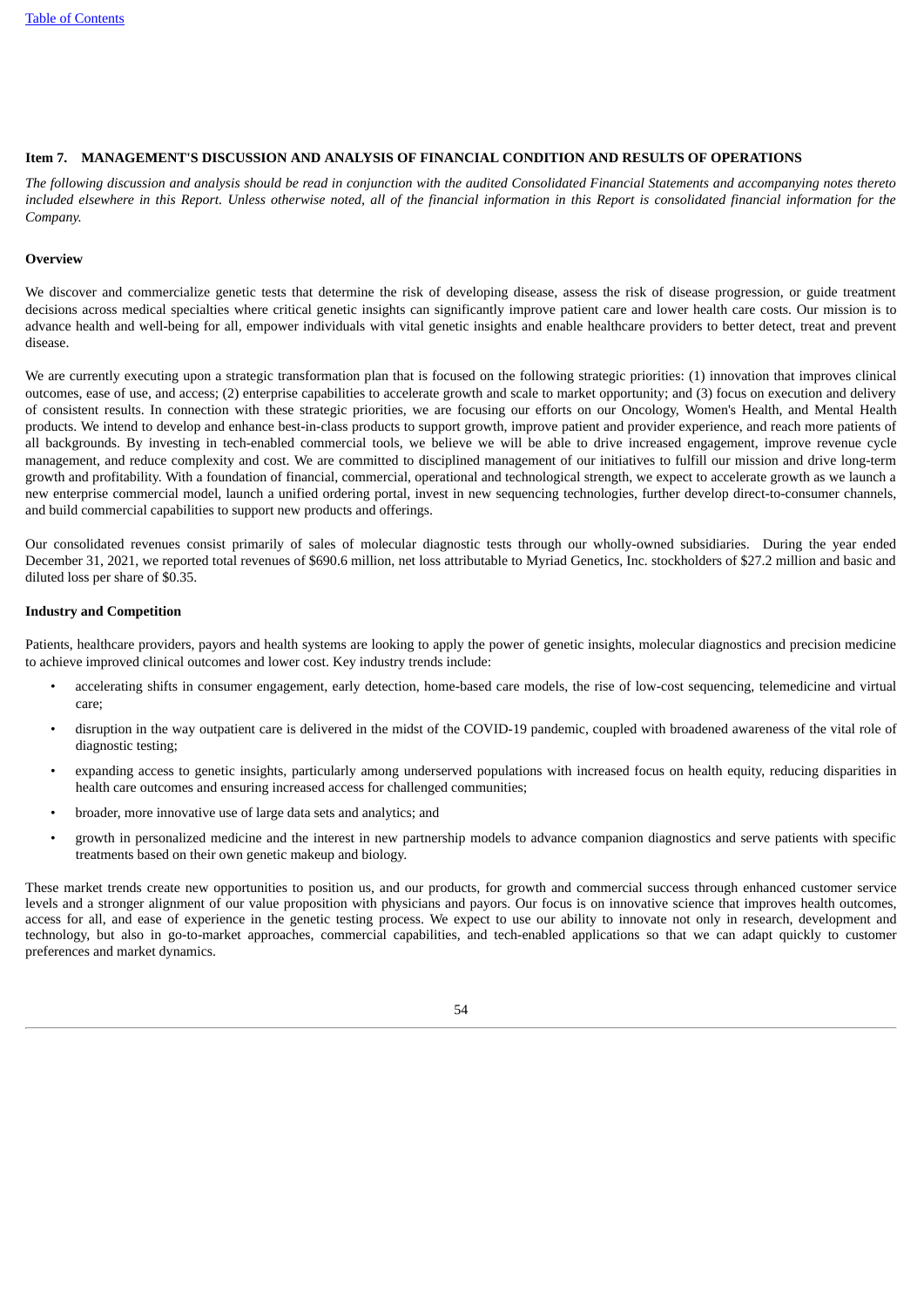## Item 7. MANAGEMENT'S DISCUSSION AND ANALYSIS OF FINANCIAL CONDITION AND RESULTS OF OPERATIONS

*The following discussion and analysis should be read in conjunction with the audited Consolidated Financial Statements and accompanying notes thereto included elsewhere in this Report. Unless otherwise noted, all of the financial information in this Report is consolidated financial information for the Company.*

### Overview

We discover and commercialize genetic tests that determine the risk of developing disease, assess the risk of disease progression, or guide treatment decisions across medical specialties where critical genetic insights can significantly improve patient care and lower health care costs. Our mission is to advance health and well-being for all, empower individuals with vital genetic insights and enable healthcare providers to better detect, treat and prevent disease.

We are currently executing upon a strategic transformation plan that is focused on the following strategic priorities: (1) innovation that improves clinical outcomes, ease of use, and access; (2) enterprise capabilities to accelerate growth and scale to market opportunity; and (3) focus on execution and delivery of consistent results. In connection with these strategic priorities, we are focusing our efforts on our Oncology, Women's Health, and Mental Health products. We intend to develop and enhance best-in-class products to support growth, improve patient and provider experience, and reach more patients of all backgrounds. By investing in tech-enabled commercial tools, we believe we will be able to drive increased engagement, improve revenue cycle management, and reduce complexity and cost. We are committed to disciplined management of our initiatives to fulfill our mission and drive long-term growth and profitability. With a foundation of financial, commercial, operational and technological strength, we expect to accelerate growth as we launch a new enterprise commercial model, launch a unified ordering portal, invest in new sequencing technologies, further develop direct-to-consumer channels, and build commercial capabilities to support new products and offerings.

Our consolidated revenues consist primarily of sales of molecular diagnostic tests through our wholly-owned subsidiaries. During the year ended December 31, 2021, we reported total revenues of $690.6 million, net loss attributable to Myriad Genetics, Inc. stockholders of $27.2 million and basic and diluted loss per share of $0.35.

### Industry and Competition

Patients, healthcare providers, payors and health systems are looking to apply the power of genetic insights, molecular diagnostics and precision medicine to achieve improved clinical outcomes and lower cost. Key industry trends include:

- accelerating shifts in consumer engagement, early detection, home-based care models, the rise of low-cost sequencing, telemedicine and virtual care;
- disruption in the way outpatient care is delivered in the midst of the COVID-19 pandemic, coupled with broadened awareness of the vital role of diagnostic testing;
- expanding access to genetic insights, particularly among underserved populations with increased focus on health equity, reducing disparities in health care outcomes and ensuring increased access for challenged communities;
- broader, more innovative use of large data sets and analytics; and
- growth in personalized medicine and the interest in new partnership models to advance companion diagnostics and serve patients with specific treatments based on their own genetic makeup and biology.

These market trends create new opportunities to position us, and our products, for growth and commercial success through enhanced customer service levels and a stronger alignment of our value proposition with physicians and payors. Our focus is on innovative science that improves health outcomes, access for all, and ease of experience in the genetic testing process. We expect to use our ability to innovate not only in research, development and technology, but also in go-to-market approaches, commercial capabilities, and tech-enabled applications so that we can adapt quickly to customer preferences and market dynamics.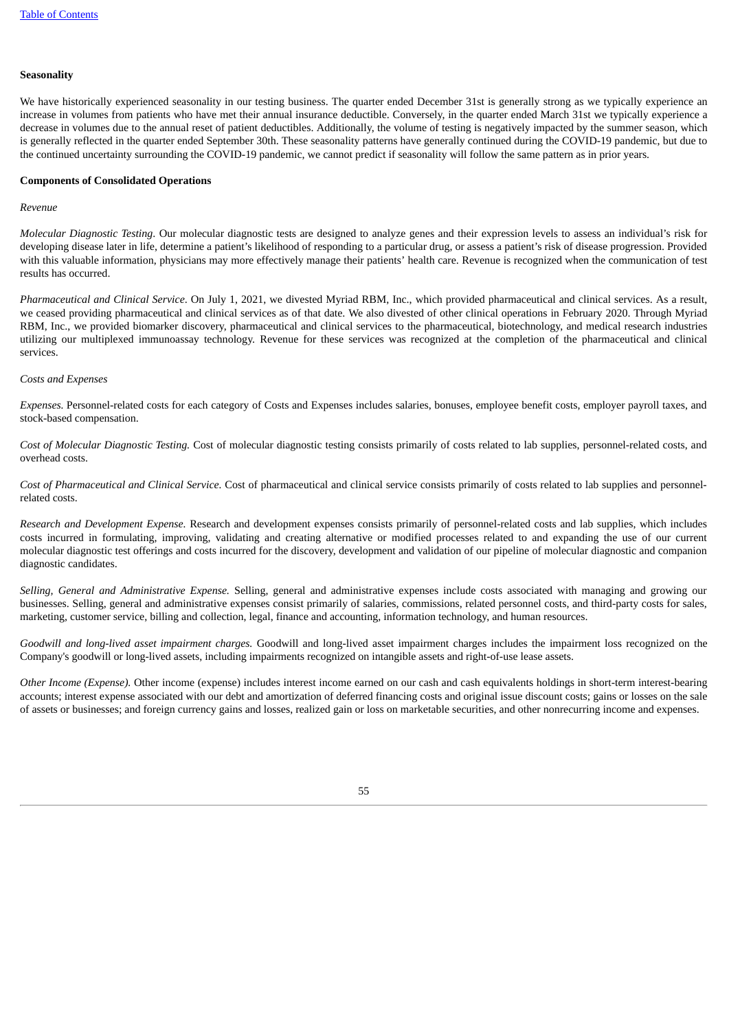**Seasonality**

We have historically experienced seasonality in our testing business. The quarter ended December 31st is generally strong as we typically experience an increase in volumes from patients who have met their annual insurance deductible. Conversely, in the quarter ended March 31st we typically experience a decrease in volumes due to the annual reset of patient deductibles. Additionally, the volume of testing is negatively impacted by the summer season, which is generally reflected in the quarter ended September 30th. These seasonality patterns have generally continued during the COVID-19 pandemic, but due to the continued uncertainty surrounding the COVID-19 pandemic, we cannot predict if seasonality will follow the same pattern as in prior years.

**Components of Consolidated Operations**

*Revenue*

*Molecular Diagnostic Testing*. Our molecular diagnostic tests are designed to analyze genes and their expression levels to assess an individual's risk for developing disease later in life, determine a patient's likelihood of responding to a particular drug, or assess a patient's risk of disease progression. Provided with this valuable information, physicians may more effectively manage their patients' health care. Revenue is recognized when the communication of test results has occurred.

*Pharmaceutical and Clinical Service*. On July 1, 2021, we divested Myriad RBM, Inc., which provided pharmaceutical and clinical services. As a result, we ceased providing pharmaceutical and clinical services as of that date. We also divested of other clinical operations in February 2020. Through Myriad RBM, Inc., we provided biomarker discovery, pharmaceutical and clinical services to the pharmaceutical, biotechnology, and medical research industries utilizing our multiplexed immunoassay technology. Revenue for these services was recognized at the completion of the pharmaceutical and clinical services.

*Costs and Expenses*

*Expenses.* Personnel-related costs for each category of Costs and Expenses includes salaries, bonuses, employee benefit costs, employer payroll taxes, and stock-based compensation.

*Cost of Molecular Diagnostic Testing.* Cost of molecular diagnostic testing consists primarily of costs related to lab supplies, personnel-related costs, and overhead costs.

*Cost of Pharmaceutical and Clinical Service.* Cost of pharmaceutical and clinical service consists primarily of costs related to lab supplies and personnel-related costs.

*Research and Development Expense.* Research and development expenses consists primarily of personnel-related costs and lab supplies, which includes costs incurred in formulating, improving, validating and creating alternative or modified processes related to and expanding the use of our current molecular diagnostic test offerings and costs incurred for the discovery, development and validation of our pipeline of molecular diagnostic and companion diagnostic candidates.

*Selling, General and Administrative Expense.* Selling, general and administrative expenses include costs associated with managing and growing our businesses. Selling, general and administrative expenses consist primarily of salaries, commissions, related personnel costs, and third-party costs for sales, marketing, customer service, billing and collection, legal, finance and accounting, information technology, and human resources.

*Goodwill and long-lived asset impairment charges.* Goodwill and long-lived asset impairment charges includes the impairment loss recognized on the Company's goodwill or long-lived assets, including impairments recognized on intangible assets and right-of-use lease assets.

*Other Income (Expense).* Other income (expense) includes interest income earned on our cash and cash equivalents holdings in short-term interest-bearing accounts; interest expense associated with our debt and amortization of deferred financing costs and original issue discount costs; gains or losses on the sale of assets or businesses; and foreign currency gains and losses, realized gain or loss on marketable securities, and other nonrecurring income and expenses.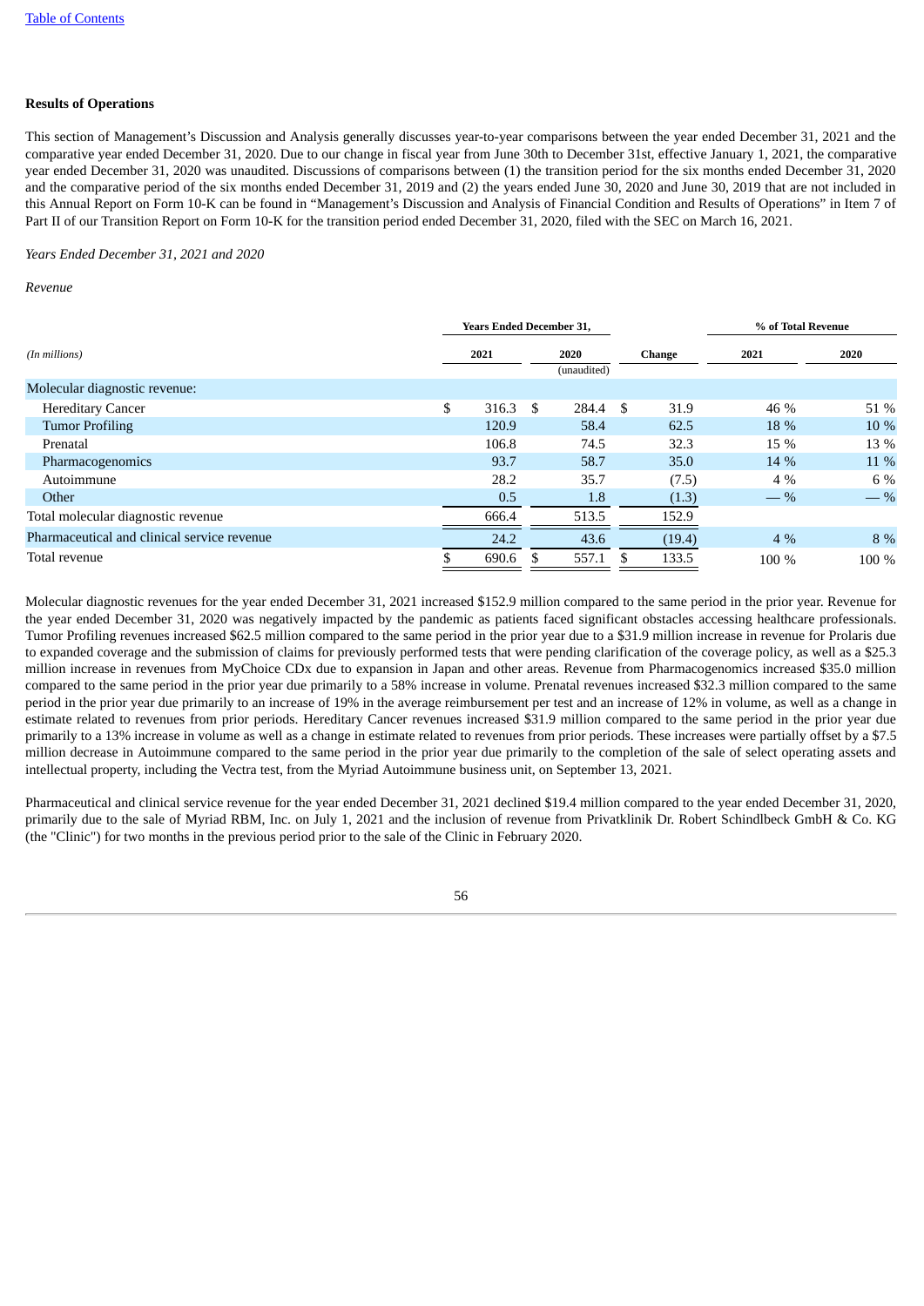**Results of Operations**

This section of Management's Discussion and Analysis generally discusses year-to-year comparisons between the year ended December 31, 2021 and the comparative year ended December 31, 2020. Due to our change in fiscal year from June 30th to December 31st, effective January 1, 2021, the comparative year ended December 31, 2020 was unaudited. Discussions of comparisons between (1) the transition period for the six months ended December 31, 2020 and the comparative period of the six months ended December 31, 2019 and (2) the years ended June 30, 2020 and June 30, 2019 that are not included in this Annual Report on Form 10-K can be found in "Management's Discussion and Analysis of Financial Condition and Results of Operations" in Item 7 of Part II of our Transition Report on Form 10-K for the transition period ended December 31, 2020, filed with the SEC on March 16, 2021.

*Years Ended December 31, 2021 and 2020*

*Revenue*

| | Years Ended December 31, | | | % of Total Revenue | |
|---|---|---|---|---|---|
| *(In millions)* | 2021 | 2020 (unaudited) | Change | 2021 | 2020 |
| Molecular diagnostic revenue: | | | | | |
| Hereditary Cancer | $ 316.3 | $ 284.4 | $ 31.9 | 46 % | 51 % |
| Tumor Profiling | 120.9 | 58.4 | 62.5 | 18 % | 10 % |
| Prenatal | 106.8 | 74.5 | 32.3 | 15 % | 13 % |
| Pharmacogenomics | 93.7 | 58.7 | 35.0 | 14 % | 11 % |
| Autoimmune | 28.2 | 35.7 | (7.5) | 4 % | 6 % |
| Other | 0.5 | 1.8 | (1.3) | — % | — % |
| Total molecular diagnostic revenue | 666.4 | 513.5 | 152.9 | | |
| Pharmaceutical and clinical service revenue | 24.2 | 43.6 | (19.4) | 4 % | 8 % |
| Total revenue | $ 690.6 | $ 557.1 | $ 133.5 | 100 % | 100 % |

Molecular diagnostic revenues for the year ended December 31, 2021 increased $152.9 million compared to the same period in the prior year. Revenue for the year ended December 31, 2020 was negatively impacted by the pandemic as patients faced significant obstacles accessing healthcare professionals. Tumor Profiling revenues increased $62.5 million compared to the same period in the prior year due to a $31.9 million increase in revenue for Prolaris due to expanded coverage and the submission of claims for previously performed tests that were pending clarification of the coverage policy, as well as a $25.3 million increase in revenues from MyChoice CDx due to expansion in Japan and other areas. Revenue from Pharmacogenomics increased $35.0 million compared to the same period in the prior year due primarily to a 58% increase in volume. Prenatal revenues increased $32.3 million compared to the same period in the prior year due primarily to an increase of 19% in the average reimbursement per test and an increase of 12% in volume, as well as a change in estimate related to revenues from prior periods. Hereditary Cancer revenues increased $31.9 million compared to the same period in the prior year due primarily to a 13% increase in volume as well as a change in estimate related to revenues from prior periods. These increases were partially offset by a $7.5 million decrease in Autoimmune compared to the same period in the prior year due primarily to the completion of the sale of select operating assets and intellectual property, including the Vectra test, from the Myriad Autoimmune business unit, on September 13, 2021.

Pharmaceutical and clinical service revenue for the year ended December 31, 2021 declined $19.4 million compared to the year ended December 31, 2020, primarily due to the sale of Myriad RBM, Inc. on July 1, 2021 and the inclusion of revenue from Privatklinik Dr. Robert Schindlbeck GmbH & Co. KG (the "Clinic") for two months in the previous period prior to the sale of the Clinic in February 2020.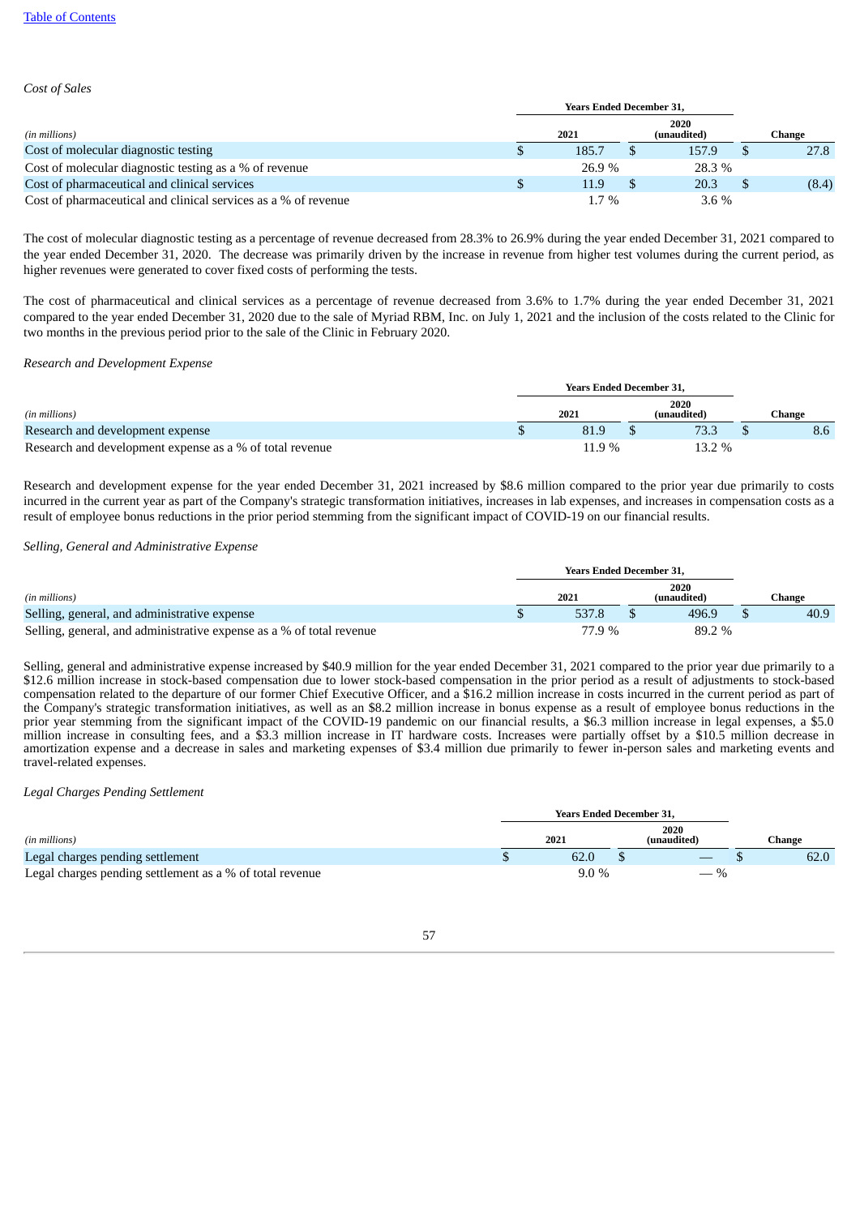*Cost of Sales*

| (in millions) | Years Ended December 31, 2021 | Years Ended December 31, 2020 (unaudited) | Change |
|---|---|---|---|
| Cost of molecular diagnostic testing | $ 185.7 | $ 157.9 | $ 27.8 |
| Cost of molecular diagnostic testing as a % of revenue | 26.9 % | 28.3 % | |
| Cost of pharmaceutical and clinical services | $ 11.9 | $ 20.3 | $ (8.4) |
| Cost of pharmaceutical and clinical services as a % of revenue | 1.7 % | 3.6 % | |

The cost of molecular diagnostic testing as a percentage of revenue decreased from 28.3% to 26.9% during the year ended December 31, 2021 compared to the year ended December 31, 2020. The decrease was primarily driven by the increase in revenue from higher test volumes during the current period, as higher revenues were generated to cover fixed costs of performing the tests.

The cost of pharmaceutical and clinical services as a percentage of revenue decreased from 3.6% to 1.7% during the year ended December 31, 2021 compared to the year ended December 31, 2020 due to the sale of Myriad RBM, Inc. on July 1, 2021 and the inclusion of the costs related to the Clinic for two months in the previous period prior to the sale of the Clinic in February 2020.

*Research and Development Expense*

| (in millions) | Years Ended December 31, 2021 | Years Ended December 31, 2020 (unaudited) | Change |
|---|---|---|---|
| Research and development expense | $ 81.9 | $ 73.3 | $ 8.6 |
| Research and development expense as a % of total revenue | 11.9 % | 13.2 % | |

Research and development expense for the year ended December 31, 2021 increased by $8.6 million compared to the prior year due primarily to costs incurred in the current year as part of the Company's strategic transformation initiatives, increases in lab expenses, and increases in compensation costs as a result of employee bonus reductions in the prior period stemming from the significant impact of COVID-19 on our financial results.

*Selling, General and Administrative Expense*

| (in millions) | Years Ended December 31, 2021 | Years Ended December 31, 2020 (unaudited) | Change |
|---|---|---|---|
| Selling, general, and administrative expense | $ 537.8 | $ 496.9 | $ 40.9 |
| Selling, general, and administrative expense as a % of total revenue | 77.9 % | 89.2 % | |

Selling, general and administrative expense increased by $40.9 million for the year ended December 31, 2021 compared to the prior year due primarily to a $12.6 million increase in stock-based compensation due to lower stock-based compensation in the prior period as a result of adjustments to stock-based compensation related to the departure of our former Chief Executive Officer, and a $16.2 million increase in costs incurred in the current period as part of the Company's strategic transformation initiatives, as well as an $8.2 million increase in bonus expense as a result of employee bonus reductions in the prior year stemming from the significant impact of the COVID-19 pandemic on our financial results, a $6.3 million increase in legal expenses, a $5.0 million increase in consulting fees, and a $3.3 million increase in IT hardware costs. Increases were partially offset by a $10.5 million decrease in amortization expense and a decrease in sales and marketing expenses of $3.4 million due primarily to fewer in-person sales and marketing events and travel-related expenses.

*Legal Charges Pending Settlement*

| (in millions) | Years Ended December 31, 2021 | Years Ended December 31, 2020 (unaudited) | Change |
|---|---|---|---|
| Legal charges pending settlement | $ 62.0 | $ — | $ 62.0 |
| Legal charges pending settlement as a % of total revenue | 9.0 % | — % | |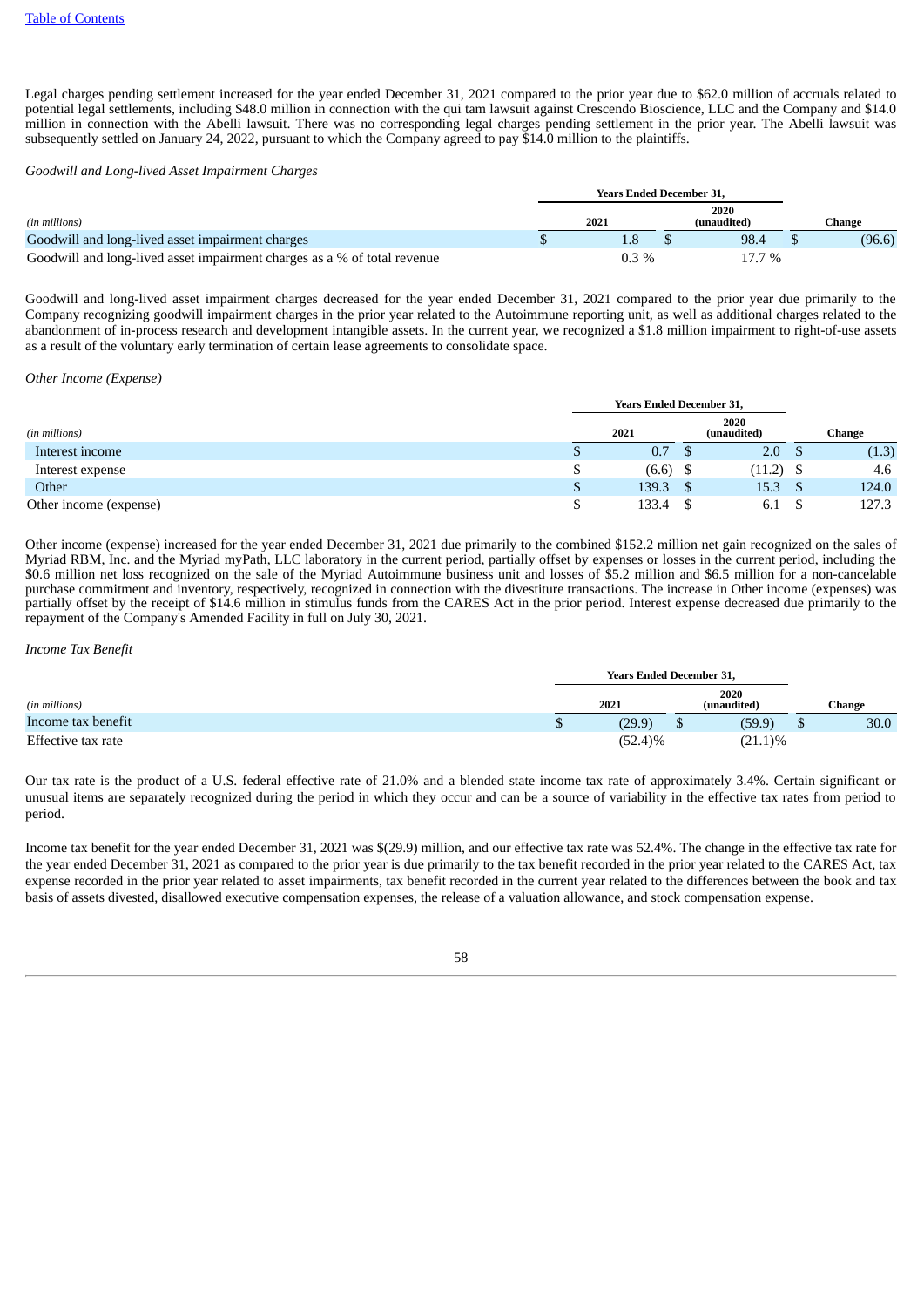Legal charges pending settlement increased for the year ended December 31, 2021 compared to the prior year due to $62.0 million of accruals related to potential legal settlements, including $48.0 million in connection with the qui tam lawsuit against Crescendo Bioscience, LLC and the Company and $14.0 million in connection with the Abelli lawsuit. There was no corresponding legal charges pending settlement in the prior year. The Abelli lawsuit was subsequently settled on January 24, 2022, pursuant to which the Company agreed to pay $14.0 million to the plaintiffs.

*Goodwill and Long-lived Asset Impairment Charges*

| | Years Ended December 31, | | |
|---|---|---|---|
| *(in millions)* | **2021** | **2020 (unaudited)** | **Change** |
| Goodwill and long-lived asset impairment charges | $ 1.8 | $ 98.4 | $ (96.6) |
| Goodwill and long-lived asset impairment charges as a % of total revenue | 0.3 % | 17.7 % | |

Goodwill and long-lived asset impairment charges decreased for the year ended December 31, 2021 compared to the prior year due primarily to the Company recognizing goodwill impairment charges in the prior year related to the Autoimmune reporting unit, as well as additional charges related to the abandonment of in-process research and development intangible assets. In the current year, we recognized a $1.8 million impairment to right-of-use assets as a result of the voluntary early termination of certain lease agreements to consolidate space.

*Other Income (Expense)*

| | Years Ended December 31, | | |
|---|---|---|---|
| *(in millions)* | **2021** | **2020 (unaudited)** | **Change** |
| Interest income | $ 0.7 | $ 2.0 | $ (1.3) |
| Interest expense | $ (6.6) | $ (11.2) | $ 4.6 |
| Other | $ 139.3 | $ 15.3 | $ 124.0 |
| Other income (expense) | $ 133.4 | $ 6.1 | $ 127.3 |

Other income (expense) increased for the year ended December 31, 2021 due primarily to the combined $152.2 million net gain recognized on the sales of Myriad RBM, Inc. and the Myriad myPath, LLC laboratory in the current period, partially offset by expenses or losses in the current period, including the $0.6 million net loss recognized on the sale of the Myriad Autoimmune business unit and losses of $5.2 million and $6.5 million for a non-cancelable purchase commitment and inventory, respectively, recognized in connection with the divestiture transactions. The increase in Other income (expenses) was partially offset by the receipt of $14.6 million in stimulus funds from the CARES Act in the prior period. Interest expense decreased due primarily to the repayment of the Company's Amended Facility in full on July 30, 2021.

*Income Tax Benefit*

| | Years Ended December 31, | | |
|---|---|---|---|
| *(in millions)* | **2021** | **2020 (unaudited)** | **Change** |
| Income tax benefit | $ (29.9) | $ (59.9) | $ 30.0 |
| Effective tax rate | (52.4)% | (21.1)% | |

Our tax rate is the product of a U.S. federal effective rate of 21.0% and a blended state income tax rate of approximately 3.4%. Certain significant or unusual items are separately recognized during the period in which they occur and can be a source of variability in the effective tax rates from period to period.

Income tax benefit for the year ended December 31, 2021 was $(29.9) million, and our effective tax rate was 52.4%. The change in the effective tax rate for the year ended December 31, 2021 as compared to the prior year is due primarily to the tax benefit recorded in the prior year related to the CARES Act, tax expense recorded in the prior year related to asset impairments, tax benefit recorded in the current year related to the differences between the book and tax basis of assets divested, disallowed executive compensation expenses, the release of a valuation allowance, and stock compensation expense.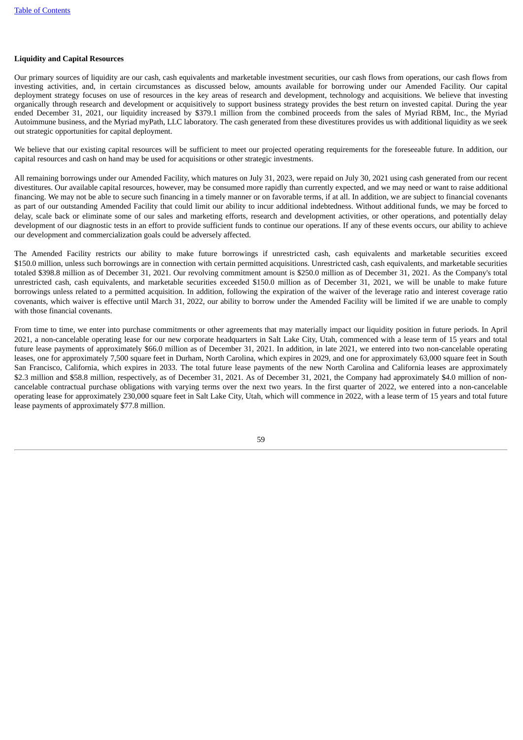**Liquidity and Capital Resources**

Our primary sources of liquidity are our cash, cash equivalents and marketable investment securities, our cash flows from operations, our cash flows from investing activities, and, in certain circumstances as discussed below, amounts available for borrowing under our Amended Facility. Our capital deployment strategy focuses on use of resources in the key areas of research and development, technology and acquisitions. We believe that investing organically through research and development or acquisitively to support business strategy provides the best return on invested capital. During the year ended December 31, 2021, our liquidity increased by $379.1 million from the combined proceeds from the sales of Myriad RBM, Inc., the Myriad Autoimmune business, and the Myriad myPath, LLC laboratory. The cash generated from these divestitures provides us with additional liquidity as we seek out strategic opportunities for capital deployment.

We believe that our existing capital resources will be sufficient to meet our projected operating requirements for the foreseeable future. In addition, our capital resources and cash on hand may be used for acquisitions or other strategic investments.

All remaining borrowings under our Amended Facility, which matures on July 31, 2023, were repaid on July 30, 2021 using cash generated from our recent divestitures. Our available capital resources, however, may be consumed more rapidly than currently expected, and we may need or want to raise additional financing. We may not be able to secure such financing in a timely manner or on favorable terms, if at all. In addition, we are subject to financial covenants as part of our outstanding Amended Facility that could limit our ability to incur additional indebtedness. Without additional funds, we may be forced to delay, scale back or eliminate some of our sales and marketing efforts, research and development activities, or other operations, and potentially delay development of our diagnostic tests in an effort to provide sufficient funds to continue our operations. If any of these events occurs, our ability to achieve our development and commercialization goals could be adversely affected.

The Amended Facility restricts our ability to make future borrowings if unrestricted cash, cash equivalents and marketable securities exceed $150.0 million, unless such borrowings are in connection with certain permitted acquisitions. Unrestricted cash, cash equivalents, and marketable securities totaled $398.8 million as of December 31, 2021. Our revolving commitment amount is $250.0 million as of December 31, 2021. As the Company's total unrestricted cash, cash equivalents, and marketable securities exceeded $150.0 million as of December 31, 2021, we will be unable to make future borrowings unless related to a permitted acquisition. In addition, following the expiration of the waiver of the leverage ratio and interest coverage ratio covenants, which waiver is effective until March 31, 2022, our ability to borrow under the Amended Facility will be limited if we are unable to comply with those financial covenants.

From time to time, we enter into purchase commitments or other agreements that may materially impact our liquidity position in future periods. In April 2021, a non-cancelable operating lease for our new corporate headquarters in Salt Lake City, Utah, commenced with a lease term of 15 years and total future lease payments of approximately $66.0 million as of December 31, 2021. In addition, in late 2021, we entered into two non-cancelable operating leases, one for approximately 7,500 square feet in Durham, North Carolina, which expires in 2029, and one for approximately 63,000 square feet in South San Francisco, California, which expires in 2033. The total future lease payments of the new North Carolina and California leases are approximately $2.3 million and $58.8 million, respectively, as of December 31, 2021. As of December 31, 2021, the Company had approximately $4.0 million of non-cancelable contractual purchase obligations with varying terms over the next two years. In the first quarter of 2022, we entered into a non-cancelable operating lease for approximately 230,000 square feet in Salt Lake City, Utah, which will commence in 2022, with a lease term of 15 years and total future lease payments of approximately $77.8 million.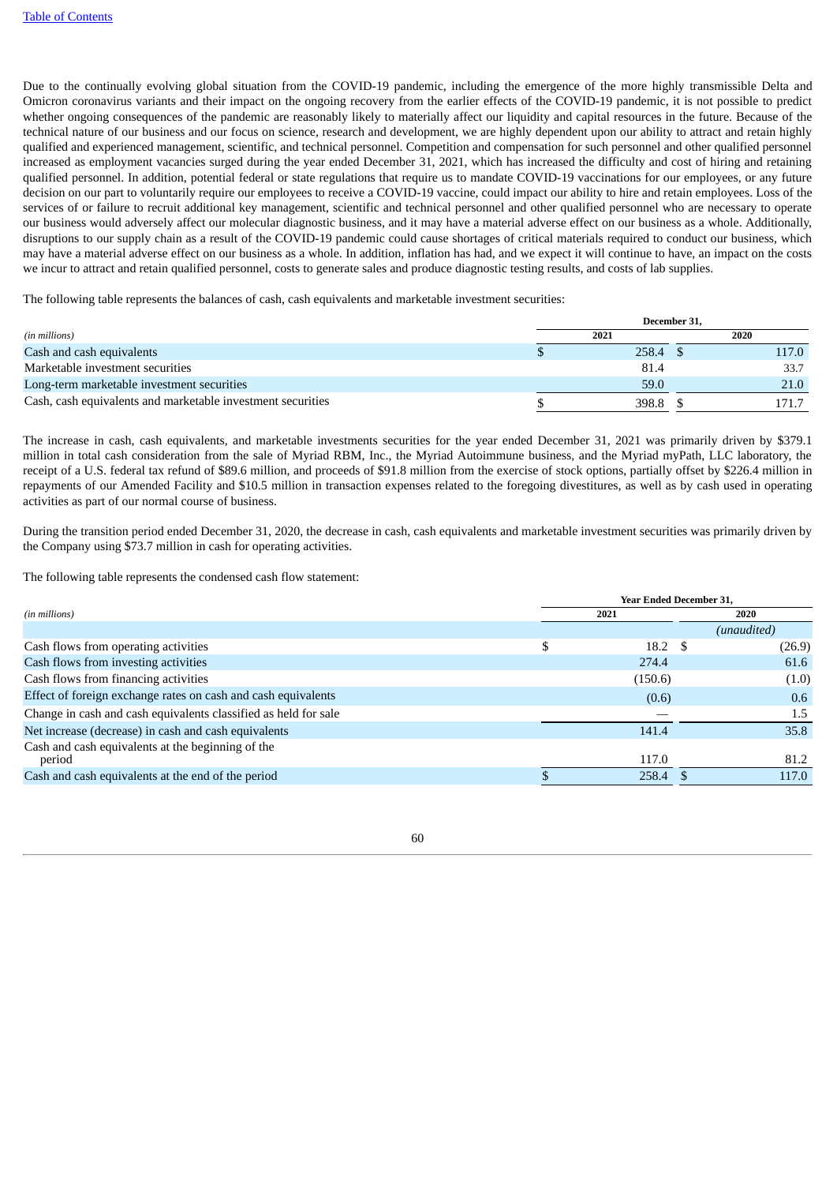Due to the continually evolving global situation from the COVID-19 pandemic, including the emergence of the more highly transmissible Delta and Omicron coronavirus variants and their impact on the ongoing recovery from the earlier effects of the COVID-19 pandemic, it is not possible to predict whether ongoing consequences of the pandemic are reasonably likely to materially affect our liquidity and capital resources in the future. Because of the technical nature of our business and our focus on science, research and development, we are highly dependent upon our ability to attract and retain highly qualified and experienced management, scientific, and technical personnel. Competition and compensation for such personnel and other qualified personnel increased as employment vacancies surged during the year ended December 31, 2021, which has increased the difficulty and cost of hiring and retaining qualified personnel. In addition, potential federal or state regulations that require us to mandate COVID-19 vaccinations for our employees, or any future decision on our part to voluntarily require our employees to receive a COVID-19 vaccine, could impact our ability to hire and retain employees. Loss of the services of or failure to recruit additional key management, scientific and technical personnel and other qualified personnel who are necessary to operate our business would adversely affect our molecular diagnostic business, and it may have a material adverse effect on our business as a whole. Additionally, disruptions to our supply chain as a result of the COVID-19 pandemic could cause shortages of critical materials required to conduct our business, which may have a material adverse effect on our business as a whole. In addition, inflation has had, and we expect it will continue to have, an impact on the costs we incur to attract and retain qualified personnel, costs to generate sales and produce diagnostic testing results, and costs of lab supplies.

The following table represents the balances of cash, cash equivalents and marketable investment securities:

| | December 31, | |
|---|---|---|
| *(in millions)* | **2021** | **2020** |
| Cash and cash equivalents | $ 258.4 | $ 117.0 |
| Marketable investment securities | 81.4 | 33.7 |
| Long-term marketable investment securities | 59.0 | 21.0 |
| Cash, cash equivalents and marketable investment securities | $ 398.8 | $ 171.7 |

The increase in cash, cash equivalents, and marketable investments securities for the year ended December 31, 2021 was primarily driven by $379.1 million in total cash consideration from the sale of Myriad RBM, Inc., the Myriad Autoimmune business, and the Myriad myPath, LLC laboratory, the receipt of a U.S. federal tax refund of $89.6 million, and proceeds of $91.8 million from the exercise of stock options, partially offset by $226.4 million in repayments of our Amended Facility and $10.5 million in transaction expenses related to the foregoing divestitures, as well as by cash used in operating activities as part of our normal course of business.

During the transition period ended December 31, 2020, the decrease in cash, cash equivalents and marketable investment securities was primarily driven by the Company using $73.7 million in cash for operating activities.

The following table represents the condensed cash flow statement:

| | Year Ended December 31, | |
|---|---|---|
| *(in millions)* | **2021** | **2020** |
| | | *(unaudited)* |
| Cash flows from operating activities | $ 18.2 | $ (26.9) |
| Cash flows from investing activities | 274.4 | 61.6 |
| Cash flows from financing activities | (150.6) | (1.0) |
| Effect of foreign exchange rates on cash and cash equivalents | (0.6) | 0.6 |
| Change in cash and cash equivalents classified as held for sale | — | 1.5 |
| Net increase (decrease) in cash and cash equivalents | 141.4 | 35.8 |
| Cash and cash equivalents at the beginning of the period | 117.0 | 81.2 |
| Cash and cash equivalents at the end of the period | $ 258.4 | $ 117.0 |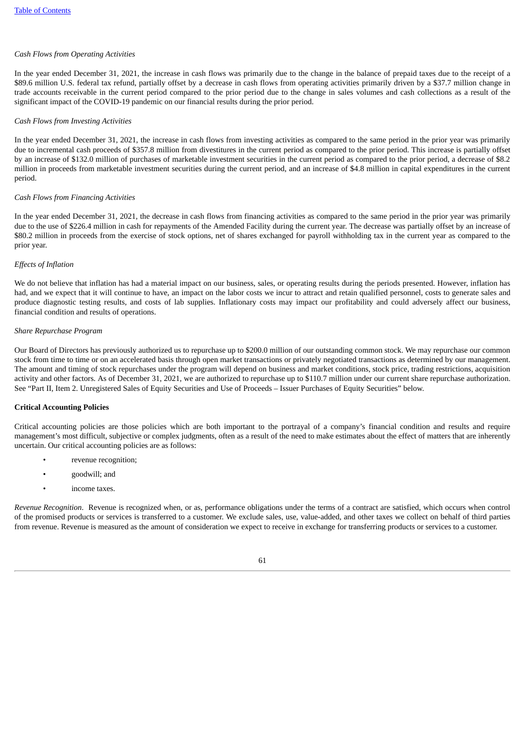*Cash Flows from Operating Activities*

In the year ended December 31, 2021, the increase in cash flows was primarily due to the change in the balance of prepaid taxes due to the receipt of a $89.6 million U.S. federal tax refund, partially offset by a decrease in cash flows from operating activities primarily driven by a $37.7 million change in trade accounts receivable in the current period compared to the prior period due to the change in sales volumes and cash collections as a result of the significant impact of the COVID-19 pandemic on our financial results during the prior period.

*Cash Flows from Investing Activities*

In the year ended December 31, 2021, the increase in cash flows from investing activities as compared to the same period in the prior year was primarily due to incremental cash proceeds of $357.8 million from divestitures in the current period as compared to the prior period. This increase is partially offset by an increase of $132.0 million of purchases of marketable investment securities in the current period as compared to the prior period, a decrease of $8.2 million in proceeds from marketable investment securities during the current period, and an increase of $4.8 million in capital expenditures in the current period.

*Cash Flows from Financing Activities*

In the year ended December 31, 2021, the decrease in cash flows from financing activities as compared to the same period in the prior year was primarily due to the use of $226.4 million in cash for repayments of the Amended Facility during the current year. The decrease was partially offset by an increase of $80.2 million in proceeds from the exercise of stock options, net of shares exchanged for payroll withholding tax in the current year as compared to the prior year.

*Effects of Inflation*

We do not believe that inflation has had a material impact on our business, sales, or operating results during the periods presented. However, inflation has had, and we expect that it will continue to have, an impact on the labor costs we incur to attract and retain qualified personnel, costs to generate sales and produce diagnostic testing results, and costs of lab supplies. Inflationary costs may impact our profitability and could adversely affect our business, financial condition and results of operations.

*Share Repurchase Program*

Our Board of Directors has previously authorized us to repurchase up to $200.0 million of our outstanding common stock. We may repurchase our common stock from time to time or on an accelerated basis through open market transactions or privately negotiated transactions as determined by our management. The amount and timing of stock repurchases under the program will depend on business and market conditions, stock price, trading restrictions, acquisition activity and other factors. As of December 31, 2021, we are authorized to repurchase up to $110.7 million under our current share repurchase authorization. See "Part II, Item 2. Unregistered Sales of Equity Securities and Use of Proceeds – Issuer Purchases of Equity Securities" below.

**Critical Accounting Policies**

Critical accounting policies are those policies which are both important to the portrayal of a company's financial condition and results and require management's most difficult, subjective or complex judgments, often as a result of the need to make estimates about the effect of matters that are inherently uncertain. Our critical accounting policies are as follows:

- revenue recognition;
- goodwill; and
- income taxes.

*Revenue Recognition*. Revenue is recognized when, or as, performance obligations under the terms of a contract are satisfied, which occurs when control of the promised products or services is transferred to a customer. We exclude sales, use, value-added, and other taxes we collect on behalf of third parties from revenue. Revenue is measured as the amount of consideration we expect to receive in exchange for transferring products or services to a customer.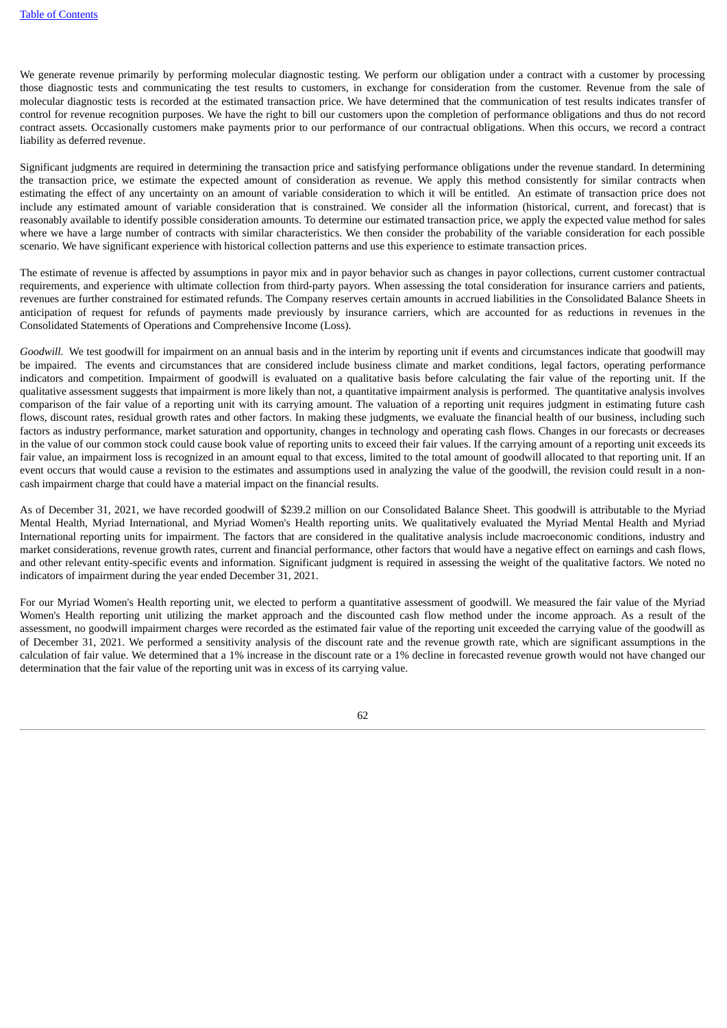We generate revenue primarily by performing molecular diagnostic testing. We perform our obligation under a contract with a customer by processing those diagnostic tests and communicating the test results to customers, in exchange for consideration from the customer. Revenue from the sale of molecular diagnostic tests is recorded at the estimated transaction price. We have determined that the communication of test results indicates transfer of control for revenue recognition purposes. We have the right to bill our customers upon the completion of performance obligations and thus do not record contract assets. Occasionally customers make payments prior to our performance of our contractual obligations. When this occurs, we record a contract liability as deferred revenue.

Significant judgments are required in determining the transaction price and satisfying performance obligations under the revenue standard. In determining the transaction price, we estimate the expected amount of consideration as revenue. We apply this method consistently for similar contracts when estimating the effect of any uncertainty on an amount of variable consideration to which it will be entitled. An estimate of transaction price does not include any estimated amount of variable consideration that is constrained. We consider all the information (historical, current, and forecast) that is reasonably available to identify possible consideration amounts. To determine our estimated transaction price, we apply the expected value method for sales where we have a large number of contracts with similar characteristics. We then consider the probability of the variable consideration for each possible scenario. We have significant experience with historical collection patterns and use this experience to estimate transaction prices.

The estimate of revenue is affected by assumptions in payor mix and in payor behavior such as changes in payor collections, current customer contractual requirements, and experience with ultimate collection from third-party payors. When assessing the total consideration for insurance carriers and patients, revenues are further constrained for estimated refunds. The Company reserves certain amounts in accrued liabilities in the Consolidated Balance Sheets in anticipation of request for refunds of payments made previously by insurance carriers, which are accounted for as reductions in revenues in the Consolidated Statements of Operations and Comprehensive Income (Loss).

*Goodwill.* We test goodwill for impairment on an annual basis and in the interim by reporting unit if events and circumstances indicate that goodwill may be impaired. The events and circumstances that are considered include business climate and market conditions, legal factors, operating performance indicators and competition. Impairment of goodwill is evaluated on a qualitative basis before calculating the fair value of the reporting unit. If the qualitative assessment suggests that impairment is more likely than not, a quantitative impairment analysis is performed. The quantitative analysis involves comparison of the fair value of a reporting unit with its carrying amount. The valuation of a reporting unit requires judgment in estimating future cash flows, discount rates, residual growth rates and other factors. In making these judgments, we evaluate the financial health of our business, including such factors as industry performance, market saturation and opportunity, changes in technology and operating cash flows. Changes in our forecasts or decreases in the value of our common stock could cause book value of reporting units to exceed their fair values. If the carrying amount of a reporting unit exceeds its fair value, an impairment loss is recognized in an amount equal to that excess, limited to the total amount of goodwill allocated to that reporting unit. If an event occurs that would cause a revision to the estimates and assumptions used in analyzing the value of the goodwill, the revision could result in a non-cash impairment charge that could have a material impact on the financial results.

As of December 31, 2021, we have recorded goodwill of $239.2 million on our Consolidated Balance Sheet. This goodwill is attributable to the Myriad Mental Health, Myriad International, and Myriad Women's Health reporting units. We qualitatively evaluated the Myriad Mental Health and Myriad International reporting units for impairment. The factors that are considered in the qualitative analysis include macroeconomic conditions, industry and market considerations, revenue growth rates, current and financial performance, other factors that would have a negative effect on earnings and cash flows, and other relevant entity-specific events and information. Significant judgment is required in assessing the weight of the qualitative factors. We noted no indicators of impairment during the year ended December 31, 2021.

For our Myriad Women's Health reporting unit, we elected to perform a quantitative assessment of goodwill. We measured the fair value of the Myriad Women's Health reporting unit utilizing the market approach and the discounted cash flow method under the income approach. As a result of the assessment, no goodwill impairment charges were recorded as the estimated fair value of the reporting unit exceeded the carrying value of the goodwill as of December 31, 2021. We performed a sensitivity analysis of the discount rate and the revenue growth rate, which are significant assumptions in the calculation of fair value. We determined that a 1% increase in the discount rate or a 1% decline in forecasted revenue growth would not have changed our determination that the fair value of the reporting unit was in excess of its carrying value.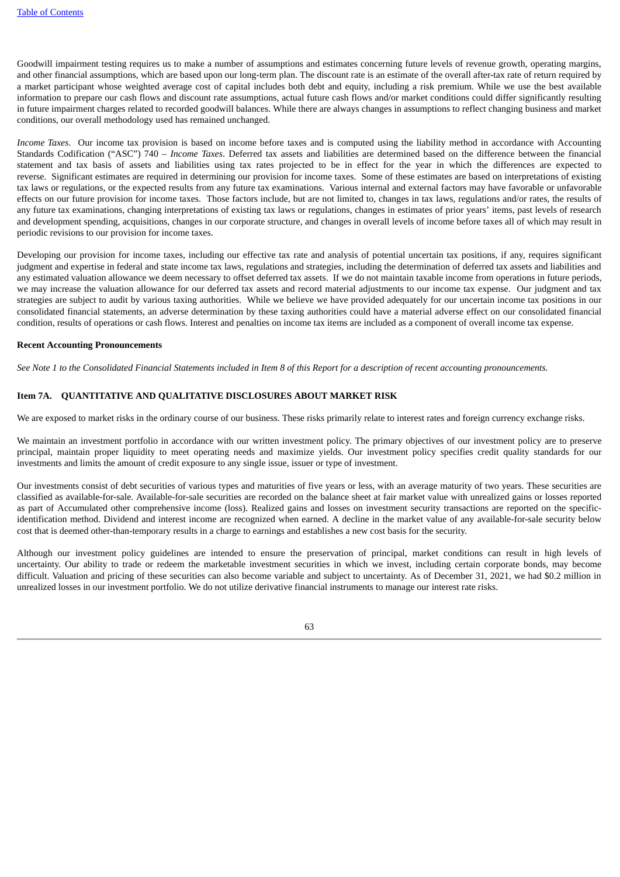Goodwill impairment testing requires us to make a number of assumptions and estimates concerning future levels of revenue growth, operating margins, and other financial assumptions, which are based upon our long-term plan. The discount rate is an estimate of the overall after-tax rate of return required by a market participant whose weighted average cost of capital includes both debt and equity, including a risk premium. While we use the best available information to prepare our cash flows and discount rate assumptions, actual future cash flows and/or market conditions could differ significantly resulting in future impairment charges related to recorded goodwill balances. While there are always changes in assumptions to reflect changing business and market conditions, our overall methodology used has remained unchanged.

*Income Taxes*. Our income tax provision is based on income before taxes and is computed using the liability method in accordance with Accounting Standards Codification ("ASC") 740 – *Income Taxes*. Deferred tax assets and liabilities are determined based on the difference between the financial statement and tax basis of assets and liabilities using tax rates projected to be in effect for the year in which the differences are expected to reverse. Significant estimates are required in determining our provision for income taxes. Some of these estimates are based on interpretations of existing tax laws or regulations, or the expected results from any future tax examinations. Various internal and external factors may have favorable or unfavorable effects on our future provision for income taxes. Those factors include, but are not limited to, changes in tax laws, regulations and/or rates, the results of any future tax examinations, changing interpretations of existing tax laws or regulations, changes in estimates of prior years' items, past levels of research and development spending, acquisitions, changes in our corporate structure, and changes in overall levels of income before taxes all of which may result in periodic revisions to our provision for income taxes.

Developing our provision for income taxes, including our effective tax rate and analysis of potential uncertain tax positions, if any, requires significant judgment and expertise in federal and state income tax laws, regulations and strategies, including the determination of deferred tax assets and liabilities and any estimated valuation allowance we deem necessary to offset deferred tax assets. If we do not maintain taxable income from operations in future periods, we may increase the valuation allowance for our deferred tax assets and record material adjustments to our income tax expense. Our judgment and tax strategies are subject to audit by various taxing authorities. While we believe we have provided adequately for our uncertain income tax positions in our consolidated financial statements, an adverse determination by these taxing authorities could have a material adverse effect on our consolidated financial condition, results of operations or cash flows. Interest and penalties on income tax items are included as a component of overall income tax expense.

**Recent Accounting Pronouncements**

*See Note 1 to the Consolidated Financial Statements included in Item 8 of this Report for a description of recent accounting pronouncements.*

## Item 7A. QUANTITATIVE AND QUALITATIVE DISCLOSURES ABOUT MARKET RISK

We are exposed to market risks in the ordinary course of our business. These risks primarily relate to interest rates and foreign currency exchange risks.

We maintain an investment portfolio in accordance with our written investment policy. The primary objectives of our investment policy are to preserve principal, maintain proper liquidity to meet operating needs and maximize yields. Our investment policy specifies credit quality standards for our investments and limits the amount of credit exposure to any single issue, issuer or type of investment.

Our investments consist of debt securities of various types and maturities of five years or less, with an average maturity of two years. These securities are classified as available-for-sale. Available-for-sale securities are recorded on the balance sheet at fair market value with unrealized gains or losses reported as part of Accumulated other comprehensive income (loss). Realized gains and losses on investment security transactions are reported on the specific-identification method. Dividend and interest income are recognized when earned. A decline in the market value of any available-for-sale security below cost that is deemed other-than-temporary results in a charge to earnings and establishes a new cost basis for the security.

Although our investment policy guidelines are intended to ensure the preservation of principal, market conditions can result in high levels of uncertainty. Our ability to trade or redeem the marketable investment securities in which we invest, including certain corporate bonds, may become difficult. Valuation and pricing of these securities can also become variable and subject to uncertainty. As of December 31, 2021, we had $0.2 million in unrealized losses in our investment portfolio. We do not utilize derivative financial instruments to manage our interest rate risks.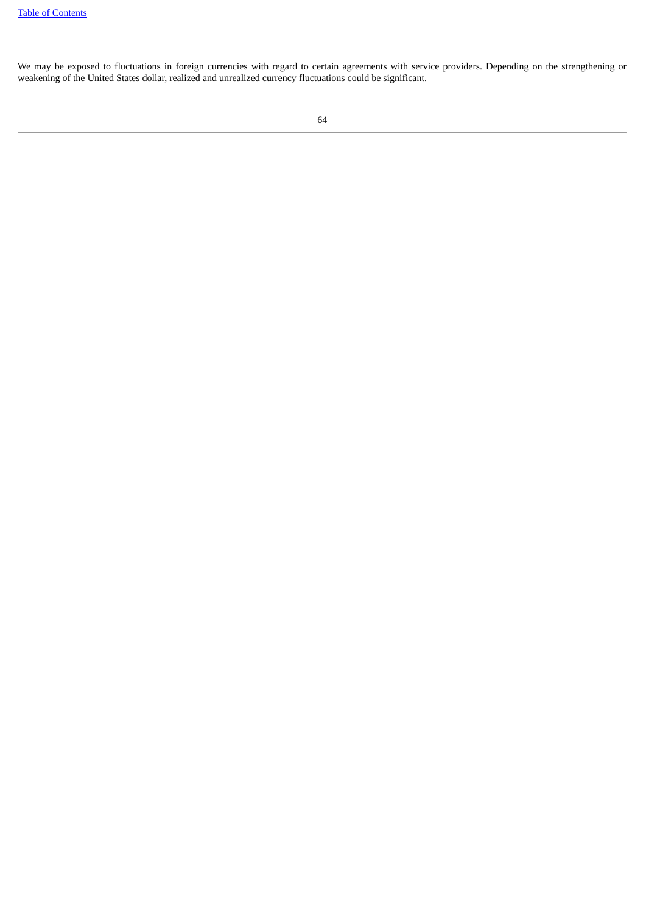We may be exposed to fluctuations in foreign currencies with regard to certain agreements with service providers. Depending on the strengthening or weakening of the United States dollar, realized and unrealized currency fluctuations could be significant.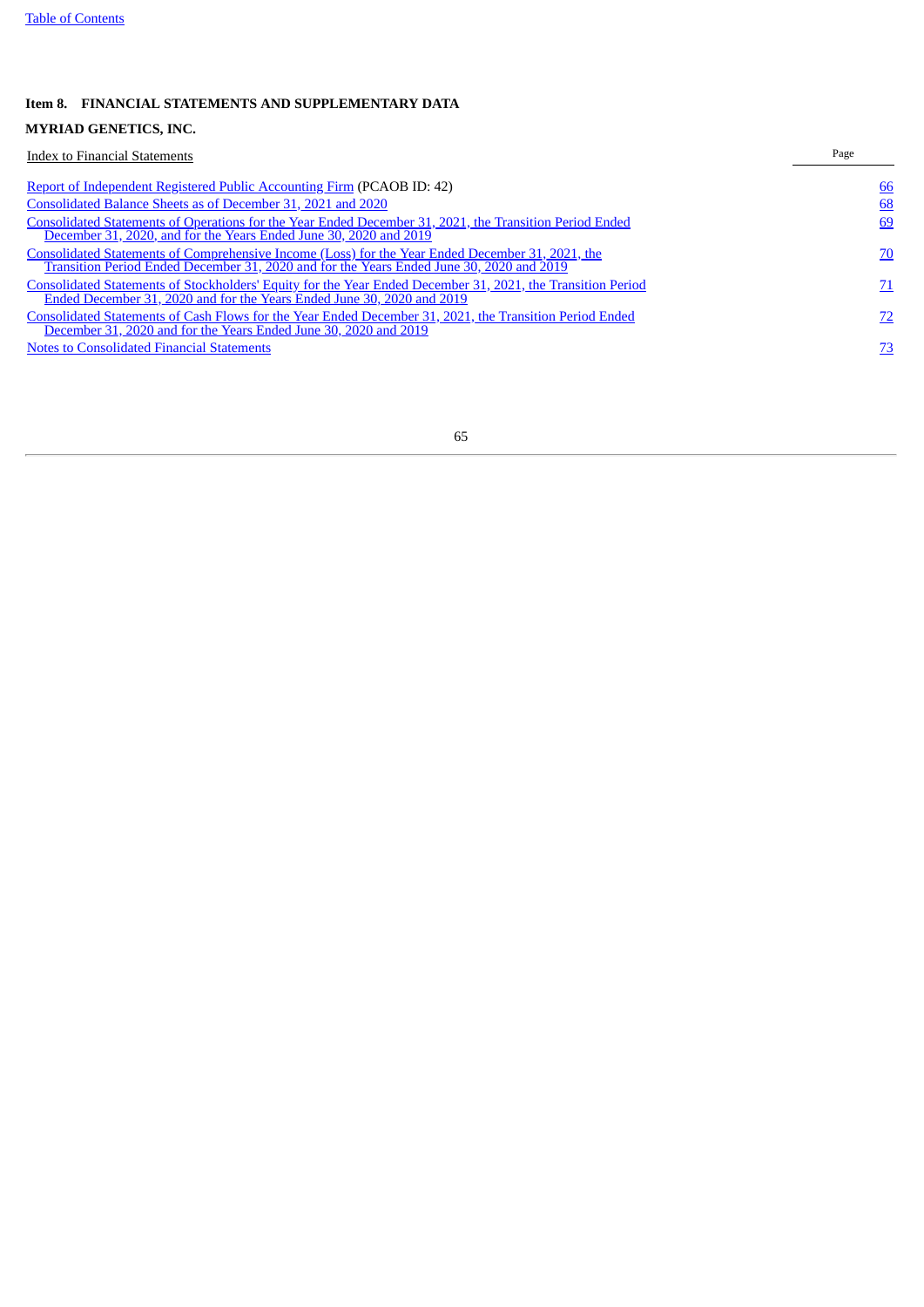## Item 8. FINANCIAL STATEMENTS AND SUPPLEMENTARY DATA

**MYRIAD GENETICS, INC.**

| Index to Financial Statements | Page |
| --- | --- |
| Report of Independent Registered Public Accounting Firm (PCAOB ID: 42) | 66 |
| Consolidated Balance Sheets as of December 31, 2021 and 2020 | 68 |
| Consolidated Statements of Operations for the Year Ended December 31, 2021, the Transition Period Ended December 31, 2020, and for the Years Ended June 30, 2020 and 2019 | 69 |
| Consolidated Statements of Comprehensive Income (Loss) for the Year Ended December 31, 2021, the Transition Period Ended December 31, 2020 and for the Years Ended June 30, 2020 and 2019 | 70 |
| Consolidated Statements of Stockholders' Equity for the Year Ended December 31, 2021, the Transition Period Ended December 31, 2020 and for the Years Ended June 30, 2020 and 2019 | 71 |
| Consolidated Statements of Cash Flows for the Year Ended December 31, 2021, the Transition Period Ended December 31, 2020 and for the Years Ended June 30, 2020 and 2019 | 72 |
| Notes to Consolidated Financial Statements | 73 |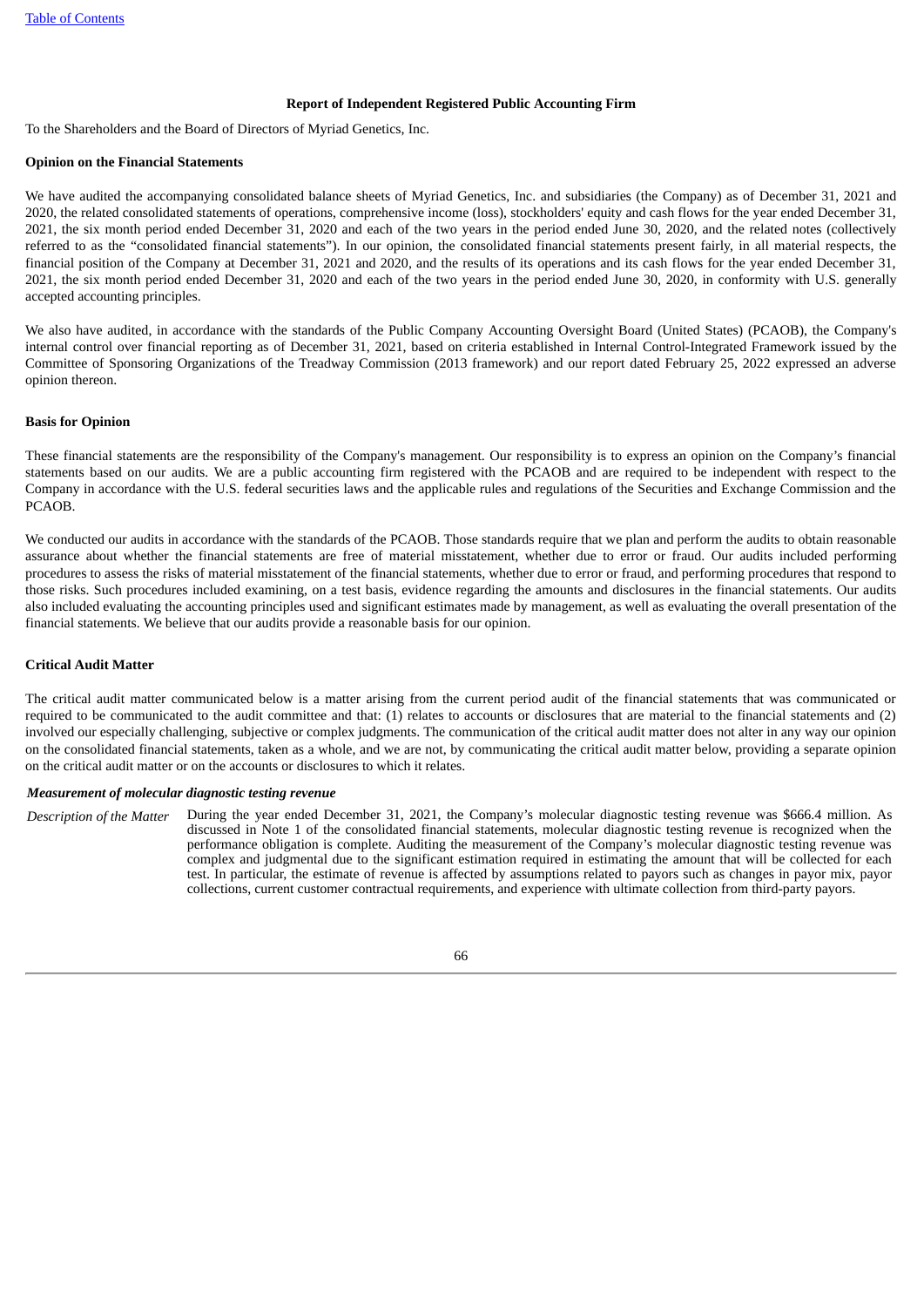## Report of Independent Registered Public Accounting Firm

To the Shareholders and the Board of Directors of Myriad Genetics, Inc.

**Opinion on the Financial Statements**

We have audited the accompanying consolidated balance sheets of Myriad Genetics, Inc. and subsidiaries (the Company) as of December 31, 2021 and 2020, the related consolidated statements of operations, comprehensive income (loss), stockholders' equity and cash flows for the year ended December 31, 2021, the six month period ended December 31, 2020 and each of the two years in the period ended June 30, 2020, and the related notes (collectively referred to as the "consolidated financial statements"). In our opinion, the consolidated financial statements present fairly, in all material respects, the financial position of the Company at December 31, 2021 and 2020, and the results of its operations and its cash flows for the year ended December 31, 2021, the six month period ended December 31, 2020 and each of the two years in the period ended June 30, 2020, in conformity with U.S. generally accepted accounting principles.

We also have audited, in accordance with the standards of the Public Company Accounting Oversight Board (United States) (PCAOB), the Company's internal control over financial reporting as of December 31, 2021, based on criteria established in Internal Control-Integrated Framework issued by the Committee of Sponsoring Organizations of the Treadway Commission (2013 framework) and our report dated February 25, 2022 expressed an adverse opinion thereon.

**Basis for Opinion**

These financial statements are the responsibility of the Company's management. Our responsibility is to express an opinion on the Company's financial statements based on our audits. We are a public accounting firm registered with the PCAOB and are required to be independent with respect to the Company in accordance with the U.S. federal securities laws and the applicable rules and regulations of the Securities and Exchange Commission and the PCAOB.

We conducted our audits in accordance with the standards of the PCAOB. Those standards require that we plan and perform the audits to obtain reasonable assurance about whether the financial statements are free of material misstatement, whether due to error or fraud. Our audits included performing procedures to assess the risks of material misstatement of the financial statements, whether due to error or fraud, and performing procedures that respond to those risks. Such procedures included examining, on a test basis, evidence regarding the amounts and disclosures in the financial statements. Our audits also included evaluating the accounting principles used and significant estimates made by management, as well as evaluating the overall presentation of the financial statements. We believe that our audits provide a reasonable basis for our opinion.

**Critical Audit Matter**

The critical audit matter communicated below is a matter arising from the current period audit of the financial statements that was communicated or required to be communicated to the audit committee and that: (1) relates to accounts or disclosures that are material to the financial statements and (2) involved our especially challenging, subjective or complex judgments. The communication of the critical audit matter does not alter in any way our opinion on the consolidated financial statements, taken as a whole, and we are not, by communicating the critical audit matter below, providing a separate opinion on the critical audit matter or on the accounts or disclosures to which it relates.

***Measurement of molecular diagnostic testing revenue***

| | |
|---|---|
| *Description of the Matter* | During the year ended December 31, 2021, the Company's molecular diagnostic testing revenue was $666.4 million. As discussed in Note 1 of the consolidated financial statements, molecular diagnostic testing revenue is recognized when the performance obligation is complete. Auditing the measurement of the Company's molecular diagnostic testing revenue was complex and judgmental due to the significant estimation required in estimating the amount that will be collected for each test. In particular, the estimate of revenue is affected by assumptions related to payors such as changes in payor mix, payor collections, current customer contractual requirements, and experience with ultimate collection from third-party payors. |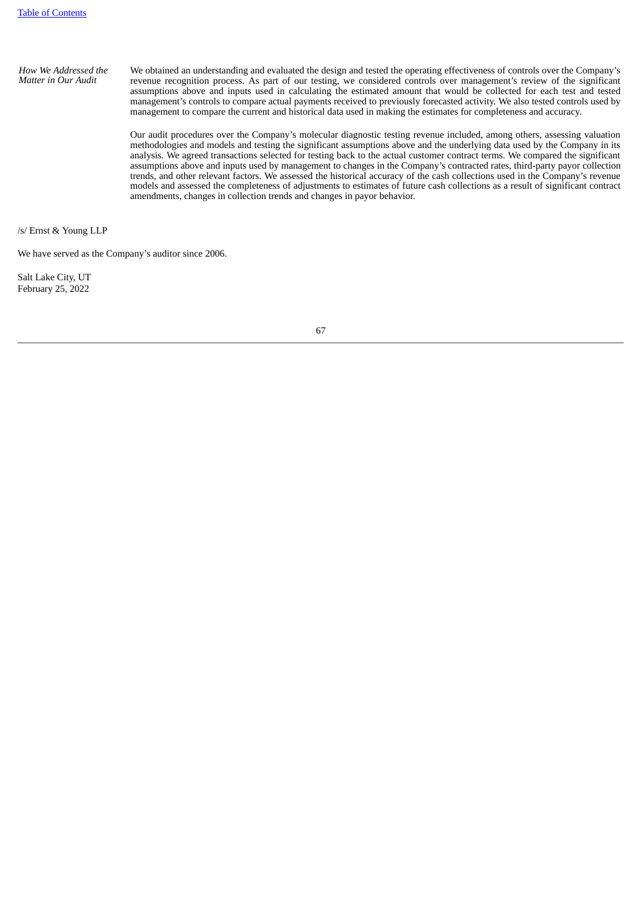*How We Addressed the Matter in Our Audit*

We obtained an understanding and evaluated the design and tested the operating effectiveness of controls over the Company's revenue recognition process. As part of our testing, we considered controls over management's review of the significant assumptions above and inputs used in calculating the estimated amount that would be collected for each test and tested management's controls to compare actual payments received to previously forecasted activity. We also tested controls used by management to compare the current and historical data used in making the estimates for completeness and accuracy.

Our audit procedures over the Company's molecular diagnostic testing revenue included, among others, assessing valuation methodologies and models and testing the significant assumptions above and the underlying data used by the Company in its analysis. We agreed transactions selected for testing back to the actual customer contract terms. We compared the significant assumptions above and inputs used by management to changes in the Company's contracted rates, third-party payor collection trends, and other relevant factors. We assessed the historical accuracy of the cash collections used in the Company's revenue models and assessed the completeness of adjustments to estimates of future cash collections as a result of significant contract amendments, changes in collection trends and changes in payor behavior.

/s/ Ernst & Young LLP

We have served as the Company's auditor since 2006.

Salt Lake City, UT
February 25, 2022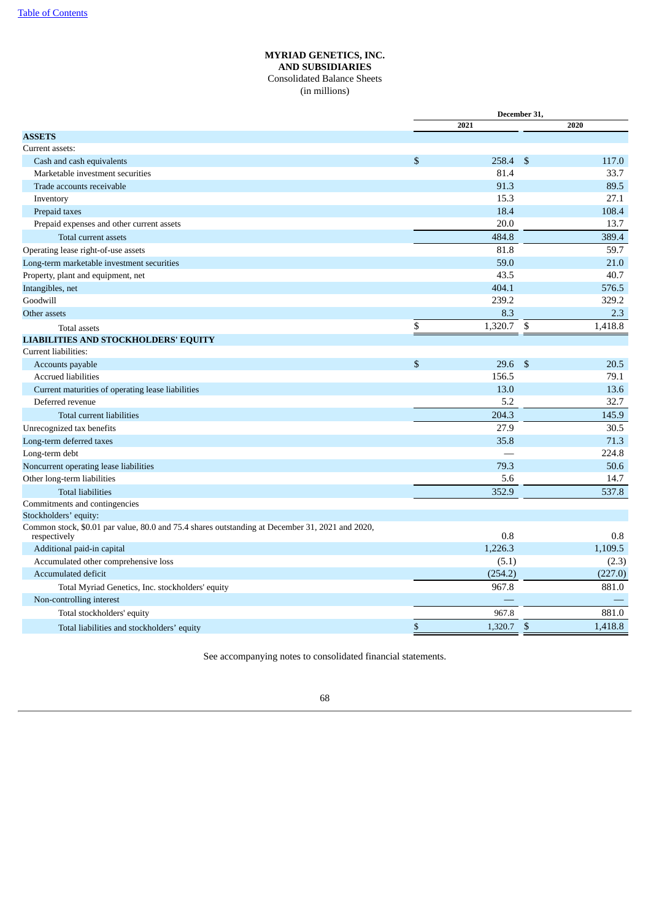**MYRIAD GENETICS, INC.**
**AND SUBSIDIARIES**
Consolidated Balance Sheets
(in millions)

| | December 31, | |
|---|---|---|
| | 2021 | 2020 |
| **ASSETS** | | |
| Current assets: | | |
| Cash and cash equivalents | $ 258.4 | $ 117.0 |
| Marketable investment securities | 81.4 | 33.7 |
| Trade accounts receivable | 91.3 | 89.5 |
| Inventory | 15.3 | 27.1 |
| Prepaid taxes | 18.4 | 108.4 |
| Prepaid expenses and other current assets | 20.0 | 13.7 |
| Total current assets | 484.8 | 389.4 |
| Operating lease right-of-use assets | 81.8 | 59.7 |
| Long-term marketable investment securities | 59.0 | 21.0 |
| Property, plant and equipment, net | 43.5 | 40.7 |
| Intangibles, net | 404.1 | 576.5 |
| Goodwill | 239.2 | 329.2 |
| Other assets | 8.3 | 2.3 |
| Total assets | $ 1,320.7 | $ 1,418.8 |
| **LIABILITIES AND STOCKHOLDERS' EQUITY** | | |
| Current liabilities: | | |
| Accounts payable | $ 29.6 | $ 20.5 |
| Accrued liabilities | 156.5 | 79.1 |
| Current maturities of operating lease liabilities | 13.0 | 13.6 |
| Deferred revenue | 5.2 | 32.7 |
| Total current liabilities | 204.3 | 145.9 |
| Unrecognized tax benefits | 27.9 | 30.5 |
| Long-term deferred taxes | 35.8 | 71.3 |
| Long-term debt | — | 224.8 |
| Noncurrent operating lease liabilities | 79.3 | 50.6 |
| Other long-term liabilities | 5.6 | 14.7 |
| Total liabilities | 352.9 | 537.8 |
| Commitments and contingencies | | |
| Stockholders' equity: | | |
| Common stock, $0.01 par value, 80.0 and 75.4 shares outstanding at December 31, 2021 and 2020, respectively | 0.8 | 0.8 |
| Additional paid-in capital | 1,226.3 | 1,109.5 |
| Accumulated other comprehensive loss | (5.1) | (2.3) |
| Accumulated deficit | (254.2) | (227.0) |
| Total Myriad Genetics, Inc. stockholders' equity | 967.8 | 881.0 |
| Non-controlling interest | — | — |
| Total stockholders' equity | 967.8 | 881.0 |
| Total liabilities and stockholders' equity | $ 1,320.7 | $ 1,418.8 |

See accompanying notes to consolidated financial statements.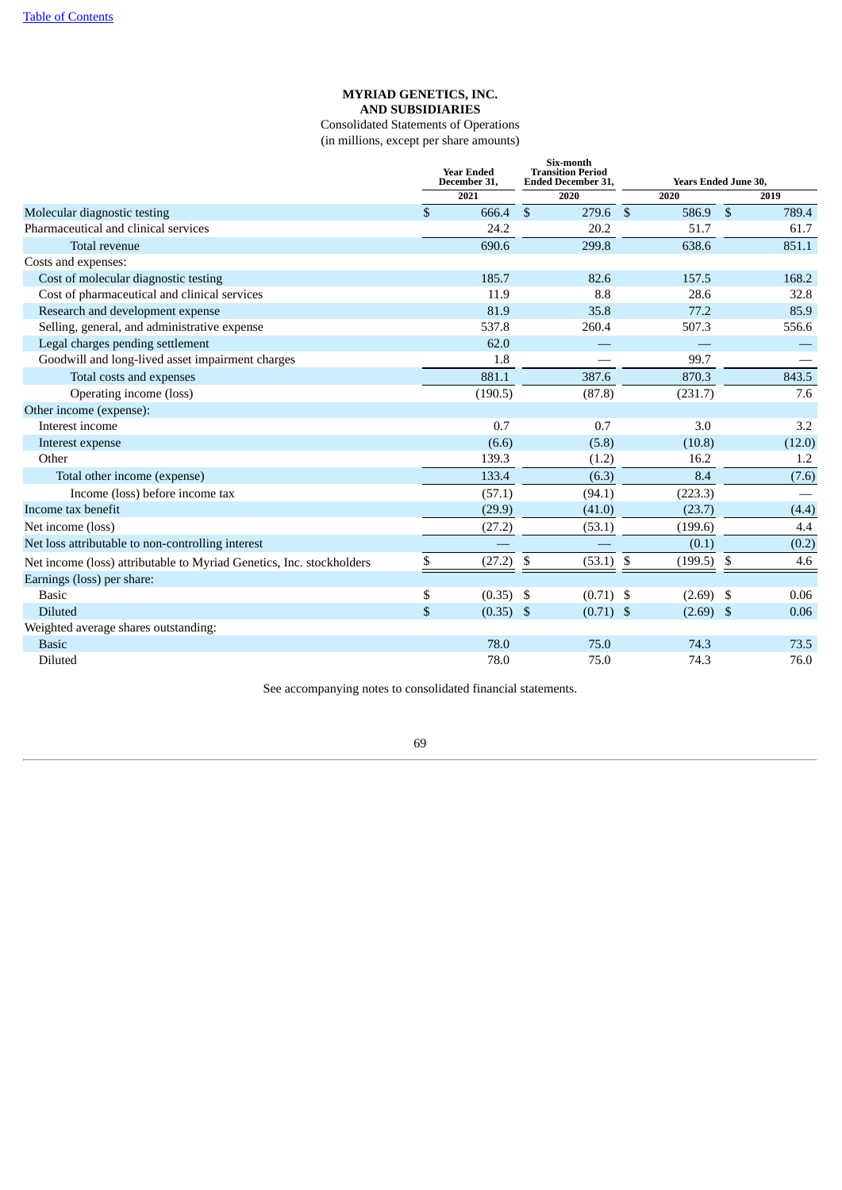**MYRIAD GENETICS, INC.**
**AND SUBSIDIARIES**

Consolidated Statements of Operations
(in millions, except per share amounts)

| | Year Ended December 31, | Six-month Transition Period Ended December 31, | Years Ended June 30, | |
|---|---|---|---|---|
| | 2021 | 2020 | 2020 | 2019 |
| Molecular diagnostic testing | $ 666.4 | $ 279.6 | $ 586.9 | $ 789.4 |
| Pharmaceutical and clinical services | 24.2 | 20.2 | 51.7 | 61.7 |
| Total revenue | 690.6 | 299.8 | 638.6 | 851.1 |
| Costs and expenses: | | | | |
| Cost of molecular diagnostic testing | 185.7 | 82.6 | 157.5 | 168.2 |
| Cost of pharmaceutical and clinical services | 11.9 | 8.8 | 28.6 | 32.8 |
| Research and development expense | 81.9 | 35.8 | 77.2 | 85.9 |
| Selling, general, and administrative expense | 537.8 | 260.4 | 507.3 | 556.6 |
| Legal charges pending settlement | 62.0 | — | — | — |
| Goodwill and long-lived asset impairment charges | 1.8 | — | 99.7 | — |
| Total costs and expenses | 881.1 | 387.6 | 870.3 | 843.5 |
| Operating income (loss) | (190.5) | (87.8) | (231.7) | 7.6 |
| Other income (expense): | | | | |
| Interest income | 0.7 | 0.7 | 3.0 | 3.2 |
| Interest expense | (6.6) | (5.8) | (10.8) | (12.0) |
| Other | 139.3 | (1.2) | 16.2 | 1.2 |
| Total other income (expense) | 133.4 | (6.3) | 8.4 | (7.6) |
| Income (loss) before income tax | (57.1) | (94.1) | (223.3) | — |
| Income tax benefit | (29.9) | (41.0) | (23.7) | (4.4) |
| Net income (loss) | (27.2) | (53.1) | (199.6) | 4.4 |
| Net loss attributable to non-controlling interest | — | — | (0.1) | (0.2) |
| Net income (loss) attributable to Myriad Genetics, Inc. stockholders | $ (27.2) | $ (53.1) | $ (199.5) | $ 4.6 |
| Earnings (loss) per share: | | | | |
| Basic | $ (0.35) | $ (0.71) | $ (2.69) | $ 0.06 |
| Diluted | $ (0.35) | $ (0.71) | $ (2.69) | $ 0.06 |
| Weighted average shares outstanding: | | | | |
| Basic | 78.0 | 75.0 | 74.3 | 73.5 |
| Diluted | 78.0 | 75.0 | 74.3 | 76.0 |

See accompanying notes to consolidated financial statements.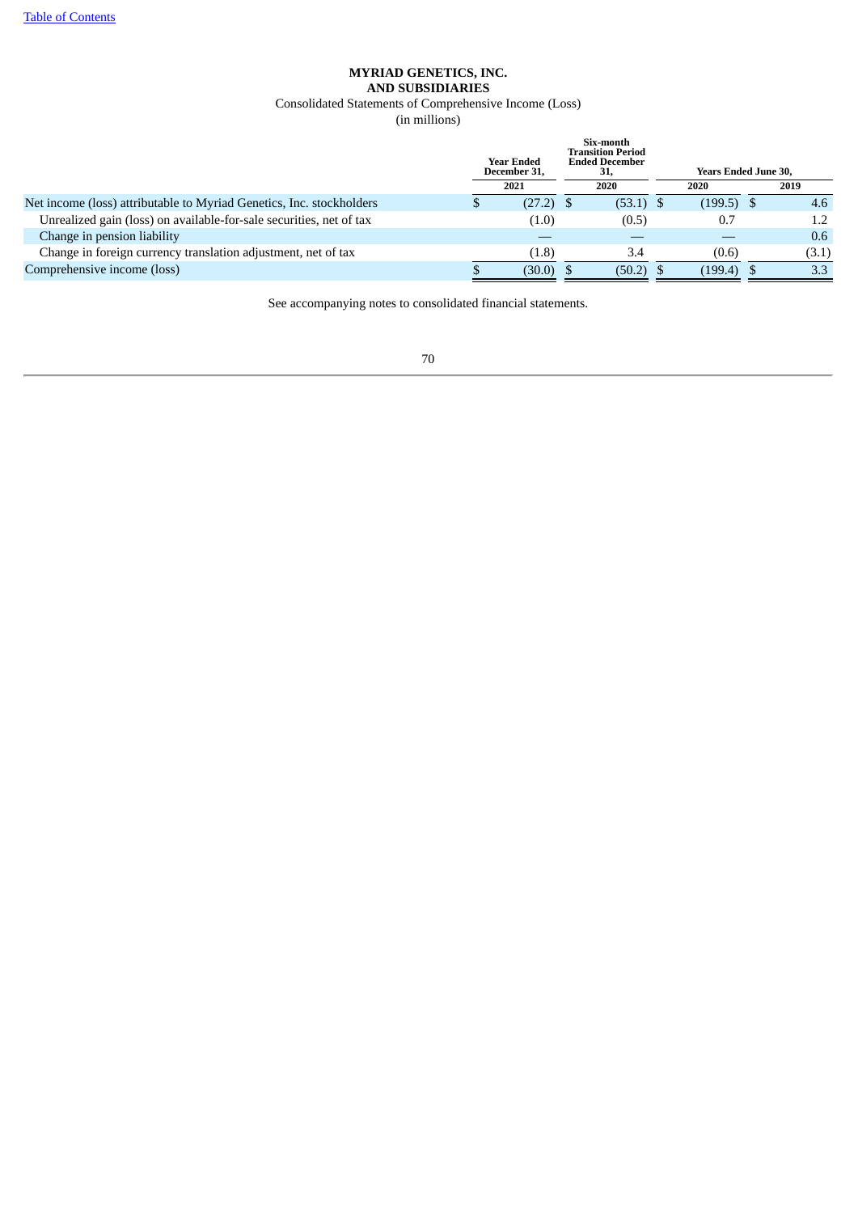**MYRIAD GENETICS, INC.**
**AND SUBSIDIARIES**

Consolidated Statements of Comprehensive Income (Loss)
(in millions)

| | Year Ended December 31, | Six-month Transition Period Ended December 31, | Years Ended June 30, | |
|---|---|---|---|---|
| | 2021 | 2020 | 2020 | 2019 |
| Net income (loss) attributable to Myriad Genetics, Inc. stockholders | $ (27.2) | $ (53.1) | $ (199.5) | $ 4.6 |
| Unrealized gain (loss) on available-for-sale securities, net of tax | (1.0) | (0.5) | 0.7 | 1.2 |
| Change in pension liability | — | — | — | 0.6 |
| Change in foreign currency translation adjustment, net of tax | (1.8) | 3.4 | (0.6) | (3.1) |
| Comprehensive income (loss) | $ (30.0) | $ (50.2) | $ (199.4) | $ 3.3 |

See accompanying notes to consolidated financial statements.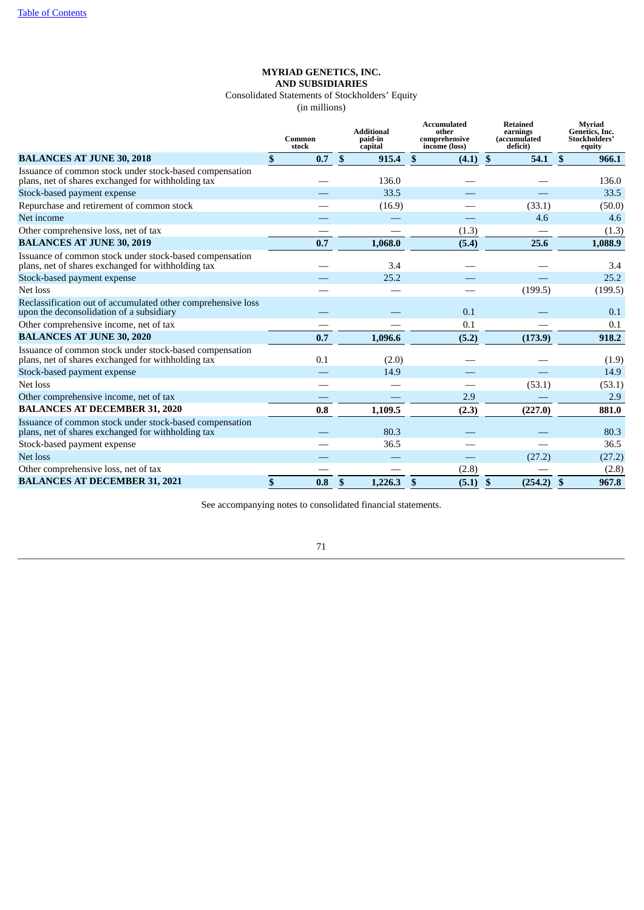**MYRIAD GENETICS, INC.**
**AND SUBSIDIARIES**
Consolidated Statements of Stockholders' Equity
(in millions)

| | Common stock | Additional paid-in capital | Accumulated other comprehensive income (loss) | Retained earnings (accumulated deficit) | Myriad Genetics, Inc. Stockholders' equity |
|---|---|---|---|---|---|
| **BALANCES AT JUNE 30, 2018** | **$ 0.7** | **$ 915.4** | **$ (4.1)** | **$ 54.1** | **$ 966.1** |
| Issuance of common stock under stock-based compensation plans, net of shares exchanged for withholding tax | — | 136.0 | — | — | 136.0 |
| Stock-based payment expense | — | 33.5 | — | — | 33.5 |
| Repurchase and retirement of common stock | — | (16.9) | — | (33.1) | (50.0) |
| Net income | — | — | — | 4.6 | 4.6 |
| Other comprehensive loss, net of tax | — | — | (1.3) | — | (1.3) |
| **BALANCES AT JUNE 30, 2019** | **0.7** | **1,068.0** | **(5.4)** | **25.6** | **1,088.9** |
| Issuance of common stock under stock-based compensation plans, net of shares exchanged for withholding tax | — | 3.4 | — | — | 3.4 |
| Stock-based payment expense | — | 25.2 | — | — | 25.2 |
| Net loss | — | — | — | (199.5) | (199.5) |
| Reclassification out of accumulated other comprehensive loss upon the deconsolidation of a subsidiary | — | — | 0.1 | — | 0.1 |
| Other comprehensive income, net of tax | — | — | 0.1 | — | 0.1 |
| **BALANCES AT JUNE 30, 2020** | **0.7** | **1,096.6** | **(5.2)** | **(173.9)** | **918.2** |
| Issuance of common stock under stock-based compensation plans, net of shares exchanged for withholding tax | 0.1 | (2.0) | — | — | (1.9) |
| Stock-based payment expense | — | 14.9 | — | — | 14.9 |
| Net loss | — | — | — | (53.1) | (53.1) |
| Other comprehensive income, net of tax | — | — | 2.9 | — | 2.9 |
| **BALANCES AT DECEMBER 31, 2020** | **0.8** | **1,109.5** | **(2.3)** | **(227.0)** | **881.0** |
| Issuance of common stock under stock-based compensation plans, net of shares exchanged for withholding tax | — | 80.3 | — | — | 80.3 |
| Stock-based payment expense | — | 36.5 | — | — | 36.5 |
| Net loss | — | — | — | (27.2) | (27.2) |
| Other comprehensive loss, net of tax | — | — | (2.8) | — | (2.8) |
| **BALANCES AT DECEMBER 31, 2021** | **$ 0.8** | **$ 1,226.3** | **$ (5.1)** | **$ (254.2)** | **$ 967.8** |

See accompanying notes to consolidated financial statements.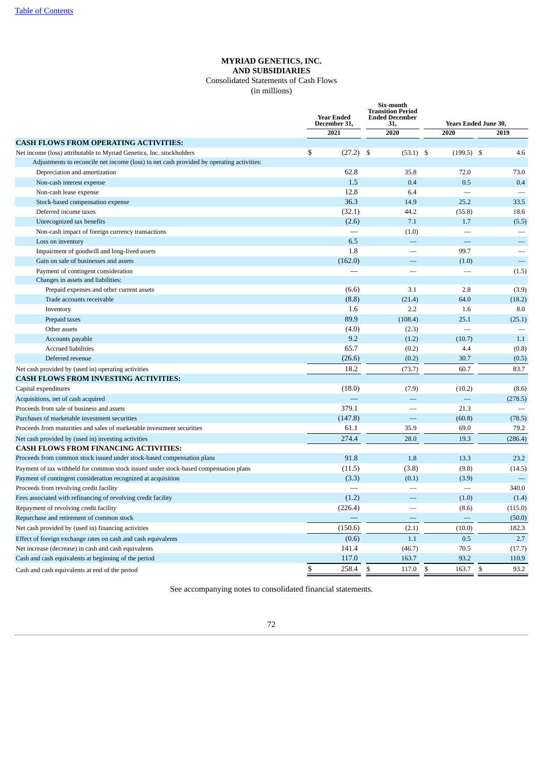[Table of Contents](#)

**MYRIAD GENETICS, INC.**
**AND SUBSIDIARIES**
Consolidated Statements of Cash Flows
(in millions)

| | Year Ended December 31, | Six-month Transition Period Ended December 31, | Years Ended June 30, | |
|---|---|---|---|---|
| | 2021 | 2020 | 2020 | 2019 |
| **CASH FLOWS FROM OPERATING ACTIVITIES:** | | | | |
| Net income (loss) attributable to Myriad Genetics, Inc. stockholders | $ (27.2) | $ (53.1) | $ (199.5) | $ 4.6 |
| Adjustments to reconcile net income (loss) to net cash provided by operating activities: | | | | |
| Depreciation and amortization | 62.8 | 35.8 | 72.0 | 73.0 |
| Non-cash interest expense | 1.5 | 0.4 | 0.5 | 0.4 |
| Non-cash lease expense | 12.8 | 6.4 | — | — |
| Stock-based compensation expense | 36.3 | 14.9 | 25.2 | 33.5 |
| Deferred income taxes | (32.1) | 44.2 | (55.8) | 18.6 |
| Unrecognized tax benefits | (2.6) | 7.1 | 1.7 | (5.5) |
| Non-cash impact of foreign currency transactions | — | (1.0) | — | — |
| Loss on inventory | 6.5 | — | — | — |
| Impairment of goodwill and long-lived assets | 1.8 | — | 99.7 | — |
| Gain on sale of businesses and assets | (162.0) | — | (1.0) | — |
| Payment of contingent consideration | — | — | — | (1.5) |
| Changes in assets and liabilities: | | | | |
| Prepaid expenses and other current assets | (6.6) | 3.1 | 2.8 | (3.9) |
| Trade accounts receivable | (8.8) | (21.4) | 64.0 | (18.2) |
| Inventory | 1.6 | 2.2 | 1.6 | 8.0 |
| Prepaid taxes | 89.9 | (108.4) | 25.1 | (25.1) |
| Other assets | (4.0) | (2.3) | — | — |
| Accounts payable | 9.2 | (1.2) | (10.7) | 1.1 |
| Accrued liabilities | 65.7 | (0.2) | 4.4 | (0.8) |
| Deferred revenue | (26.6) | (0.2) | 30.7 | (0.5) |
| Net cash provided by (used in) operating activities | 18.2 | (73.7) | 60.7 | 83.7 |
| **CASH FLOWS FROM INVESTING ACTIVITIES:** | | | | |
| Capital expenditures | (18.0) | (7.9) | (10.2) | (8.6) |
| Acquisitions, net of cash acquired | — | — | — | (278.5) |
| Proceeds from sale of business and assets | 379.1 | — | 21.3 | — |
| Purchases of marketable investment securities | (147.8) | — | (60.8) | (78.5) |
| Proceeds from maturities and sales of marketable investment securities | 61.1 | 35.9 | 69.0 | 79.2 |
| Net cash provided by (used in) investing activities | 274.4 | 28.0 | 19.3 | (286.4) |
| **CASH FLOWS FROM FINANCING ACTIVITIES:** | | | | |
| Proceeds from common stock issued under stock-based compensation plans | 91.8 | 1.8 | 13.3 | 23.2 |
| Payment of tax withheld for common stock issued under stock-based compensation plans | (11.5) | (3.8) | (9.8) | (14.5) |
| Payment of contingent consideration recognized at acquisition | (3.3) | (0.1) | (3.9) | — |
| Proceeds from revolving credit facility | — | — | — | 340.0 |
| Fees associated with refinancing of revolving credit facility | (1.2) | — | (1.0) | (1.4) |
| Repayment of revolving credit facility | (226.4) | — | (8.6) | (115.0) |
| Repurchase and retirement of common stock | — | — | — | (50.0) |
| Net cash provided by (used in) financing activities | (150.6) | (2.1) | (10.0) | 182.3 |
| Effect of foreign exchange rates on cash and cash equivalents | (0.6) | 1.1 | 0.5 | 2.7 |
| Net increase (decrease) in cash and cash equivalents | 141.4 | (46.7) | 70.5 | (17.7) |
| Cash and cash equivalents at beginning of the period | 117.0 | 163.7 | 93.2 | 110.9 |
| Cash and cash equivalents at end of the period | $ 258.4 | $ 117.0 | $ 163.7 | $ 93.2 |

See accompanying notes to consolidated financial statements.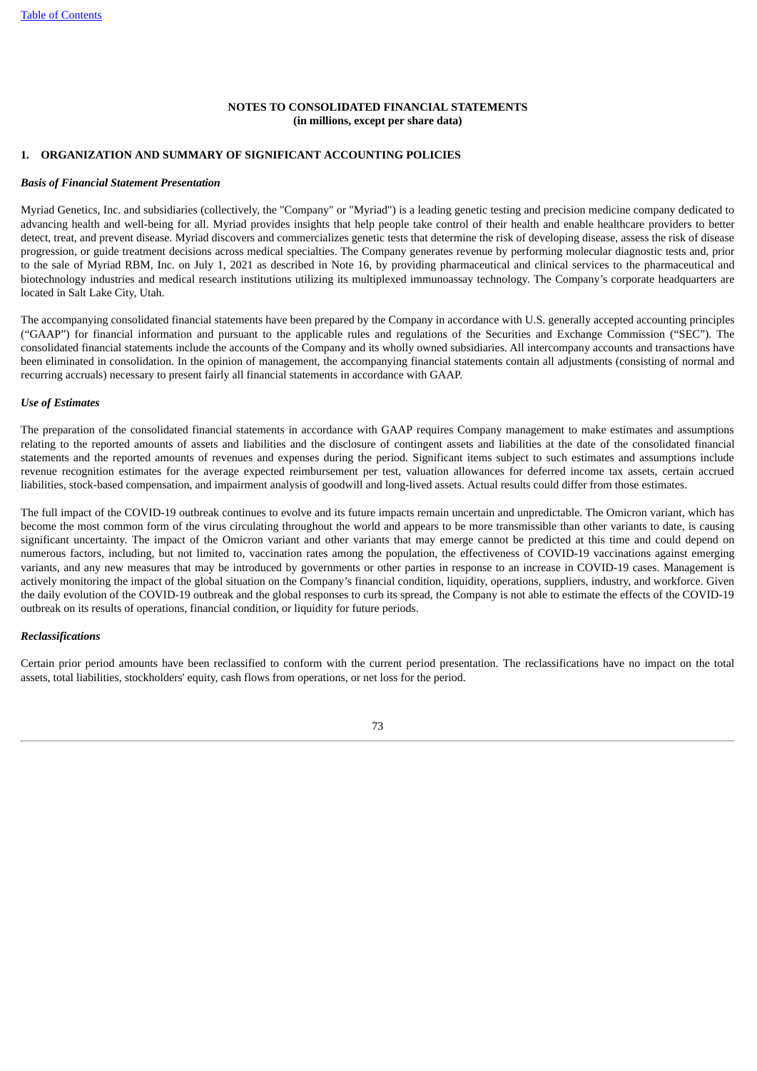**NOTES TO CONSOLIDATED FINANCIAL STATEMENTS**
**(in millions, except per share data)**

## 1. ORGANIZATION AND SUMMARY OF SIGNIFICANT ACCOUNTING POLICIES

***Basis of Financial Statement Presentation***

Myriad Genetics, Inc. and subsidiaries (collectively, the "Company" or "Myriad") is a leading genetic testing and precision medicine company dedicated to advancing health and well-being for all. Myriad provides insights that help people take control of their health and enable healthcare providers to better detect, treat, and prevent disease. Myriad discovers and commercializes genetic tests that determine the risk of developing disease, assess the risk of disease progression, or guide treatment decisions across medical specialties. The Company generates revenue by performing molecular diagnostic tests and, prior to the sale of Myriad RBM, Inc. on July 1, 2021 as described in Note 16, by providing pharmaceutical and clinical services to the pharmaceutical and biotechnology industries and medical research institutions utilizing its multiplexed immunoassay technology. The Company's corporate headquarters are located in Salt Lake City, Utah.

The accompanying consolidated financial statements have been prepared by the Company in accordance with U.S. generally accepted accounting principles ("GAAP") for financial information and pursuant to the applicable rules and regulations of the Securities and Exchange Commission ("SEC"). The consolidated financial statements include the accounts of the Company and its wholly owned subsidiaries. All intercompany accounts and transactions have been eliminated in consolidation. In the opinion of management, the accompanying financial statements contain all adjustments (consisting of normal and recurring accruals) necessary to present fairly all financial statements in accordance with GAAP.

***Use of Estimates***

The preparation of the consolidated financial statements in accordance with GAAP requires Company management to make estimates and assumptions relating to the reported amounts of assets and liabilities and the disclosure of contingent assets and liabilities at the date of the consolidated financial statements and the reported amounts of revenues and expenses during the period. Significant items subject to such estimates and assumptions include revenue recognition estimates for the average expected reimbursement per test, valuation allowances for deferred income tax assets, certain accrued liabilities, stock-based compensation, and impairment analysis of goodwill and long-lived assets. Actual results could differ from those estimates.

The full impact of the COVID-19 outbreak continues to evolve and its future impacts remain uncertain and unpredictable. The Omicron variant, which has become the most common form of the virus circulating throughout the world and appears to be more transmissible than other variants to date, is causing significant uncertainty. The impact of the Omicron variant and other variants that may emerge cannot be predicted at this time and could depend on numerous factors, including, but not limited to, vaccination rates among the population, the effectiveness of COVID-19 vaccinations against emerging variants, and any new measures that may be introduced by governments or other parties in response to an increase in COVID-19 cases. Management is actively monitoring the impact of the global situation on the Company's financial condition, liquidity, operations, suppliers, industry, and workforce. Given the daily evolution of the COVID-19 outbreak and the global responses to curb its spread, the Company is not able to estimate the effects of the COVID-19 outbreak on its results of operations, financial condition, or liquidity for future periods.

***Reclassifications***

Certain prior period amounts have been reclassified to conform with the current period presentation. The reclassifications have no impact on the total assets, total liabilities, stockholders' equity, cash flows from operations, or net loss for the period.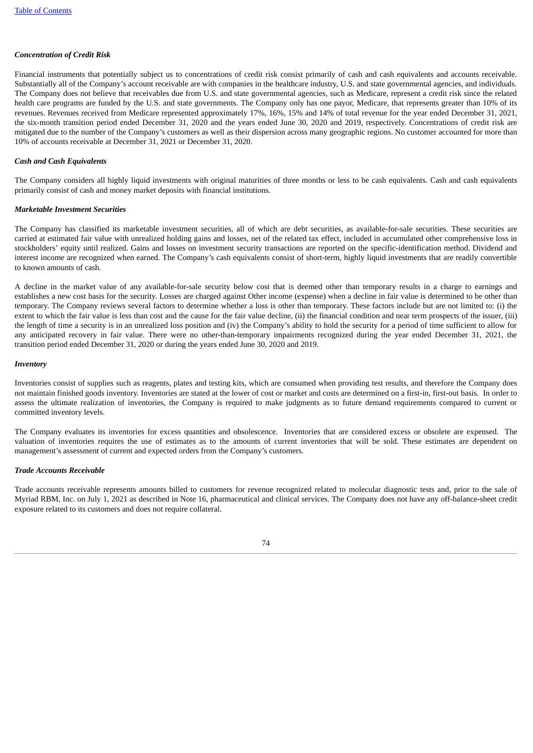### *Concentration of Credit Risk*

Financial instruments that potentially subject us to concentrations of credit risk consist primarily of cash and cash equivalents and accounts receivable. Substantially all of the Company's account receivable are with companies in the healthcare industry, U.S. and state governmental agencies, and individuals. The Company does not believe that receivables due from U.S. and state governmental agencies, such as Medicare, represent a credit risk since the related health care programs are funded by the U.S. and state governments. The Company only has one payor, Medicare, that represents greater than 10% of its revenues. Revenues received from Medicare represented approximately 17%, 16%, 15% and 14% of total revenue for the year ended December 31, 2021, the six-month transition period ended December 31, 2020 and the years ended June 30, 2020 and 2019, respectively. Concentrations of credit risk are mitigated due to the number of the Company's customers as well as their dispersion across many geographic regions. No customer accounted for more than 10% of accounts receivable at December 31, 2021 or December 31, 2020.

### *Cash and Cash Equivalents*

The Company considers all highly liquid investments with original maturities of three months or less to be cash equivalents. Cash and cash equivalents primarily consist of cash and money market deposits with financial institutions.

### *Marketable Investment Securities*

The Company has classified its marketable investment securities, all of which are debt securities, as available-for-sale securities. These securities are carried at estimated fair value with unrealized holding gains and losses, net of the related tax effect, included in accumulated other comprehensive loss in stockholders' equity until realized. Gains and losses on investment security transactions are reported on the specific-identification method. Dividend and interest income are recognized when earned. The Company's cash equivalents consist of short-term, highly liquid investments that are readily convertible to known amounts of cash.

A decline in the market value of any available-for-sale security below cost that is deemed other than temporary results in a charge to earnings and establishes a new cost basis for the security. Losses are charged against Other income (expense) when a decline in fair value is determined to be other than temporary. The Company reviews several factors to determine whether a loss is other than temporary. These factors include but are not limited to: (i) the extent to which the fair value is less than cost and the cause for the fair value decline, (ii) the financial condition and near term prospects of the issuer, (iii) the length of time a security is in an unrealized loss position and (iv) the Company's ability to hold the security for a period of time sufficient to allow for any anticipated recovery in fair value. There were no other-than-temporary impairments recognized during the year ended December 31, 2021, the transition period ended December 31, 2020 or during the years ended June 30, 2020 and 2019.

### *Inventory*

Inventories consist of supplies such as reagents, plates and testing kits, which are consumed when providing test results, and therefore the Company does not maintain finished goods inventory. Inventories are stated at the lower of cost or market and costs are determined on a first-in, first-out basis. In order to assess the ultimate realization of inventories, the Company is required to make judgments as to future demand requirements compared to current or committed inventory levels.

The Company evaluates its inventories for excess quantities and obsolescence. Inventories that are considered excess or obsolete are expensed. The valuation of inventories requires the use of estimates as to the amounts of current inventories that will be sold. These estimates are dependent on management's assessment of current and expected orders from the Company's customers.

### *Trade Accounts Receivable*

Trade accounts receivable represents amounts billed to customers for revenue recognized related to molecular diagnostic tests and, prior to the sale of Myriad RBM, Inc. on July 1, 2021 as described in Note 16, pharmaceutical and clinical services. The Company does not have any off-balance-sheet credit exposure related to its customers and does not require collateral.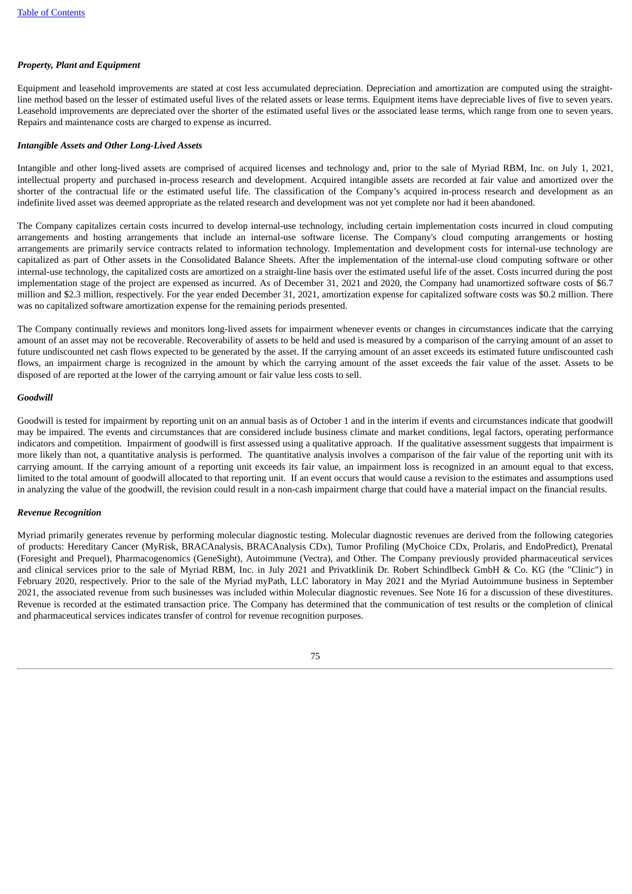***Property, Plant and Equipment***

Equipment and leasehold improvements are stated at cost less accumulated depreciation. Depreciation and amortization are computed using the straight-line method based on the lesser of estimated useful lives of the related assets or lease terms. Equipment items have depreciable lives of five to seven years. Leasehold improvements are depreciated over the shorter of the estimated useful lives or the associated lease terms, which range from one to seven years. Repairs and maintenance costs are charged to expense as incurred.

***Intangible Assets and Other Long-Lived Assets***

Intangible and other long-lived assets are comprised of acquired licenses and technology and, prior to the sale of Myriad RBM, Inc. on July 1, 2021, intellectual property and purchased in-process research and development. Acquired intangible assets are recorded at fair value and amortized over the shorter of the contractual life or the estimated useful life. The classification of the Company's acquired in-process research and development as an indefinite lived asset was deemed appropriate as the related research and development was not yet complete nor had it been abandoned.

The Company capitalizes certain costs incurred to develop internal-use technology, including certain implementation costs incurred in cloud computing arrangements and hosting arrangements that include an internal-use software license. The Company's cloud computing arrangements or hosting arrangements are primarily service contracts related to information technology. Implementation and development costs for internal-use technology are capitalized as part of Other assets in the Consolidated Balance Sheets. After the implementation of the internal-use cloud computing software or other internal-use technology, the capitalized costs are amortized on a straight-line basis over the estimated useful life of the asset. Costs incurred during the post implementation stage of the project are expensed as incurred. As of December 31, 2021 and 2020, the Company had unamortized software costs of $6.7 million and $2.3 million, respectively. For the year ended December 31, 2021, amortization expense for capitalized software costs was $0.2 million. There was no capitalized software amortization expense for the remaining periods presented.

The Company continually reviews and monitors long-lived assets for impairment whenever events or changes in circumstances indicate that the carrying amount of an asset may not be recoverable. Recoverability of assets to be held and used is measured by a comparison of the carrying amount of an asset to future undiscounted net cash flows expected to be generated by the asset. If the carrying amount of an asset exceeds its estimated future undiscounted cash flows, an impairment charge is recognized in the amount by which the carrying amount of the asset exceeds the fair value of the asset. Assets to be disposed of are reported at the lower of the carrying amount or fair value less costs to sell.

***Goodwill***

Goodwill is tested for impairment by reporting unit on an annual basis as of October 1 and in the interim if events and circumstances indicate that goodwill may be impaired. The events and circumstances that are considered include business climate and market conditions, legal factors, operating performance indicators and competition. Impairment of goodwill is first assessed using a qualitative approach. If the qualitative assessment suggests that impairment is more likely than not, a quantitative analysis is performed. The quantitative analysis involves a comparison of the fair value of the reporting unit with its carrying amount. If the carrying amount of a reporting unit exceeds its fair value, an impairment loss is recognized in an amount equal to that excess, limited to the total amount of goodwill allocated to that reporting unit. If an event occurs that would cause a revision to the estimates and assumptions used in analyzing the value of the goodwill, the revision could result in a non-cash impairment charge that could have a material impact on the financial results.

***Revenue Recognition***

Myriad primarily generates revenue by performing molecular diagnostic testing. Molecular diagnostic revenues are derived from the following categories of products: Hereditary Cancer (MyRisk, BRACAnalysis, BRACAnalysis CDx), Tumor Profiling (MyChoice CDx, Prolaris, and EndoPredict), Prenatal (Foresight and Prequel), Pharmacogenomics (GeneSight), Autoimmune (Vectra), and Other. The Company previously provided pharmaceutical services and clinical services prior to the sale of Myriad RBM, Inc. in July 2021 and Privatklinik Dr. Robert Schindlbeck GmbH & Co. KG (the "Clinic") in February 2020, respectively. Prior to the sale of the Myriad myPath, LLC laboratory in May 2021 and the Myriad Autoimmune business in September 2021, the associated revenue from such businesses was included within Molecular diagnostic revenues. See Note 16 for a discussion of these divestitures. Revenue is recorded at the estimated transaction price. The Company has determined that the communication of test results or the completion of clinical and pharmaceutical services indicates transfer of control for revenue recognition purposes.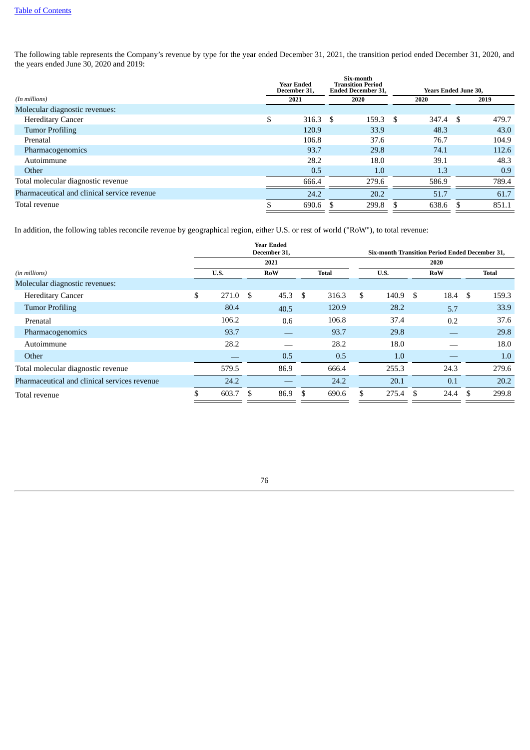The following table represents the Company's revenue by type for the year ended December 31, 2021, the transition period ended December 31, 2020, and the years ended June 30, 2020 and 2019:

| *(In millions)* | Year Ended December 31, 2021 | Six-month Transition Period Ended December 31, 2020 | Years Ended June 30, 2020 | Years Ended June 30, 2019 |
|---|---|---|---|---|
| Molecular diagnostic revenues: | | | | |
| Hereditary Cancer | $ 316.3 | $ 159.3 | $ 347.4 | $ 479.7 |
| Tumor Profiling | 120.9 | 33.9 | 48.3 | 43.0 |
| Prenatal | 106.8 | 37.6 | 76.7 | 104.9 |
| Pharmacogenomics | 93.7 | 29.8 | 74.1 | 112.6 |
| Autoimmune | 28.2 | 18.0 | 39.1 | 48.3 |
| Other | 0.5 | 1.0 | 1.3 | 0.9 |
| Total molecular diagnostic revenue | 666.4 | 279.6 | 586.9 | 789.4 |
| Pharmaceutical and clinical service revenue | 24.2 | 20.2 | 51.7 | 61.7 |
| Total revenue | $ 690.6 | $ 299.8 | $ 638.6 | $ 851.1 |

In addition, the following tables reconcile revenue by geographical region, either U.S. or rest of world ("RoW"), to total revenue:

| | Year Ended December 31, 2021 | | | Six-month Transition Period Ended December 31, 2020 | | |
|---|---|---|---|---|---|---|
| *(in millions)* | U.S. | RoW | Total | U.S. | RoW | Total |
| Molecular diagnostic revenues: | | | | | | |
| Hereditary Cancer | $ 271.0 | $ 45.3 | $ 316.3 | $ 140.9 | $ 18.4 | $ 159.3 |
| Tumor Profiling | 80.4 | 40.5 | 120.9 | 28.2 | 5.7 | 33.9 |
| Prenatal | 106.2 | 0.6 | 106.8 | 37.4 | 0.2 | 37.6 |
| Pharmacogenomics | 93.7 | — | 93.7 | 29.8 | — | 29.8 |
| Autoimmune | 28.2 | — | 28.2 | 18.0 | — | 18.0 |
| Other | — | 0.5 | 0.5 | 1.0 | — | 1.0 |
| Total molecular diagnostic revenue | 579.5 | 86.9 | 666.4 | 255.3 | 24.3 | 279.6 |
| Pharmaceutical and clinical services revenue | 24.2 | — | 24.2 | 20.1 | 0.1 | 20.2 |
| Total revenue | $ 603.7 | $ 86.9 | $ 690.6 | $ 275.4 | $ 24.4 | $ 299.8 |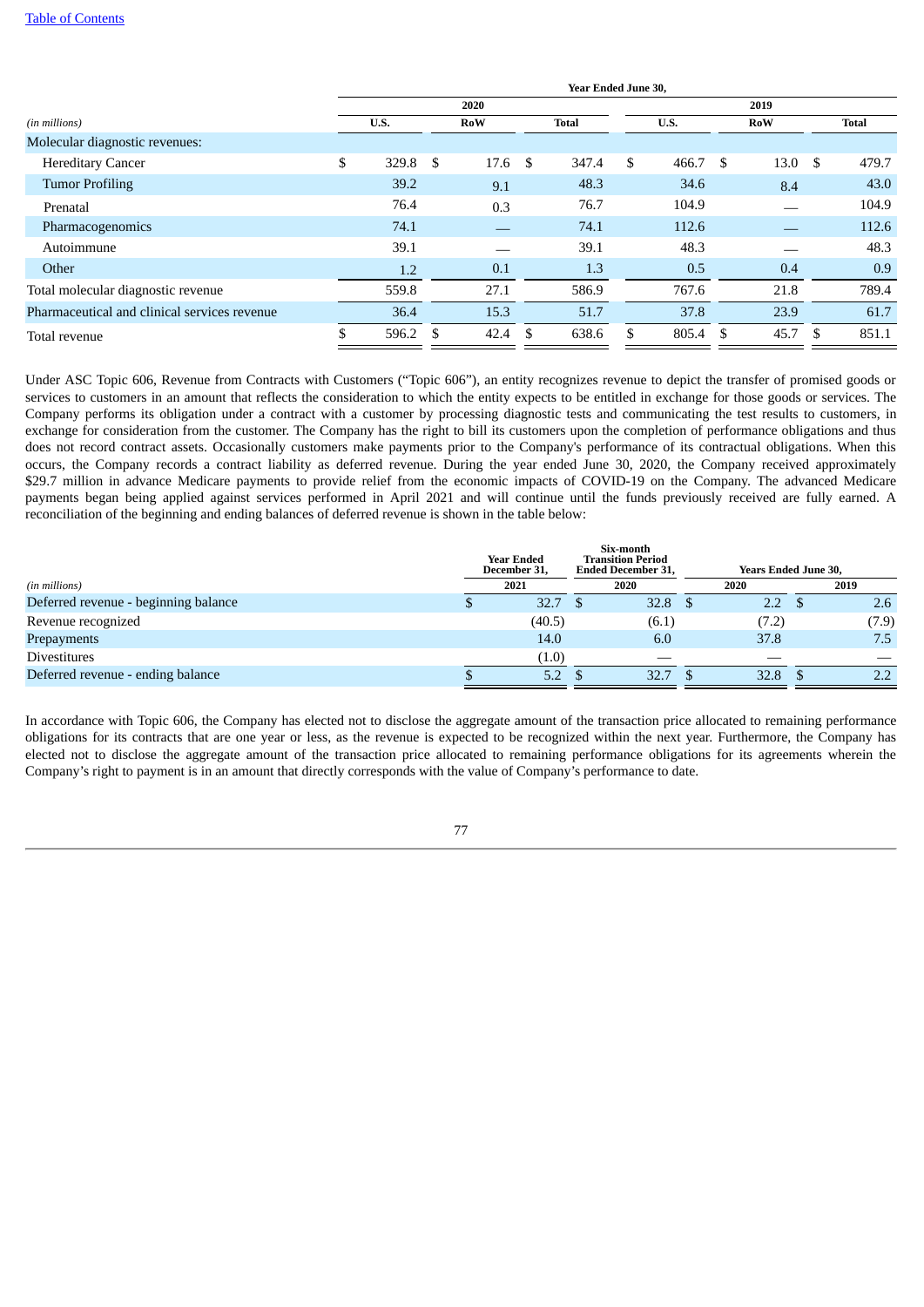| (in millions) | Year Ended June 30, | | | | | |
|---|---|---|---|---|---|---|
| | 2020 | | | 2019 | | |
| | U.S. | RoW | Total | U.S. | RoW | Total |
| Molecular diagnostic revenues: | | | | | | |
| Hereditary Cancer | $ 329.8 | $ 17.6 | $ 347.4 | $ 466.7 | $ 13.0 | $ 479.7 |
| Tumor Profiling | 39.2 | 9.1 | 48.3 | 34.6 | 8.4 | 43.0 |
| Prenatal | 76.4 | 0.3 | 76.7 | 104.9 | — | 104.9 |
| Pharmacogenomics | 74.1 | — | 74.1 | 112.6 | — | 112.6 |
| Autoimmune | 39.1 | — | 39.1 | 48.3 | — | 48.3 |
| Other | 1.2 | 0.1 | 1.3 | 0.5 | 0.4 | 0.9 |
| Total molecular diagnostic revenue | 559.8 | 27.1 | 586.9 | 767.6 | 21.8 | 789.4 |
| Pharmaceutical and clinical services revenue | 36.4 | 15.3 | 51.7 | 37.8 | 23.9 | 61.7 |
| Total revenue | $ 596.2 | $ 42.4 | $ 638.6 | $ 805.4 | $ 45.7 | $ 851.1 |

Under ASC Topic 606, Revenue from Contracts with Customers ("Topic 606"), an entity recognizes revenue to depict the transfer of promised goods or services to customers in an amount that reflects the consideration to which the entity expects to be entitled in exchange for those goods or services. The Company performs its obligation under a contract with a customer by processing diagnostic tests and communicating the test results to customers, in exchange for consideration from the customer. The Company has the right to bill its customers upon the completion of performance obligations and thus does not record contract assets. Occasionally customers make payments prior to the Company's performance of its contractual obligations. When this occurs, the Company records a contract liability as deferred revenue. During the year ended June 30, 2020, the Company received approximately $29.7 million in advance Medicare payments to provide relief from the economic impacts of COVID-19 on the Company. The advanced Medicare payments began being applied against services performed in April 2021 and will continue until the funds previously received are fully earned. A reconciliation of the beginning and ending balances of deferred revenue is shown in the table below:

| (in millions) | Year Ended December 31, 2021 | Six-month Transition Period Ended December 31, 2020 | Years Ended June 30, 2020 | Years Ended June 30, 2019 |
|---|---|---|---|---|
| Deferred revenue - beginning balance | $ 32.7 | $ 32.8 | $ 2.2 | $ 2.6 |
| Revenue recognized | (40.5) | (6.1) | (7.2) | (7.9) |
| Prepayments | 14.0 | 6.0 | 37.8 | 7.5 |
| Divestitures | (1.0) | — | — | — |
| Deferred revenue - ending balance | $ 5.2 | $ 32.7 | $ 32.8 | $ 2.2 |

In accordance with Topic 606, the Company has elected not to disclose the aggregate amount of the transaction price allocated to remaining performance obligations for its contracts that are one year or less, as the revenue is expected to be recognized within the next year. Furthermore, the Company has elected not to disclose the aggregate amount of the transaction price allocated to remaining performance obligations for its agreements wherein the Company's right to payment is in an amount that directly corresponds with the value of Company's performance to date.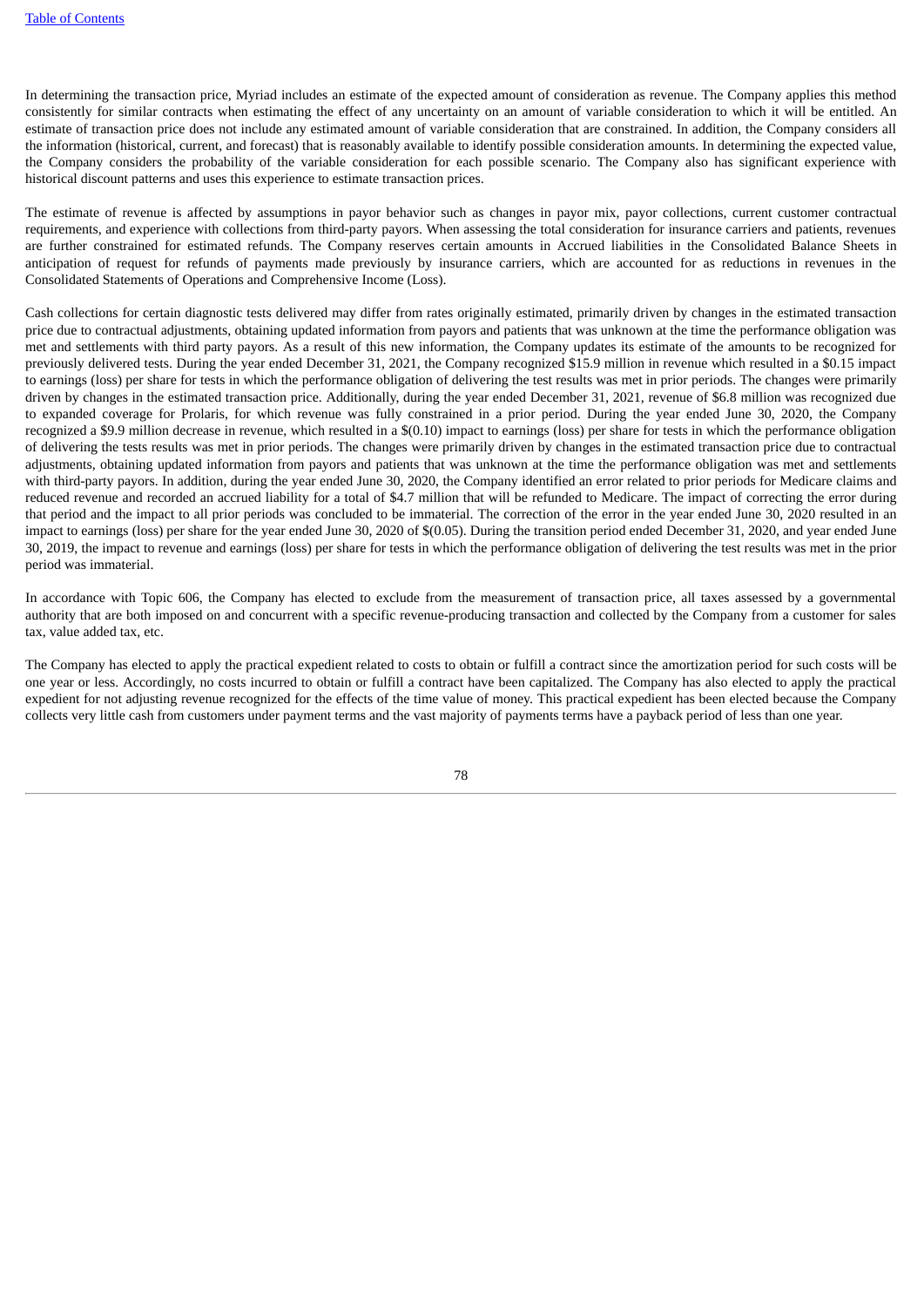In determining the transaction price, Myriad includes an estimate of the expected amount of consideration as revenue. The Company applies this method consistently for similar contracts when estimating the effect of any uncertainty on an amount of variable consideration to which it will be entitled. An estimate of transaction price does not include any estimated amount of variable consideration that are constrained. In addition, the Company considers all the information (historical, current, and forecast) that is reasonably available to identify possible consideration amounts. In determining the expected value, the Company considers the probability of the variable consideration for each possible scenario. The Company also has significant experience with historical discount patterns and uses this experience to estimate transaction prices.

The estimate of revenue is affected by assumptions in payor behavior such as changes in payor mix, payor collections, current customer contractual requirements, and experience with collections from third-party payors. When assessing the total consideration for insurance carriers and patients, revenues are further constrained for estimated refunds. The Company reserves certain amounts in Accrued liabilities in the Consolidated Balance Sheets in anticipation of request for refunds of payments made previously by insurance carriers, which are accounted for as reductions in revenues in the Consolidated Statements of Operations and Comprehensive Income (Loss).

Cash collections for certain diagnostic tests delivered may differ from rates originally estimated, primarily driven by changes in the estimated transaction price due to contractual adjustments, obtaining updated information from payors and patients that was unknown at the time the performance obligation was met and settlements with third party payors. As a result of this new information, the Company updates its estimate of the amounts to be recognized for previously delivered tests. During the year ended December 31, 2021, the Company recognized $15.9 million in revenue which resulted in a $0.15 impact to earnings (loss) per share for tests in which the performance obligation of delivering the test results was met in prior periods. The changes were primarily driven by changes in the estimated transaction price. Additionally, during the year ended December 31, 2021, revenue of $6.8 million was recognized due to expanded coverage for Prolaris, for which revenue was fully constrained in a prior period. During the year ended June 30, 2020, the Company recognized a $9.9 million decrease in revenue, which resulted in a $(0.10) impact to earnings (loss) per share for tests in which the performance obligation of delivering the tests results was met in prior periods. The changes were primarily driven by changes in the estimated transaction price due to contractual adjustments, obtaining updated information from payors and patients that was unknown at the time the performance obligation was met and settlements with third-party payors. In addition, during the year ended June 30, 2020, the Company identified an error related to prior periods for Medicare claims and reduced revenue and recorded an accrued liability for a total of $4.7 million that will be refunded to Medicare. The impact of correcting the error during that period and the impact to all prior periods was concluded to be immaterial. The correction of the error in the year ended June 30, 2020 resulted in an impact to earnings (loss) per share for the year ended June 30, 2020 of $(0.05). During the transition period ended December 31, 2020, and year ended June 30, 2019, the impact to revenue and earnings (loss) per share for tests in which the performance obligation of delivering the test results was met in the prior period was immaterial.

In accordance with Topic 606, the Company has elected to exclude from the measurement of transaction price, all taxes assessed by a governmental authority that are both imposed on and concurrent with a specific revenue-producing transaction and collected by the Company from a customer for sales tax, value added tax, etc.

The Company has elected to apply the practical expedient related to costs to obtain or fulfill a contract since the amortization period for such costs will be one year or less. Accordingly, no costs incurred to obtain or fulfill a contract have been capitalized. The Company has also elected to apply the practical expedient for not adjusting revenue recognized for the effects of the time value of money. This practical expedient has been elected because the Company collects very little cash from customers under payment terms and the vast majority of payments terms have a payback period of less than one year.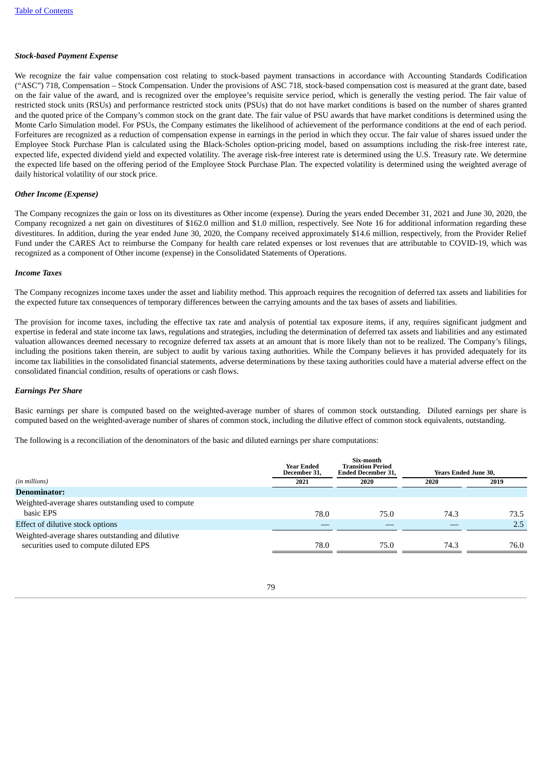***Stock-based Payment Expense***

We recognize the fair value compensation cost relating to stock-based payment transactions in accordance with Accounting Standards Codification ("ASC") 718, Compensation – Stock Compensation. Under the provisions of ASC 718, stock-based compensation cost is measured at the grant date, based on the fair value of the award, and is recognized over the employee's requisite service period, which is generally the vesting period. The fair value of restricted stock units (RSUs) and performance restricted stock units (PSUs) that do not have market conditions is based on the number of shares granted and the quoted price of the Company's common stock on the grant date. The fair value of PSU awards that have market conditions is determined using the Monte Carlo Simulation model. For PSUs, the Company estimates the likelihood of achievement of the performance conditions at the end of each period. Forfeitures are recognized as a reduction of compensation expense in earnings in the period in which they occur. The fair value of shares issued under the Employee Stock Purchase Plan is calculated using the Black-Scholes option-pricing model, based on assumptions including the risk-free interest rate, expected life, expected dividend yield and expected volatility. The average risk-free interest rate is determined using the U.S. Treasury rate. We determine the expected life based on the offering period of the Employee Stock Purchase Plan. The expected volatility is determined using the weighted average of daily historical volatility of our stock price.

***Other Income (Expense)***

The Company recognizes the gain or loss on its divestitures as Other income (expense). During the years ended December 31, 2021 and June 30, 2020, the Company recognized a net gain on divestitures of $162.0 million and $1.0 million, respectively. See Note 16 for additional information regarding these divestitures. In addition, during the year ended June 30, 2020, the Company received approximately $14.6 million, respectively, from the Provider Relief Fund under the CARES Act to reimburse the Company for health care related expenses or lost revenues that are attributable to COVID-19, which was recognized as a component of Other income (expense) in the Consolidated Statements of Operations.

***Income Taxes***

The Company recognizes income taxes under the asset and liability method. This approach requires the recognition of deferred tax assets and liabilities for the expected future tax consequences of temporary differences between the carrying amounts and the tax bases of assets and liabilities.

The provision for income taxes, including the effective tax rate and analysis of potential tax exposure items, if any, requires significant judgment and expertise in federal and state income tax laws, regulations and strategies, including the determination of deferred tax assets and liabilities and any estimated valuation allowances deemed necessary to recognize deferred tax assets at an amount that is more likely than not to be realized. The Company's filings, including the positions taken therein, are subject to audit by various taxing authorities. While the Company believes it has provided adequately for its income tax liabilities in the consolidated financial statements, adverse determinations by these taxing authorities could have a material adverse effect on the consolidated financial condition, results of operations or cash flows.

***Earnings Per Share***

Basic earnings per share is computed based on the weighted-average number of shares of common stock outstanding. Diluted earnings per share is computed based on the weighted-average number of shares of common stock, including the dilutive effect of common stock equivalents, outstanding.

The following is a reconciliation of the denominators of the basic and diluted earnings per share computations:

| *(in millions)* | Year Ended December 31, 2021 | Six-month Transition Period Ended December 31, 2020 | Years Ended June 30, 2020 | Years Ended June 30, 2019 |
|---|---|---|---|---|
| **Denominator:** | | | | |
| Weighted-average shares outstanding used to compute basic EPS | 78.0 | 75.0 | 74.3 | 73.5 |
| Effect of dilutive stock options | — | — | — | 2.5 |
| Weighted-average shares outstanding and dilutive securities used to compute diluted EPS | 78.0 | 75.0 | 74.3 | 76.0 |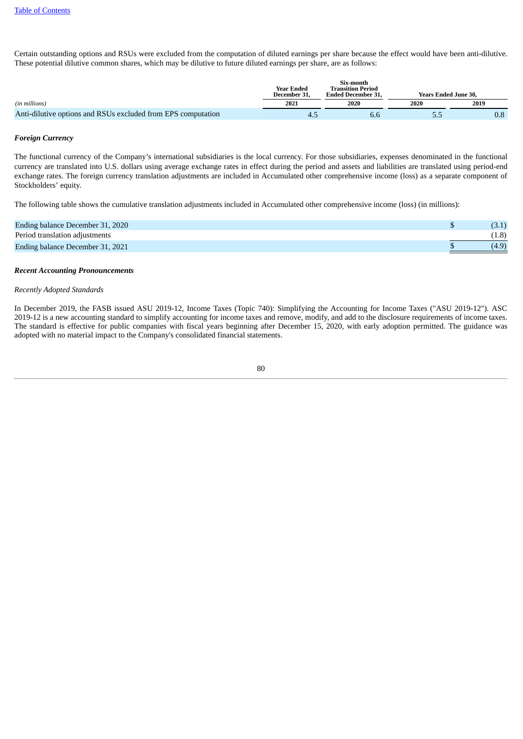Certain outstanding options and RSUs were excluded from the computation of diluted earnings per share because the effect would have been anti-dilutive. These potential dilutive common shares, which may be dilutive to future diluted earnings per share, are as follows:

| | Year Ended December 31, | Six-month Transition Period Ended December 31, | Years Ended June 30, | |
|---|---|---|---|---|
| *(in millions)* | 2021 | 2020 | 2020 | 2019 |
| Anti-dilutive options and RSUs excluded from EPS computation | 4.5 | 6.6 | 5.5 | 0.8 |

***Foreign Currency***

The functional currency of the Company's international subsidiaries is the local currency. For those subsidiaries, expenses denominated in the functional currency are translated into U.S. dollars using average exchange rates in effect during the period and assets and liabilities are translated using period-end exchange rates. The foreign currency translation adjustments are included in Accumulated other comprehensive income (loss) as a separate component of Stockholders' equity.

The following table shows the cumulative translation adjustments included in Accumulated other comprehensive income (loss) (in millions):

| | |
|---|---|
| Ending balance December 31, 2020 | $ (3.1) |
| Period translation adjustments | (1.8) |
| Ending balance December 31, 2021 | $ (4.9) |

***Recent Accounting Pronouncements***

*Recently Adopted Standards*

In December 2019, the FASB issued ASU 2019-12, Income Taxes (Topic 740): Simplifying the Accounting for Income Taxes ("ASU 2019-12"). ASC 2019-12 is a new accounting standard to simplify accounting for income taxes and remove, modify, and add to the disclosure requirements of income taxes. The standard is effective for public companies with fiscal years beginning after December 15, 2020, with early adoption permitted. The guidance was adopted with no material impact to the Company's consolidated financial statements.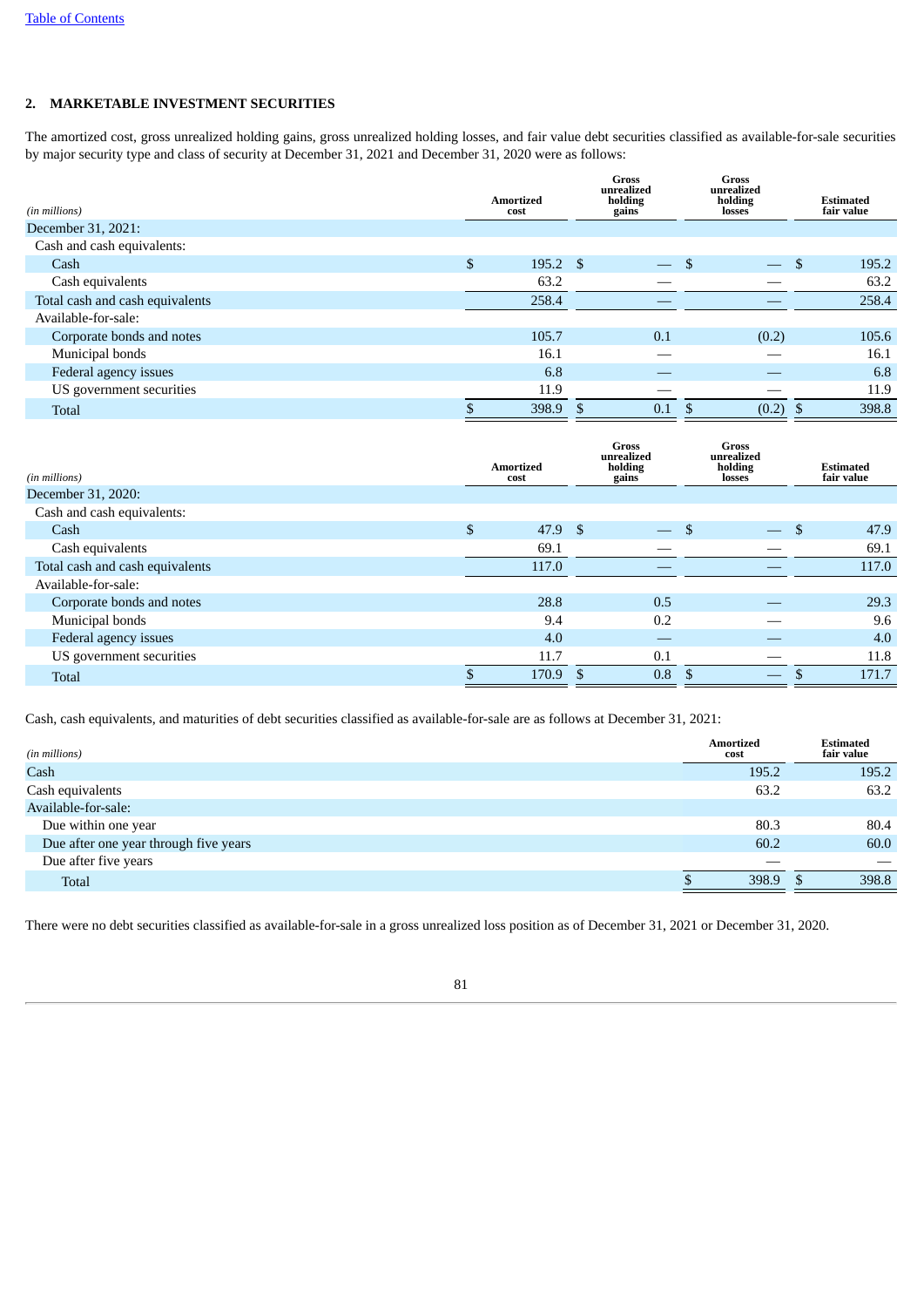## 2. MARKETABLE INVESTMENT SECURITIES

The amortized cost, gross unrealized holding gains, gross unrealized holding losses, and fair value debt securities classified as available-for-sale securities by major security type and class of security at December 31, 2021 and December 31, 2020 were as follows:

| *(in millions)* | Amortized cost | Gross unrealized holding gains | Gross unrealized holding losses | Estimated fair value |
|---|---|---|---|---|
| December 31, 2021: | | | | |
| Cash and cash equivalents: | | | | |
| Cash | $ 195.2 | $ — | $ — | $ 195.2 |
| Cash equivalents | 63.2 | — | — | 63.2 |
| Total cash and cash equivalents | 258.4 | — | — | 258.4 |
| Available-for-sale: | | | | |
| Corporate bonds and notes | 105.7 | 0.1 | (0.2) | 105.6 |
| Municipal bonds | 16.1 | — | — | 16.1 |
| Federal agency issues | 6.8 | — | — | 6.8 |
| US government securities | 11.9 | — | — | 11.9 |
| Total | $ 398.9 | $ 0.1 | $ (0.2) | $ 398.8 |

| *(in millions)* | Amortized cost | Gross unrealized holding gains | Gross unrealized holding losses | Estimated fair value |
|---|---|---|---|---|
| December 31, 2020: | | | | |
| Cash and cash equivalents: | | | | |
| Cash | $ 47.9 | $ — | $ — | $ 47.9 |
| Cash equivalents | 69.1 | — | — | 69.1 |
| Total cash and cash equivalents | 117.0 | — | — | 117.0 |
| Available-for-sale: | | | | |
| Corporate bonds and notes | 28.8 | 0.5 | — | 29.3 |
| Municipal bonds | 9.4 | 0.2 | — | 9.6 |
| Federal agency issues | 4.0 | — | — | 4.0 |
| US government securities | 11.7 | 0.1 | — | 11.8 |
| Total | $ 170.9 | $ 0.8 | $ — | $ 171.7 |

Cash, cash equivalents, and maturities of debt securities classified as available-for-sale are as follows at December 31, 2021:

| *(in millions)* | Amortized cost | Estimated fair value |
|---|---|---|
| Cash | 195.2 | 195.2 |
| Cash equivalents | 63.2 | 63.2 |
| Available-for-sale: | | |
| Due within one year | 80.3 | 80.4 |
| Due after one year through five years | 60.2 | 60.0 |
| Due after five years | — | — |
| Total | $ 398.9 | $ 398.8 |

There were no debt securities classified as available-for-sale in a gross unrealized loss position as of December 31, 2021 or December 31, 2020.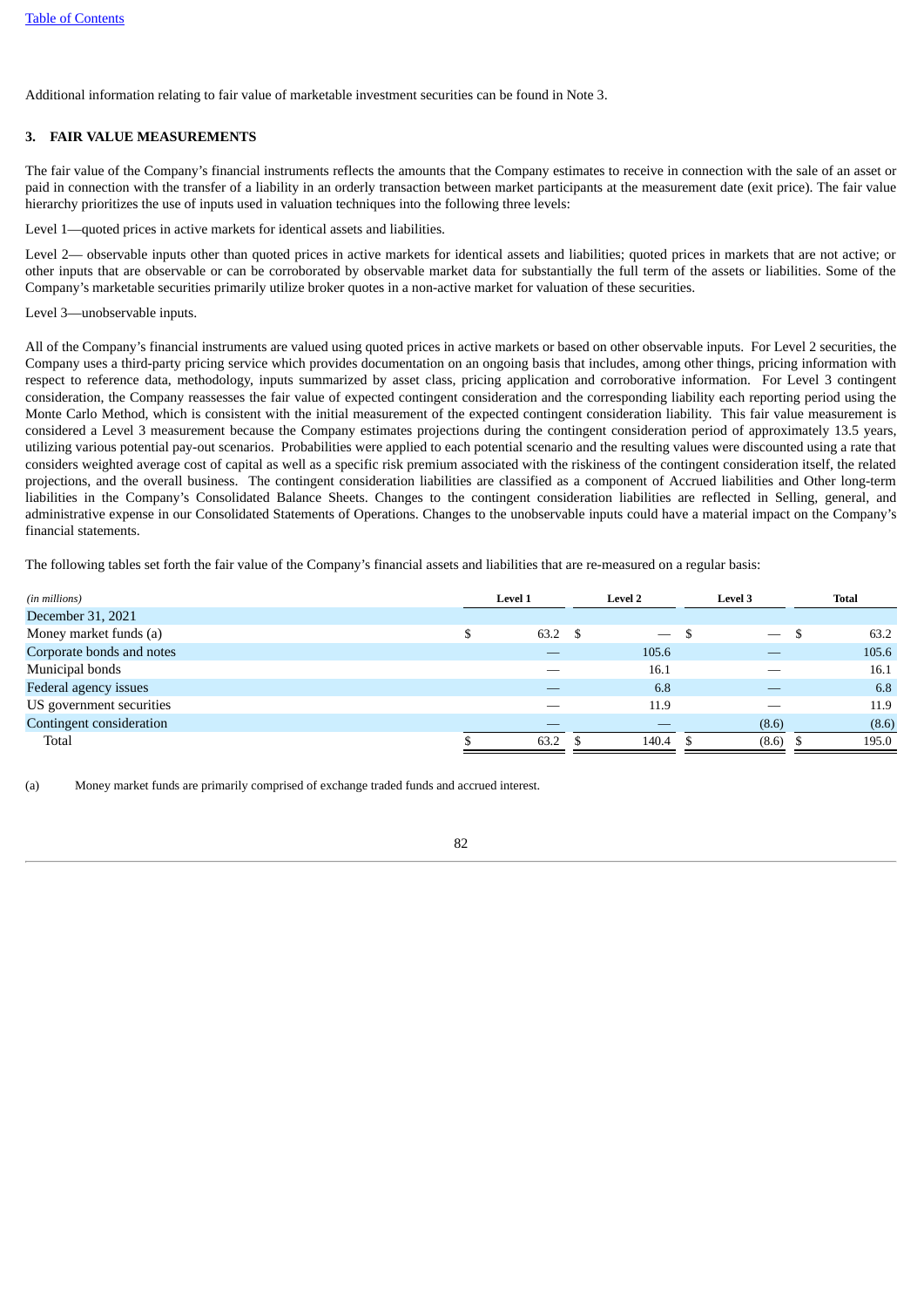Additional information relating to fair value of marketable investment securities can be found in Note 3.

## 3. FAIR VALUE MEASUREMENTS

The fair value of the Company's financial instruments reflects the amounts that the Company estimates to receive in connection with the sale of an asset or paid in connection with the transfer of a liability in an orderly transaction between market participants at the measurement date (exit price). The fair value hierarchy prioritizes the use of inputs used in valuation techniques into the following three levels:

Level 1—quoted prices in active markets for identical assets and liabilities.

Level 2— observable inputs other than quoted prices in active markets for identical assets and liabilities; quoted prices in markets that are not active; or other inputs that are observable or can be corroborated by observable market data for substantially the full term of the assets or liabilities. Some of the Company's marketable securities primarily utilize broker quotes in a non-active market for valuation of these securities.

Level 3—unobservable inputs.

All of the Company's financial instruments are valued using quoted prices in active markets or based on other observable inputs. For Level 2 securities, the Company uses a third-party pricing service which provides documentation on an ongoing basis that includes, among other things, pricing information with respect to reference data, methodology, inputs summarized by asset class, pricing application and corroborative information. For Level 3 contingent consideration, the Company reassesses the fair value of expected contingent consideration and the corresponding liability each reporting period using the Monte Carlo Method, which is consistent with the initial measurement of the expected contingent consideration liability. This fair value measurement is considered a Level 3 measurement because the Company estimates projections during the contingent consideration period of approximately 13.5 years, utilizing various potential pay-out scenarios. Probabilities were applied to each potential scenario and the resulting values were discounted using a rate that considers weighted average cost of capital as well as a specific risk premium associated with the riskiness of the contingent consideration itself, the related projections, and the overall business. The contingent consideration liabilities are classified as a component of Accrued liabilities and Other long-term liabilities in the Company's Consolidated Balance Sheets. Changes to the contingent consideration liabilities are reflected in Selling, general, and administrative expense in our Consolidated Statements of Operations. Changes to the unobservable inputs could have a material impact on the Company's financial statements.

The following tables set forth the fair value of the Company's financial assets and liabilities that are re-measured on a regular basis:

| *(in millions)* | Level 1 | Level 2 | Level 3 | Total |
|---|---|---|---|---|
| December 31, 2021 | | | | |
| Money market funds (a) | $ 63.2 | $ — | $ — | $ 63.2 |
| Corporate bonds and notes | — | 105.6 | — | 105.6 |
| Municipal bonds | — | 16.1 | — | 16.1 |
| Federal agency issues | — | 6.8 | — | 6.8 |
| US government securities | — | 11.9 | — | 11.9 |
| Contingent consideration | — | — | (8.6) | (8.6) |
| Total | $ 63.2 | $ 140.4 | $ (8.6) | $ 195.0 |

(a) Money market funds are primarily comprised of exchange traded funds and accrued interest.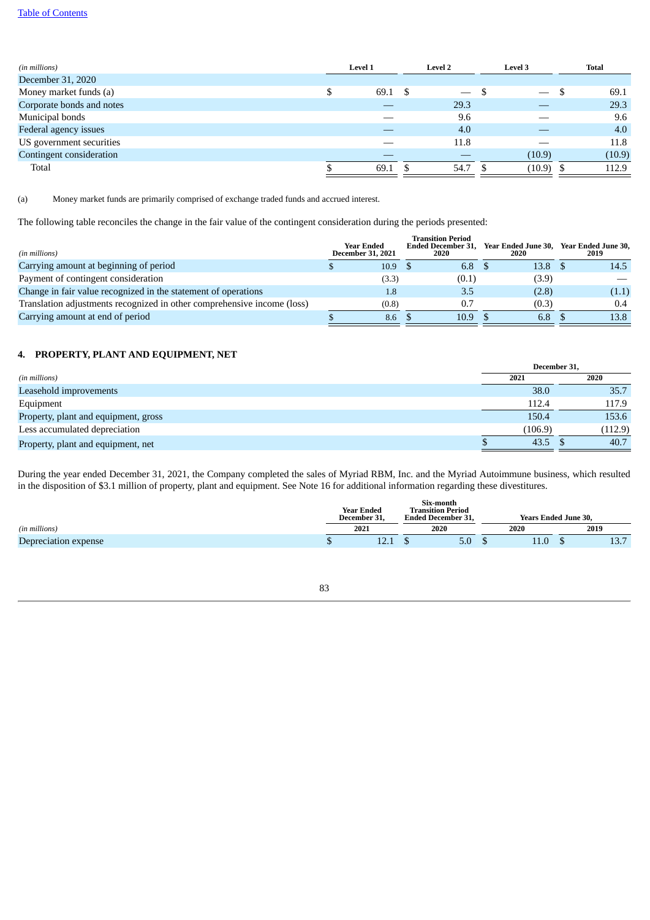| *(in millions)* | Level 1 | Level 2 | Level 3 | Total |
|---|---|---|---|---|
| December 31, 2020 | | | | |
| Money market funds (a) | $ 69.1 | $ — | $ — | $ 69.1 |
| Corporate bonds and notes | — | 29.3 | — | 29.3 |
| Municipal bonds | — | 9.6 | — | 9.6 |
| Federal agency issues | — | 4.0 | — | 4.0 |
| US government securities | — | 11.8 | — | 11.8 |
| Contingent consideration | — | — | (10.9) | (10.9) |
| Total | $ 69.1 | $ 54.7 | $ (10.9) | $ 112.9 |

(a) Money market funds are primarily comprised of exchange traded funds and accrued interest.

The following table reconciles the change in the fair value of the contingent consideration during the periods presented:

| *(in millions)* | Year Ended December 31, 2021 | Transition Period Ended December 31, 2020 | Year Ended June 30, 2020 | Year Ended June 30, 2019 |
|---|---|---|---|---|
| Carrying amount at beginning of period | $ 10.9 | $ 6.8 | $ 13.8 | $ 14.5 |
| Payment of contingent consideration | (3.3) | (0.1) | (3.9) | — |
| Change in fair value recognized in the statement of operations | 1.8 | 3.5 | (2.8) | (1.1) |
| Translation adjustments recognized in other comprehensive income (loss) | (0.8) | 0.7 | (0.3) | 0.4 |
| Carrying amount at end of period | $ 8.6 | $ 10.9 | $ 6.8 | $ 13.8 |

## 4. PROPERTY, PLANT AND EQUIPMENT, NET

| | December 31, | |
|---|---|---|
| *(in millions)* | 2021 | 2020 |
| Leasehold improvements | 38.0 | 35.7 |
| Equipment | 112.4 | 117.9 |
| Property, plant and equipment, gross | 150.4 | 153.6 |
| Less accumulated depreciation | (106.9) | (112.9) |
| Property, plant and equipment, net | $ 43.5 | $ 40.7 |

During the year ended December 31, 2021, the Company completed the sales of Myriad RBM, Inc. and the Myriad Autoimmune business, which resulted in the disposition of $3.1 million of property, plant and equipment. See Note 16 for additional information regarding these divestitures.

| | Year Ended December 31, | Six-month Transition Period Ended December 31, | Years Ended June 30, | |
|---|---|---|---|---|
| *(in millions)* | 2021 | 2020 | 2020 | 2019 |
| Depreciation expense | $ 12.1 | $ 5.0 | $ 11.0 | $ 13.7 |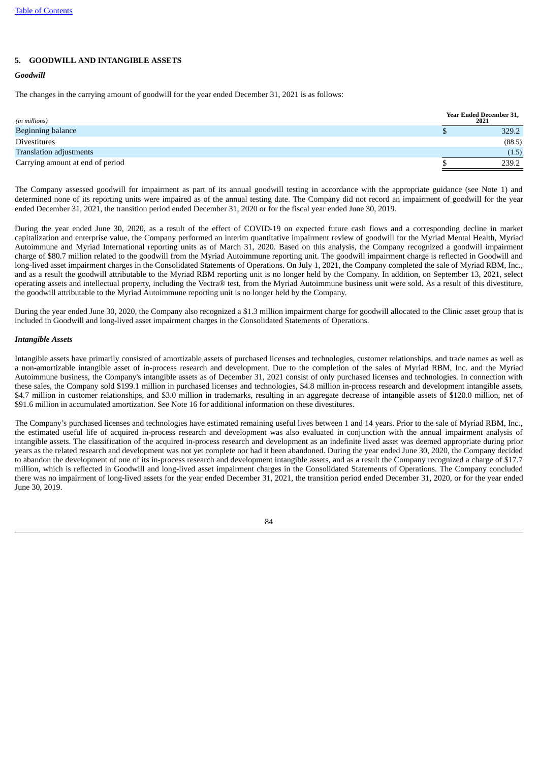## 5. GOODWILL AND INTANGIBLE ASSETS

### *Goodwill*

The changes in the carrying amount of goodwill for the year ended December 31, 2021 is as follows:

| *(in millions)* | Year Ended December 31, 2021 |
|---|---|
| Beginning balance | $ 329.2 |
| Divestitures | (88.5) |
| Translation adjustments | (1.5) |
| Carrying amount at end of period | $ 239.2 |

The Company assessed goodwill for impairment as part of its annual goodwill testing in accordance with the appropriate guidance (see Note 1) and determined none of its reporting units were impaired as of the annual testing date. The Company did not record an impairment of goodwill for the year ended December 31, 2021, the transition period ended December 31, 2020 or for the fiscal year ended June 30, 2019.

During the year ended June 30, 2020, as a result of the effect of COVID-19 on expected future cash flows and a corresponding decline in market capitalization and enterprise value, the Company performed an interim quantitative impairment review of goodwill for the Myriad Mental Health, Myriad Autoimmune and Myriad International reporting units as of March 31, 2020. Based on this analysis, the Company recognized a goodwill impairment charge of $80.7 million related to the goodwill from the Myriad Autoimmune reporting unit. The goodwill impairment charge is reflected in Goodwill and long-lived asset impairment charges in the Consolidated Statements of Operations. On July 1, 2021, the Company completed the sale of Myriad RBM, Inc., and as a result the goodwill attributable to the Myriad RBM reporting unit is no longer held by the Company. In addition, on September 13, 2021, select operating assets and intellectual property, including the Vectra® test, from the Myriad Autoimmune business unit were sold. As a result of this divestiture, the goodwill attributable to the Myriad Autoimmune reporting unit is no longer held by the Company.

During the year ended June 30, 2020, the Company also recognized a $1.3 million impairment charge for goodwill allocated to the Clinic asset group that is included in Goodwill and long-lived asset impairment charges in the Consolidated Statements of Operations.

### *Intangible Assets*

Intangible assets have primarily consisted of amortizable assets of purchased licenses and technologies, customer relationships, and trade names as well as a non-amortizable intangible asset of in-process research and development. Due to the completion of the sales of Myriad RBM, Inc. and the Myriad Autoimmune business, the Company's intangible assets as of December 31, 2021 consist of only purchased licenses and technologies. In connection with these sales, the Company sold $199.1 million in purchased licenses and technologies, $4.8 million in-process research and development intangible assets, $4.7 million in customer relationships, and $3.0 million in trademarks, resulting in an aggregate decrease of intangible assets of $120.0 million, net of $91.6 million in accumulated amortization. See Note 16 for additional information on these divestitures.

The Company's purchased licenses and technologies have estimated remaining useful lives between 1 and 14 years. Prior to the sale of Myriad RBM, Inc., the estimated useful life of acquired in-process research and development was also evaluated in conjunction with the annual impairment analysis of intangible assets. The classification of the acquired in-process research and development as an indefinite lived asset was deemed appropriate during prior years as the related research and development was not yet complete nor had it been abandoned. During the year ended June 30, 2020, the Company decided to abandon the development of one of its in-process research and development intangible assets, and as a result the Company recognized a charge of $17.7 million, which is reflected in Goodwill and long-lived asset impairment charges in the Consolidated Statements of Operations. The Company concluded there was no impairment of long-lived assets for the year ended December 31, 2021, the transition period ended December 31, 2020, or for the year ended June 30, 2019.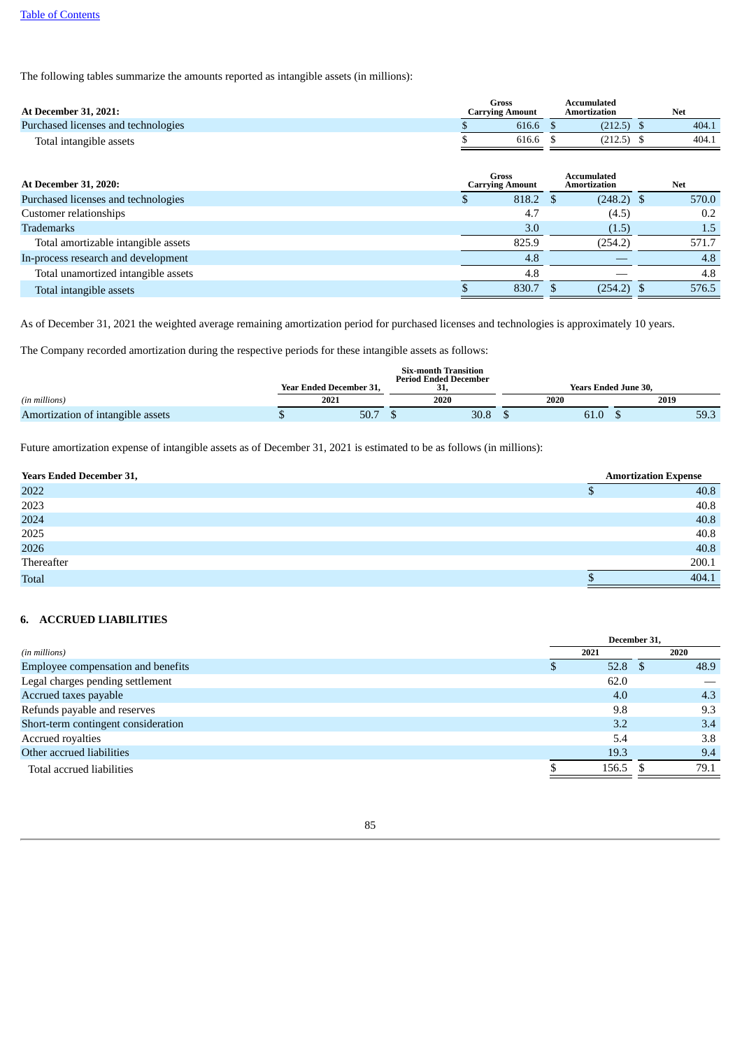The following tables summarize the amounts reported as intangible assets (in millions):

| At December 31, 2021: | Gross Carrying Amount | Accumulated Amortization | Net |
|---|---|---|---|
| Purchased licenses and technologies | $ 616.6 | $ (212.5) | $ 404.1 |
| Total intangible assets | $ 616.6 | $ (212.5) | $ 404.1 |

| At December 31, 2020: | Gross Carrying Amount | Accumulated Amortization | Net |
|---|---|---|---|
| Purchased licenses and technologies | $ 818.2 | $ (248.2) | $ 570.0 |
| Customer relationships | 4.7 | (4.5) | 0.2 |
| Trademarks | 3.0 | (1.5) | 1.5 |
| Total amortizable intangible assets | 825.9 | (254.2) | 571.7 |
| In-process research and development | 4.8 | — | 4.8 |
| Total unamortized intangible assets | 4.8 | — | 4.8 |
| Total intangible assets | $ 830.7 | $ (254.2) | $ 576.5 |

As of December 31, 2021 the weighted average remaining amortization period for purchased licenses and technologies is approximately 10 years.

The Company recorded amortization during the respective periods for these intangible assets as follows:

| | Year Ended December 31, | Six-month Transition Period Ended December 31, | Years Ended June 30, | |
|---|---|---|---|---|
| *(in millions)* | 2021 | 2020 | 2020 | 2019 |
| Amortization of intangible assets | $ 50.7 | $ 30.8 | $ 61.0 | $ 59.3 |

Future amortization expense of intangible assets as of December 31, 2021 is estimated to be as follows (in millions):

| Years Ended December 31, | Amortization Expense |
|---|---|
| 2022 | $ 40.8 |
| 2023 | 40.8 |
| 2024 | 40.8 |
| 2025 | 40.8 |
| 2026 | 40.8 |
| Thereafter | 200.1 |
| Total | $ 404.1 |

## 6. ACCRUED LIABILITIES

| | December 31, | |
|---|---|---|
| *(in millions)* | 2021 | 2020 |
| Employee compensation and benefits | $ 52.8 | $ 48.9 |
| Legal charges pending settlement | 62.0 | — |
| Accrued taxes payable | 4.0 | 4.3 |
| Refunds payable and reserves | 9.8 | 9.3 |
| Short-term contingent consideration | 3.2 | 3.4 |
| Accrued royalties | 5.4 | 3.8 |
| Other accrued liabilities | 19.3 | 9.4 |
| Total accrued liabilities | $ 156.5 | $ 79.1 |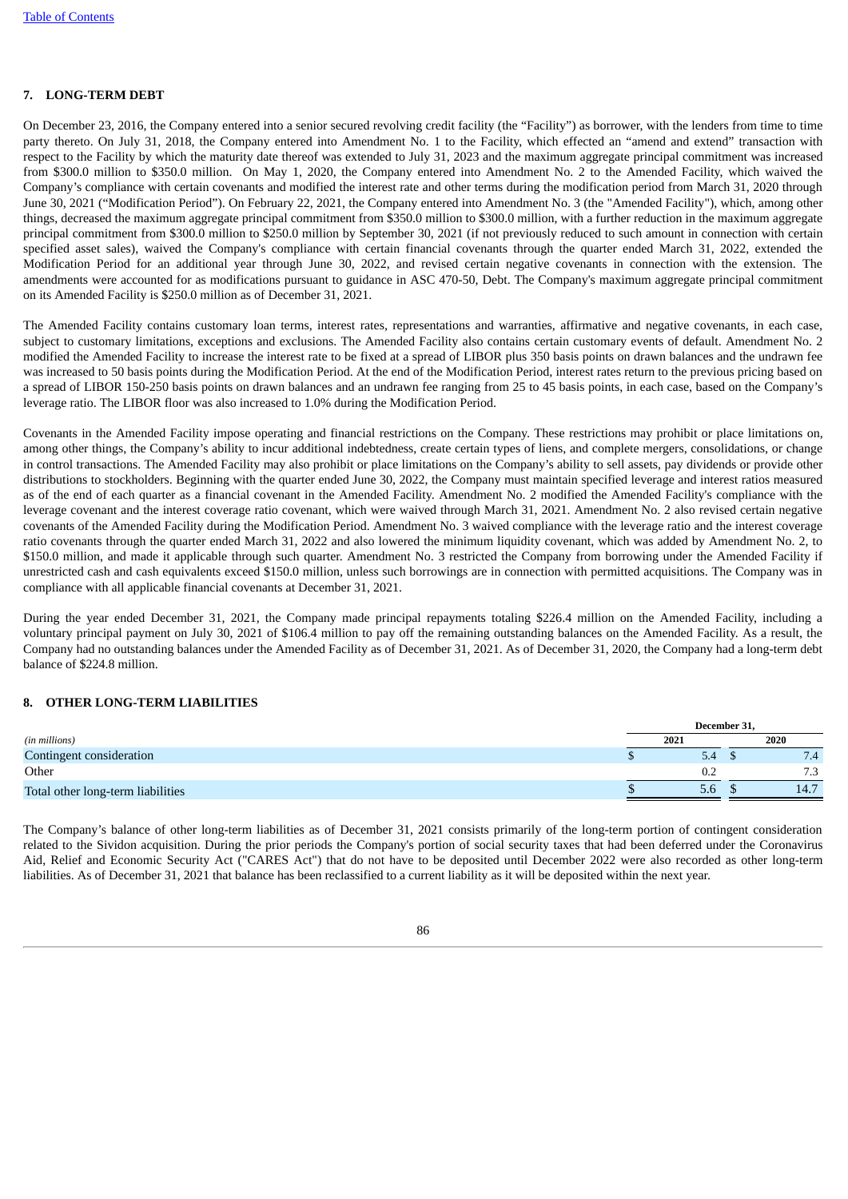## 7. LONG-TERM DEBT

On December 23, 2016, the Company entered into a senior secured revolving credit facility (the "Facility") as borrower, with the lenders from time to time party thereto. On July 31, 2018, the Company entered into Amendment No. 1 to the Facility, which effected an "amend and extend" transaction with respect to the Facility by which the maturity date thereof was extended to July 31, 2023 and the maximum aggregate principal commitment was increased from $300.0 million to $350.0 million. On May 1, 2020, the Company entered into Amendment No. 2 to the Amended Facility, which waived the Company's compliance with certain covenants and modified the interest rate and other terms during the modification period from March 31, 2020 through June 30, 2021 ("Modification Period"). On February 22, 2021, the Company entered into Amendment No. 3 (the "Amended Facility"), which, among other things, decreased the maximum aggregate principal commitment from $350.0 million to $300.0 million, with a further reduction in the maximum aggregate principal commitment from $300.0 million to $250.0 million by September 30, 2021 (if not previously reduced to such amount in connection with certain specified asset sales), waived the Company's compliance with certain financial covenants through the quarter ended March 31, 2022, extended the Modification Period for an additional year through June 30, 2022, and revised certain negative covenants in connection with the extension. The amendments were accounted for as modifications pursuant to guidance in ASC 470-50, Debt. The Company's maximum aggregate principal commitment on its Amended Facility is $250.0 million as of December 31, 2021.

The Amended Facility contains customary loan terms, interest rates, representations and warranties, affirmative and negative covenants, in each case, subject to customary limitations, exceptions and exclusions. The Amended Facility also contains certain customary events of default. Amendment No. 2 modified the Amended Facility to increase the interest rate to be fixed at a spread of LIBOR plus 350 basis points on drawn balances and the undrawn fee was increased to 50 basis points during the Modification Period. At the end of the Modification Period, interest rates return to the previous pricing based on a spread of LIBOR 150-250 basis points on drawn balances and an undrawn fee ranging from 25 to 45 basis points, in each case, based on the Company's leverage ratio. The LIBOR floor was also increased to 1.0% during the Modification Period.

Covenants in the Amended Facility impose operating and financial restrictions on the Company. These restrictions may prohibit or place limitations on, among other things, the Company's ability to incur additional indebtedness, create certain types of liens, and complete mergers, consolidations, or change in control transactions. The Amended Facility may also prohibit or place limitations on the Company's ability to sell assets, pay dividends or provide other distributions to stockholders. Beginning with the quarter ended June 30, 2022, the Company must maintain specified leverage and interest ratios measured as of the end of each quarter as a financial covenant in the Amended Facility. Amendment No. 2 modified the Amended Facility's compliance with the leverage covenant and the interest coverage ratio covenant, which were waived through March 31, 2021. Amendment No. 2 also revised certain negative covenants of the Amended Facility during the Modification Period. Amendment No. 3 waived compliance with the leverage ratio and the interest coverage ratio covenants through the quarter ended March 31, 2022 and also lowered the minimum liquidity covenant, which was added by Amendment No. 2, to $150.0 million, and made it applicable through such quarter. Amendment No. 3 restricted the Company from borrowing under the Amended Facility if unrestricted cash and cash equivalents exceed $150.0 million, unless such borrowings are in connection with permitted acquisitions. The Company was in compliance with all applicable financial covenants at December 31, 2021.

During the year ended December 31, 2021, the Company made principal repayments totaling $226.4 million on the Amended Facility, including a voluntary principal payment on July 30, 2021 of $106.4 million to pay off the remaining outstanding balances on the Amended Facility. As a result, the Company had no outstanding balances under the Amended Facility as of December 31, 2021. As of December 31, 2020, the Company had a long-term debt balance of $224.8 million.

## 8. OTHER LONG-TERM LIABILITIES

| | December 31, | |
|---|---|---|
| *(in millions)* | 2021 | 2020 |
| Contingent consideration | $ 5.4 | $ 7.4 |
| Other | 0.2 | 7.3 |
| Total other long-term liabilities | $ 5.6 | $ 14.7 |

The Company's balance of other long-term liabilities as of December 31, 2021 consists primarily of the long-term portion of contingent consideration related to the Sividon acquisition. During the prior periods the Company's portion of social security taxes that had been deferred under the Coronavirus Aid, Relief and Economic Security Act ("CARES Act") that do not have to be deposited until December 2022 were also recorded as other long-term liabilities. As of December 31, 2021 that balance has been reclassified to a current liability as it will be deposited within the next year.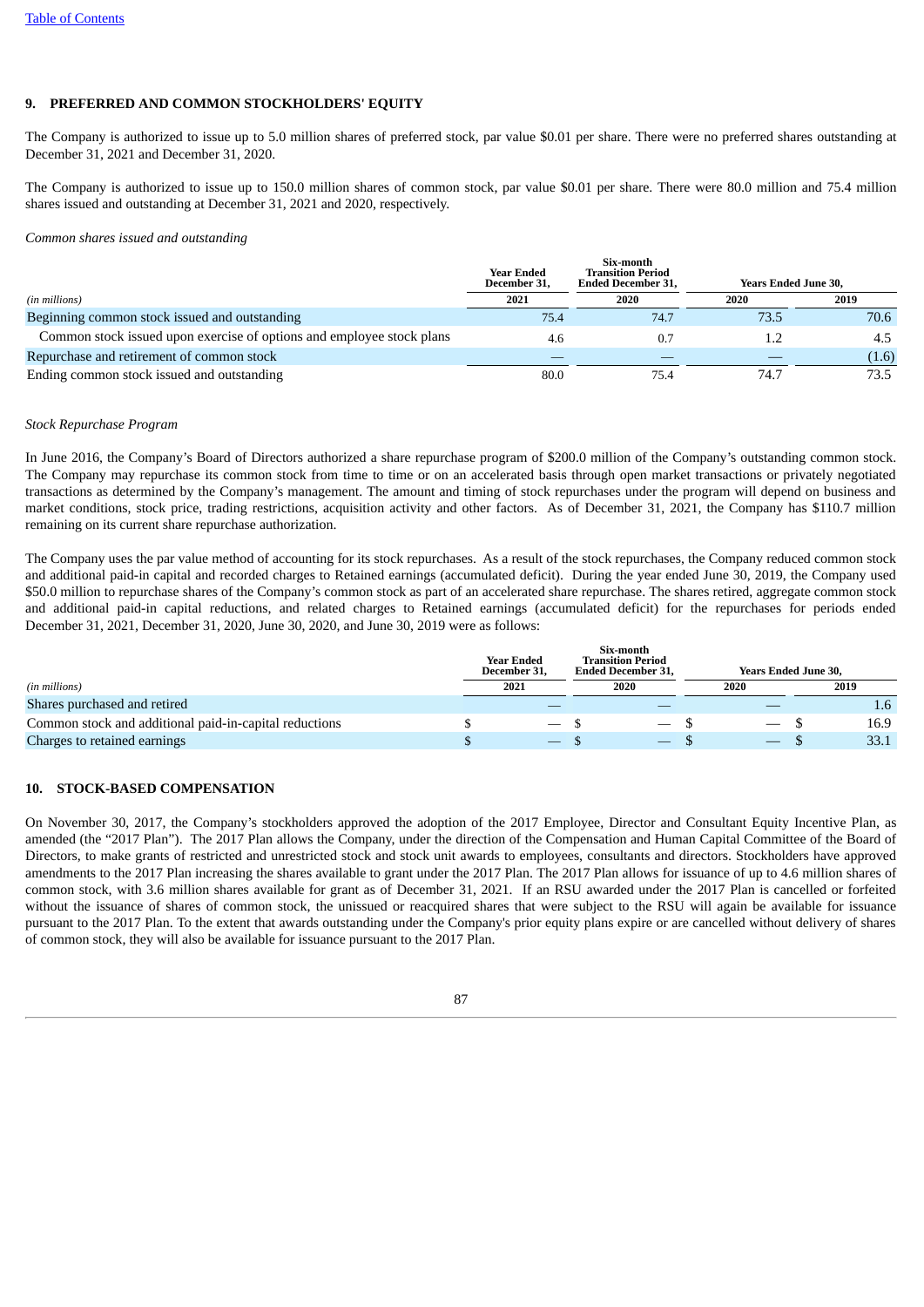[Table of Contents](#)

## 9. PREFERRED AND COMMON STOCKHOLDERS' EQUITY

The Company is authorized to issue up to 5.0 million shares of preferred stock, par value $0.01 per share. There were no preferred shares outstanding at December 31, 2021 and December 31, 2020.

The Company is authorized to issue up to 150.0 million shares of common stock, par value $0.01 per share. There were 80.0 million and 75.4 million shares issued and outstanding at December 31, 2021 and 2020, respectively.

*Common shares issued and outstanding*

| | Year Ended December 31, | Six-month Transition Period Ended December 31, | Years Ended June 30, | |
|---|---|---|---|---|
| *(in millions)* | 2021 | 2020 | 2020 | 2019 |
| Beginning common stock issued and outstanding | 75.4 | 74.7 | 73.5 | 70.6 |
| Common stock issued upon exercise of options and employee stock plans | 4.6 | 0.7 | 1.2 | 4.5 |
| Repurchase and retirement of common stock | — | — | — | (1.6) |
| Ending common stock issued and outstanding | 80.0 | 75.4 | 74.7 | 73.5 |

*Stock Repurchase Program*

In June 2016, the Company's Board of Directors authorized a share repurchase program of $200.0 million of the Company's outstanding common stock. The Company may repurchase its common stock from time to time or on an accelerated basis through open market transactions or privately negotiated transactions as determined by the Company's management. The amount and timing of stock repurchases under the program will depend on business and market conditions, stock price, trading restrictions, acquisition activity and other factors. As of December 31, 2021, the Company has $110.7 million remaining on its current share repurchase authorization.

The Company uses the par value method of accounting for its stock repurchases. As a result of the stock repurchases, the Company reduced common stock and additional paid-in capital and recorded charges to Retained earnings (accumulated deficit). During the year ended June 30, 2019, the Company used $50.0 million to repurchase shares of the Company's common stock as part of an accelerated share repurchase. The shares retired, aggregate common stock and additional paid-in capital reductions, and related charges to Retained earnings (accumulated deficit) for the repurchases for periods ended December 31, 2021, December 31, 2020, June 30, 2020, and June 30, 2019 were as follows:

| | Year Ended December 31, | Six-month Transition Period Ended December 31, | Years Ended June 30, | |
|---|---|---|---|---|
| *(in millions)* | 2021 | 2020 | 2020 | 2019 |
| Shares purchased and retired | — | — | — | 1.6 |
| Common stock and additional paid-in-capital reductions | $ — | $ — | $ — | $ 16.9 |
| Charges to retained earnings | $ — | $ — | $ — | $ 33.1 |

## 10. STOCK-BASED COMPENSATION

On November 30, 2017, the Company's stockholders approved the adoption of the 2017 Employee, Director and Consultant Equity Incentive Plan, as amended (the "2017 Plan"). The 2017 Plan allows the Company, under the direction of the Compensation and Human Capital Committee of the Board of Directors, to make grants of restricted and unrestricted stock and stock unit awards to employees, consultants and directors. Stockholders have approved amendments to the 2017 Plan increasing the shares available to grant under the 2017 Plan. The 2017 Plan allows for issuance of up to 4.6 million shares of common stock, with 3.6 million shares available for grant as of December 31, 2021. If an RSU awarded under the 2017 Plan is cancelled or forfeited without the issuance of shares of common stock, the unissued or reacquired shares that were subject to the RSU will again be available for issuance pursuant to the 2017 Plan. To the extent that awards outstanding under the Company's prior equity plans expire or are cancelled without delivery of shares of common stock, they will also be available for issuance pursuant to the 2017 Plan.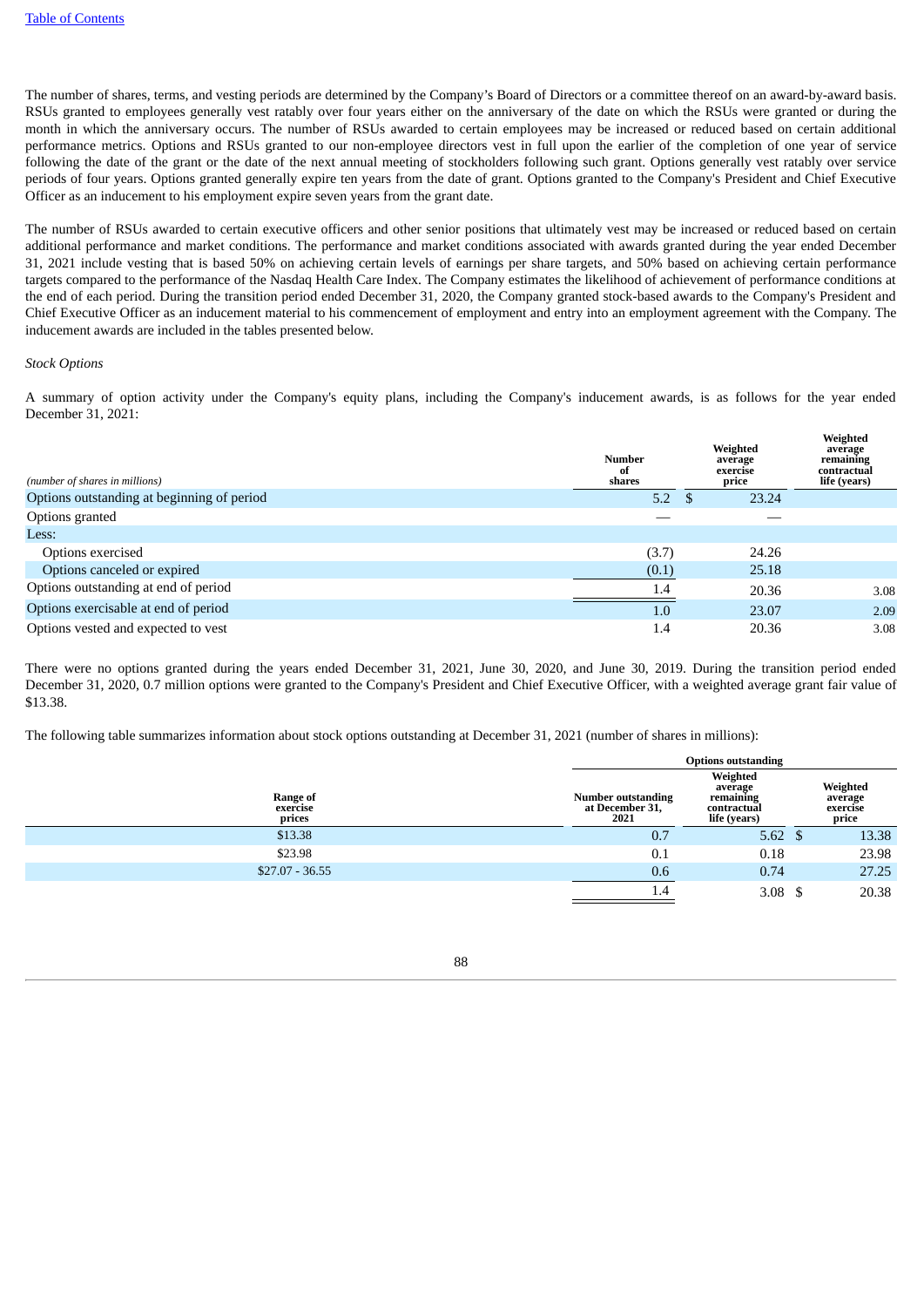The number of shares, terms, and vesting periods are determined by the Company's Board of Directors or a committee thereof on an award-by-award basis. RSUs granted to employees generally vest ratably over four years either on the anniversary of the date on which the RSUs were granted or during the month in which the anniversary occurs. The number of RSUs awarded to certain employees may be increased or reduced based on certain additional performance metrics. Options and RSUs granted to our non-employee directors vest in full upon the earlier of the completion of one year of service following the date of the grant or the date of the next annual meeting of stockholders following such grant. Options generally vest ratably over service periods of four years. Options granted generally expire ten years from the date of grant. Options granted to the Company's President and Chief Executive Officer as an inducement to his employment expire seven years from the grant date.

The number of RSUs awarded to certain executive officers and other senior positions that ultimately vest may be increased or reduced based on certain additional performance and market conditions. The performance and market conditions associated with awards granted during the year ended December 31, 2021 include vesting that is based 50% on achieving certain levels of earnings per share targets, and 50% based on achieving certain performance targets compared to the performance of the Nasdaq Health Care Index. The Company estimates the likelihood of achievement of performance conditions at the end of each period. During the transition period ended December 31, 2020, the Company granted stock-based awards to the Company's President and Chief Executive Officer as an inducement material to his commencement of employment and entry into an employment agreement with the Company. The inducement awards are included in the tables presented below.

*Stock Options*

A summary of option activity under the Company's equity plans, including the Company's inducement awards, is as follows for the year ended December 31, 2021:

| *(number of shares in millions)* | Number of shares | Weighted average exercise price | Weighted average remaining contractual life (years) |
|---|---|---|---|
| Options outstanding at beginning of period | 5.2 | $ 23.24 | |
| Options granted | — | — | |
| Less: | | | |
| Options exercised | (3.7) | 24.26 | |
| Options canceled or expired | (0.1) | 25.18 | |
| Options outstanding at end of period | 1.4 | 20.36 | 3.08 |
| Options exercisable at end of period | 1.0 | 23.07 | 2.09 |
| Options vested and expected to vest | 1.4 | 20.36 | 3.08 |

There were no options granted during the years ended December 31, 2021, June 30, 2020, and June 30, 2019. During the transition period ended December 31, 2020, 0.7 million options were granted to the Company's President and Chief Executive Officer, with a weighted average grant fair value of $13.38.

The following table summarizes information about stock options outstanding at December 31, 2021 (number of shares in millions):

| | Options outstanding | | |
|---|---|---|---|
| Range of exercise prices | Number outstanding at December 31, 2021 | Weighted average remaining contractual life (years) | Weighted average exercise price |
| $13.38 | 0.7 | 5.62 | $ 13.38 |
| $23.98 | 0.1 | 0.18 | 23.98 |
| $27.07 - 36.55 | 0.6 | 0.74 | 27.25 |
| | 1.4 | 3.08 | $ 20.38 |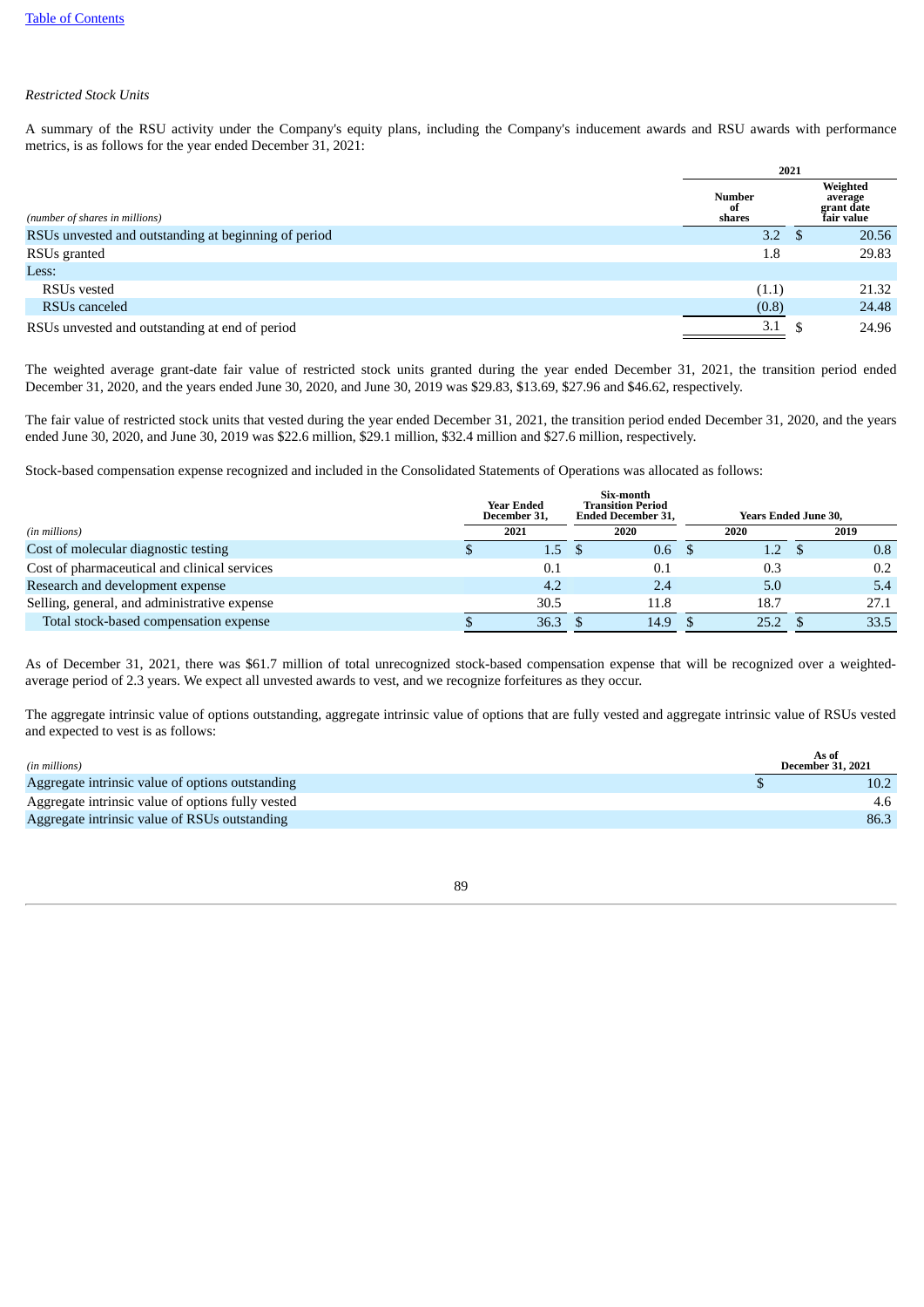*Restricted Stock Units*

A summary of the RSU activity under the Company's equity plans, including the Company's inducement awards and RSU awards with performance metrics, is as follows for the year ended December 31, 2021:

| | 2021 | |
|---|---|---|
| *(number of shares in millions)* | Number of shares | Weighted average grant date fair value |
| RSUs unvested and outstanding at beginning of period | 3.2 | $ 20.56 |
| RSUs granted | 1.8 | 29.83 |
| Less: | | |
| RSUs vested | (1.1) | 21.32 |
| RSUs canceled | (0.8) | 24.48 |
| RSUs unvested and outstanding at end of period | 3.1 | $ 24.96 |

The weighted average grant-date fair value of restricted stock units granted during the year ended December 31, 2021, the transition period ended December 31, 2020, and the years ended June 30, 2020, and June 30, 2019 was $29.83, $13.69, $27.96 and $46.62, respectively.

The fair value of restricted stock units that vested during the year ended December 31, 2021, the transition period ended December 31, 2020, and the years ended June 30, 2020, and June 30, 2019 was $22.6 million, $29.1 million, $32.4 million and $27.6 million, respectively.

Stock-based compensation expense recognized and included in the Consolidated Statements of Operations was allocated as follows:

| | Year Ended December 31, | Six-month Transition Period Ended December 31, | Years Ended June 30, | |
|---|---|---|---|---|
| *(in millions)* | 2021 | 2020 | 2020 | 2019 |
| Cost of molecular diagnostic testing | $ 1.5 | $ 0.6 | $ 1.2 | $ 0.8 |
| Cost of pharmaceutical and clinical services | 0.1 | 0.1 | 0.3 | 0.2 |
| Research and development expense | 4.2 | 2.4 | 5.0 | 5.4 |
| Selling, general, and administrative expense | 30.5 | 11.8 | 18.7 | 27.1 |
| Total stock-based compensation expense | $ 36.3 | $ 14.9 | $ 25.2 | $ 33.5 |

As of December 31, 2021, there was $61.7 million of total unrecognized stock-based compensation expense that will be recognized over a weighted-average period of 2.3 years. We expect all unvested awards to vest, and we recognize forfeitures as they occur.

The aggregate intrinsic value of options outstanding, aggregate intrinsic value of options that are fully vested and aggregate intrinsic value of RSUs vested and expected to vest is as follows:

| *(in millions)* | As of December 31, 2021 |
|---|---|
| Aggregate intrinsic value of options outstanding | $ 10.2 |
| Aggregate intrinsic value of options fully vested | 4.6 |
| Aggregate intrinsic value of RSUs outstanding | 86.3 |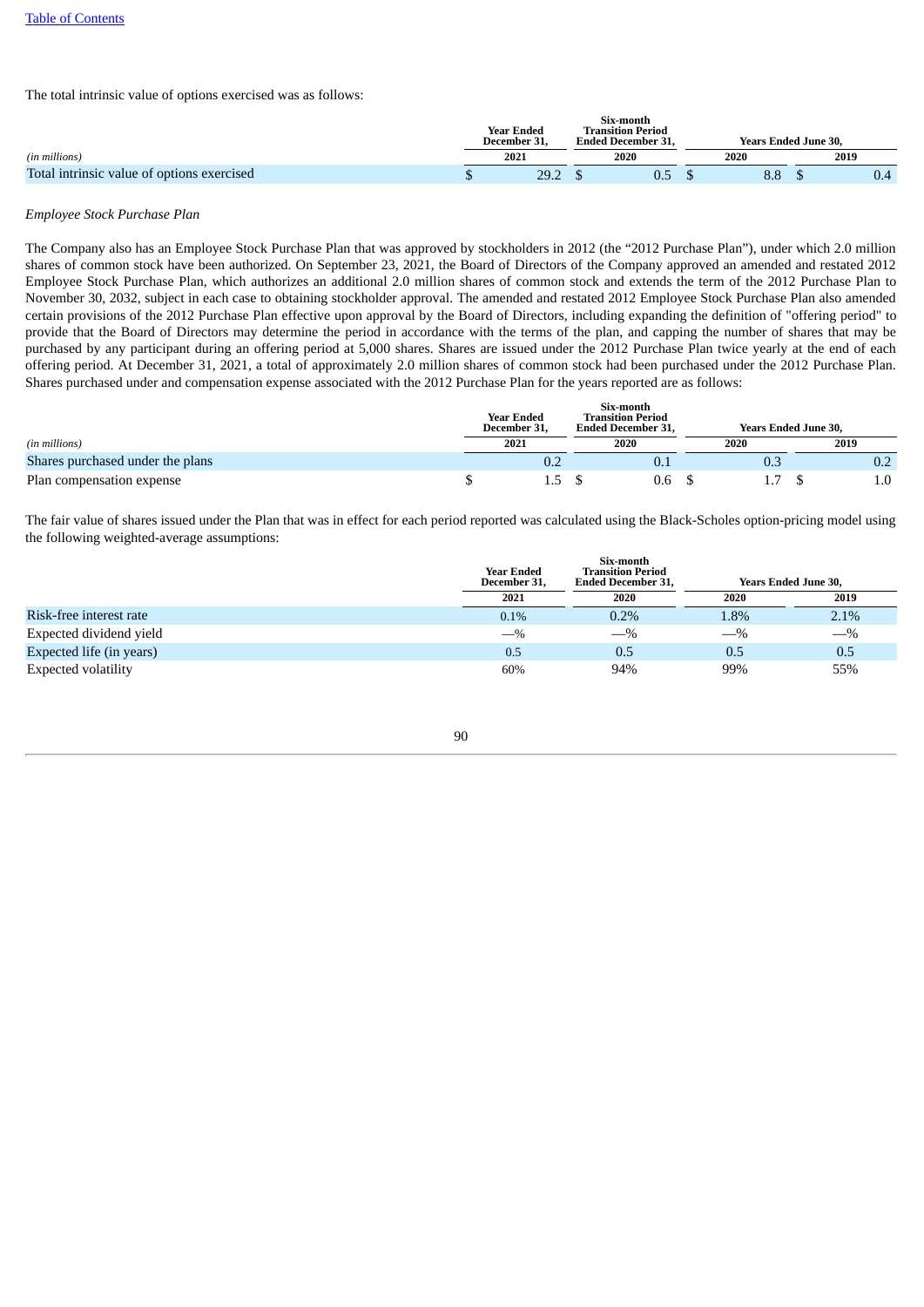The total intrinsic value of options exercised was as follows:

| | Year Ended December 31, | Six-month Transition Period Ended December 31, | Years Ended June 30, | |
|---|---|---|---|---|
| *(in millions)* | 2021 | 2020 | 2020 | 2019 |
| Total intrinsic value of options exercised | $ 29.2 | $ 0.5 | $ 8.8 | $ 0.4 |

*Employee Stock Purchase Plan*

The Company also has an Employee Stock Purchase Plan that was approved by stockholders in 2012 (the "2012 Purchase Plan"), under which 2.0 million shares of common stock have been authorized. On September 23, 2021, the Board of Directors of the Company approved an amended and restated 2012 Employee Stock Purchase Plan, which authorizes an additional 2.0 million shares of common stock and extends the term of the 2012 Purchase Plan to November 30, 2032, subject in each case to obtaining stockholder approval. The amended and restated 2012 Employee Stock Purchase Plan also amended certain provisions of the 2012 Purchase Plan effective upon approval by the Board of Directors, including expanding the definition of "offering period" to provide that the Board of Directors may determine the period in accordance with the terms of the plan, and capping the number of shares that may be purchased by any participant during an offering period at 5,000 shares. Shares are issued under the 2012 Purchase Plan twice yearly at the end of each offering period. At December 31, 2021, a total of approximately 2.0 million shares of common stock had been purchased under the 2012 Purchase Plan. Shares purchased under and compensation expense associated with the 2012 Purchase Plan for the years reported are as follows:

| | Year Ended December 31, | Six-month Transition Period Ended December 31, | Years Ended June 30, | |
|---|---|---|---|---|
| *(in millions)* | 2021 | 2020 | 2020 | 2019 |
| Shares purchased under the plans | 0.2 | 0.1 | 0.3 | 0.2 |
| Plan compensation expense | $ 1.5 | $ 0.6 | $ 1.7 | $ 1.0 |

The fair value of shares issued under the Plan that was in effect for each period reported was calculated using the Black-Scholes option-pricing model using the following weighted-average assumptions:

| | Year Ended December 31, | Six-month Transition Period Ended December 31, | Years Ended June 30, | |
|---|---|---|---|---|
| | 2021 | 2020 | 2020 | 2019 |
| Risk-free interest rate | 0.1% | 0.2% | 1.8% | 2.1% |
| Expected dividend yield | —% | —% | —% | —% |
| Expected life (in years) | 0.5 | 0.5 | 0.5 | 0.5 |
| Expected volatility | 60% | 94% | 99% | 55% |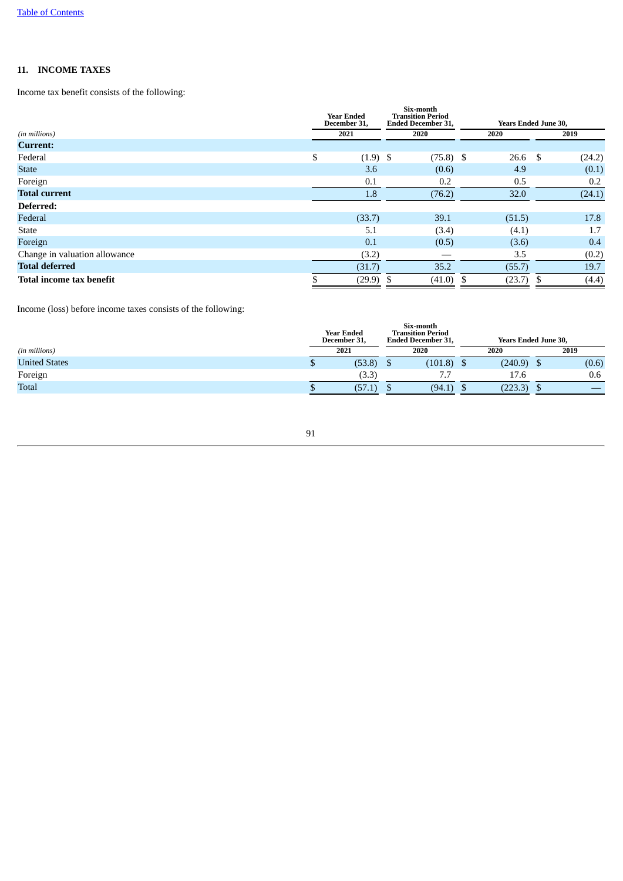## 11. INCOME TAXES

Income tax benefit consists of the following:

| | Year Ended December 31, | Six-month Transition Period Ended December 31, | Years Ended June 30, | |
|---|---|---|---|---|
| *(in millions)* | 2021 | 2020 | 2020 | 2019 |
| **Current:** | | | | |
| Federal | $ (1.9) | $ (75.8) | $ 26.6 | $ (24.2) |
| State | 3.6 | (0.6) | 4.9 | (0.1) |
| Foreign | 0.1 | 0.2 | 0.5 | 0.2 |
| **Total current** | 1.8 | (76.2) | 32.0 | (24.1) |
| **Deferred:** | | | | |
| Federal | (33.7) | 39.1 | (51.5) | 17.8 |
| State | 5.1 | (3.4) | (4.1) | 1.7 |
| Foreign | 0.1 | (0.5) | (3.6) | 0.4 |
| Change in valuation allowance | (3.2) | — | 3.5 | (0.2) |
| **Total deferred** | (31.7) | 35.2 | (55.7) | 19.7 |
| **Total income tax benefit** | $ (29.9) | $ (41.0) | $ (23.7) | $ (4.4) |

Income (loss) before income taxes consists of the following:

| | Year Ended December 31, | Six-month Transition Period Ended December 31, | Years Ended June 30, | |
|---|---|---|---|---|
| *(in millions)* | 2021 | 2020 | 2020 | 2019 |
| United States | $ (53.8) | $ (101.8) | $ (240.9) | $ (0.6) |
| Foreign | (3.3) | 7.7 | 17.6 | 0.6 |
| Total | $ (57.1) | $ (94.1) | $ (223.3) | $ — |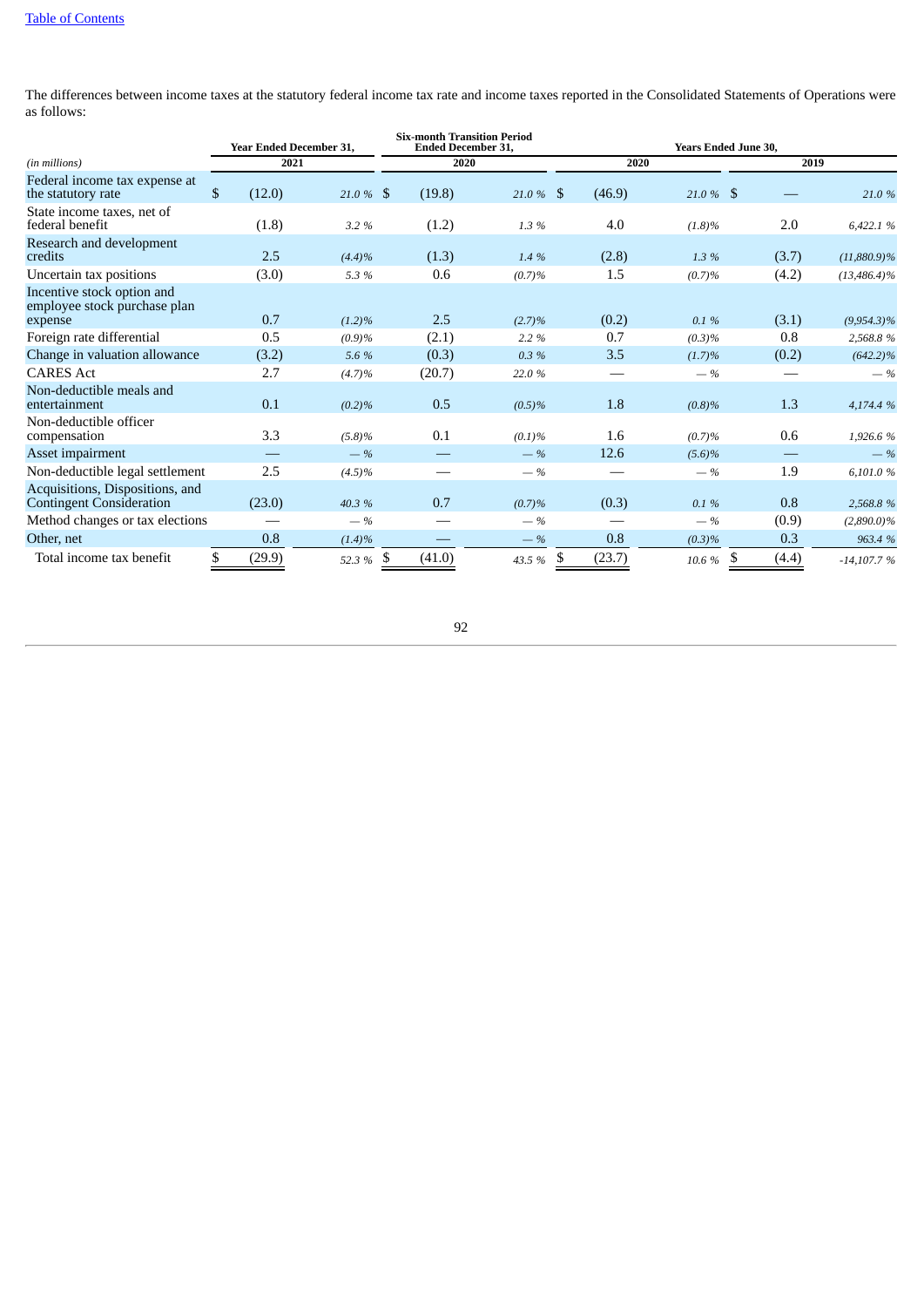The differences between income taxes at the statutory federal income tax rate and income taxes reported in the Consolidated Statements of Operations were as follows:

| *(in millions)* | Year Ended December 31, 2021 | | Six-month Transition Period Ended December 31, 2020 | | Years Ended June 30, 2020 | | Years Ended June 30, 2019 | |
|---|---|---|---|---|---|---|---|---|
| Federal income tax expense at the statutory rate | $ (12.0) | *21.0 %* | $ (19.8) | *21.0 %* | $ (46.9) | *21.0 %* | $ — | *21.0 %* |
| State income taxes, net of federal benefit | (1.8) | *3.2 %* | (1.2) | *1.3 %* | 4.0 | *(1.8)%* | 2.0 | *6,422.1 %* |
| Research and development credits | 2.5 | *(4.4)%* | (1.3) | *1.4 %* | (2.8) | *1.3 %* | (3.7) | *(11,880.9)%* |
| Uncertain tax positions | (3.0) | *5.3 %* | 0.6 | *(0.7)%* | 1.5 | *(0.7)%* | (4.2) | *(13,486.4)%* |
| Incentive stock option and employee stock purchase plan expense | 0.7 | *(1.2)%* | 2.5 | *(2.7)%* | (0.2) | *0.1 %* | (3.1) | *(9,954.3)%* |
| Foreign rate differential | 0.5 | *(0.9)%* | (2.1) | *2.2 %* | 0.7 | *(0.3)%* | 0.8 | *2,568.8 %* |
| Change in valuation allowance | (3.2) | *5.6 %* | (0.3) | *0.3 %* | 3.5 | *(1.7)%* | (0.2) | *(642.2)%* |
| CARES Act | 2.7 | *(4.7)%* | (20.7) | *22.0 %* | — | *— %* | — | *— %* |
| Non-deductible meals and entertainment | 0.1 | *(0.2)%* | 0.5 | *(0.5)%* | 1.8 | *(0.8)%* | 1.3 | *4,174.4 %* |
| Non-deductible officer compensation | 3.3 | *(5.8)%* | 0.1 | *(0.1)%* | 1.6 | *(0.7)%* | 0.6 | *1,926.6 %* |
| Asset impairment | — | *— %* | — | *— %* | 12.6 | *(5.6)%* | — | *— %* |
| Non-deductible legal settlement | 2.5 | *(4.5)%* | — | *— %* | — | *— %* | 1.9 | *6,101.0 %* |
| Acquisitions, Dispositions, and Contingent Consideration | (23.0) | *40.3 %* | 0.7 | *(0.7)%* | (0.3) | *0.1 %* | 0.8 | *2,568.8 %* |
| Method changes or tax elections | — | *— %* | — | *— %* | — | *— %* | (0.9) | *(2,890.0)%* |
| Other, net | 0.8 | *(1.4)%* | — | *— %* | 0.8 | *(0.3)%* | 0.3 | *963.4 %* |
| Total income tax benefit | $ (29.9) | *52.3 %* | $ (41.0) | *43.5 %* | $ (23.7) | *10.6 %* | $ (4.4) | *-14,107.7 %* |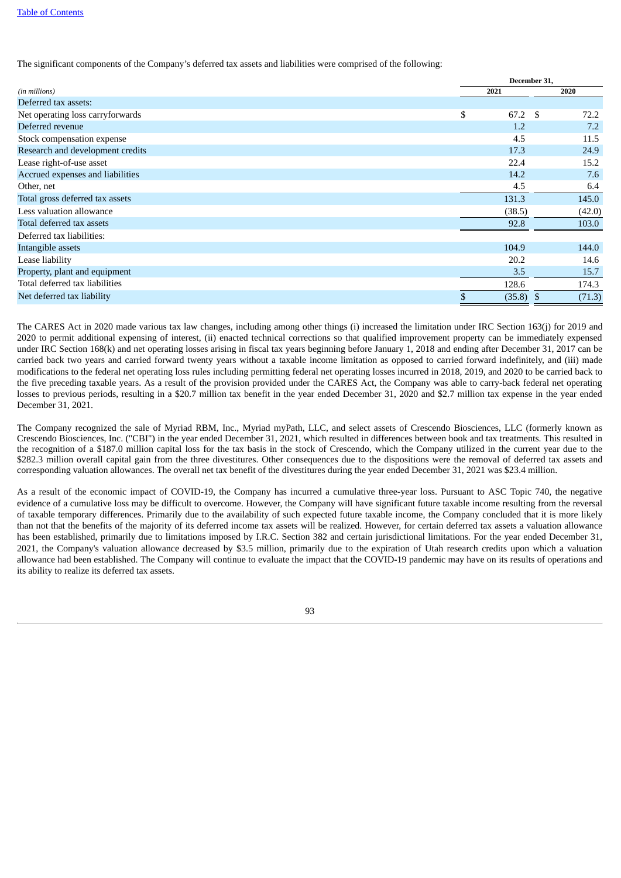Table of Contents

The significant components of the Company's deferred tax assets and liabilities were comprised of the following:

| *(in millions)* | December 31, 2021 | December 31, 2020 |
|---|---|---|
| Deferred tax assets: | | |
| Net operating loss carryforwards | $ 67.2 | $ 72.2 |
| Deferred revenue | 1.2 | 7.2 |
| Stock compensation expense | 4.5 | 11.5 |
| Research and development credits | 17.3 | 24.9 |
| Lease right-of-use asset | 22.4 | 15.2 |
| Accrued expenses and liabilities | 14.2 | 7.6 |
| Other, net | 4.5 | 6.4 |
| Total gross deferred tax assets | 131.3 | 145.0 |
| Less valuation allowance | (38.5) | (42.0) |
| Total deferred tax assets | 92.8 | 103.0 |
| Deferred tax liabilities: | | |
| Intangible assets | 104.9 | 144.0 |
| Lease liability | 20.2 | 14.6 |
| Property, plant and equipment | 3.5 | 15.7 |
| Total deferred tax liabilities | 128.6 | 174.3 |
| Net deferred tax liability | $ (35.8) | $ (71.3) |

The CARES Act in 2020 made various tax law changes, including among other things (i) increased the limitation under IRC Section 163(j) for 2019 and 2020 to permit additional expensing of interest, (ii) enacted technical corrections so that qualified improvement property can be immediately expensed under IRC Section 168(k) and net operating losses arising in fiscal tax years beginning before January 1, 2018 and ending after December 31, 2017 can be carried back two years and carried forward twenty years without a taxable income limitation as opposed to carried forward indefinitely, and (iii) made modifications to the federal net operating loss rules including permitting federal net operating losses incurred in 2018, 2019, and 2020 to be carried back to the five preceding taxable years. As a result of the provision provided under the CARES Act, the Company was able to carry-back federal net operating losses to previous periods, resulting in a $20.7 million tax benefit in the year ended December 31, 2020 and $2.7 million tax expense in the year ended December 31, 2021.

The Company recognized the sale of Myriad RBM, Inc., Myriad myPath, LLC, and select assets of Crescendo Biosciences, LLC (formerly known as Crescendo Biosciences, Inc. ("CBI") in the year ended December 31, 2021, which resulted in differences between book and tax treatments. This resulted in the recognition of a $187.0 million capital loss for the tax basis in the stock of Crescendo, which the Company utilized in the current year due to the $282.3 million overall capital gain from the three divestitures. Other consequences due to the dispositions were the removal of deferred tax assets and corresponding valuation allowances. The overall net tax benefit of the divestitures during the year ended December 31, 2021 was $23.4 million.

As a result of the economic impact of COVID-19, the Company has incurred a cumulative three-year loss. Pursuant to ASC Topic 740, the negative evidence of a cumulative loss may be difficult to overcome. However, the Company will have significant future taxable income resulting from the reversal of taxable temporary differences. Primarily due to the availability of such expected future taxable income, the Company concluded that it is more likely than not that the benefits of the majority of its deferred income tax assets will be realized. However, for certain deferred tax assets a valuation allowance has been established, primarily due to limitations imposed by I.R.C. Section 382 and certain jurisdictional limitations. For the year ended December 31, 2021, the Company's valuation allowance decreased by $3.5 million, primarily due to the expiration of Utah research credits upon which a valuation allowance had been established. The Company will continue to evaluate the impact that the COVID-19 pandemic may have on its results of operations and its ability to realize its deferred tax assets.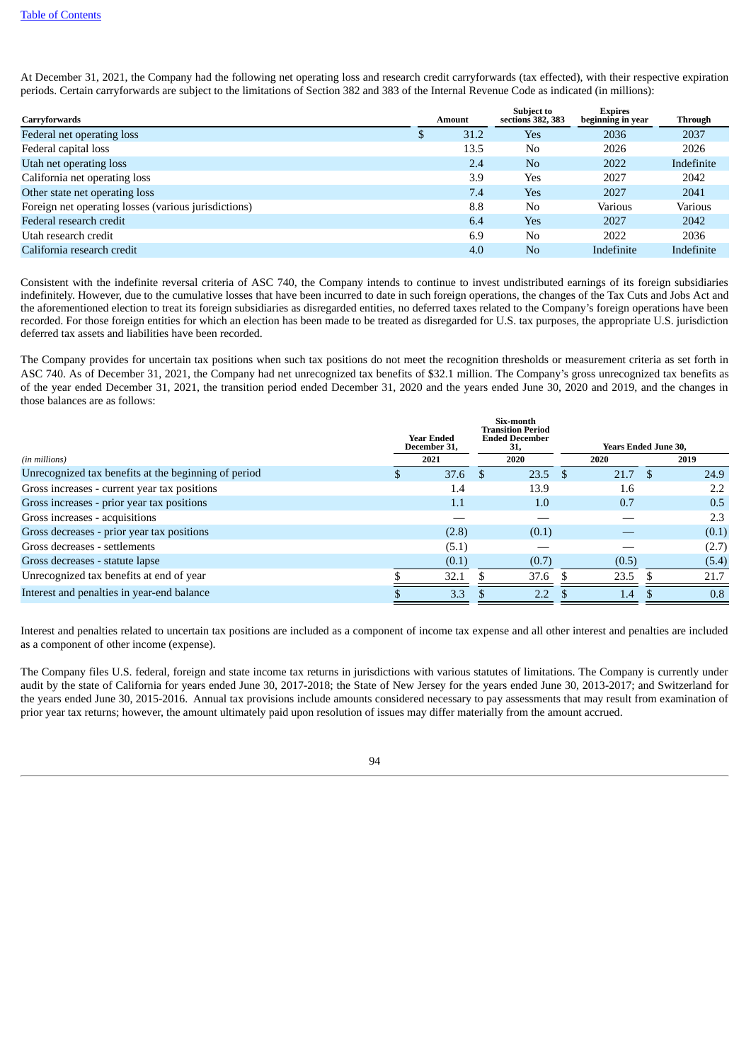At December 31, 2021, the Company had the following net operating loss and research credit carryforwards (tax effected), with their respective expiration periods. Certain carryforwards are subject to the limitations of Section 382 and 383 of the Internal Revenue Code as indicated (in millions):

| Carryforwards | Amount | Subject to sections 382, 383 | Expires beginning in year | Through |
|---|---|---|---|---|
| Federal net operating loss | $ 31.2 | Yes | 2036 | 2037 |
| Federal capital loss | 13.5 | No | 2026 | 2026 |
| Utah net operating loss | 2.4 | No | 2022 | Indefinite |
| California net operating loss | 3.9 | Yes | 2027 | 2042 |
| Other state net operating loss | 7.4 | Yes | 2027 | 2041 |
| Foreign net operating losses (various jurisdictions) | 8.8 | No | Various | Various |
| Federal research credit | 6.4 | Yes | 2027 | 2042 |
| Utah research credit | 6.9 | No | 2022 | 2036 |
| California research credit | 4.0 | No | Indefinite | Indefinite |

Consistent with the indefinite reversal criteria of ASC 740, the Company intends to continue to invest undistributed earnings of its foreign subsidiaries indefinitely. However, due to the cumulative losses that have been incurred to date in such foreign operations, the changes of the Tax Cuts and Jobs Act and the aforementioned election to treat its foreign subsidiaries as disregarded entities, no deferred taxes related to the Company's foreign operations have been recorded. For those foreign entities for which an election has been made to be treated as disregarded for U.S. tax purposes, the appropriate U.S. jurisdiction deferred tax assets and liabilities have been recorded.

The Company provides for uncertain tax positions when such tax positions do not meet the recognition thresholds or measurement criteria as set forth in ASC 740. As of December 31, 2021, the Company had net unrecognized tax benefits of $32.1 million. The Company's gross unrecognized tax benefits as of the year ended December 31, 2021, the transition period ended December 31, 2020 and the years ended June 30, 2020 and 2019, and the changes in those balances are as follows:

| | Year Ended December 31, | Six-month Transition Period Ended December 31, | Years Ended June 30, | |
|---|---|---|---|---|
| *(in millions)* | 2021 | 2020 | 2020 | 2019 |
| Unrecognized tax benefits at the beginning of period | $ 37.6 | $ 23.5 | $ 21.7 | $ 24.9 |
| Gross increases - current year tax positions | 1.4 | 13.9 | 1.6 | 2.2 |
| Gross increases - prior year tax positions | 1.1 | 1.0 | 0.7 | 0.5 |
| Gross increases - acquisitions | — | — | — | 2.3 |
| Gross decreases - prior year tax positions | (2.8) | (0.1) | — | (0.1) |
| Gross decreases - settlements | (5.1) | — | — | (2.7) |
| Gross decreases - statute lapse | (0.1) | (0.7) | (0.5) | (5.4) |
| Unrecognized tax benefits at end of year | $ 32.1 | $ 37.6 | $ 23.5 | $ 21.7 |
| Interest and penalties in year-end balance | $ 3.3 | $ 2.2 | $ 1.4 | $ 0.8 |

Interest and penalties related to uncertain tax positions are included as a component of income tax expense and all other interest and penalties are included as a component of other income (expense).

The Company files U.S. federal, foreign and state income tax returns in jurisdictions with various statutes of limitations. The Company is currently under audit by the state of California for years ended June 30, 2017-2018; the State of New Jersey for the years ended June 30, 2013-2017; and Switzerland for the years ended June 30, 2015-2016. Annual tax provisions include amounts considered necessary to pay assessments that may result from examination of prior year tax returns; however, the amount ultimately paid upon resolution of issues may differ materially from the amount accrued.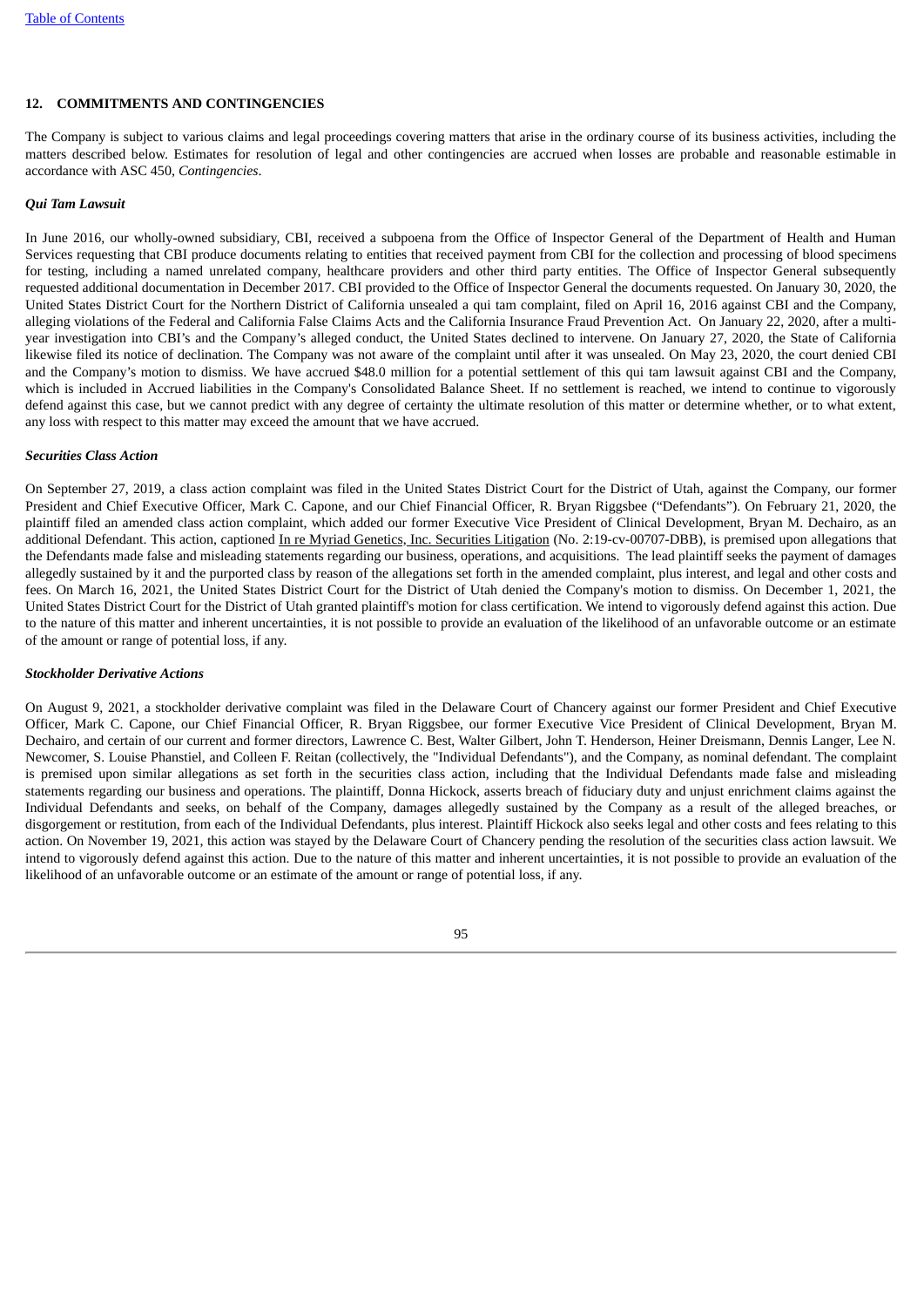## 12. COMMITMENTS AND CONTINGENCIES

The Company is subject to various claims and legal proceedings covering matters that arise in the ordinary course of its business activities, including the matters described below. Estimates for resolution of legal and other contingencies are accrued when losses are probable and reasonable estimable in accordance with ASC 450, *Contingencies*.

***Qui Tam Lawsuit***

In June 2016, our wholly-owned subsidiary, CBI, received a subpoena from the Office of Inspector General of the Department of Health and Human Services requesting that CBI produce documents relating to entities that received payment from CBI for the collection and processing of blood specimens for testing, including a named unrelated company, healthcare providers and other third party entities. The Office of Inspector General subsequently requested additional documentation in December 2017. CBI provided to the Office of Inspector General the documents requested. On January 30, 2020, the United States District Court for the Northern District of California unsealed a qui tam complaint, filed on April 16, 2016 against CBI and the Company, alleging violations of the Federal and California False Claims Acts and the California Insurance Fraud Prevention Act. On January 22, 2020, after a multi-year investigation into CBI's and the Company's alleged conduct, the United States declined to intervene. On January 27, 2020, the State of California likewise filed its notice of declination. The Company was not aware of the complaint until after it was unsealed. On May 23, 2020, the court denied CBI and the Company's motion to dismiss. We have accrued $48.0 million for a potential settlement of this qui tam lawsuit against CBI and the Company, which is included in Accrued liabilities in the Company's Consolidated Balance Sheet. If no settlement is reached, we intend to continue to vigorously defend against this case, but we cannot predict with any degree of certainty the ultimate resolution of this matter or determine whether, or to what extent, any loss with respect to this matter may exceed the amount that we have accrued.

***Securities Class Action***

On September 27, 2019, a class action complaint was filed in the United States District Court for the District of Utah, against the Company, our former President and Chief Executive Officer, Mark C. Capone, and our Chief Financial Officer, R. Bryan Riggsbee ("Defendants"). On February 21, 2020, the plaintiff filed an amended class action complaint, which added our former Executive Vice President of Clinical Development, Bryan M. Dechairo, as an additional Defendant. This action, captioned In re Myriad Genetics, Inc. Securities Litigation (No. 2:19-cv-00707-DBB), is premised upon allegations that the Defendants made false and misleading statements regarding our business, operations, and acquisitions. The lead plaintiff seeks the payment of damages allegedly sustained by it and the purported class by reason of the allegations set forth in the amended complaint, plus interest, and legal and other costs and fees. On March 16, 2021, the United States District Court for the District of Utah denied the Company's motion to dismiss. On December 1, 2021, the United States District Court for the District of Utah granted plaintiff's motion for class certification. We intend to vigorously defend against this action. Due to the nature of this matter and inherent uncertainties, it is not possible to provide an evaluation of the likelihood of an unfavorable outcome or an estimate of the amount or range of potential loss, if any.

***Stockholder Derivative Actions***

On August 9, 2021, a stockholder derivative complaint was filed in the Delaware Court of Chancery against our former President and Chief Executive Officer, Mark C. Capone, our Chief Financial Officer, R. Bryan Riggsbee, our former Executive Vice President of Clinical Development, Bryan M. Dechairo, and certain of our current and former directors, Lawrence C. Best, Walter Gilbert, John T. Henderson, Heiner Dreismann, Dennis Langer, Lee N. Newcomer, S. Louise Phanstiel, and Colleen F. Reitan (collectively, the "Individual Defendants"), and the Company, as nominal defendant. The complaint is premised upon similar allegations as set forth in the securities class action, including that the Individual Defendants made false and misleading statements regarding our business and operations. The plaintiff, Donna Hickock, asserts breach of fiduciary duty and unjust enrichment claims against the Individual Defendants and seeks, on behalf of the Company, damages allegedly sustained by the Company as a result of the alleged breaches, or disgorgement or restitution, from each of the Individual Defendants, plus interest. Plaintiff Hickock also seeks legal and other costs and fees relating to this action. On November 19, 2021, this action was stayed by the Delaware Court of Chancery pending the resolution of the securities class action lawsuit. We intend to vigorously defend against this action. Due to the nature of this matter and inherent uncertainties, it is not possible to provide an evaluation of the likelihood of an unfavorable outcome or an estimate of the amount or range of potential loss, if any.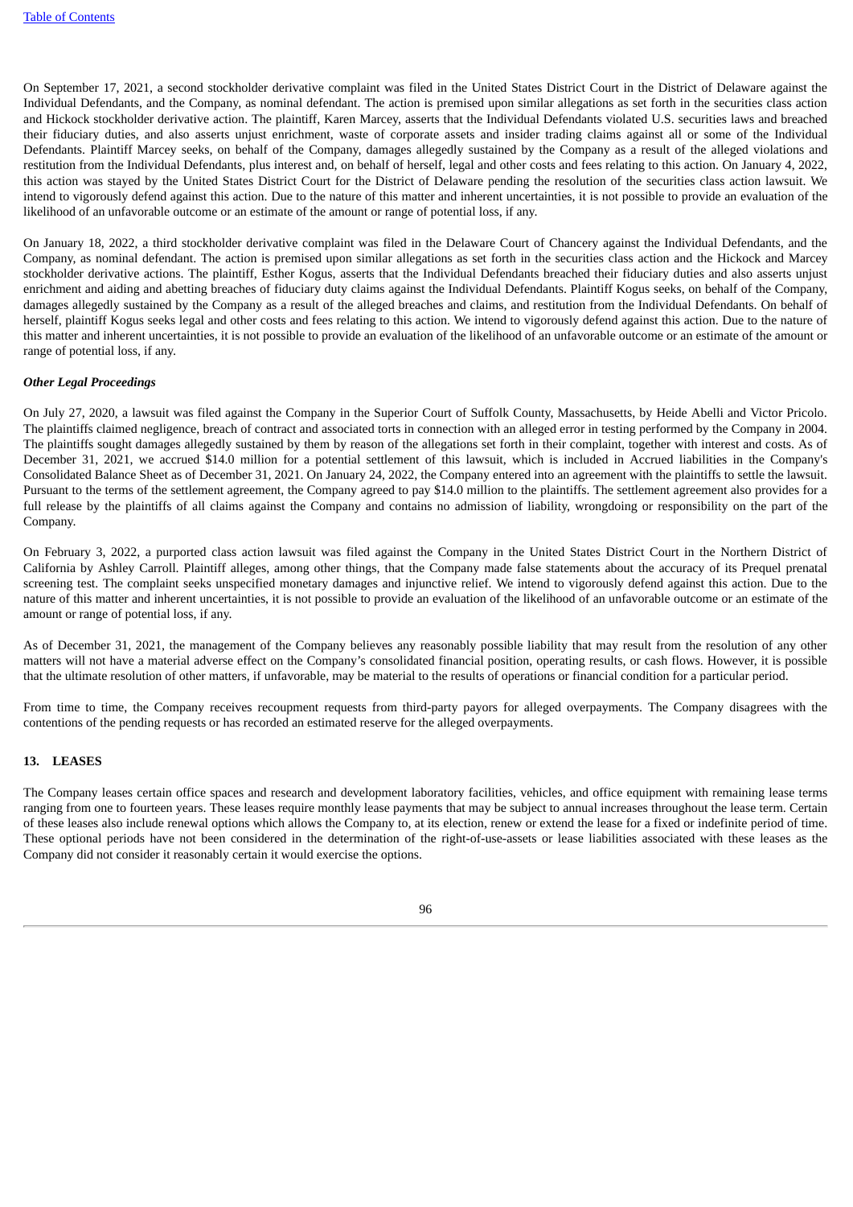On September 17, 2021, a second stockholder derivative complaint was filed in the United States District Court in the District of Delaware against the Individual Defendants, and the Company, as nominal defendant. The action is premised upon similar allegations as set forth in the securities class action and Hickock stockholder derivative action. The plaintiff, Karen Marcey, asserts that the Individual Defendants violated U.S. securities laws and breached their fiduciary duties, and also asserts unjust enrichment, waste of corporate assets and insider trading claims against all or some of the Individual Defendants. Plaintiff Marcey seeks, on behalf of the Company, damages allegedly sustained by the Company as a result of the alleged violations and restitution from the Individual Defendants, plus interest and, on behalf of herself, legal and other costs and fees relating to this action. On January 4, 2022, this action was stayed by the United States District Court for the District of Delaware pending the resolution of the securities class action lawsuit. We intend to vigorously defend against this action. Due to the nature of this matter and inherent uncertainties, it is not possible to provide an evaluation of the likelihood of an unfavorable outcome or an estimate of the amount or range of potential loss, if any.

On January 18, 2022, a third stockholder derivative complaint was filed in the Delaware Court of Chancery against the Individual Defendants, and the Company, as nominal defendant. The action is premised upon similar allegations as set forth in the securities class action and the Hickock and Marcey stockholder derivative actions. The plaintiff, Esther Kogus, asserts that the Individual Defendants breached their fiduciary duties and also asserts unjust enrichment and aiding and abetting breaches of fiduciary duty claims against the Individual Defendants. Plaintiff Kogus seeks, on behalf of the Company, damages allegedly sustained by the Company as a result of the alleged breaches and claims, and restitution from the Individual Defendants. On behalf of herself, plaintiff Kogus seeks legal and other costs and fees relating to this action. We intend to vigorously defend against this action. Due to the nature of this matter and inherent uncertainties, it is not possible to provide an evaluation of the likelihood of an unfavorable outcome or an estimate of the amount or range of potential loss, if any.

***Other Legal Proceedings***

On July 27, 2020, a lawsuit was filed against the Company in the Superior Court of Suffolk County, Massachusetts, by Heide Abelli and Victor Pricolo. The plaintiffs claimed negligence, breach of contract and associated torts in connection with an alleged error in testing performed by the Company in 2004. The plaintiffs sought damages allegedly sustained by them by reason of the allegations set forth in their complaint, together with interest and costs. As of December 31, 2021, we accrued $14.0 million for a potential settlement of this lawsuit, which is included in Accrued liabilities in the Company's Consolidated Balance Sheet as of December 31, 2021. On January 24, 2022, the Company entered into an agreement with the plaintiffs to settle the lawsuit. Pursuant to the terms of the settlement agreement, the Company agreed to pay $14.0 million to the plaintiffs. The settlement agreement also provides for a full release by the plaintiffs of all claims against the Company and contains no admission of liability, wrongdoing or responsibility on the part of the Company.

On February 3, 2022, a purported class action lawsuit was filed against the Company in the United States District Court in the Northern District of California by Ashley Carroll. Plaintiff alleges, among other things, that the Company made false statements about the accuracy of its Prequel prenatal screening test. The complaint seeks unspecified monetary damages and injunctive relief. We intend to vigorously defend against this action. Due to the nature of this matter and inherent uncertainties, it is not possible to provide an evaluation of the likelihood of an unfavorable outcome or an estimate of the amount or range of potential loss, if any.

As of December 31, 2021, the management of the Company believes any reasonably possible liability that may result from the resolution of any other matters will not have a material adverse effect on the Company's consolidated financial position, operating results, or cash flows. However, it is possible that the ultimate resolution of other matters, if unfavorable, may be material to the results of operations or financial condition for a particular period.

From time to time, the Company receives recoupment requests from third-party payors for alleged overpayments. The Company disagrees with the contentions of the pending requests or has recorded an estimated reserve for the alleged overpayments.

## 13. LEASES

The Company leases certain office spaces and research and development laboratory facilities, vehicles, and office equipment with remaining lease terms ranging from one to fourteen years. These leases require monthly lease payments that may be subject to annual increases throughout the lease term. Certain of these leases also include renewal options which allows the Company to, at its election, renew or extend the lease for a fixed or indefinite period of time. These optional periods have not been considered in the determination of the right-of-use-assets or lease liabilities associated with these leases as the Company did not consider it reasonably certain it would exercise the options.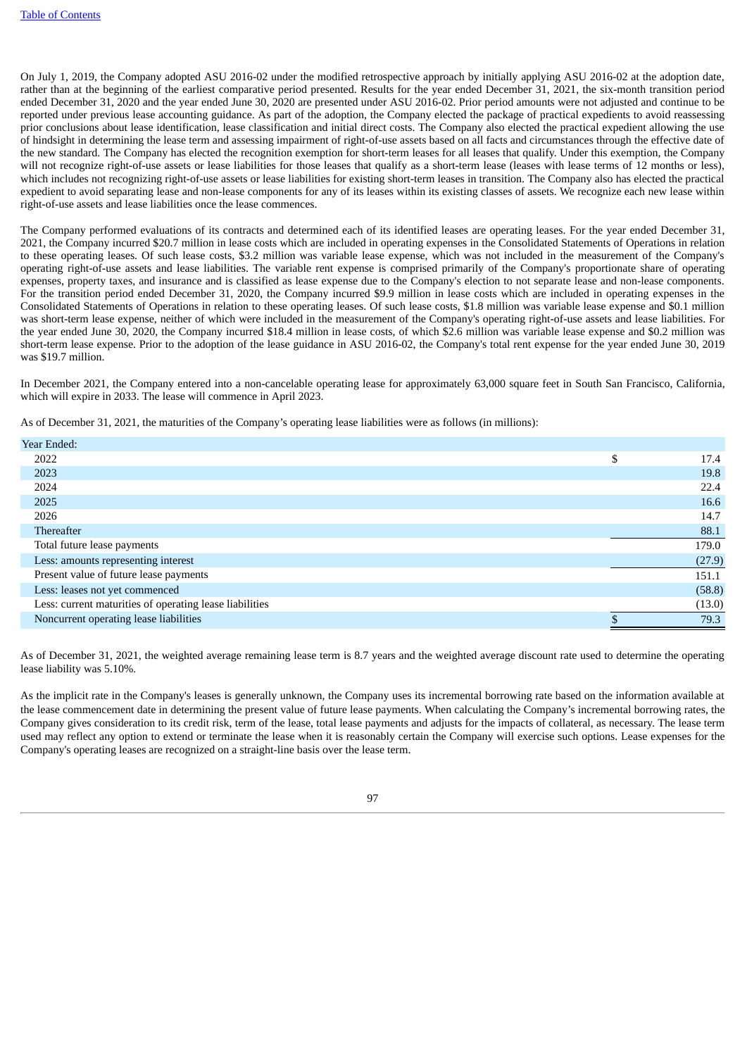On July 1, 2019, the Company adopted ASU 2016-02 under the modified retrospective approach by initially applying ASU 2016-02 at the adoption date, rather than at the beginning of the earliest comparative period presented. Results for the year ended December 31, 2021, the six-month transition period ended December 31, 2020 and the year ended June 30, 2020 are presented under ASU 2016-02. Prior period amounts were not adjusted and continue to be reported under previous lease accounting guidance. As part of the adoption, the Company elected the package of practical expedients to avoid reassessing prior conclusions about lease identification, lease classification and initial direct costs. The Company also elected the practical expedient allowing the use of hindsight in determining the lease term and assessing impairment of right-of-use assets based on all facts and circumstances through the effective date of the new standard. The Company has elected the recognition exemption for short-term leases for all leases that qualify. Under this exemption, the Company will not recognize right-of-use assets or lease liabilities for those leases that qualify as a short-term lease (leases with lease terms of 12 months or less), which includes not recognizing right-of-use assets or lease liabilities for existing short-term leases in transition. The Company also has elected the practical expedient to avoid separating lease and non-lease components for any of its leases within its existing classes of assets. We recognize each new lease within right-of-use assets and lease liabilities once the lease commences.

The Company performed evaluations of its contracts and determined each of its identified leases are operating leases. For the year ended December 31, 2021, the Company incurred $20.7 million in lease costs which are included in operating expenses in the Consolidated Statements of Operations in relation to these operating leases. Of such lease costs, $3.2 million was variable lease expense, which was not included in the measurement of the Company's operating right-of-use assets and lease liabilities. The variable rent expense is comprised primarily of the Company's proportionate share of operating expenses, property taxes, and insurance and is classified as lease expense due to the Company's election to not separate lease and non-lease components. For the transition period ended December 31, 2020, the Company incurred $9.9 million in lease costs which are included in operating expenses in the Consolidated Statements of Operations in relation to these operating leases. Of such lease costs, $1.8 million was variable lease expense and $0.1 million was short-term lease expense, neither of which were included in the measurement of the Company's operating right-of-use assets and lease liabilities. For the year ended June 30, 2020, the Company incurred $18.4 million in lease costs, of which $2.6 million was variable lease expense and $0.2 million was short-term lease expense. Prior to the adoption of the lease guidance in ASU 2016-02, the Company's total rent expense for the year ended June 30, 2019 was $19.7 million.

In December 2021, the Company entered into a non-cancelable operating lease for approximately 63,000 square feet in South San Francisco, California, which will expire in 2033. The lease will commence in April 2023.

As of December 31, 2021, the maturities of the Company's operating lease liabilities were as follows (in millions):

| | |
|---|---|
| Year Ended: | |
| 2022 | $ 17.4 |
| 2023 | 19.8 |
| 2024 | 22.4 |
| 2025 | 16.6 |
| 2026 | 14.7 |
| Thereafter | 88.1 |
| Total future lease payments | 179.0 |
| Less: amounts representing interest | (27.9) |
| Present value of future lease payments | 151.1 |
| Less: leases not yet commenced | (58.8) |
| Less: current maturities of operating lease liabilities | (13.0) |
| Noncurrent operating lease liabilities | $ 79.3 |

As of December 31, 2021, the weighted average remaining lease term is 8.7 years and the weighted average discount rate used to determine the operating lease liability was 5.10%.

As the implicit rate in the Company's leases is generally unknown, the Company uses its incremental borrowing rate based on the information available at the lease commencement date in determining the present value of future lease payments. When calculating the Company's incremental borrowing rates, the Company gives consideration to its credit risk, term of the lease, total lease payments and adjusts for the impacts of collateral, as necessary. The lease term used may reflect any option to extend or terminate the lease when it is reasonably certain the Company will exercise such options. Lease expenses for the Company's operating leases are recognized on a straight-line basis over the lease term.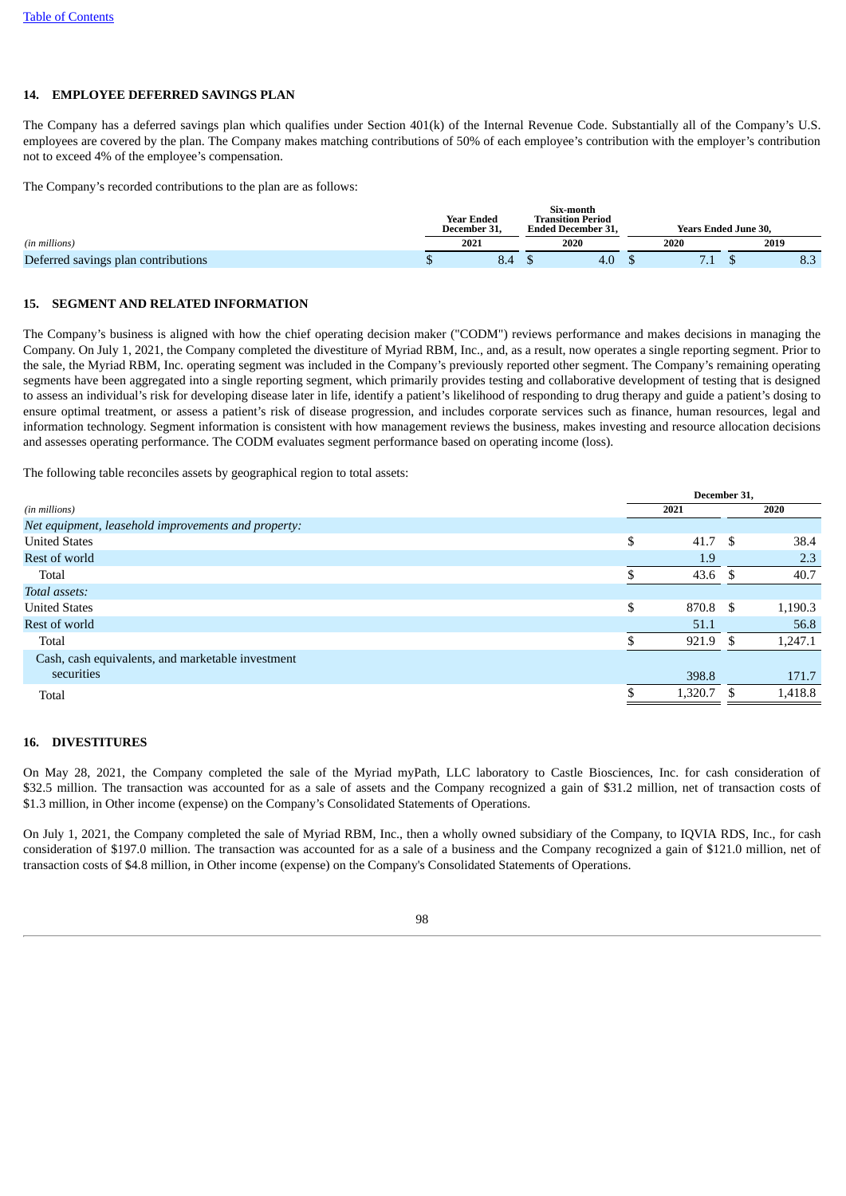[Table of Contents](#)

### 14. EMPLOYEE DEFERRED SAVINGS PLAN

The Company has a deferred savings plan which qualifies under Section 401(k) of the Internal Revenue Code. Substantially all of the Company's U.S. employees are covered by the plan. The Company makes matching contributions of 50% of each employee's contribution with the employer's contribution not to exceed 4% of the employee's compensation.

The Company's recorded contributions to the plan are as follows:

| | Year Ended December 31, | Six-month Transition Period Ended December 31, | Years Ended June 30, | |
|---|---|---|---|---|
| *(in millions)* | 2021 | 2020 | 2020 | 2019 |
| Deferred savings plan contributions | $ 8.4 | $ 4.0 | $ 7.1 | $ 8.3 |

### 15. SEGMENT AND RELATED INFORMATION

The Company's business is aligned with how the chief operating decision maker ("CODM") reviews performance and makes decisions in managing the Company. On July 1, 2021, the Company completed the divestiture of Myriad RBM, Inc., and, as a result, now operates a single reporting segment. Prior to the sale, the Myriad RBM, Inc. operating segment was included in the Company's previously reported other segment. The Company's remaining operating segments have been aggregated into a single reporting segment, which primarily provides testing and collaborative development of testing that is designed to assess an individual's risk for developing disease later in life, identify a patient's likelihood of responding to drug therapy and guide a patient's dosing to ensure optimal treatment, or assess a patient's risk of disease progression, and includes corporate services such as finance, human resources, legal and information technology. Segment information is consistent with how management reviews the business, makes investing and resource allocation decisions and assesses operating performance. The CODM evaluates segment performance based on operating income (loss).

The following table reconciles assets by geographical region to total assets:

| | December 31, | |
|---|---|---|
| *(in millions)* | 2021 | 2020 |
| *Net equipment, leasehold improvements and property:* | | |
| United States | $ 41.7 | $ 38.4 |
| Rest of world | 1.9 | 2.3 |
| Total | $ 43.6 | $ 40.7 |
| *Total assets:* | | |
| United States | $ 870.8 | $ 1,190.3 |
| Rest of world | 51.1 | 56.8 |
| Total | $ 921.9 | $ 1,247.1 |
| Cash, cash equivalents, and marketable investment securities | 398.8 | 171.7 |
| Total | $ 1,320.7 | $ 1,418.8 |

### 16. DIVESTITURES

On May 28, 2021, the Company completed the sale of the Myriad myPath, LLC laboratory to Castle Biosciences, Inc. for cash consideration of $32.5 million. The transaction was accounted for as a sale of assets and the Company recognized a gain of $31.2 million, net of transaction costs of $1.3 million, in Other income (expense) on the Company's Consolidated Statements of Operations.

On July 1, 2021, the Company completed the sale of Myriad RBM, Inc., then a wholly owned subsidiary of the Company, to IQVIA RDS, Inc., for cash consideration of $197.0 million. The transaction was accounted for as a sale of a business and the Company recognized a gain of $121.0 million, net of transaction costs of $4.8 million, in Other income (expense) on the Company's Consolidated Statements of Operations.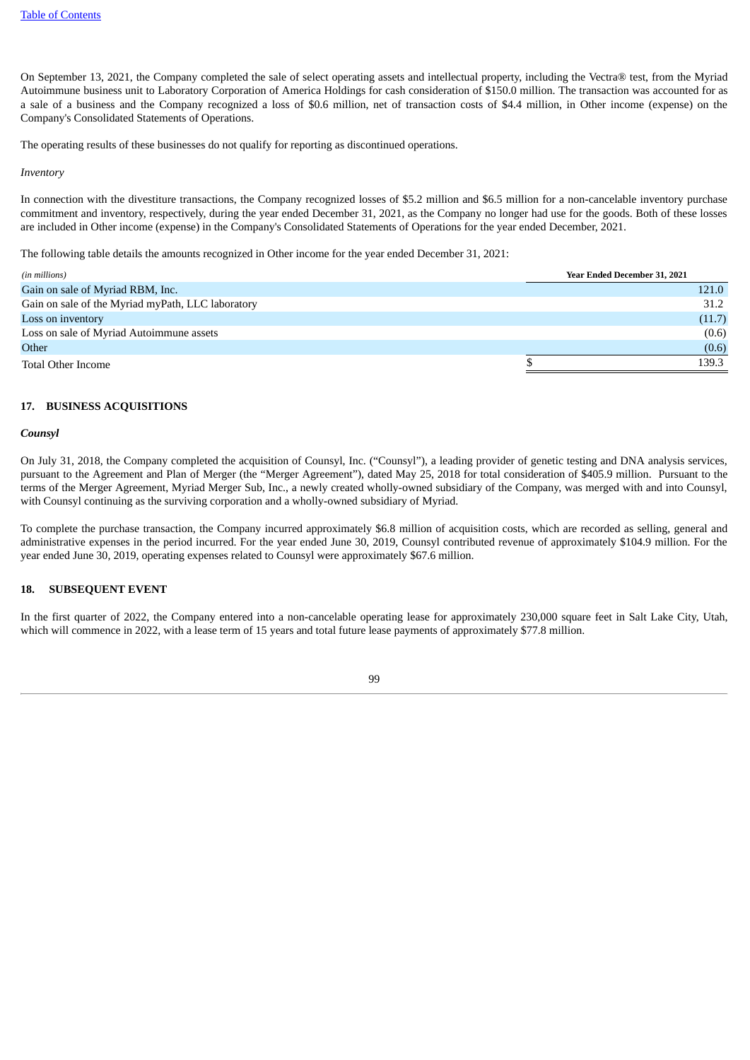On September 13, 2021, the Company completed the sale of select operating assets and intellectual property, including the Vectra® test, from the Myriad Autoimmune business unit to Laboratory Corporation of America Holdings for cash consideration of $150.0 million. The transaction was accounted for as a sale of a business and the Company recognized a loss of $0.6 million, net of transaction costs of $4.4 million, in Other income (expense) on the Company's Consolidated Statements of Operations.

The operating results of these businesses do not qualify for reporting as discontinued operations.

*Inventory*

In connection with the divestiture transactions, the Company recognized losses of $5.2 million and $6.5 million for a non-cancelable inventory purchase commitment and inventory, respectively, during the year ended December 31, 2021, as the Company no longer had use for the goods. Both of these losses are included in Other income (expense) in the Company's Consolidated Statements of Operations for the year ended December, 2021.

The following table details the amounts recognized in Other income for the year ended December 31, 2021:

| *(in millions)* | | Year Ended December 31, 2021 |
|---|---|---|
| Gain on sale of Myriad RBM, Inc. | | 121.0 |
| Gain on sale of the Myriad myPath, LLC laboratory | | 31.2 |
| Loss on inventory | | (11.7) |
| Loss on sale of Myriad Autoimmune assets | | (0.6) |
| Other | | (0.6) |
| Total Other Income | $ | 139.3 |

## 17. BUSINESS ACQUISITIONS

***Counsyl***

On July 31, 2018, the Company completed the acquisition of Counsyl, Inc. ("Counsyl"), a leading provider of genetic testing and DNA analysis services, pursuant to the Agreement and Plan of Merger (the "Merger Agreement"), dated May 25, 2018 for total consideration of $405.9 million. Pursuant to the terms of the Merger Agreement, Myriad Merger Sub, Inc., a newly created wholly-owned subsidiary of the Company, was merged with and into Counsyl, with Counsyl continuing as the surviving corporation and a wholly-owned subsidiary of Myriad.

To complete the purchase transaction, the Company incurred approximately $6.8 million of acquisition costs, which are recorded as selling, general and administrative expenses in the period incurred. For the year ended June 30, 2019, Counsyl contributed revenue of approximately $104.9 million. For the year ended June 30, 2019, operating expenses related to Counsyl were approximately $67.6 million.

## 18. SUBSEQUENT EVENT

In the first quarter of 2022, the Company entered into a non-cancelable operating lease for approximately 230,000 square feet in Salt Lake City, Utah, which will commence in 2022, with a lease term of 15 years and total future lease payments of approximately $77.8 million.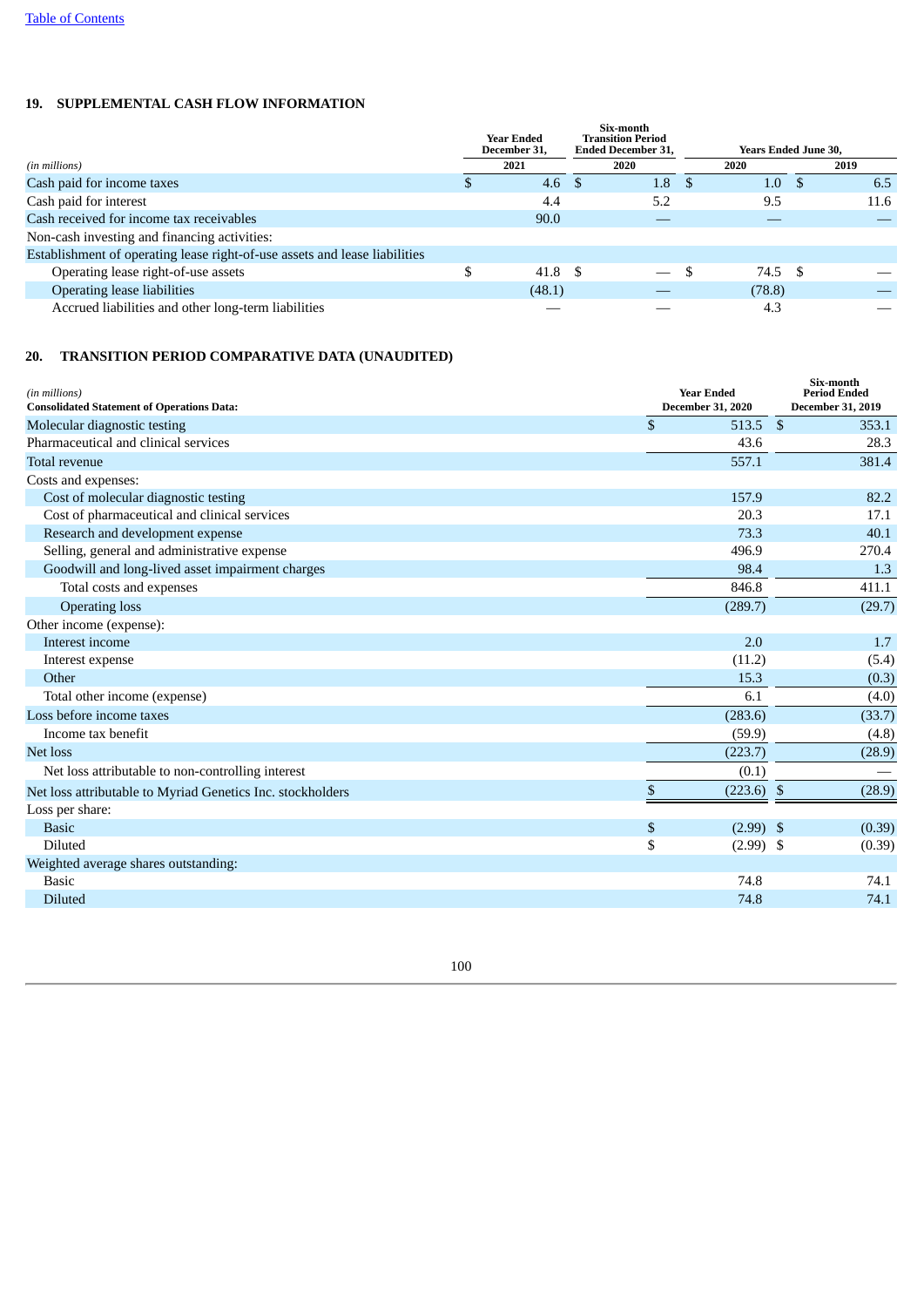[Table of Contents](#)

## 19. SUPPLEMENTAL CASH FLOW INFORMATION

| (in millions) | Year Ended December 31, 2021 | Six-month Transition Period Ended December 31, 2020 | Years Ended June 30, 2020 | 2019 |
|---|---|---|---|---|
| Cash paid for income taxes | $ 4.6 | $ 1.8 | $ 1.0 | $ 6.5 |
| Cash paid for interest | 4.4 | 5.2 | 9.5 | 11.6 |
| Cash received for income tax receivables | 90.0 | — | — | — |
| Non-cash investing and financing activities: | | | | |
| Establishment of operating lease right-of-use assets and lease liabilities | | | | |
| Operating lease right-of-use assets | $ 41.8 | $ — | $ 74.5 | $ — |
| Operating lease liabilities | (48.1) | — | (78.8) | — |
| Accrued liabilities and other long-term liabilities | — | — | 4.3 | — |

## 20. TRANSITION PERIOD COMPARATIVE DATA (UNAUDITED)

| (in millions) **Consolidated Statement of Operations Data:** | Year Ended December 31, 2020 | Six-month Period Ended December 31, 2019 |
|---|---|---|
| Molecular diagnostic testing | $ 513.5 | $ 353.1 |
| Pharmaceutical and clinical services | 43.6 | 28.3 |
| Total revenue | 557.1 | 381.4 |
| Costs and expenses: | | |
| Cost of molecular diagnostic testing | 157.9 | 82.2 |
| Cost of pharmaceutical and clinical services | 20.3 | 17.1 |
| Research and development expense | 73.3 | 40.1 |
| Selling, general and administrative expense | 496.9 | 270.4 |
| Goodwill and long-lived asset impairment charges | 98.4 | 1.3 |
| Total costs and expenses | 846.8 | 411.1 |
| Operating loss | (289.7) | (29.7) |
| Other income (expense): | | |
| Interest income | 2.0 | 1.7 |
| Interest expense | (11.2) | (5.4) |
| Other | 15.3 | (0.3) |
| Total other income (expense) | 6.1 | (4.0) |
| Loss before income taxes | (283.6) | (33.7) |
| Income tax benefit | (59.9) | (4.8) |
| Net loss | (223.7) | (28.9) |
| Net loss attributable to non-controlling interest | (0.1) | — |
| Net loss attributable to Myriad Genetics Inc. stockholders | $ (223.6) | $ (28.9) |
| Loss per share: | | |
| Basic | $ (2.99) | $ (0.39) |
| Diluted | $ (2.99) | $ (0.39) |
| Weighted average shares outstanding: | | |
| Basic | 74.8 | 74.1 |
| Diluted | 74.8 | 74.1 |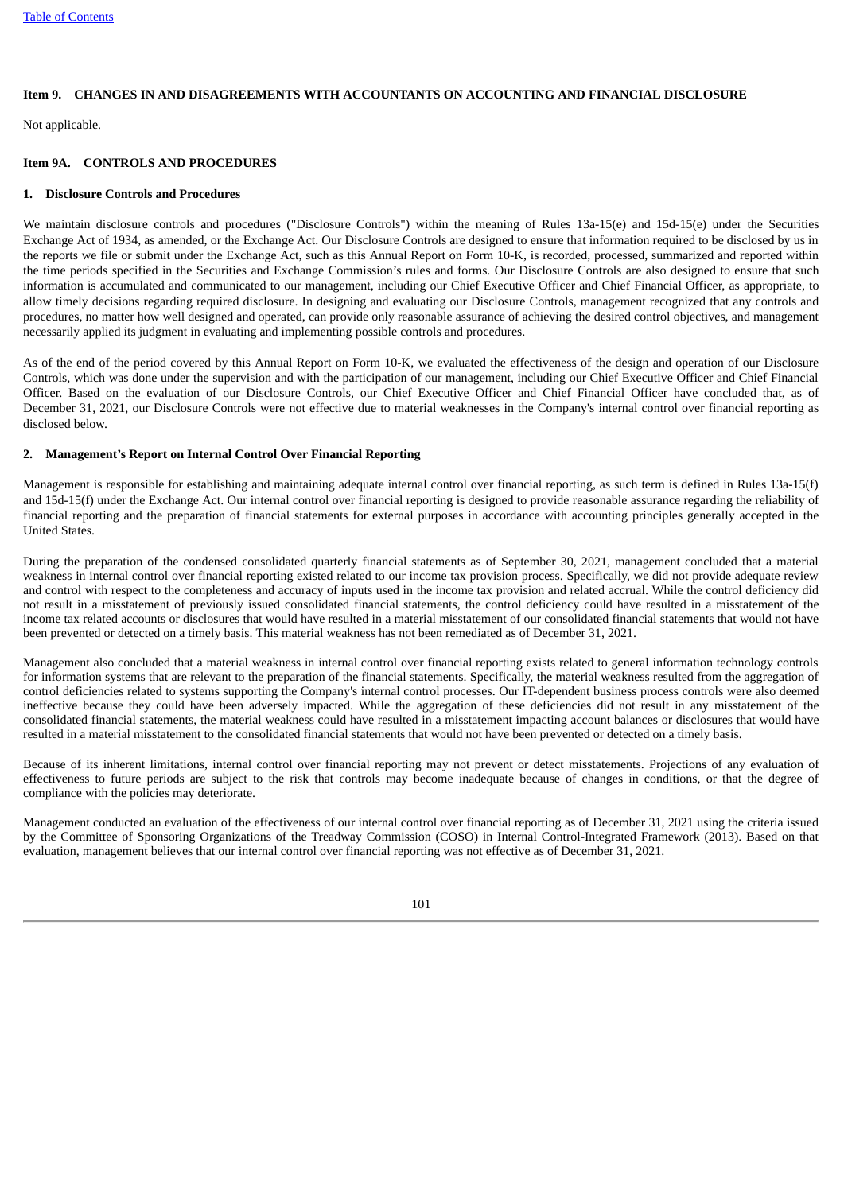**Item 9. CHANGES IN AND DISAGREEMENTS WITH ACCOUNTANTS ON ACCOUNTING AND FINANCIAL DISCLOSURE**

Not applicable.

**Item 9A. CONTROLS AND PROCEDURES**

**1. Disclosure Controls and Procedures**

We maintain disclosure controls and procedures ("Disclosure Controls") within the meaning of Rules 13a-15(e) and 15d-15(e) under the Securities Exchange Act of 1934, as amended, or the Exchange Act. Our Disclosure Controls are designed to ensure that information required to be disclosed by us in the reports we file or submit under the Exchange Act, such as this Annual Report on Form 10-K, is recorded, processed, summarized and reported within the time periods specified in the Securities and Exchange Commission's rules and forms. Our Disclosure Controls are also designed to ensure that such information is accumulated and communicated to our management, including our Chief Executive Officer and Chief Financial Officer, as appropriate, to allow timely decisions regarding required disclosure. In designing and evaluating our Disclosure Controls, management recognized that any controls and procedures, no matter how well designed and operated, can provide only reasonable assurance of achieving the desired control objectives, and management necessarily applied its judgment in evaluating and implementing possible controls and procedures.

As of the end of the period covered by this Annual Report on Form 10-K, we evaluated the effectiveness of the design and operation of our Disclosure Controls, which was done under the supervision and with the participation of our management, including our Chief Executive Officer and Chief Financial Officer. Based on the evaluation of our Disclosure Controls, our Chief Executive Officer and Chief Financial Officer have concluded that, as of December 31, 2021, our Disclosure Controls were not effective due to material weaknesses in the Company's internal control over financial reporting as disclosed below.

**2. Management's Report on Internal Control Over Financial Reporting**

Management is responsible for establishing and maintaining adequate internal control over financial reporting, as such term is defined in Rules 13a-15(f) and 15d-15(f) under the Exchange Act. Our internal control over financial reporting is designed to provide reasonable assurance regarding the reliability of financial reporting and the preparation of financial statements for external purposes in accordance with accounting principles generally accepted in the United States.

During the preparation of the condensed consolidated quarterly financial statements as of September 30, 2021, management concluded that a material weakness in internal control over financial reporting existed related to our income tax provision process. Specifically, we did not provide adequate review and control with respect to the completeness and accuracy of inputs used in the income tax provision and related accrual. While the control deficiency did not result in a misstatement of previously issued consolidated financial statements, the control deficiency could have resulted in a misstatement of the income tax related accounts or disclosures that would have resulted in a material misstatement of our consolidated financial statements that would not have been prevented or detected on a timely basis. This material weakness has not been remediated as of December 31, 2021.

Management also concluded that a material weakness in internal control over financial reporting exists related to general information technology controls for information systems that are relevant to the preparation of the financial statements. Specifically, the material weakness resulted from the aggregation of control deficiencies related to systems supporting the Company's internal control processes. Our IT-dependent business process controls were also deemed ineffective because they could have been adversely impacted. While the aggregation of these deficiencies did not result in any misstatement of the consolidated financial statements, the material weakness could have resulted in a misstatement impacting account balances or disclosures that would have resulted in a material misstatement to the consolidated financial statements that would not have been prevented or detected on a timely basis.

Because of its inherent limitations, internal control over financial reporting may not prevent or detect misstatements. Projections of any evaluation of effectiveness to future periods are subject to the risk that controls may become inadequate because of changes in conditions, or that the degree of compliance with the policies may deteriorate.

Management conducted an evaluation of the effectiveness of our internal control over financial reporting as of December 31, 2021 using the criteria issued by the Committee of Sponsoring Organizations of the Treadway Commission (COSO) in Internal Control-Integrated Framework (2013). Based on that evaluation, management believes that our internal control over financial reporting was not effective as of December 31, 2021.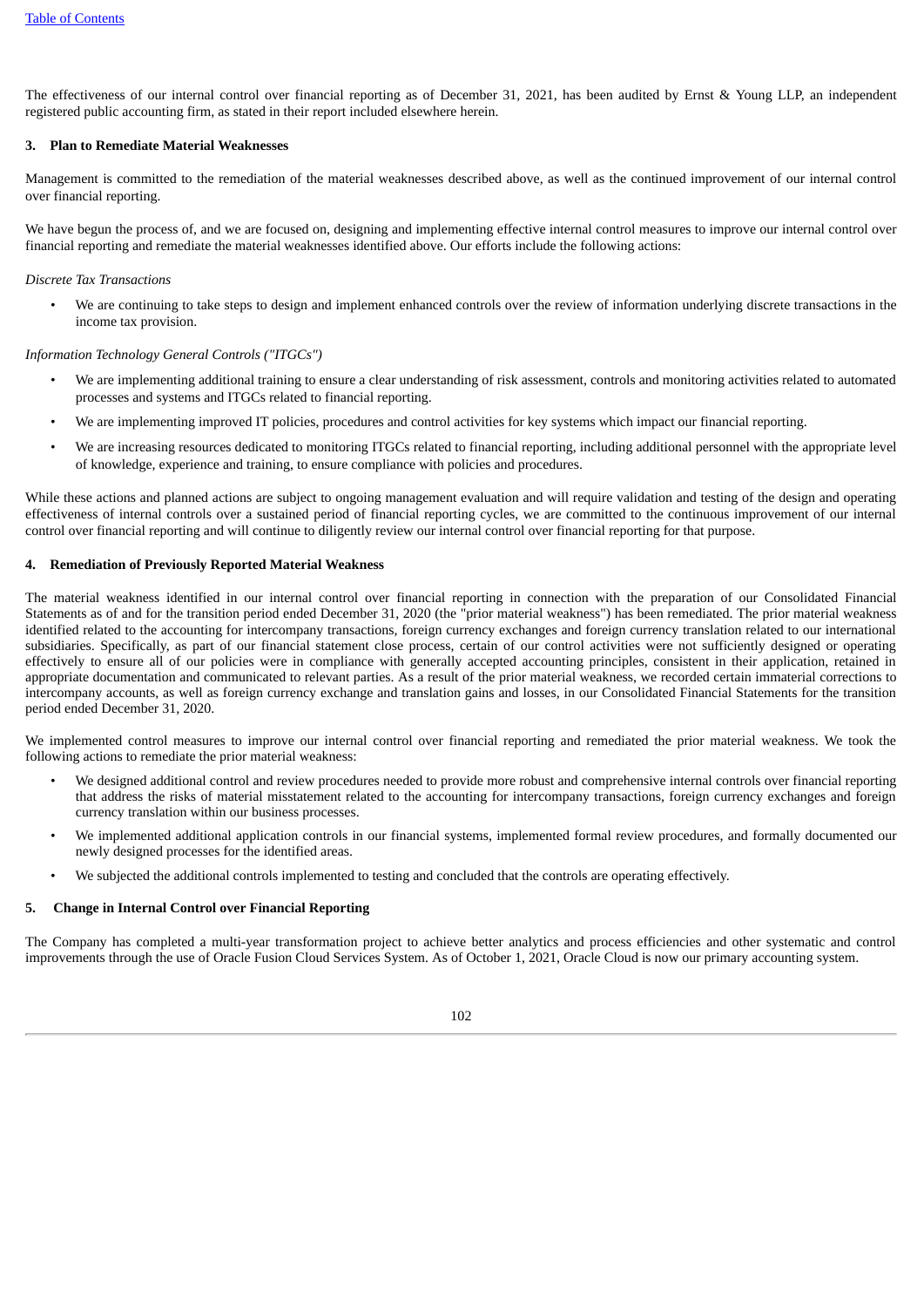The effectiveness of our internal control over financial reporting as of December 31, 2021, has been audited by Ernst & Young LLP, an independent registered public accounting firm, as stated in their report included elsewhere herein.

#### 3. Plan to Remediate Material Weaknesses

Management is committed to the remediation of the material weaknesses described above, as well as the continued improvement of our internal control over financial reporting.

We have begun the process of, and we are focused on, designing and implementing effective internal control measures to improve our internal control over financial reporting and remediate the material weaknesses identified above. Our efforts include the following actions:

*Discrete Tax Transactions*

- We are continuing to take steps to design and implement enhanced controls over the review of information underlying discrete transactions in the income tax provision.

*Information Technology General Controls ("ITGCs")*

- We are implementing additional training to ensure a clear understanding of risk assessment, controls and monitoring activities related to automated processes and systems and ITGCs related to financial reporting.
- We are implementing improved IT policies, procedures and control activities for key systems which impact our financial reporting.
- We are increasing resources dedicated to monitoring ITGCs related to financial reporting, including additional personnel with the appropriate level of knowledge, experience and training, to ensure compliance with policies and procedures.

While these actions and planned actions are subject to ongoing management evaluation and will require validation and testing of the design and operating effectiveness of internal controls over a sustained period of financial reporting cycles, we are committed to the continuous improvement of our internal control over financial reporting and will continue to diligently review our internal control over financial reporting for that purpose.

#### 4. Remediation of Previously Reported Material Weakness

The material weakness identified in our internal control over financial reporting in connection with the preparation of our Consolidated Financial Statements as of and for the transition period ended December 31, 2020 (the "prior material weakness") has been remediated. The prior material weakness identified related to the accounting for intercompany transactions, foreign currency exchanges and foreign currency translation related to our international subsidiaries. Specifically, as part of our financial statement close process, certain of our control activities were not sufficiently designed or operating effectively to ensure all of our policies were in compliance with generally accepted accounting principles, consistent in their application, retained in appropriate documentation and communicated to relevant parties. As a result of the prior material weakness, we recorded certain immaterial corrections to intercompany accounts, as well as foreign currency exchange and translation gains and losses, in our Consolidated Financial Statements for the transition period ended December 31, 2020.

We implemented control measures to improve our internal control over financial reporting and remediated the prior material weakness. We took the following actions to remediate the prior material weakness:

- We designed additional control and review procedures needed to provide more robust and comprehensive internal controls over financial reporting that address the risks of material misstatement related to the accounting for intercompany transactions, foreign currency exchanges and foreign currency translation within our business processes.
- We implemented additional application controls in our financial systems, implemented formal review procedures, and formally documented our newly designed processes for the identified areas.
- We subjected the additional controls implemented to testing and concluded that the controls are operating effectively.

#### 5. Change in Internal Control over Financial Reporting

The Company has completed a multi-year transformation project to achieve better analytics and process efficiencies and other systematic and control improvements through the use of Oracle Fusion Cloud Services System. As of October 1, 2021, Oracle Cloud is now our primary accounting system.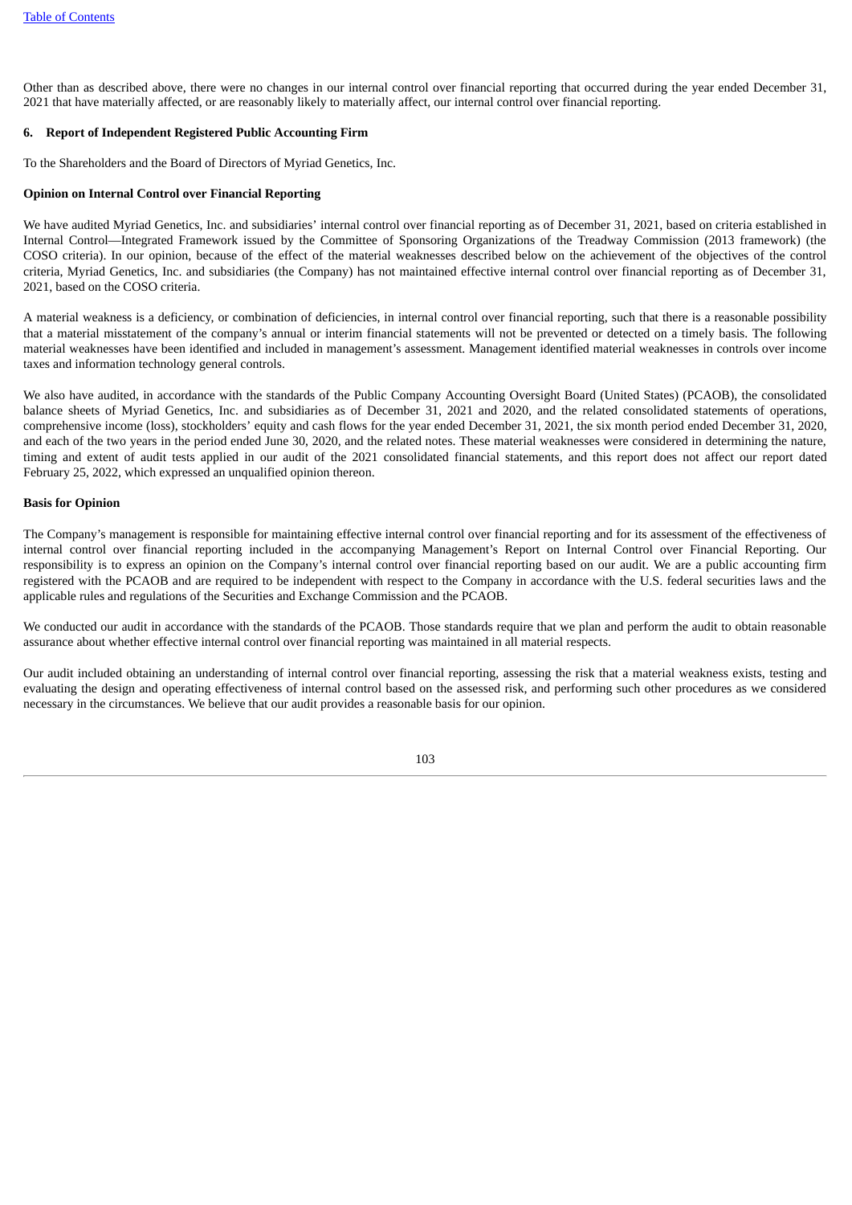Other than as described above, there were no changes in our internal control over financial reporting that occurred during the year ended December 31, 2021 that have materially affected, or are reasonably likely to materially affect, our internal control over financial reporting.

**6. Report of Independent Registered Public Accounting Firm**

To the Shareholders and the Board of Directors of Myriad Genetics, Inc.

**Opinion on Internal Control over Financial Reporting**

We have audited Myriad Genetics, Inc. and subsidiaries' internal control over financial reporting as of December 31, 2021, based on criteria established in Internal Control—Integrated Framework issued by the Committee of Sponsoring Organizations of the Treadway Commission (2013 framework) (the COSO criteria). In our opinion, because of the effect of the material weaknesses described below on the achievement of the objectives of the control criteria, Myriad Genetics, Inc. and subsidiaries (the Company) has not maintained effective internal control over financial reporting as of December 31, 2021, based on the COSO criteria.

A material weakness is a deficiency, or combination of deficiencies, in internal control over financial reporting, such that there is a reasonable possibility that a material misstatement of the company's annual or interim financial statements will not be prevented or detected on a timely basis. The following material weaknesses have been identified and included in management's assessment. Management identified material weaknesses in controls over income taxes and information technology general controls.

We also have audited, in accordance with the standards of the Public Company Accounting Oversight Board (United States) (PCAOB), the consolidated balance sheets of Myriad Genetics, Inc. and subsidiaries as of December 31, 2021 and 2020, and the related consolidated statements of operations, comprehensive income (loss), stockholders' equity and cash flows for the year ended December 31, 2021, the six month period ended December 31, 2020, and each of the two years in the period ended June 30, 2020, and the related notes. These material weaknesses were considered in determining the nature, timing and extent of audit tests applied in our audit of the 2021 consolidated financial statements, and this report does not affect our report dated February 25, 2022, which expressed an unqualified opinion thereon.

**Basis for Opinion**

The Company's management is responsible for maintaining effective internal control over financial reporting and for its assessment of the effectiveness of internal control over financial reporting included in the accompanying Management's Report on Internal Control over Financial Reporting. Our responsibility is to express an opinion on the Company's internal control over financial reporting based on our audit. We are a public accounting firm registered with the PCAOB and are required to be independent with respect to the Company in accordance with the U.S. federal securities laws and the applicable rules and regulations of the Securities and Exchange Commission and the PCAOB.

We conducted our audit in accordance with the standards of the PCAOB. Those standards require that we plan and perform the audit to obtain reasonable assurance about whether effective internal control over financial reporting was maintained in all material respects.

Our audit included obtaining an understanding of internal control over financial reporting, assessing the risk that a material weakness exists, testing and evaluating the design and operating effectiveness of internal control based on the assessed risk, and performing such other procedures as we considered necessary in the circumstances. We believe that our audit provides a reasonable basis for our opinion.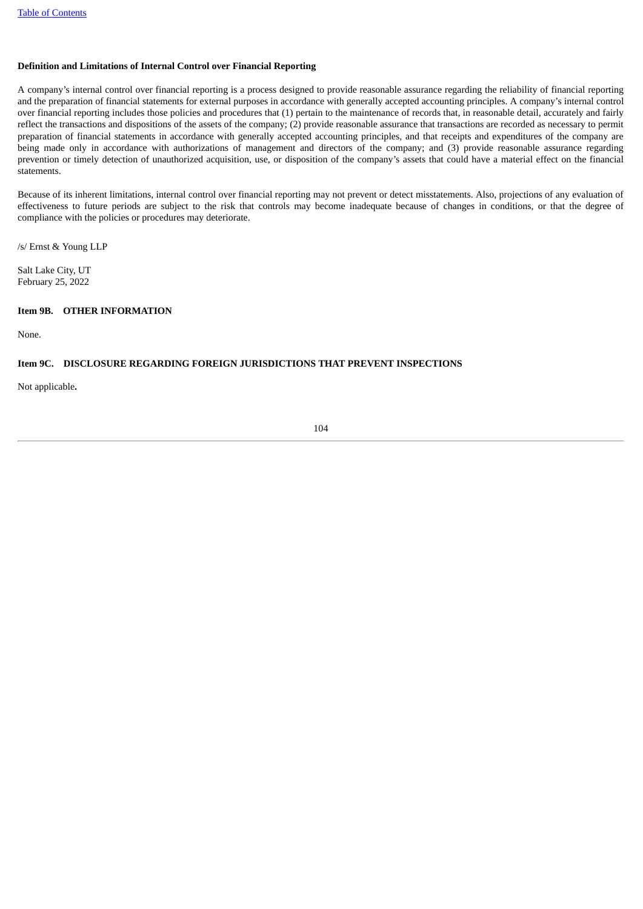**Definition and Limitations of Internal Control over Financial Reporting**

A company's internal control over financial reporting is a process designed to provide reasonable assurance regarding the reliability of financial reporting and the preparation of financial statements for external purposes in accordance with generally accepted accounting principles. A company's internal control over financial reporting includes those policies and procedures that (1) pertain to the maintenance of records that, in reasonable detail, accurately and fairly reflect the transactions and dispositions of the assets of the company; (2) provide reasonable assurance that transactions are recorded as necessary to permit preparation of financial statements in accordance with generally accepted accounting principles, and that receipts and expenditures of the company are being made only in accordance with authorizations of management and directors of the company; and (3) provide reasonable assurance regarding prevention or timely detection of unauthorized acquisition, use, or disposition of the company's assets that could have a material effect on the financial statements.

Because of its inherent limitations, internal control over financial reporting may not prevent or detect misstatements. Also, projections of any evaluation of effectiveness to future periods are subject to the risk that controls may become inadequate because of changes in conditions, or that the degree of compliance with the policies or procedures may deteriorate.

/s/ Ernst & Young LLP

Salt Lake City, UT
February 25, 2022

**Item 9B. OTHER INFORMATION**

None.

**Item 9C. DISCLOSURE REGARDING FOREIGN JURISDICTIONS THAT PREVENT INSPECTIONS**

Not applicable**.**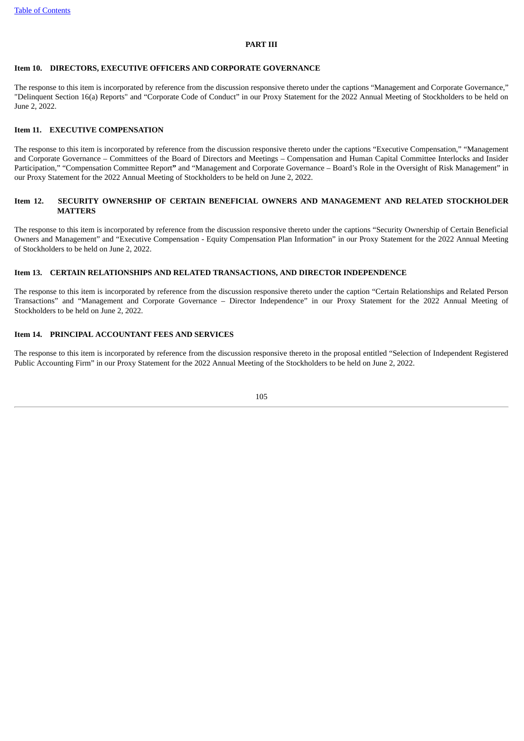## PART III

### Item 10. DIRECTORS, EXECUTIVE OFFICERS AND CORPORATE GOVERNANCE

The response to this item is incorporated by reference from the discussion responsive thereto under the captions “Management and Corporate Governance,” "Delinquent Section 16(a) Reports" and “Corporate Code of Conduct” in our Proxy Statement for the 2022 Annual Meeting of Stockholders to be held on June 2, 2022.

### Item 11. EXECUTIVE COMPENSATION

The response to this item is incorporated by reference from the discussion responsive thereto under the captions “Executive Compensation,” “Management and Corporate Governance – Committees of the Board of Directors and Meetings – Compensation and Human Capital Committee Interlocks and Insider Participation,” “Compensation Committee Report**”** and “Management and Corporate Governance – Board’s Role in the Oversight of Risk Management” in our Proxy Statement for the 2022 Annual Meeting of Stockholders to be held on June 2, 2022.

### Item 12. SECURITY OWNERSHIP OF CERTAIN BENEFICIAL OWNERS AND MANAGEMENT AND RELATED STOCKHOLDER MATTERS

The response to this item is incorporated by reference from the discussion responsive thereto under the captions “Security Ownership of Certain Beneficial Owners and Management” and “Executive Compensation - Equity Compensation Plan Information” in our Proxy Statement for the 2022 Annual Meeting of Stockholders to be held on June 2, 2022.

### Item 13. CERTAIN RELATIONSHIPS AND RELATED TRANSACTIONS, AND DIRECTOR INDEPENDENCE

The response to this item is incorporated by reference from the discussion responsive thereto under the caption “Certain Relationships and Related Person Transactions” and “Management and Corporate Governance – Director Independence” in our Proxy Statement for the 2022 Annual Meeting of Stockholders to be held on June 2, 2022.

### Item 14. PRINCIPAL ACCOUNTANT FEES AND SERVICES

The response to this item is incorporated by reference from the discussion responsive thereto in the proposal entitled “Selection of Independent Registered Public Accounting Firm” in our Proxy Statement for the 2022 Annual Meeting of the Stockholders to be held on June 2, 2022.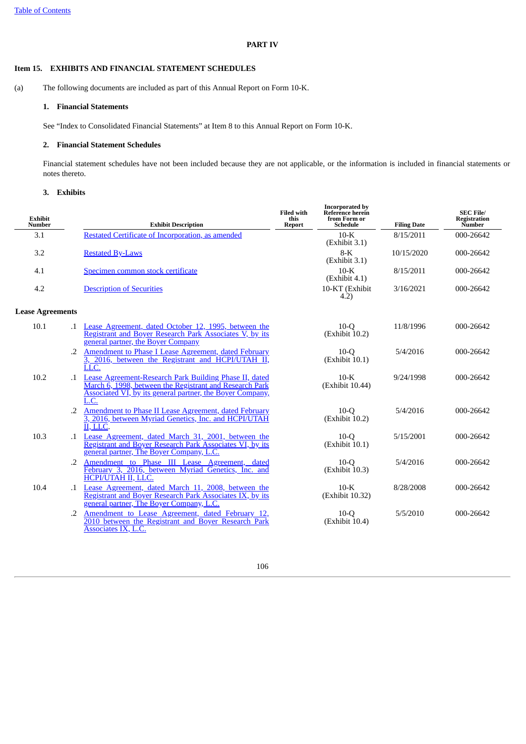[Table of Contents](#)

# PART IV

## Item 15. EXHIBITS AND FINANCIAL STATEMENT SCHEDULES

(a) The following documents are included as part of this Annual Report on Form 10-K.

**1. Financial Statements**

See "Index to Consolidated Financial Statements" at Item 8 to this Annual Report on Form 10-K.

**2. Financial Statement Schedules**

Financial statement schedules have not been included because they are not applicable, or the information is included in financial statements or notes thereto.

**3. Exhibits**

| Exhibit Number | | Exhibit Description | Filed with this Report | Incorporated by Reference herein from Form or Schedule | Filing Date | SEC File/ Registration Number |
|---|---|---|---|---|---|---|
| 3.1 | | Restated Certificate of Incorporation, as amended | | 10-K (Exhibit 3.1) | 8/15/2011 | 000-26642 |
| 3.2 | | Restated By-Laws | | 8-K (Exhibit 3.1) | 10/15/2020 | 000-26642 |
| 4.1 | | Specimen common stock certificate | | 10-K (Exhibit 4.1) | 8/15/2011 | 000-26642 |
| 4.2 | | Description of Securities | | 10-KT (Exhibit 4.2) | 3/16/2021 | 000-26642 |
| **Lease Agreements** | | | | | | |
| 10.1 | .1 | Lease Agreement, dated October 12, 1995, between the Registrant and Boyer Research Park Associates V, by its general partner, the Boyer Company | | 10-Q (Exhibit 10.2) | 11/8/1996 | 000-26642 |
| | .2 | Amendment to Phase I Lease Agreement, dated February 3, 2016, between the Registrant and HCPI/UTAH II, LLC. | | 10-Q (Exhibit 10.1) | 5/4/2016 | 000-26642 |
| 10.2 | .1 | Lease Agreement-Research Park Building Phase II, dated March 6, 1998, between the Registrant and Research Park Associated VI, by its general partner, the Boyer Company, L.C. | | 10-K (Exhibit 10.44) | 9/24/1998 | 000-26642 |
| | .2 | Amendment to Phase II Lease Agreement, dated February 3, 2016, between Myriad Genetics, Inc. and HCPI/UTAH II, LLC. | | 10-Q (Exhibit 10.2) | 5/4/2016 | 000-26642 |
| 10.3 | .1 | Lease Agreement, dated March 31, 2001, between the Registrant and Boyer Research Park Associates VI, by its general partner, The Boyer Company, L.C. | | 10-Q (Exhibit 10.1) | 5/15/2001 | 000-26642 |
| | .2 | Amendment to Phase III Lease Agreement, dated February 3, 2016, between Myriad Genetics, Inc. and HCPI/UTAH II, LLC. | | 10-Q (Exhibit 10.3) | 5/4/2016 | 000-26642 |
| 10.4 | .1 | Lease Agreement, dated March 11, 2008, between the Registrant and Boyer Research Park Associates IX, by its general partner, The Boyer Company, L.C. | | 10-K (Exhibit 10.32) | 8/28/2008 | 000-26642 |
| | .2 | Amendment to Lease Agreement, dated February 12, 2010 between the Registrant and Boyer Research Park Associates IX, L.C. | | 10-Q (Exhibit 10.4) | 5/5/2010 | 000-26642 |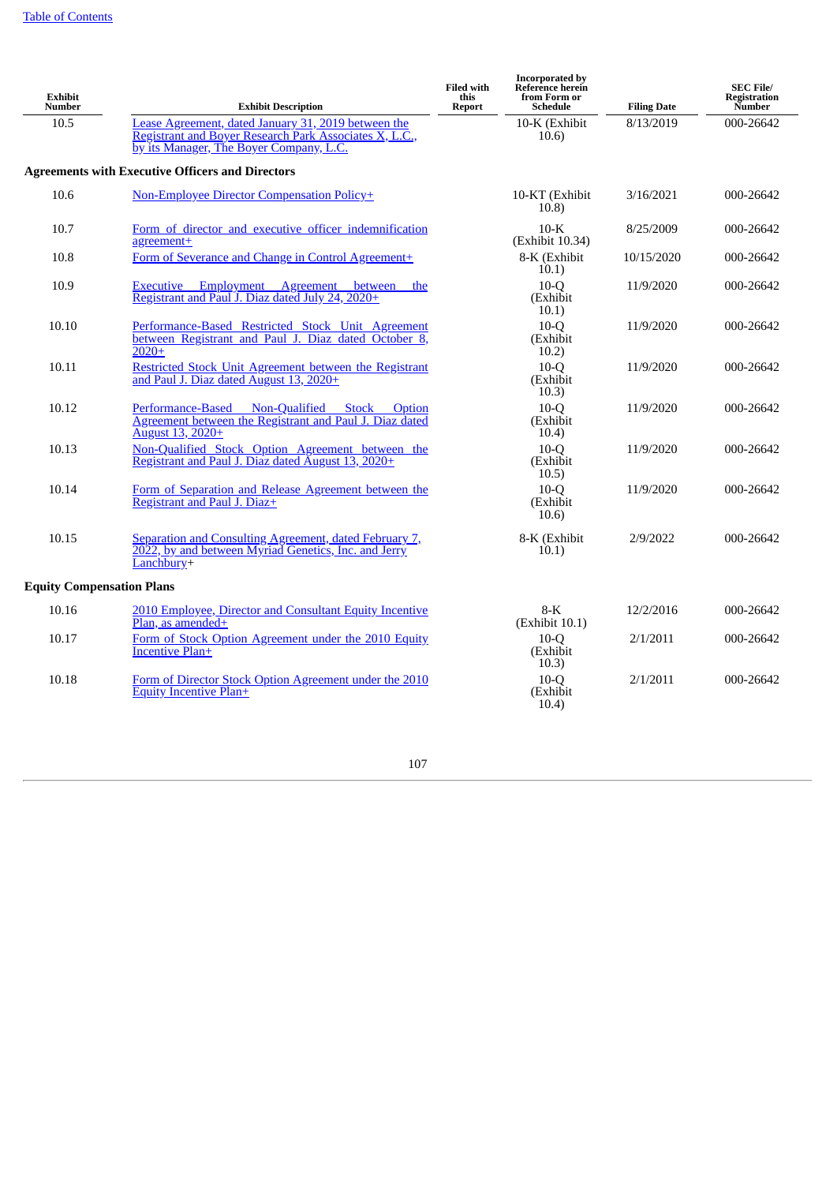| Exhibit Number | Exhibit Description | Filed with this Report | Incorporated by Reference herein from Form or Schedule | Filing Date | SEC File/ Registration Number |
|---|---|---|---|---|---|
| 10.5 | Lease Agreement, dated January 31, 2019 between the Registrant and Boyer Research Park Associates X, L.C., by its Manager, The Boyer Company, L.C. | | 10-K (Exhibit 10.6) | 8/13/2019 | 000-26642 |
| **Agreements with Executive Officers and Directors** | | | | | |
| 10.6 | Non-Employee Director Compensation Policy+ | | 10-KT (Exhibit 10.8) | 3/16/2021 | 000-26642 |
| 10.7 | Form of director and executive officer indemnification agreement+ | | 10-K (Exhibit 10.34) | 8/25/2009 | 000-26642 |
| 10.8 | Form of Severance and Change in Control Agreement+ | | 8-K (Exhibit 10.1) | 10/15/2020 | 000-26642 |
| 10.9 | Executive Employment Agreement between the Registrant and Paul J. Diaz dated July 24, 2020+ | | 10-Q (Exhibit 10.1) | 11/9/2020 | 000-26642 |
| 10.10 | Performance-Based Restricted Stock Unit Agreement between Registrant and Paul J. Diaz dated October 8, 2020+ | | 10-Q (Exhibit 10.2) | 11/9/2020 | 000-26642 |
| 10.11 | Restricted Stock Unit Agreement between the Registrant and Paul J. Diaz dated August 13, 2020+ | | 10-Q (Exhibit 10.3) | 11/9/2020 | 000-26642 |
| 10.12 | Performance-Based Non-Qualified Stock Option Agreement between the Registrant and Paul J. Diaz dated August 13, 2020+ | | 10-Q (Exhibit 10.4) | 11/9/2020 | 000-26642 |
| 10.13 | Non-Qualified Stock Option Agreement between the Registrant and Paul J. Diaz dated August 13, 2020+ | | 10-Q (Exhibit 10.5) | 11/9/2020 | 000-26642 |
| 10.14 | Form of Separation and Release Agreement between the Registrant and Paul J. Diaz+ | | 10-Q (Exhibit 10.6) | 11/9/2020 | 000-26642 |
| 10.15 | Separation and Consulting Agreement, dated February 7, 2022, by and between Myriad Genetics, Inc. and Jerry Lanchbury+ | | 8-K (Exhibit 10.1) | 2/9/2022 | 000-26642 |
| **Equity Compensation Plans** | | | | | |
| 10.16 | 2010 Employee, Director and Consultant Equity Incentive Plan, as amended+ | | 8-K (Exhibit 10.1) | 12/2/2016 | 000-26642 |
| 10.17 | Form of Stock Option Agreement under the 2010 Equity Incentive Plan+ | | 10-Q (Exhibit 10.3) | 2/1/2011 | 000-26642 |
| 10.18 | Form of Director Stock Option Agreement under the 2010 Equity Incentive Plan+ | | 10-Q (Exhibit 10.4) | 2/1/2011 | 000-26642 |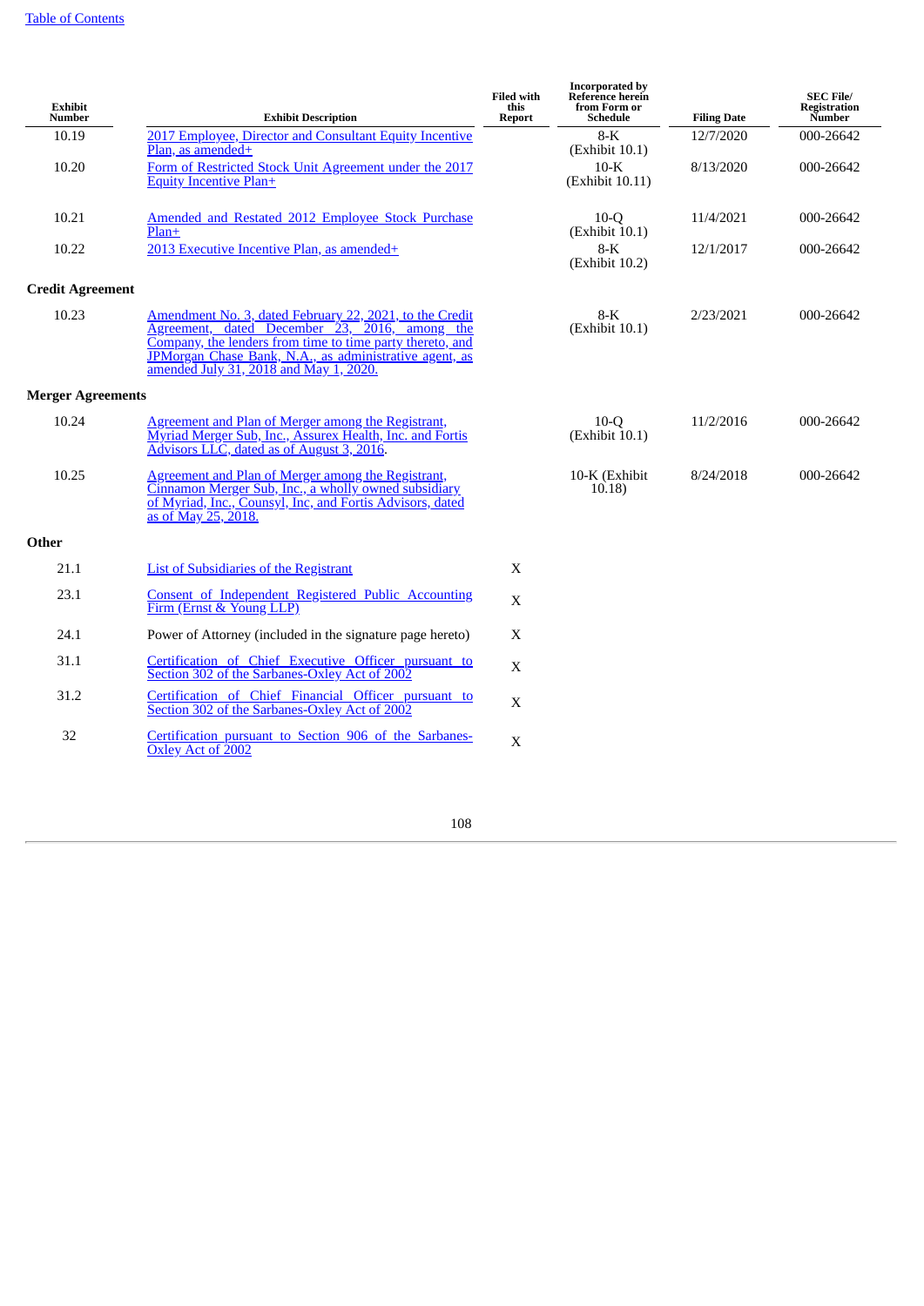| Exhibit Number | Exhibit Description | Filed with this Report | Incorporated by Reference herein from Form or Schedule | Filing Date | SEC File/ Registration Number |
|---|---|---|---|---|---|
| 10.19 | 2017 Employee, Director and Consultant Equity Incentive Plan, as amended+ | | 8-K (Exhibit 10.1) | 12/7/2020 | 000-26642 |
| 10.20 | Form of Restricted Stock Unit Agreement under the 2017 Equity Incentive Plan+ | | 10-K (Exhibit 10.11) | 8/13/2020 | 000-26642 |
| 10.21 | Amended and Restated 2012 Employee Stock Purchase Plan+ | | 10-Q (Exhibit 10.1) | 11/4/2021 | 000-26642 |
| 10.22 | 2013 Executive Incentive Plan, as amended+ | | 8-K (Exhibit 10.2) | 12/1/2017 | 000-26642 |
| **Credit Agreement** | | | | | |
| 10.23 | Amendment No. 3, dated February 22, 2021, to the Credit Agreement, dated December 23, 2016, among the Company, the lenders from time to time party thereto, and JPMorgan Chase Bank, N.A., as administrative agent, as amended July 31, 2018 and May 1, 2020. | | 8-K (Exhibit 10.1) | 2/23/2021 | 000-26642 |
| **Merger Agreements** | | | | | |
| 10.24 | Agreement and Plan of Merger among the Registrant, Myriad Merger Sub, Inc., Assurex Health, Inc. and Fortis Advisors LLC, dated as of August 3, 2016. | | 10-Q (Exhibit 10.1) | 11/2/2016 | 000-26642 |
| 10.25 | Agreement and Plan of Merger among the Registrant, Cinnamon Merger Sub, Inc., a wholly owned subsidiary of Myriad, Inc., Counsyl, Inc, and Fortis Advisors, dated as of May 25, 2018. | | 10-K (Exhibit 10.18) | 8/24/2018 | 000-26642 |
| **Other** | | | | | |
| 21.1 | List of Subsidiaries of the Registrant | X | | | |
| 23.1 | Consent of Independent Registered Public Accounting Firm (Ernst & Young LLP) | X | | | |
| 24.1 | Power of Attorney (included in the signature page hereto) | X | | | |
| 31.1 | Certification of Chief Executive Officer pursuant to Section 302 of the Sarbanes-Oxley Act of 2002 | X | | | |
| 31.2 | Certification of Chief Financial Officer pursuant to Section 302 of the Sarbanes-Oxley Act of 2002 | X | | | |
| 32 | Certification pursuant to Section 906 of the Sarbanes-Oxley Act of 2002 | X | | | |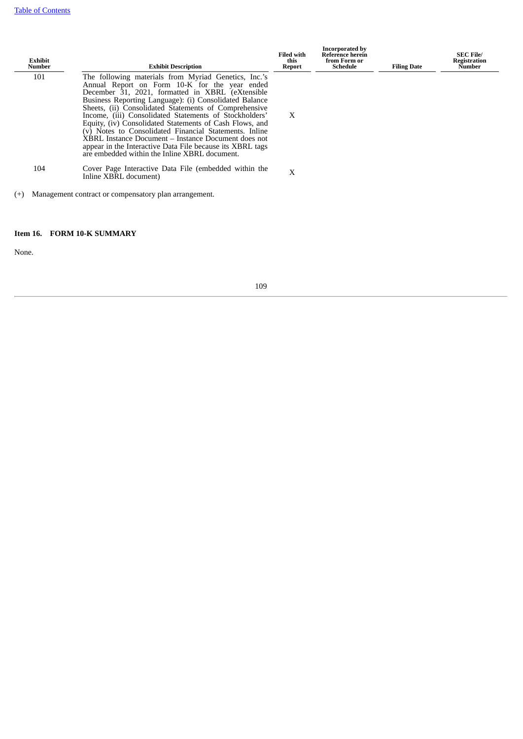| Exhibit Number | Exhibit Description | Filed with this Report | Incorporated by Reference herein from Form or Schedule | Filing Date | SEC File/ Registration Number |
|---|---|---|---|---|---|
| 101 | The following materials from Myriad Genetics, Inc.'s Annual Report on Form 10-K for the year ended December 31, 2021, formatted in XBRL (eXtensible Business Reporting Language): (i) Consolidated Balance Sheets, (ii) Consolidated Statements of Comprehensive Income, (iii) Consolidated Statements of Stockholders' Equity, (iv) Consolidated Statements of Cash Flows, and (v) Notes to Consolidated Financial Statements. Inline XBRL Instance Document – Instance Document does not appear in the Interactive Data File because its XBRL tags are embedded within the Inline XBRL document. | X | | | |
| 104 | Cover Page Interactive Data File (embedded within the Inline XBRL document) | X | | | |

(+) Management contract or compensatory plan arrangement.

**Item 16. FORM 10-K SUMMARY**

None.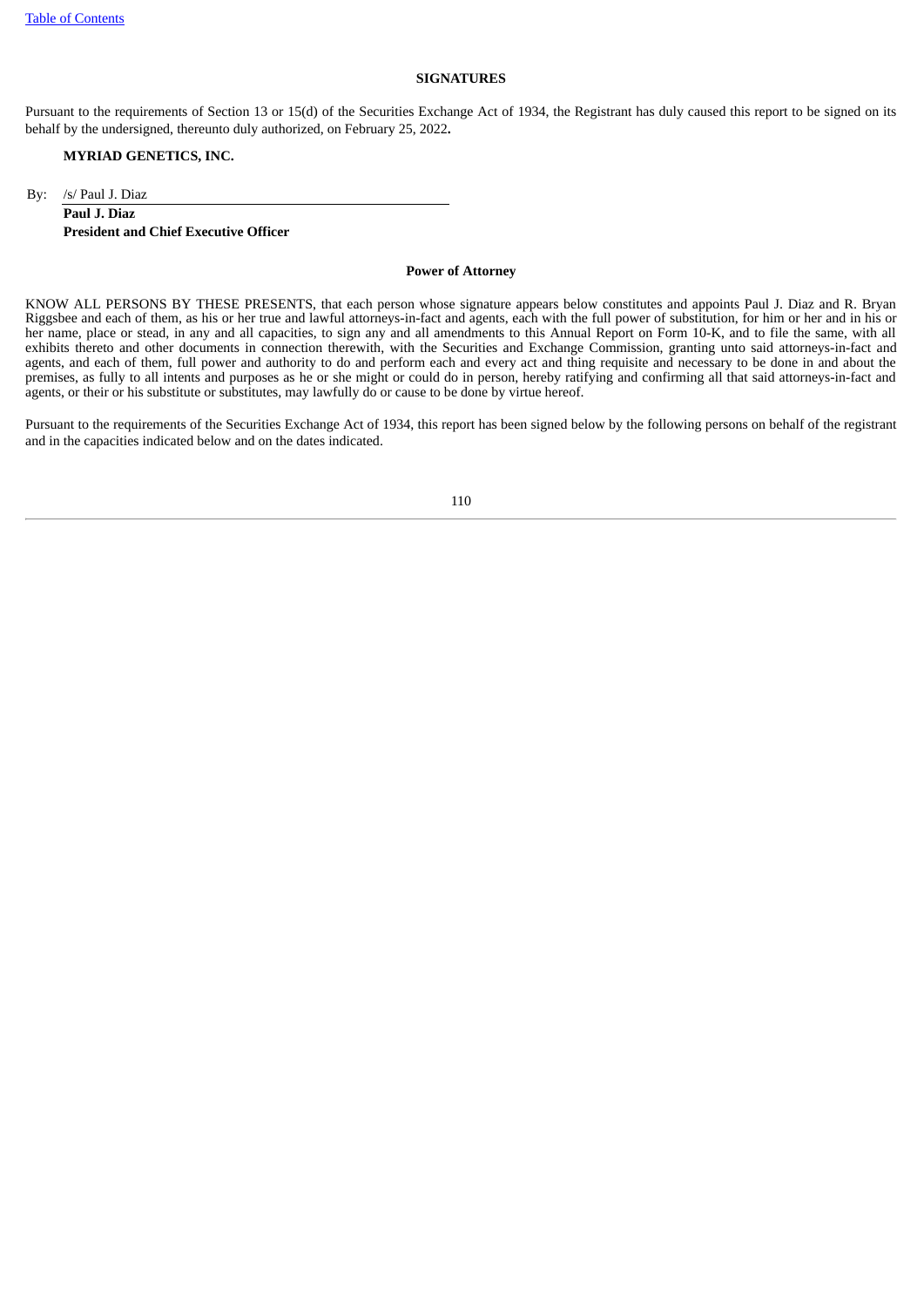## SIGNATURES

Pursuant to the requirements of Section 13 or 15(d) of the Securities Exchange Act of 1934, the Registrant has duly caused this report to be signed on its behalf by the undersigned, thereunto duly authorized, on February 25, 2022**.**

**MYRIAD GENETICS, INC.**

By: /s/ Paul J. Diaz

**Paul J. Diaz**
**President and Chief Executive Officer**

## Power of Attorney

KNOW ALL PERSONS BY THESE PRESENTS, that each person whose signature appears below constitutes and appoints Paul J. Diaz and R. Bryan Riggsbee and each of them, as his or her true and lawful attorneys-in-fact and agents, each with the full power of substitution, for him or her and in his or her name, place or stead, in any and all capacities, to sign any and all amendments to this Annual Report on Form 10-K, and to file the same, with all exhibits thereto and other documents in connection therewith, with the Securities and Exchange Commission, granting unto said attorneys-in-fact and agents, and each of them, full power and authority to do and perform each and every act and thing requisite and necessary to be done in and about the premises, as fully to all intents and purposes as he or she might or could do in person, hereby ratifying and confirming all that said attorneys-in-fact and agents, or their or his substitute or substitutes, may lawfully do or cause to be done by virtue hereof.

Pursuant to the requirements of the Securities Exchange Act of 1934, this report has been signed below by the following persons on behalf of the registrant and in the capacities indicated below and on the dates indicated.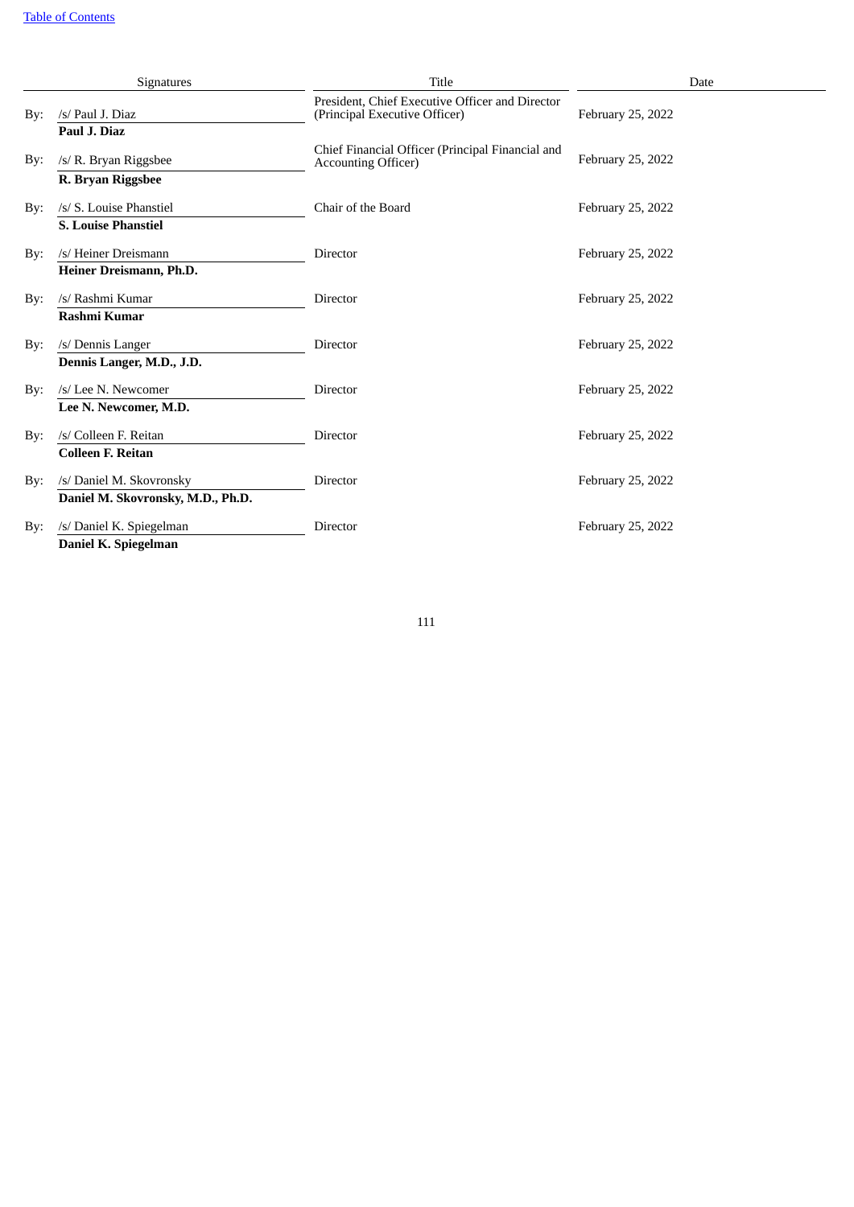| Signatures | | Title | Date |
|---|---|---|---|
| By: | /s/ Paul J. Diaz<br>**Paul J. Diaz** | President, Chief Executive Officer and Director (Principal Executive Officer) | February 25, 2022 |
| By: | /s/ R. Bryan Riggsbee<br>**R. Bryan Riggsbee** | Chief Financial Officer (Principal Financial and Accounting Officer) | February 25, 2022 |
| By: | /s/ S. Louise Phanstiel<br>**S. Louise Phanstiel** | Chair of the Board | February 25, 2022 |
| By: | /s/ Heiner Dreismann<br>**Heiner Dreismann, Ph.D.** | Director | February 25, 2022 |
| By: | /s/ Rashmi Kumar<br>**Rashmi Kumar** | Director | February 25, 2022 |
| By: | /s/ Dennis Langer<br>**Dennis Langer, M.D., J.D.** | Director | February 25, 2022 |
| By: | /s/ Lee N. Newcomer<br>**Lee N. Newcomer, M.D.** | Director | February 25, 2022 |
| By: | /s/ Colleen F. Reitan<br>**Colleen F. Reitan** | Director | February 25, 2022 |
| By: | /s/ Daniel M. Skovronsky<br>**Daniel M. Skovronsky, M.D., Ph.D.** | Director | February 25, 2022 |
| By: | /s/ Daniel K. Spiegelman<br>**Daniel K. Spiegelman** | Director | February 25, 2022 |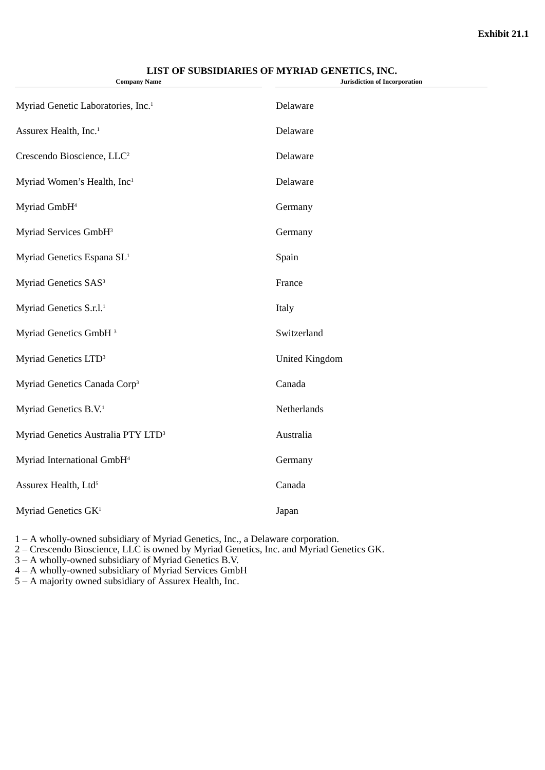**Exhibit 21.1**

**LIST OF SUBSIDIARIES OF MYRIAD GENETICS, INC.**

| Company Name | Jurisdiction of Incorporation |
| --- | --- |
| Myriad Genetic Laboratories, Inc.[1] | Delaware |
| Assurex Health, Inc.[1] | Delaware |
| Crescendo Bioscience, LLC[2] | Delaware |
| Myriad Women's Health, Inc[1] | Delaware |
| Myriad GmbH[4] | Germany |
| Myriad Services GmbH[3] | Germany |
| Myriad Genetics Espana SL[1] | Spain |
| Myriad Genetics SAS[3] | France |
| Myriad Genetics S.r.l.[1] | Italy |
| Myriad Genetics GmbH [3] | Switzerland |
| Myriad Genetics LTD[3] | United Kingdom |
| Myriad Genetics Canada Corp[3] | Canada |
| Myriad Genetics B.V.[1] | Netherlands |
| Myriad Genetics Australia PTY LTD[3] | Australia |
| Myriad International GmbH[4] | Germany |
| Assurex Health, Ltd[5] | Canada |
| Myriad Genetics GK[1] | Japan |

1 – A wholly-owned subsidiary of Myriad Genetics, Inc., a Delaware corporation.
2 – Crescendo Bioscience, LLC is owned by Myriad Genetics, Inc. and Myriad Genetics GK.
3 – A wholly-owned subsidiary of Myriad Genetics B.V.
4 – A wholly-owned subsidiary of Myriad Services GmbH
5 – A majority owned subsidiary of Assurex Health, Inc.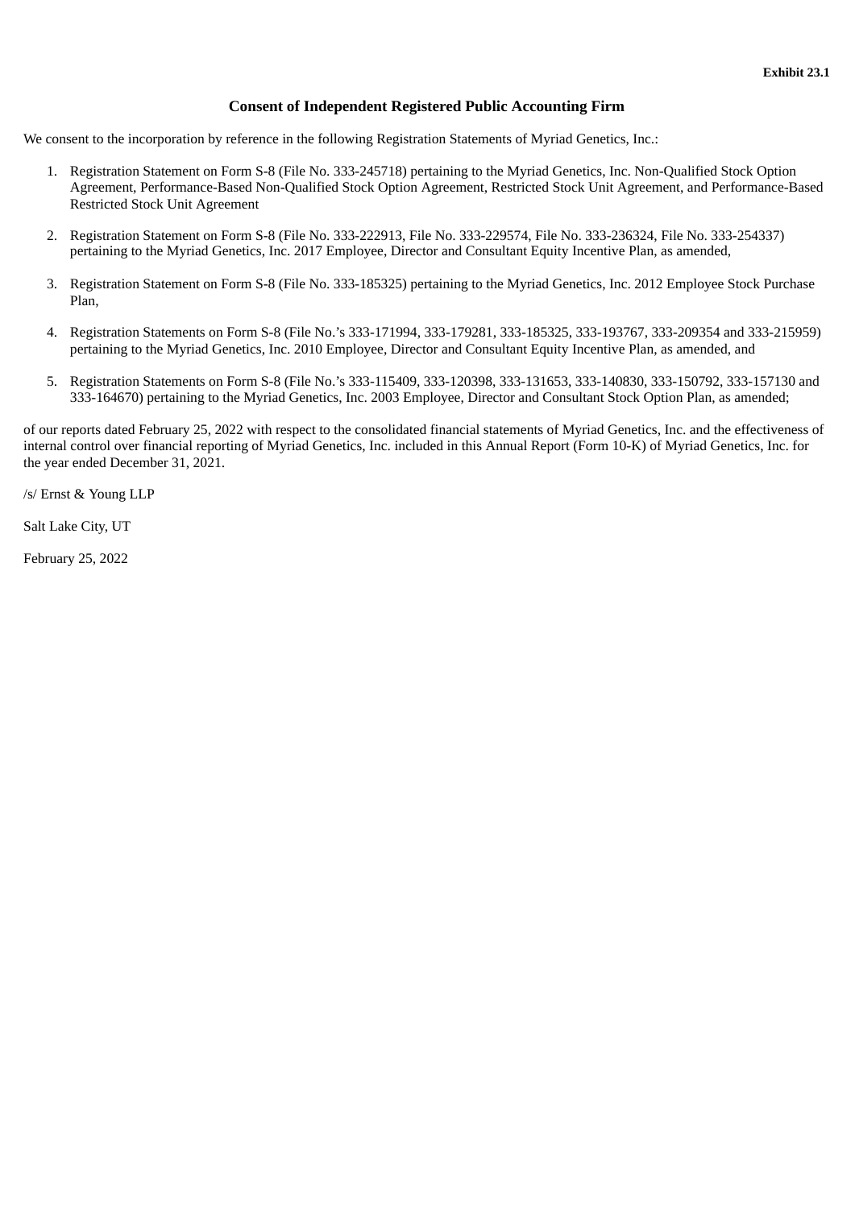**Exhibit 23.1**

## Consent of Independent Registered Public Accounting Firm

We consent to the incorporation by reference in the following Registration Statements of Myriad Genetics, Inc.:

1. Registration Statement on Form S-8 (File No. 333-245718) pertaining to the Myriad Genetics, Inc. Non-Qualified Stock Option Agreement, Performance-Based Non-Qualified Stock Option Agreement, Restricted Stock Unit Agreement, and Performance-Based Restricted Stock Unit Agreement

2. Registration Statement on Form S-8 (File No. 333-222913, File No. 333-229574, File No. 333-236324, File No. 333-254337) pertaining to the Myriad Genetics, Inc. 2017 Employee, Director and Consultant Equity Incentive Plan, as amended,

3. Registration Statement on Form S-8 (File No. 333-185325) pertaining to the Myriad Genetics, Inc. 2012 Employee Stock Purchase Plan,

4. Registration Statements on Form S-8 (File No.'s 333-171994, 333-179281, 333-185325, 333-193767, 333-209354 and 333-215959) pertaining to the Myriad Genetics, Inc. 2010 Employee, Director and Consultant Equity Incentive Plan, as amended, and

5. Registration Statements on Form S-8 (File No.'s 333-115409, 333-120398, 333-131653, 333-140830, 333-150792, 333-157130 and 333-164670) pertaining to the Myriad Genetics, Inc. 2003 Employee, Director and Consultant Stock Option Plan, as amended;

of our reports dated February 25, 2022 with respect to the consolidated financial statements of Myriad Genetics, Inc. and the effectiveness of internal control over financial reporting of Myriad Genetics, Inc. included in this Annual Report (Form 10-K) of Myriad Genetics, Inc. for the year ended December 31, 2021.

/s/ Ernst & Young LLP

Salt Lake City, UT

February 25, 2022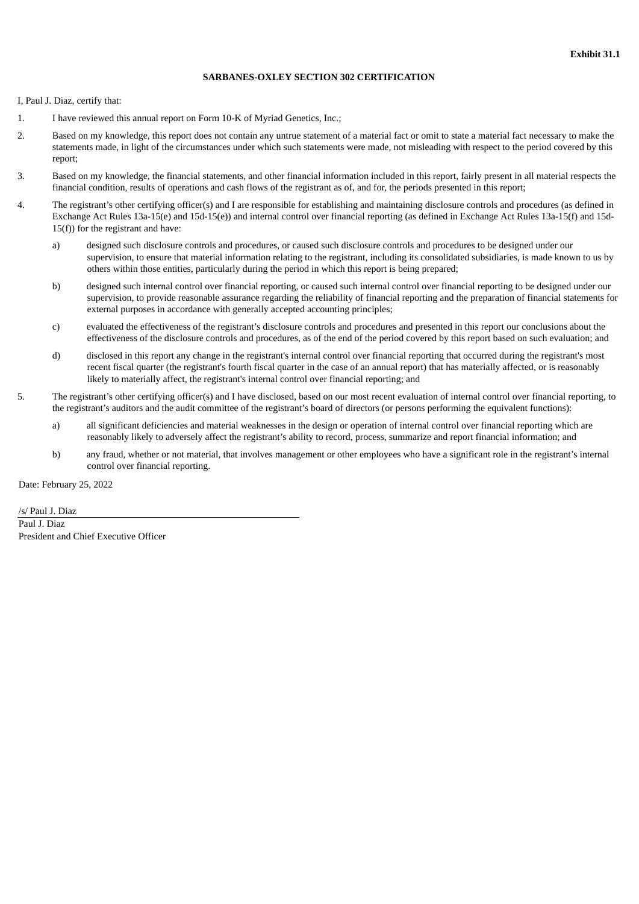**Exhibit 31.1**

**SARBANES-OXLEY SECTION 302 CERTIFICATION**

I, Paul J. Diaz, certify that:

1. I have reviewed this annual report on Form 10-K of Myriad Genetics, Inc.;

2. Based on my knowledge, this report does not contain any untrue statement of a material fact or omit to state a material fact necessary to make the statements made, in light of the circumstances under which such statements were made, not misleading with respect to the period covered by this report;

3. Based on my knowledge, the financial statements, and other financial information included in this report, fairly present in all material respects the financial condition, results of operations and cash flows of the registrant as of, and for, the periods presented in this report;

4. The registrant’s other certifying officer(s) and I are responsible for establishing and maintaining disclosure controls and procedures (as defined in Exchange Act Rules 13a-15(e) and 15d-15(e)) and internal control over financial reporting (as defined in Exchange Act Rules 13a-15(f) and 15d-15(f)) for the registrant and have:

   a) designed such disclosure controls and procedures, or caused such disclosure controls and procedures to be designed under our supervision, to ensure that material information relating to the registrant, including its consolidated subsidiaries, is made known to us by others within those entities, particularly during the period in which this report is being prepared;

   b) designed such internal control over financial reporting, or caused such internal control over financial reporting to be designed under our supervision, to provide reasonable assurance regarding the reliability of financial reporting and the preparation of financial statements for external purposes in accordance with generally accepted accounting principles;

   c) evaluated the effectiveness of the registrant’s disclosure controls and procedures and presented in this report our conclusions about the effectiveness of the disclosure controls and procedures, as of the end of the period covered by this report based on such evaluation; and

   d) disclosed in this report any change in the registrant's internal control over financial reporting that occurred during the registrant's most recent fiscal quarter (the registrant's fourth fiscal quarter in the case of an annual report) that has materially affected, or is reasonably likely to materially affect, the registrant's internal control over financial reporting; and

5. The registrant’s other certifying officer(s) and I have disclosed, based on our most recent evaluation of internal control over financial reporting, to the registrant’s auditors and the audit committee of the registrant’s board of directors (or persons performing the equivalent functions):

   a) all significant deficiencies and material weaknesses in the design or operation of internal control over financial reporting which are reasonably likely to adversely affect the registrant’s ability to record, process, summarize and report financial information; and

   b) any fraud, whether or not material, that involves management or other employees who have a significant role in the registrant’s internal control over financial reporting.

Date: February 25, 2022

/s/ Paul J. Diaz

Paul J. Diaz

President and Chief Executive Officer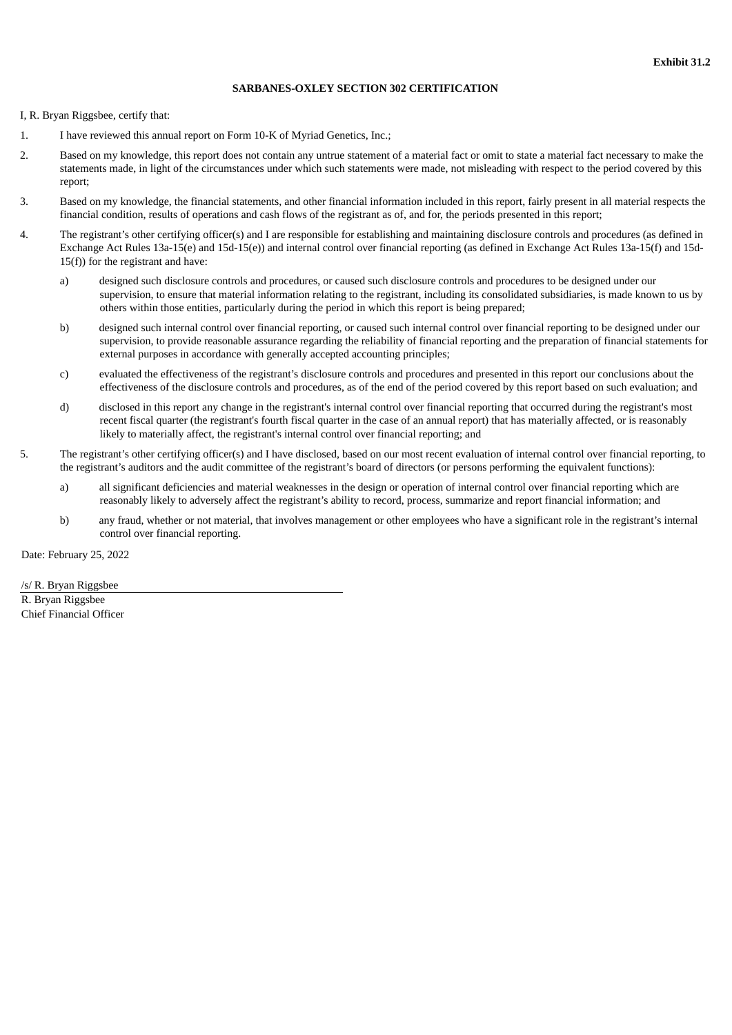**Exhibit 31.2**

**SARBANES-OXLEY SECTION 302 CERTIFICATION**

I, R. Bryan Riggsbee, certify that:

1. I have reviewed this annual report on Form 10-K of Myriad Genetics, Inc.;

2. Based on my knowledge, this report does not contain any untrue statement of a material fact or omit to state a material fact necessary to make the statements made, in light of the circumstances under which such statements were made, not misleading with respect to the period covered by this report;

3. Based on my knowledge, the financial statements, and other financial information included in this report, fairly present in all material respects the financial condition, results of operations and cash flows of the registrant as of, and for, the periods presented in this report;

4. The registrant's other certifying officer(s) and I are responsible for establishing and maintaining disclosure controls and procedures (as defined in Exchange Act Rules 13a-15(e) and 15d-15(e)) and internal control over financial reporting (as defined in Exchange Act Rules 13a-15(f) and 15d-15(f)) for the registrant and have:

   a) designed such disclosure controls and procedures, or caused such disclosure controls and procedures to be designed under our supervision, to ensure that material information relating to the registrant, including its consolidated subsidiaries, is made known to us by others within those entities, particularly during the period in which this report is being prepared;

   b) designed such internal control over financial reporting, or caused such internal control over financial reporting to be designed under our supervision, to provide reasonable assurance regarding the reliability of financial reporting and the preparation of financial statements for external purposes in accordance with generally accepted accounting principles;

   c) evaluated the effectiveness of the registrant's disclosure controls and procedures and presented in this report our conclusions about the effectiveness of the disclosure controls and procedures, as of the end of the period covered by this report based on such evaluation; and

   d) disclosed in this report any change in the registrant's internal control over financial reporting that occurred during the registrant's most recent fiscal quarter (the registrant's fourth fiscal quarter in the case of an annual report) that has materially affected, or is reasonably likely to materially affect, the registrant's internal control over financial reporting; and

5. The registrant's other certifying officer(s) and I have disclosed, based on our most recent evaluation of internal control over financial reporting, to the registrant's auditors and the audit committee of the registrant's board of directors (or persons performing the equivalent functions):

   a) all significant deficiencies and material weaknesses in the design or operation of internal control over financial reporting which are reasonably likely to adversely affect the registrant's ability to record, process, summarize and report financial information; and

   b) any fraud, whether or not material, that involves management or other employees who have a significant role in the registrant's internal control over financial reporting.

Date: February 25, 2022

/s/ R. Bryan Riggsbee
R. Bryan Riggsbee
Chief Financial Officer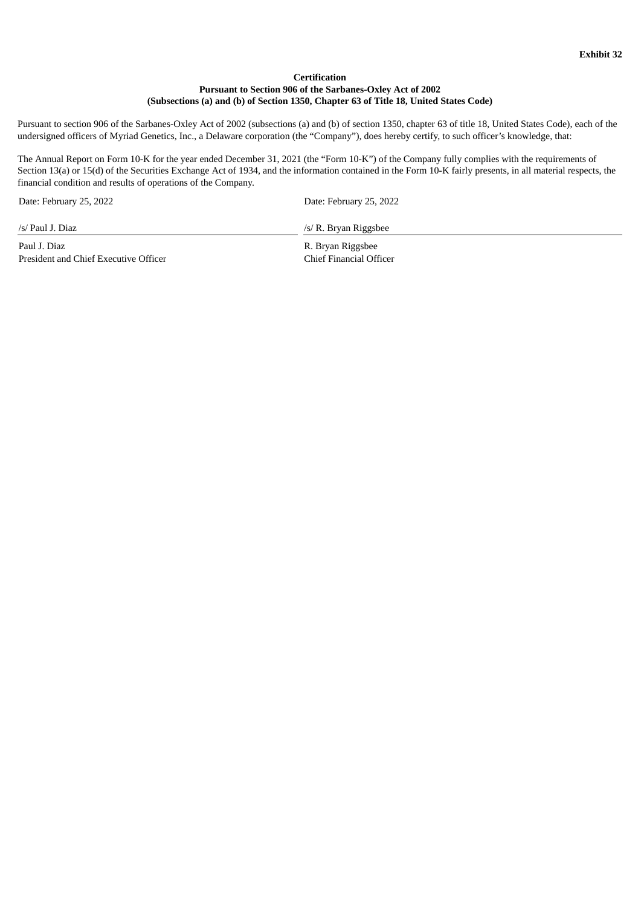**Exhibit 32**

**Certification**
**Pursuant to Section 906 of the Sarbanes-Oxley Act of 2002**
**(Subsections (a) and (b) of Section 1350, Chapter 63 of Title 18, United States Code)**

Pursuant to section 906 of the Sarbanes-Oxley Act of 2002 (subsections (a) and (b) of section 1350, chapter 63 of title 18, United States Code), each of the undersigned officers of Myriad Genetics, Inc., a Delaware corporation (the "Company"), does hereby certify, to such officer's knowledge, that:

The Annual Report on Form 10-K for the year ended December 31, 2021 (the "Form 10-K") of the Company fully complies with the requirements of Section 13(a) or 15(d) of the Securities Exchange Act of 1934, and the information contained in the Form 10-K fairly presents, in all material respects, the financial condition and results of operations of the Company.

| | |
|---|---|
| Date: February 25, 2022 | Date: February 25, 2022 |
| /s/ Paul J. Diaz | /s/ R. Bryan Riggsbee |
| Paul J. Diaz | R. Bryan Riggsbee |
| President and Chief Executive Officer | Chief Financial Officer |